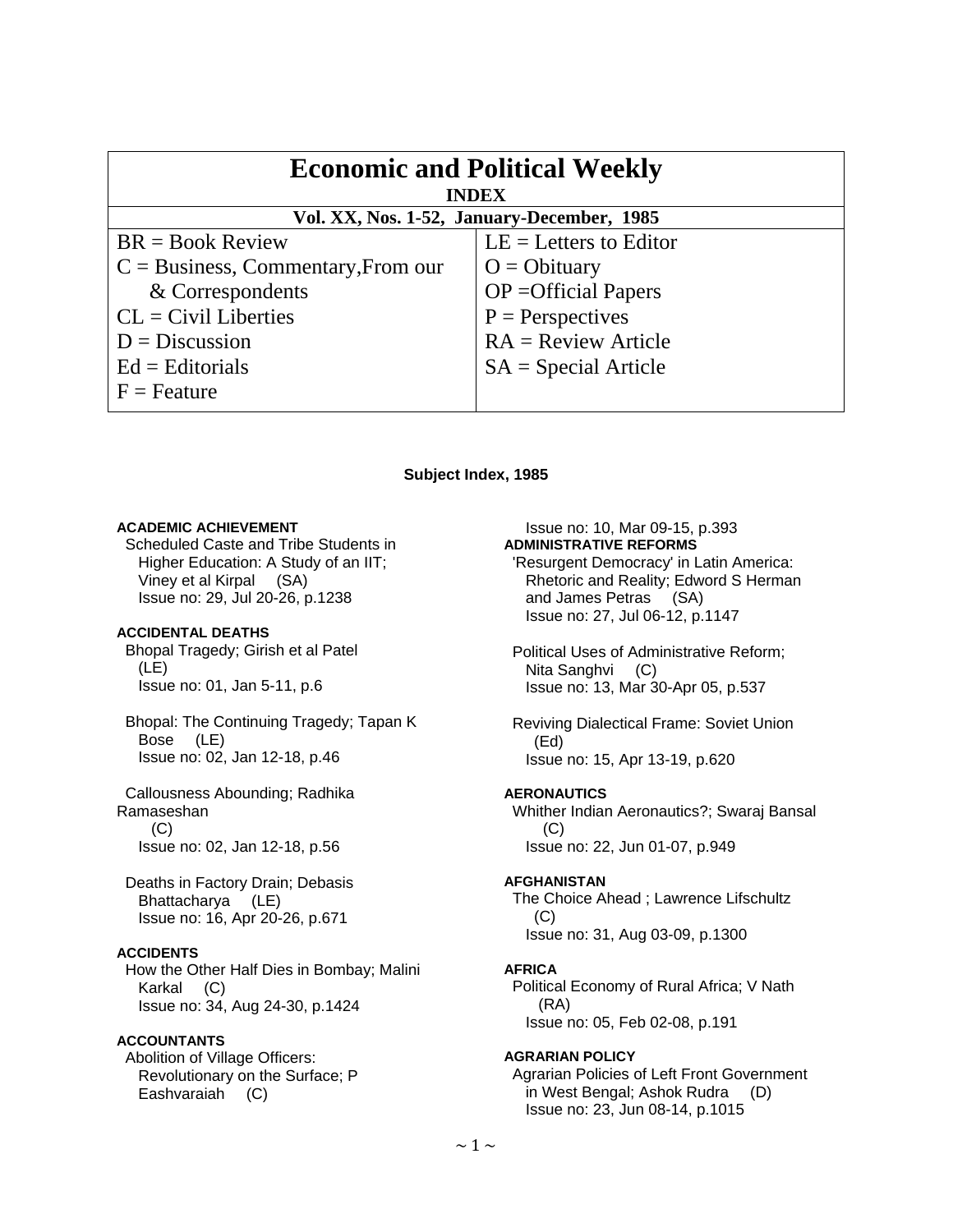# Economic and Political Weekly

**INDEX**

**Vol. XX, Nos. 1-52, January-December, 1985**

| | |
|---|---|
| BR = Book Review | LE = Letters to Editor |
| C = Business, Commentary,From our & Correspondents | O = Obituary |
| CL = Civil Liberties | OP =Official Papers |
| D = Discussion | P = Perspectives |
| Ed = Editorials | RA = Review Article |
| F = Feature | SA = Special Article |

## Subject Index, 1985

**ACADEMIC ACHIEVEMENT**

Scheduled Caste and Tribe Students in Higher Education: A Study of an IIT; Viney et al Kirpal (SA)
Issue no: 29, Jul 20-26, p.1238

**ACCIDENTAL DEATHS**

Bhopal Tragedy; Girish et al Patel (LE)
Issue no: 01, Jan 5-11, p.6

Bhopal: The Continuing Tragedy; Tapan K Bose (LE)
Issue no: 02, Jan 12-18, p.46

Callousness Abounding; Radhika Ramaseshan (C)
Issue no: 02, Jan 12-18, p.56

Deaths in Factory Drain; Debasis Bhattacharya (LE)
Issue no: 16, Apr 20-26, p.671

**ACCIDENTS**

How the Other Half Dies in Bombay; Malini Karkal (C)
Issue no: 34, Aug 24-30, p.1424

**ACCOUNTANTS**

Abolition of Village Officers: Revolutionary on the Surface; P Eashvaraiah (C)
Issue no: 10, Mar 09-15, p.393

**ADMINISTRATIVE REFORMS**

'Resurgent Democracy' in Latin America: Rhetoric and Reality; Edword S Herman and James Petras (SA)
Issue no: 27, Jul 06-12, p.1147

Political Uses of Administrative Reform; Nita Sanghvi (C)
Issue no: 13, Mar 30-Apr 05, p.537

Reviving Dialectical Frame: Soviet Union (Ed)
Issue no: 15, Apr 13-19, p.620

**AERONAUTICS**

Whither Indian Aeronautics?; Swaraj Bansal (C)
Issue no: 22, Jun 01-07, p.949

**AFGHANISTAN**

The Choice Ahead ; Lawrence Lifschultz (C)
Issue no: 31, Aug 03-09, p.1300

**AFRICA**

Political Economy of Rural Africa; V Nath (RA)
Issue no: 05, Feb 02-08, p.191

**AGRARIAN POLICY**

Agrarian Policies of Left Front Government in West Bengal; Ashok Rudra (D)
Issue no: 23, Jun 08-14, p.1015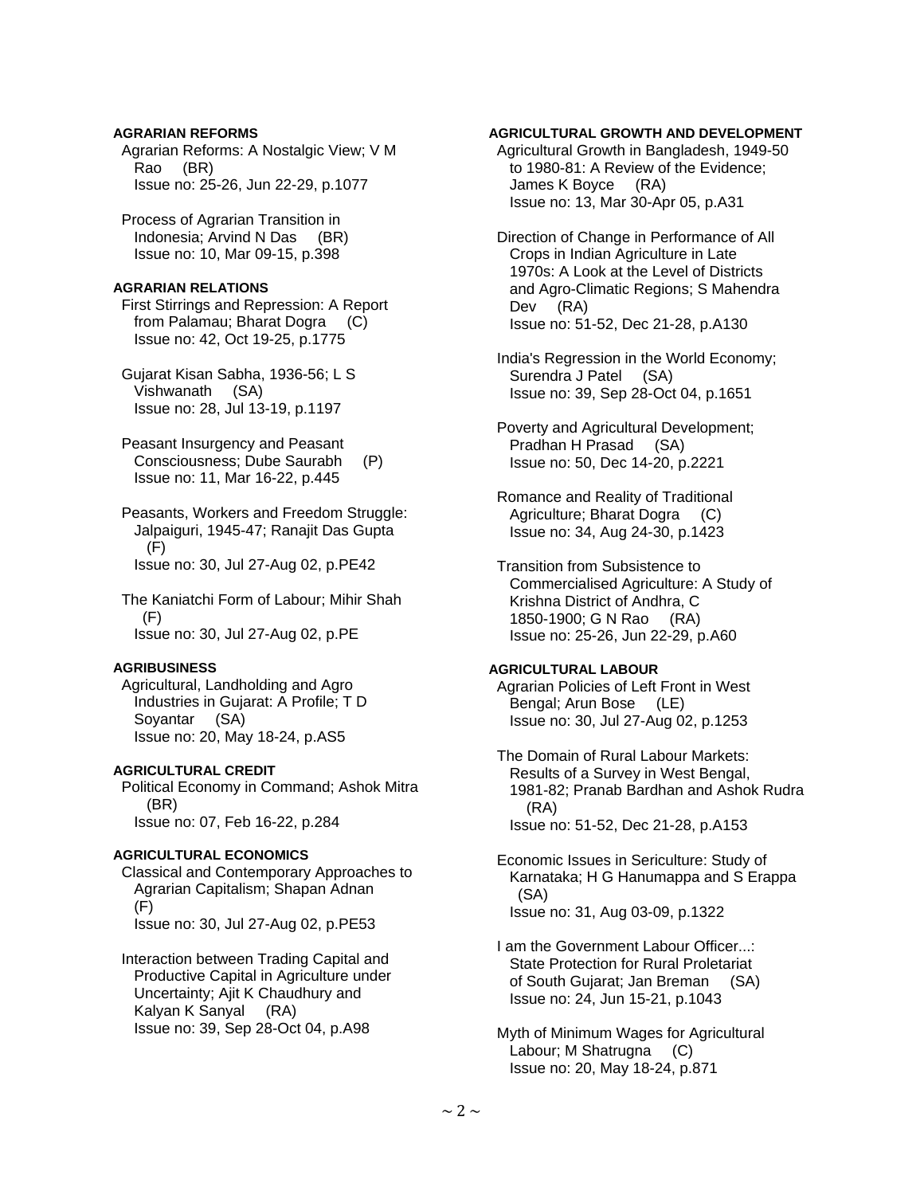#### AGRARIAN REFORMS

Agrarian Reforms: A Nostalgic View; V M Rao (BR)
Issue no: 25-26, Jun 22-29, p.1077

Process of Agrarian Transition in Indonesia; Arvind N Das (BR)
Issue no: 10, Mar 09-15, p.398

#### AGRARIAN RELATIONS

First Stirrings and Repression: A Report from Palamau; Bharat Dogra (C)
Issue no: 42, Oct 19-25, p.1775

Gujarat Kisan Sabha, 1936-56; L S Vishwanath (SA)
Issue no: 28, Jul 13-19, p.1197

Peasant Insurgency and Peasant Consciousness; Dube Saurabh (P)
Issue no: 11, Mar 16-22, p.445

Peasants, Workers and Freedom Struggle: Jalpaiguri, 1945-47; Ranajit Das Gupta (F)
Issue no: 30, Jul 27-Aug 02, p.PE42

The Kaniatchi Form of Labour; Mihir Shah (F)
Issue no: 30, Jul 27-Aug 02, p.PE

#### AGRIBUSINESS

Agricultural, Landholding and Agro Industries in Gujarat: A Profile; T D Soyantar (SA)
Issue no: 20, May 18-24, p.AS5

#### AGRICULTURAL CREDIT

Political Economy in Command; Ashok Mitra (BR)
Issue no: 07, Feb 16-22, p.284

#### AGRICULTURAL ECONOMICS

Classical and Contemporary Approaches to Agrarian Capitalism; Shapan Adnan (F)
Issue no: 30, Jul 27-Aug 02, p.PE53

Interaction between Trading Capital and Productive Capital in Agriculture under Uncertainty; Ajit K Chaudhury and Kalyan K Sanyal (RA)
Issue no: 39, Sep 28-Oct 04, p.A98

#### AGRICULTURAL GROWTH AND DEVELOPMENT

Agricultural Growth in Bangladesh, 1949-50 to 1980-81: A Review of the Evidence; James K Boyce (RA)
Issue no: 13, Mar 30-Apr 05, p.A31

Direction of Change in Performance of All Crops in Indian Agriculture in Late 1970s: A Look at the Level of Districts and Agro-Climatic Regions; S Mahendra Dev (RA)
Issue no: 51-52, Dec 21-28, p.A130

India's Regression in the World Economy; Surendra J Patel (SA)
Issue no: 39, Sep 28-Oct 04, p.1651

Poverty and Agricultural Development; Pradhan H Prasad (SA)
Issue no: 50, Dec 14-20, p.2221

Romance and Reality of Traditional Agriculture; Bharat Dogra (C)
Issue no: 34, Aug 24-30, p.1423

Transition from Subsistence to Commercialised Agriculture: A Study of Krishna District of Andhra, C 1850-1900; G N Rao (RA)
Issue no: 25-26, Jun 22-29, p.A60

#### AGRICULTURAL LABOUR

Agrarian Policies of Left Front in West Bengal; Arun Bose (LE)
Issue no: 30, Jul 27-Aug 02, p.1253

The Domain of Rural Labour Markets: Results of a Survey in West Bengal, 1981-82; Pranab Bardhan and Ashok Rudra (RA)
Issue no: 51-52, Dec 21-28, p.A153

Economic Issues in Sericulture: Study of Karnataka; H G Hanumappa and S Erappa (SA)
Issue no: 31, Aug 03-09, p.1322

I am the Government Labour Officer...: State Protection for Rural Proletariat of South Gujarat; Jan Breman (SA)
Issue no: 24, Jun 15-21, p.1043

Myth of Minimum Wages for Agricultural Labour; M Shatrugna (C)
Issue no: 20, May 18-24, p.871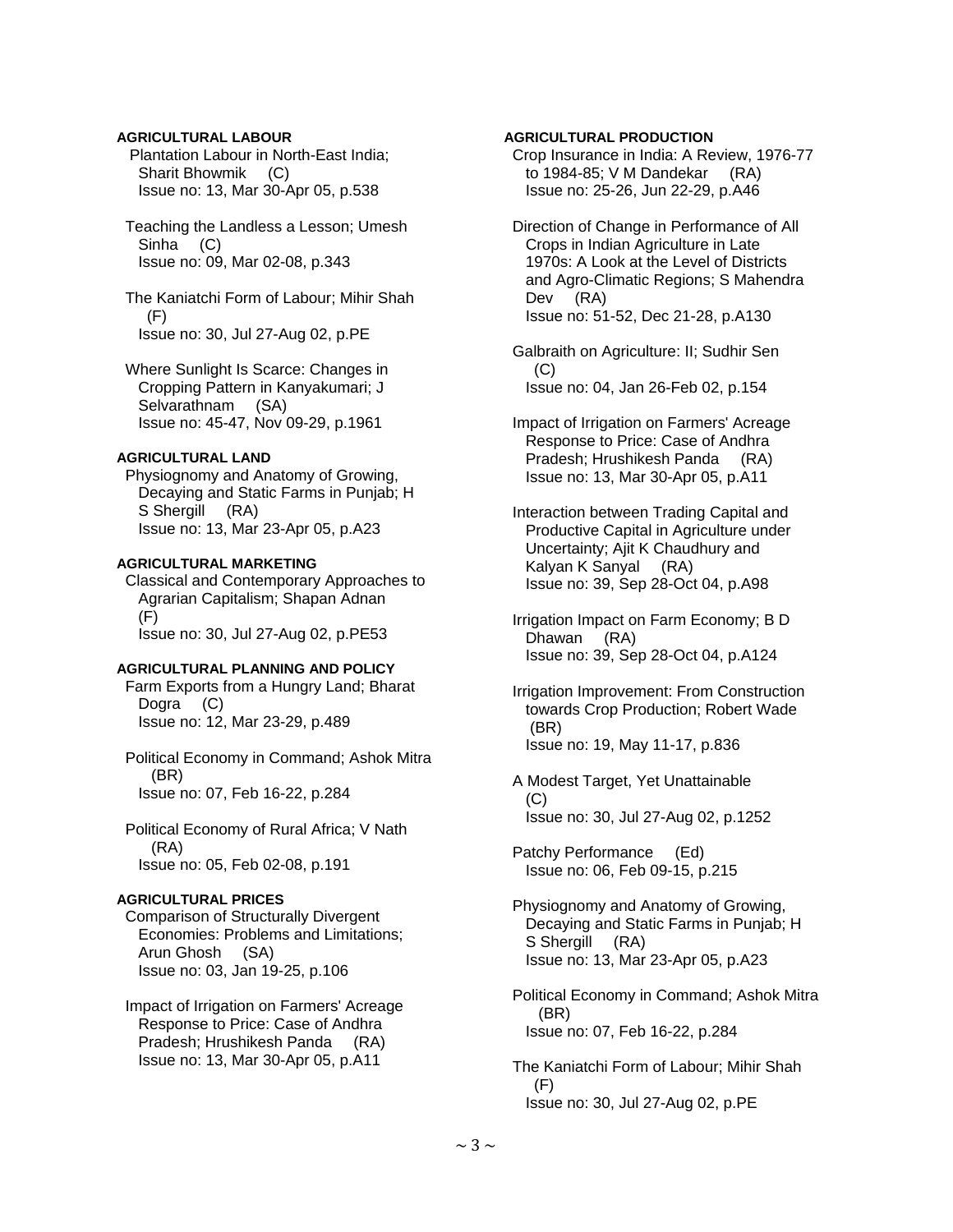**AGRICULTURAL LABOUR**

Plantation Labour in North-East India; Sharit Bhowmik (C)
Issue no: 13, Mar 30-Apr 05, p.538

Teaching the Landless a Lesson; Umesh Sinha (C)
Issue no: 09, Mar 02-08, p.343

The Kaniatchi Form of Labour; Mihir Shah (F)
Issue no: 30, Jul 27-Aug 02, p.PE

Where Sunlight Is Scarce: Changes in Cropping Pattern in Kanyakumari; J Selvarathnam (SA)
Issue no: 45-47, Nov 09-29, p.1961

**AGRICULTURAL LAND**

Physiognomy and Anatomy of Growing, Decaying and Static Farms in Punjab; H S Shergill (RA)
Issue no: 13, Mar 23-Apr 05, p.A23

**AGRICULTURAL MARKETING**

Classical and Contemporary Approaches to Agrarian Capitalism; Shapan Adnan (F)
Issue no: 30, Jul 27-Aug 02, p.PE53

**AGRICULTURAL PLANNING AND POLICY**

Farm Exports from a Hungry Land; Bharat Dogra (C)
Issue no: 12, Mar 23-29, p.489

Political Economy in Command; Ashok Mitra (BR)
Issue no: 07, Feb 16-22, p.284

Political Economy of Rural Africa; V Nath (RA)
Issue no: 05, Feb 02-08, p.191

**AGRICULTURAL PRICES**

Comparison of Structurally Divergent Economies: Problems and Limitations; Arun Ghosh (SA)
Issue no: 03, Jan 19-25, p.106

Impact of Irrigation on Farmers' Acreage Response to Price: Case of Andhra Pradesh; Hrushikesh Panda (RA)
Issue no: 13, Mar 30-Apr 05, p.A11

**AGRICULTURAL PRODUCTION**

Crop Insurance in India: A Review, 1976-77 to 1984-85; V M Dandekar (RA)
Issue no: 25-26, Jun 22-29, p.A46

Direction of Change in Performance of All Crops in Indian Agriculture in Late 1970s: A Look at the Level of Districts and Agro-Climatic Regions; S Mahendra Dev (RA)
Issue no: 51-52, Dec 21-28, p.A130

Galbraith on Agriculture: II; Sudhir Sen (C)
Issue no: 04, Jan 26-Feb 02, p.154

Impact of Irrigation on Farmers' Acreage Response to Price: Case of Andhra Pradesh; Hrushikesh Panda (RA)
Issue no: 13, Mar 30-Apr 05, p.A11

Interaction between Trading Capital and Productive Capital in Agriculture under Uncertainty; Ajit K Chaudhury and Kalyan K Sanyal (RA)
Issue no: 39, Sep 28-Oct 04, p.A98

Irrigation Impact on Farm Economy; B D Dhawan (RA)
Issue no: 39, Sep 28-Oct 04, p.A124

Irrigation Improvement: From Construction towards Crop Production; Robert Wade (BR)
Issue no: 19, May 11-17, p.836

A Modest Target, Yet Unattainable (C)
Issue no: 30, Jul 27-Aug 02, p.1252

Patchy Performance (Ed)
Issue no: 06, Feb 09-15, p.215

Physiognomy and Anatomy of Growing, Decaying and Static Farms in Punjab; H S Shergill (RA)
Issue no: 13, Mar 23-Apr 05, p.A23

Political Economy in Command; Ashok Mitra (BR)
Issue no: 07, Feb 16-22, p.284

The Kaniatchi Form of Labour; Mihir Shah (F)
Issue no: 30, Jul 27-Aug 02, p.PE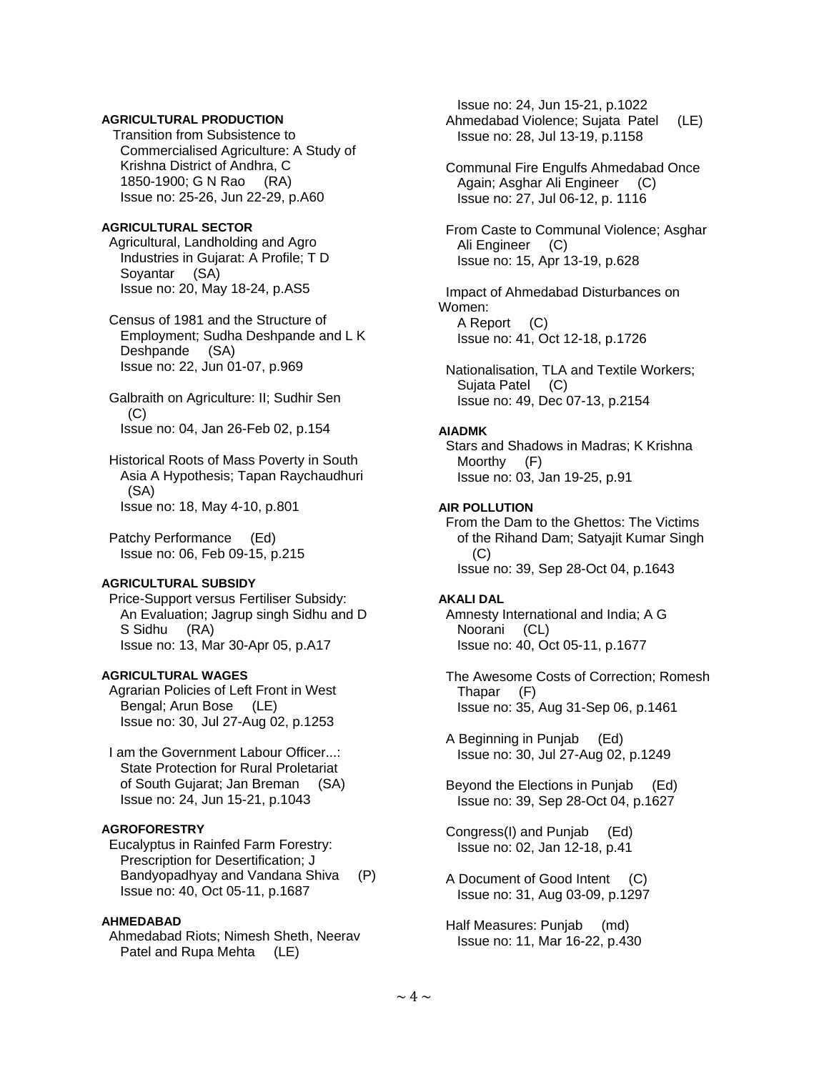**AGRICULTURAL PRODUCTION**

Transition from Subsistence to Commercialised Agriculture: A Study of Krishna District of Andhra, C 1850-1900; G N Rao (RA)
Issue no: 25-26, Jun 22-29, p.A60

**AGRICULTURAL SECTOR**

Agricultural, Landholding and Agro Industries in Gujarat: A Profile; T D Soyantar (SA)
Issue no: 20, May 18-24, p.AS5

Census of 1981 and the Structure of Employment; Sudha Deshpande and L K Deshpande (SA)
Issue no: 22, Jun 01-07, p.969

Galbraith on Agriculture: II; Sudhir Sen (C)
Issue no: 04, Jan 26-Feb 02, p.154

Historical Roots of Mass Poverty in South Asia A Hypothesis; Tapan Raychaudhuri (SA)
Issue no: 18, May 4-10, p.801

Patchy Performance (Ed)
Issue no: 06, Feb 09-15, p.215

**AGRICULTURAL SUBSIDY**

Price-Support versus Fertiliser Subsidy: An Evaluation; Jagrup singh Sidhu and D S Sidhu (RA)
Issue no: 13, Mar 30-Apr 05, p.A17

**AGRICULTURAL WAGES**

Agrarian Policies of Left Front in West Bengal; Arun Bose (LE)
Issue no: 30, Jul 27-Aug 02, p.1253

I am the Government Labour Officer...: State Protection for Rural Proletariat of South Gujarat; Jan Breman (SA)
Issue no: 24, Jun 15-21, p.1043

**AGROFORESTRY**

Eucalyptus in Rainfed Farm Forestry: Prescription for Desertification; J Bandyopadhyay and Vandana Shiva (P)
Issue no: 40, Oct 05-11, p.1687

**AHMEDABAD**

Ahmedabad Riots; Nimesh Sheth, Neerav Patel and Rupa Mehta (LE)
Issue no: 24, Jun 15-21, p.1022

Ahmedabad Violence; Sujata Patel (LE)
Issue no: 28, Jul 13-19, p.1158

Communal Fire Engulfs Ahmedabad Once Again; Asghar Ali Engineer (C)
Issue no: 27, Jul 06-12, p. 1116

From Caste to Communal Violence; Asghar Ali Engineer (C)
Issue no: 15, Apr 13-19, p.628

Impact of Ahmedabad Disturbances on Women: A Report (C)
Issue no: 41, Oct 12-18, p.1726

Nationalisation, TLA and Textile Workers; Sujata Patel (C)
Issue no: 49, Dec 07-13, p.2154

**AIADMK**

Stars and Shadows in Madras; K Krishna Moorthy (F)
Issue no: 03, Jan 19-25, p.91

**AIR POLLUTION**

From the Dam to the Ghettos: The Victims of the Rihand Dam; Satyajit Kumar Singh (C)
Issue no: 39, Sep 28-Oct 04, p.1643

**AKALI DAL**

Amnesty International and India; A G Noorani (CL)
Issue no: 40, Oct 05-11, p.1677

The Awesome Costs of Correction; Romesh Thapar (F)
Issue no: 35, Aug 31-Sep 06, p.1461

A Beginning in Punjab (Ed)
Issue no: 30, Jul 27-Aug 02, p.1249

Beyond the Elections in Punjab (Ed)
Issue no: 39, Sep 28-Oct 04, p.1627

Congress(I) and Punjab (Ed)
Issue no: 02, Jan 12-18, p.41

A Document of Good Intent (C)
Issue no: 31, Aug 03-09, p.1297

Half Measures: Punjab (md)
Issue no: 11, Mar 16-22, p.430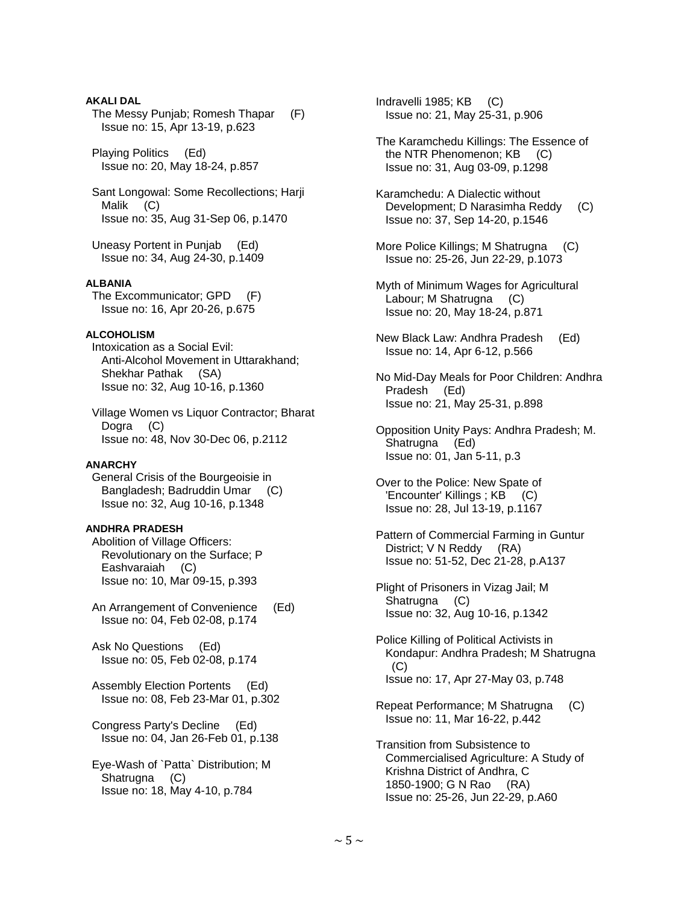#### AKALI DAL

The Messy Punjab; Romesh Thapar (F)
Issue no: 15, Apr 13-19, p.623

Playing Politics (Ed)
Issue no: 20, May 18-24, p.857

Sant Longowal: Some Recollections; Harji Malik (C)
Issue no: 35, Aug 31-Sep 06, p.1470

Uneasy Portent in Punjab (Ed)
Issue no: 34, Aug 24-30, p.1409

#### ALBANIA

The Excommunicator; GPD (F)
Issue no: 16, Apr 20-26, p.675

#### ALCOHOLISM

Intoxication as a Social Evil: Anti-Alcohol Movement in Uttarakhand; Shekhar Pathak (SA)
Issue no: 32, Aug 10-16, p.1360

Village Women vs Liquor Contractor; Bharat Dogra (C)
Issue no: 48, Nov 30-Dec 06, p.2112

#### ANARCHY

General Crisis of the Bourgeoisie in Bangladesh; Badruddin Umar (C)
Issue no: 32, Aug 10-16, p.1348

#### ANDHRA PRADESH

Abolition of Village Officers: Revolutionary on the Surface; P Eashvaraiah (C)
Issue no: 10, Mar 09-15, p.393

An Arrangement of Convenience (Ed)
Issue no: 04, Feb 02-08, p.174

Ask No Questions (Ed)
Issue no: 05, Feb 02-08, p.174

Assembly Election Portents (Ed)
Issue no: 08, Feb 23-Mar 01, p.302

Congress Party's Decline (Ed)
Issue no: 04, Jan 26-Feb 01, p.138

Eye-Wash of `Patta` Distribution; M Shatrugna (C)
Issue no: 18, May 4-10, p.784

Indravelli 1985; KB (C)
Issue no: 21, May 25-31, p.906

The Karamchedu Killings: The Essence of the NTR Phenomenon; KB (C)
Issue no: 31, Aug 03-09, p.1298

Karamchedu: A Dialectic without Development; D Narasimha Reddy (C)
Issue no: 37, Sep 14-20, p.1546

More Police Killings; M Shatrugna (C)
Issue no: 25-26, Jun 22-29, p.1073

Myth of Minimum Wages for Agricultural Labour; M Shatrugna (C)
Issue no: 20, May 18-24, p.871

New Black Law: Andhra Pradesh (Ed)
Issue no: 14, Apr 6-12, p.566

No Mid-Day Meals for Poor Children: Andhra Pradesh (Ed)
Issue no: 21, May 25-31, p.898

Opposition Unity Pays: Andhra Pradesh; M. Shatrugna (Ed)
Issue no: 01, Jan 5-11, p.3

Over to the Police: New Spate of 'Encounter' Killings ; KB (C)
Issue no: 28, Jul 13-19, p.1167

Pattern of Commercial Farming in Guntur District; V N Reddy (RA)
Issue no: 51-52, Dec 21-28, p.A137

Plight of Prisoners in Vizag Jail; M Shatrugna (C)
Issue no: 32, Aug 10-16, p.1342

Police Killing of Political Activists in Kondapur: Andhra Pradesh; M Shatrugna (C)
Issue no: 17, Apr 27-May 03, p.748

Repeat Performance; M Shatrugna (C)
Issue no: 11, Mar 16-22, p.442

Transition from Subsistence to Commercialised Agriculture: A Study of Krishna District of Andhra, C 1850-1900; G N Rao (RA)
Issue no: 25-26, Jun 22-29, p.A60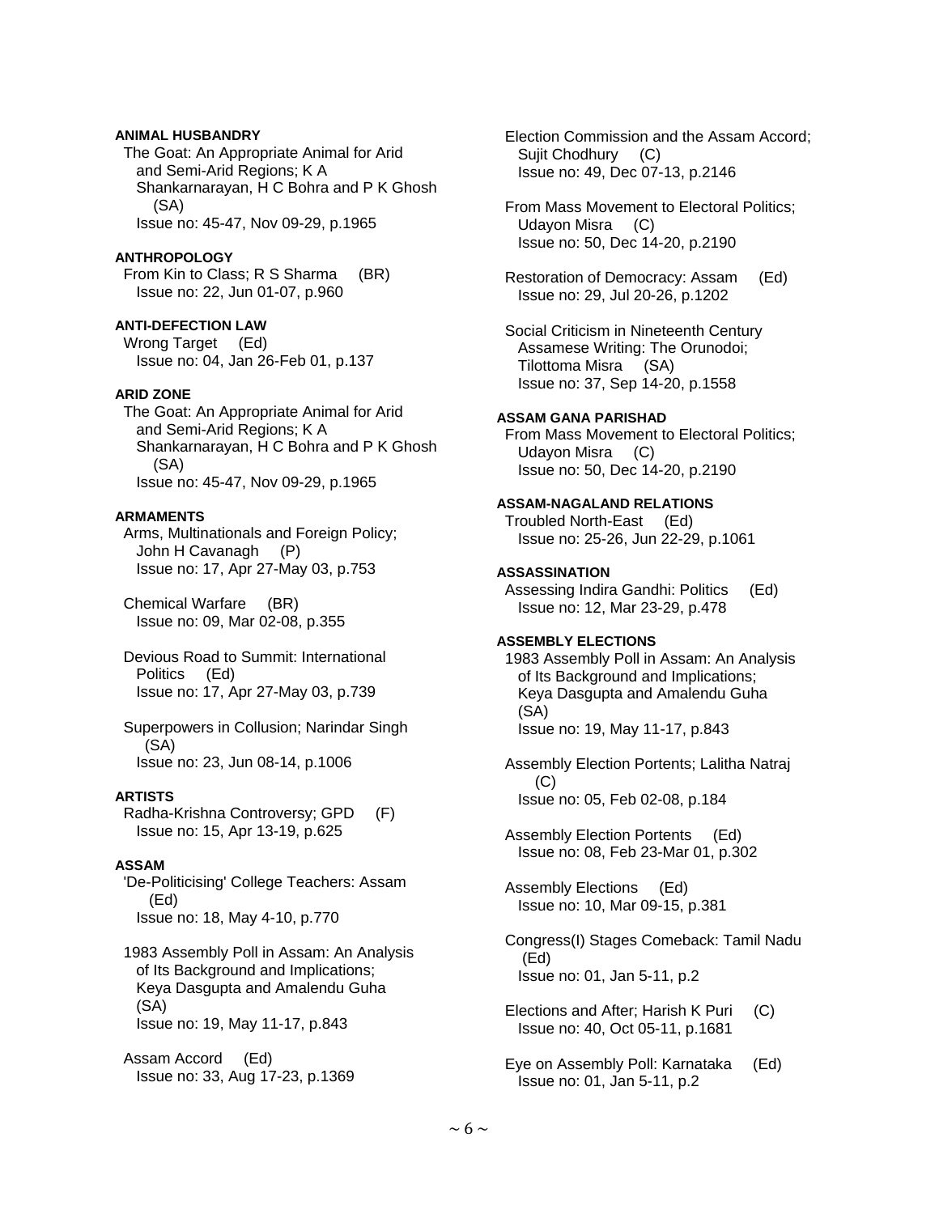**ANIMAL HUSBANDRY**

The Goat: An Appropriate Animal for Arid and Semi-Arid Regions; K A Shankarnarayan, H C Bohra and P K Ghosh (SA)
Issue no: 45-47, Nov 09-29, p.1965

**ANTHROPOLOGY**

From Kin to Class; R S Sharma (BR)
Issue no: 22, Jun 01-07, p.960

**ANTI-DEFECTION LAW**

Wrong Target (Ed)
Issue no: 04, Jan 26-Feb 01, p.137

**ARID ZONE**

The Goat: An Appropriate Animal for Arid and Semi-Arid Regions; K A Shankarnarayan, H C Bohra and P K Ghosh (SA)
Issue no: 45-47, Nov 09-29, p.1965

**ARMAMENTS**

Arms, Multinationals and Foreign Policy; John H Cavanagh (P)
Issue no: 17, Apr 27-May 03, p.753

Chemical Warfare (BR)
Issue no: 09, Mar 02-08, p.355

Devious Road to Summit: International Politics (Ed)
Issue no: 17, Apr 27-May 03, p.739

Superpowers in Collusion; Narindar Singh (SA)
Issue no: 23, Jun 08-14, p.1006

**ARTISTS**

Radha-Krishna Controversy; GPD (F)
Issue no: 15, Apr 13-19, p.625

**ASSAM**

'De-Politicising' College Teachers: Assam (Ed)
Issue no: 18, May 4-10, p.770

1983 Assembly Poll in Assam: An Analysis of Its Background and Implications; Keya Dasgupta and Amalendu Guha (SA)
Issue no: 19, May 11-17, p.843

Assam Accord (Ed)
Issue no: 33, Aug 17-23, p.1369

Election Commission and the Assam Accord; Sujit Chodhury (C)
Issue no: 49, Dec 07-13, p.2146

From Mass Movement to Electoral Politics; Udayon Misra (C)
Issue no: 50, Dec 14-20, p.2190

Restoration of Democracy: Assam (Ed)
Issue no: 29, Jul 20-26, p.1202

Social Criticism in Nineteenth Century Assamese Writing: The Orunodoi; Tilottoma Misra (SA)
Issue no: 37, Sep 14-20, p.1558

**ASSAM GANA PARISHAD**

From Mass Movement to Electoral Politics; Udayon Misra (C)
Issue no: 50, Dec 14-20, p.2190

**ASSAM-NAGALAND RELATIONS**

Troubled North-East (Ed)
Issue no: 25-26, Jun 22-29, p.1061

**ASSASSINATION**

Assessing Indira Gandhi: Politics (Ed)
Issue no: 12, Mar 23-29, p.478

**ASSEMBLY ELECTIONS**

1983 Assembly Poll in Assam: An Analysis of Its Background and Implications; Keya Dasgupta and Amalendu Guha (SA)
Issue no: 19, May 11-17, p.843

Assembly Election Portents; Lalitha Natraj (C)
Issue no: 05, Feb 02-08, p.184

Assembly Election Portents (Ed)
Issue no: 08, Feb 23-Mar 01, p.302

Assembly Elections (Ed)
Issue no: 10, Mar 09-15, p.381

Congress(I) Stages Comeback: Tamil Nadu (Ed)
Issue no: 01, Jan 5-11, p.2

Elections and After; Harish K Puri (C)
Issue no: 40, Oct 05-11, p.1681

Eye on Assembly Poll: Karnataka (Ed)
Issue no: 01, Jan 5-11, p.2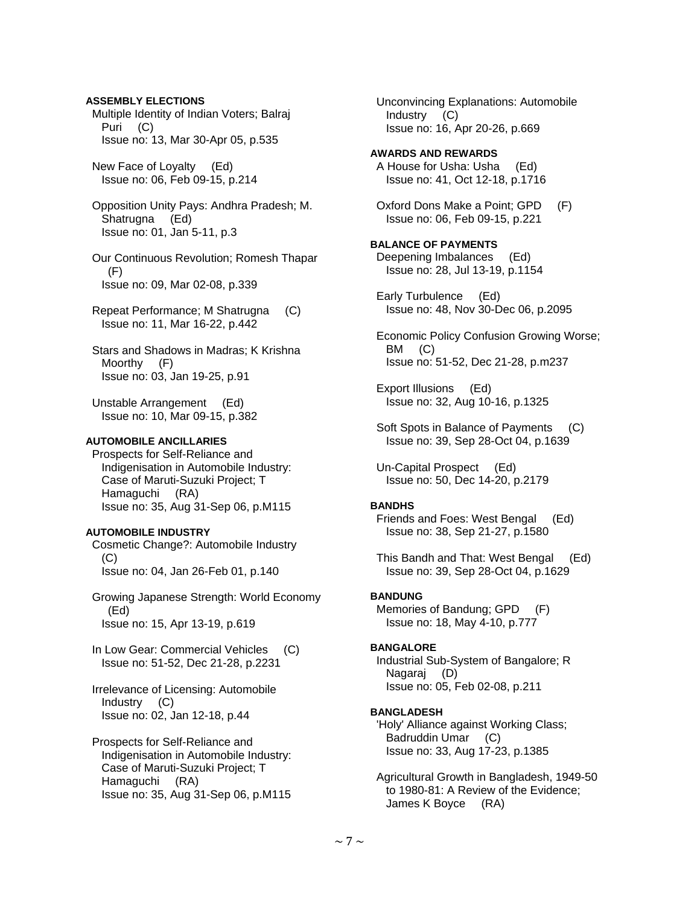**ASSEMBLY ELECTIONS**

Multiple Identity of Indian Voters; Balraj Puri (C)
Issue no: 13, Mar 30-Apr 05, p.535

New Face of Loyalty (Ed)
Issue no: 06, Feb 09-15, p.214

Opposition Unity Pays: Andhra Pradesh; M. Shatrugna (Ed)
Issue no: 01, Jan 5-11, p.3

Our Continuous Revolution; Romesh Thapar (F)
Issue no: 09, Mar 02-08, p.339

Repeat Performance; M Shatrugna (C)
Issue no: 11, Mar 16-22, p.442

Stars and Shadows in Madras; K Krishna Moorthy (F)
Issue no: 03, Jan 19-25, p.91

Unstable Arrangement (Ed)
Issue no: 10, Mar 09-15, p.382

**AUTOMOBILE ANCILLARIES**

Prospects for Self-Reliance and Indigenisation in Automobile Industry: Case of Maruti-Suzuki Project; T Hamaguchi (RA)
Issue no: 35, Aug 31-Sep 06, p.M115

**AUTOMOBILE INDUSTRY**

Cosmetic Change?: Automobile Industry (C)
Issue no: 04, Jan 26-Feb 01, p.140

Growing Japanese Strength: World Economy (Ed)
Issue no: 15, Apr 13-19, p.619

In Low Gear: Commercial Vehicles (C)
Issue no: 51-52, Dec 21-28, p.2231

Irrelevance of Licensing: Automobile Industry (C)
Issue no: 02, Jan 12-18, p.44

Prospects for Self-Reliance and Indigenisation in Automobile Industry: Case of Maruti-Suzuki Project; T Hamaguchi (RA)
Issue no: 35, Aug 31-Sep 06, p.M115

Unconvincing Explanations: Automobile Industry (C)
Issue no: 16, Apr 20-26, p.669

**AWARDS AND REWARDS**

A House for Usha: Usha (Ed)
Issue no: 41, Oct 12-18, p.1716

Oxford Dons Make a Point; GPD (F)
Issue no: 06, Feb 09-15, p.221

**BALANCE OF PAYMENTS**

Deepening Imbalances (Ed)
Issue no: 28, Jul 13-19, p.1154

Early Turbulence (Ed)
Issue no: 48, Nov 30-Dec 06, p.2095

Economic Policy Confusion Growing Worse; BM (C)
Issue no: 51-52, Dec 21-28, p.m237

Export Illusions (Ed)
Issue no: 32, Aug 10-16, p.1325

Soft Spots in Balance of Payments (C)
Issue no: 39, Sep 28-Oct 04, p.1639

Un-Capital Prospect (Ed)
Issue no: 50, Dec 14-20, p.2179

**BANDHS**

Friends and Foes: West Bengal (Ed)
Issue no: 38, Sep 21-27, p.1580

This Bandh and That: West Bengal (Ed)
Issue no: 39, Sep 28-Oct 04, p.1629

**BANDUNG**

Memories of Bandung; GPD (F)
Issue no: 18, May 4-10, p.777

**BANGALORE**

Industrial Sub-System of Bangalore; R Nagaraj (D)
Issue no: 05, Feb 02-08, p.211

**BANGLADESH**

'Holy' Alliance against Working Class; Badruddin Umar (C)
Issue no: 33, Aug 17-23, p.1385

Agricultural Growth in Bangladesh, 1949-50 to 1980-81: A Review of the Evidence; James K Boyce (RA)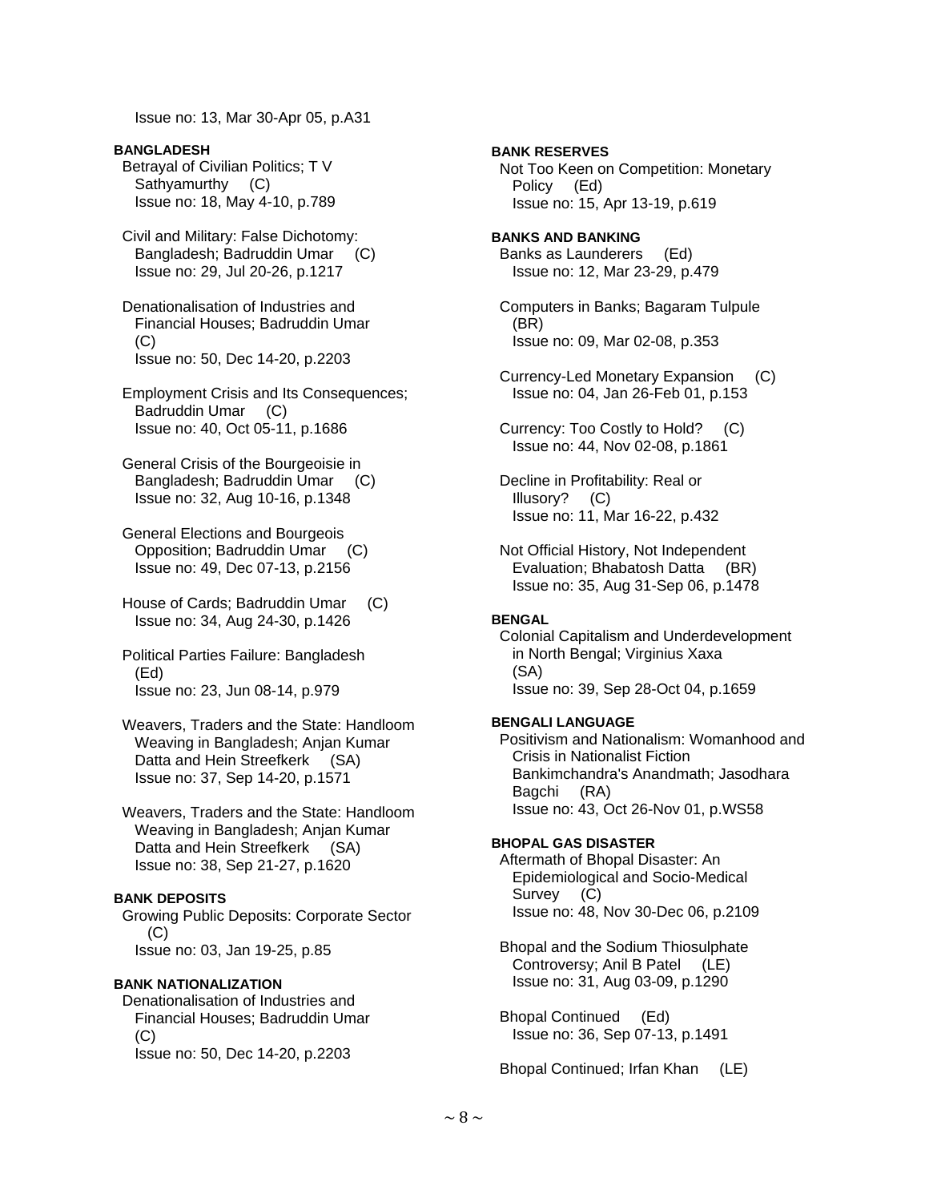Issue no: 13, Mar 30-Apr 05, p.A31

**BANGLADESH**

Betrayal of Civilian Politics; T V Sathyamurthy (C)
Issue no: 18, May 4-10, p.789

Civil and Military: False Dichotomy: Bangladesh; Badruddin Umar (C)
Issue no: 29, Jul 20-26, p.1217

Denationalisation of Industries and Financial Houses; Badruddin Umar (C)
Issue no: 50, Dec 14-20, p.2203

Employment Crisis and Its Consequences; Badruddin Umar (C)
Issue no: 40, Oct 05-11, p.1686

General Crisis of the Bourgeoisie in Bangladesh; Badruddin Umar (C)
Issue no: 32, Aug 10-16, p.1348

General Elections and Bourgeois Opposition; Badruddin Umar (C)
Issue no: 49, Dec 07-13, p.2156

House of Cards; Badruddin Umar (C)
Issue no: 34, Aug 24-30, p.1426

Political Parties Failure: Bangladesh (Ed)
Issue no: 23, Jun 08-14, p.979

Weavers, Traders and the State: Handloom Weaving in Bangladesh; Anjan Kumar Datta and Hein Streefkerk (SA)
Issue no: 37, Sep 14-20, p.1571

Weavers, Traders and the State: Handloom Weaving in Bangladesh; Anjan Kumar Datta and Hein Streefkerk (SA)
Issue no: 38, Sep 21-27, p.1620

**BANK DEPOSITS**

Growing Public Deposits: Corporate Sector (C)
Issue no: 03, Jan 19-25, p.85

**BANK NATIONALIZATION**

Denationalisation of Industries and Financial Houses; Badruddin Umar (C)
Issue no: 50, Dec 14-20, p.2203

**BANK RESERVES**

Not Too Keen on Competition: Monetary Policy (Ed)
Issue no: 15, Apr 13-19, p.619

**BANKS AND BANKING**

Banks as Launderers (Ed)
Issue no: 12, Mar 23-29, p.479

Computers in Banks; Bagaram Tulpule (BR)
Issue no: 09, Mar 02-08, p.353

Currency-Led Monetary Expansion (C)
Issue no: 04, Jan 26-Feb 01, p.153

Currency: Too Costly to Hold? (C)
Issue no: 44, Nov 02-08, p.1861

Decline in Profitability: Real or Illusory? (C)
Issue no: 11, Mar 16-22, p.432

Not Official History, Not Independent Evaluation; Bhabatosh Datta (BR)
Issue no: 35, Aug 31-Sep 06, p.1478

**BENGAL**

Colonial Capitalism and Underdevelopment in North Bengal; Virginius Xaxa (SA)
Issue no: 39, Sep 28-Oct 04, p.1659

**BENGALI LANGUAGE**

Positivism and Nationalism: Womanhood and Crisis in Nationalist Fiction Bankimchandra's Anandmath; Jasodhara Bagchi (RA)
Issue no: 43, Oct 26-Nov 01, p.WS58

**BHOPAL GAS DISASTER**

Aftermath of Bhopal Disaster: An Epidemiological and Socio-Medical Survey (C)
Issue no: 48, Nov 30-Dec 06, p.2109

Bhopal and the Sodium Thiosulphate Controversy; Anil B Patel (LE)
Issue no: 31, Aug 03-09, p.1290

Bhopal Continued (Ed)
Issue no: 36, Sep 07-13, p.1491

Bhopal Continued; Irfan Khan (LE)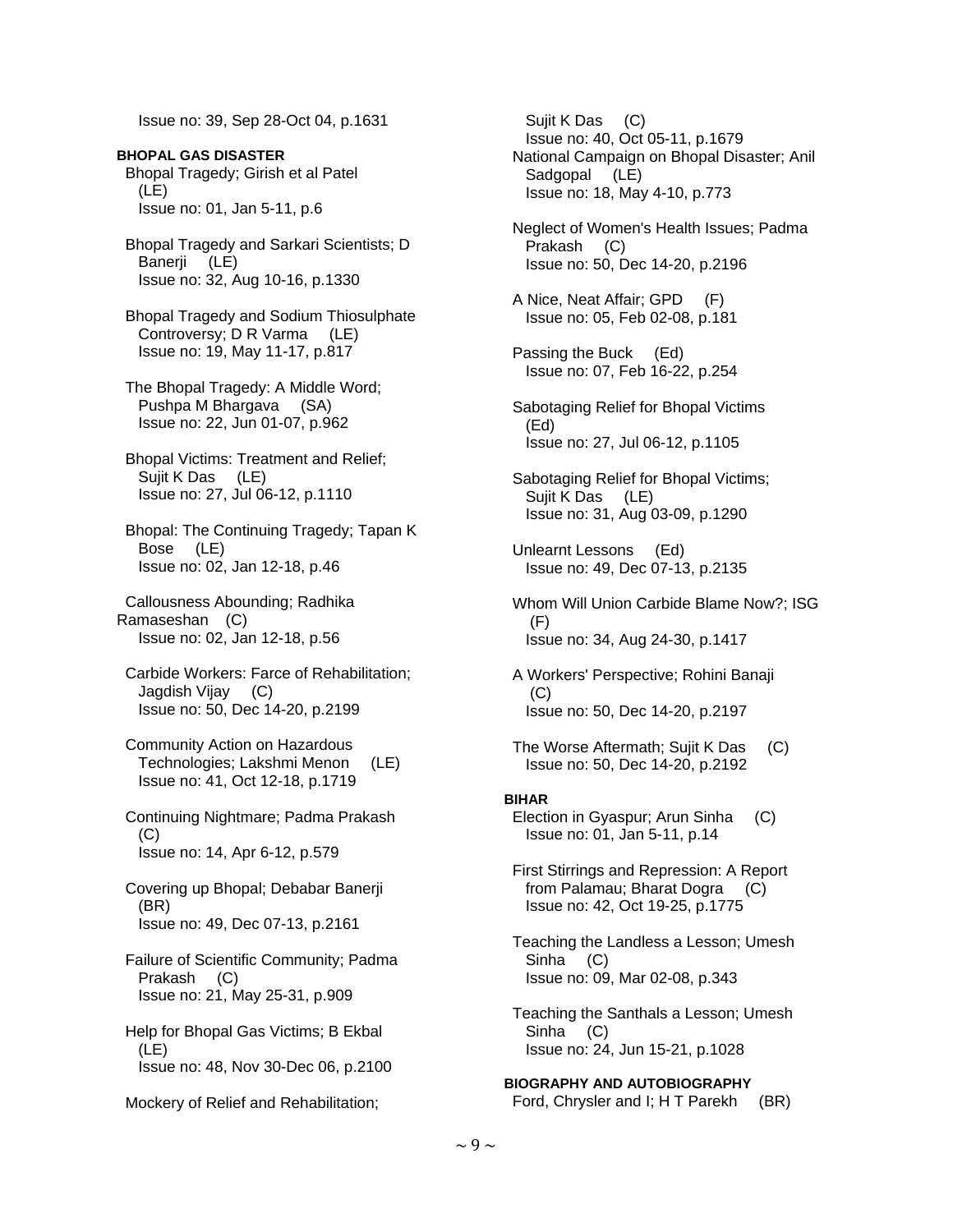Issue no: 39, Sep 28-Oct 04, p.1631

**BHOPAL GAS DISASTER**

Bhopal Tragedy; Girish et al Patel (LE)
Issue no: 01, Jan 5-11, p.6

Bhopal Tragedy and Sarkari Scientists; D Banerji (LE)
Issue no: 32, Aug 10-16, p.1330

Bhopal Tragedy and Sodium Thiosulphate Controversy; D R Varma (LE)
Issue no: 19, May 11-17, p.817

The Bhopal Tragedy: A Middle Word; Pushpa M Bhargava (SA)
Issue no: 22, Jun 01-07, p.962

Bhopal Victims: Treatment and Relief; Sujit K Das (LE)
Issue no: 27, Jul 06-12, p.1110

Bhopal: The Continuing Tragedy; Tapan K Bose (LE)
Issue no: 02, Jan 12-18, p.46

Callousness Abounding; Radhika Ramaseshan (C)
Issue no: 02, Jan 12-18, p.56

Carbide Workers: Farce of Rehabilitation; Jagdish Vijay (C)
Issue no: 50, Dec 14-20, p.2199

Community Action on Hazardous Technologies; Lakshmi Menon (LE)
Issue no: 41, Oct 12-18, p.1719

Continuing Nightmare; Padma Prakash (C)
Issue no: 14, Apr 6-12, p.579

Covering up Bhopal; Debabar Banerji (BR)
Issue no: 49, Dec 07-13, p.2161

Failure of Scientific Community; Padma Prakash (C)
Issue no: 21, May 25-31, p.909

Help for Bhopal Gas Victims; B Ekbal (LE)
Issue no: 48, Nov 30-Dec 06, p.2100

Mockery of Relief and Rehabilitation; Sujit K Das (C)
Issue no: 40, Oct 05-11, p.1679

National Campaign on Bhopal Disaster; Anil Sadgopal (LE)
Issue no: 18, May 4-10, p.773

Neglect of Women's Health Issues; Padma Prakash (C)
Issue no: 50, Dec 14-20, p.2196

A Nice, Neat Affair; GPD (F)
Issue no: 05, Feb 02-08, p.181

Passing the Buck (Ed)
Issue no: 07, Feb 16-22, p.254

Sabotaging Relief for Bhopal Victims (Ed)
Issue no: 27, Jul 06-12, p.1105

Sabotaging Relief for Bhopal Victims; Sujit K Das (LE)
Issue no: 31, Aug 03-09, p.1290

Unlearnt Lessons (Ed)
Issue no: 49, Dec 07-13, p.2135

Whom Will Union Carbide Blame Now?; ISG (F)
Issue no: 34, Aug 24-30, p.1417

A Workers' Perspective; Rohini Banaji (C)
Issue no: 50, Dec 14-20, p.2197

The Worse Aftermath; Sujit K Das (C)
Issue no: 50, Dec 14-20, p.2192

**BIHAR**

Election in Gyaspur; Arun Sinha (C)
Issue no: 01, Jan 5-11, p.14

First Stirrings and Repression: A Report from Palamau; Bharat Dogra (C)
Issue no: 42, Oct 19-25, p.1775

Teaching the Landless a Lesson; Umesh Sinha (C)
Issue no: 09, Mar 02-08, p.343

Teaching the Santhals a Lesson; Umesh Sinha (C)
Issue no: 24, Jun 15-21, p.1028

**BIOGRAPHY AND AUTOBIOGRAPHY**

Ford, Chrysler and I; H T Parekh (BR)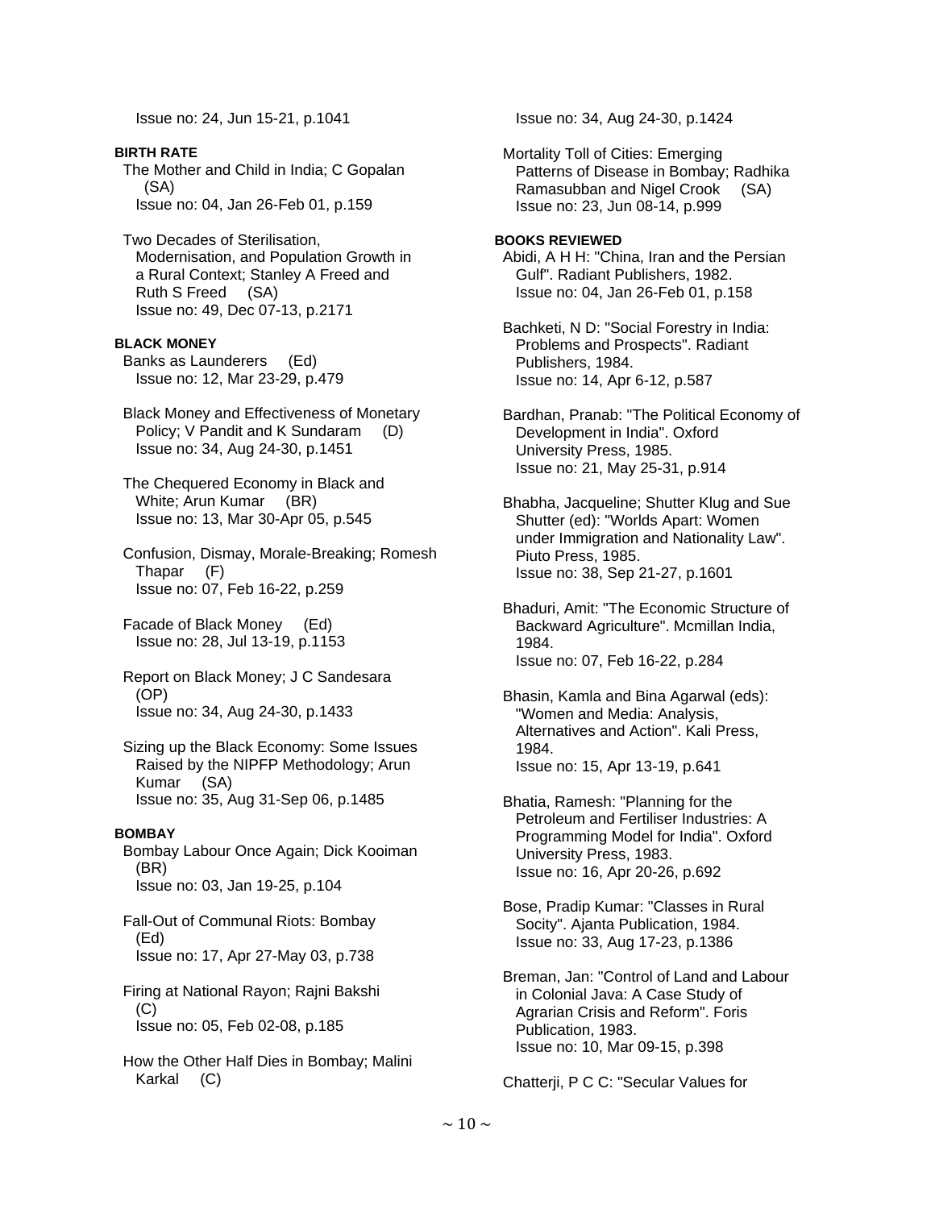Issue no: 24, Jun 15-21, p.1041

**BIRTH RATE**

The Mother and Child in India; C Gopalan (SA)
Issue no: 04, Jan 26-Feb 01, p.159

Two Decades of Sterilisation, Modernisation, and Population Growth in a Rural Context; Stanley A Freed and Ruth S Freed (SA)
Issue no: 49, Dec 07-13, p.2171

**BLACK MONEY**

Banks as Launderers (Ed)
Issue no: 12, Mar 23-29, p.479

Black Money and Effectiveness of Monetary Policy; V Pandit and K Sundaram (D)
Issue no: 34, Aug 24-30, p.1451

The Chequered Economy in Black and White; Arun Kumar (BR)
Issue no: 13, Mar 30-Apr 05, p.545

Confusion, Dismay, Morale-Breaking; Romesh Thapar (F)
Issue no: 07, Feb 16-22, p.259

Facade of Black Money (Ed)
Issue no: 28, Jul 13-19, p.1153

Report on Black Money; J C Sandesara (OP)
Issue no: 34, Aug 24-30, p.1433

Sizing up the Black Economy: Some Issues Raised by the NIPFP Methodology; Arun Kumar (SA)
Issue no: 35, Aug 31-Sep 06, p.1485

**BOMBAY**

Bombay Labour Once Again; Dick Kooiman (BR)
Issue no: 03, Jan 19-25, p.104

Fall-Out of Communal Riots: Bombay (Ed)
Issue no: 17, Apr 27-May 03, p.738

Firing at National Rayon; Rajni Bakshi (C)
Issue no: 05, Feb 02-08, p.185

How the Other Half Dies in Bombay; Malini Karkal (C)
Issue no: 34, Aug 24-30, p.1424

Mortality Toll of Cities: Emerging Patterns of Disease in Bombay; Radhika Ramasubban and Nigel Crook (SA)
Issue no: 23, Jun 08-14, p.999

**BOOKS REVIEWED**

Abidi, A H H: "China, Iran and the Persian Gulf". Radiant Publishers, 1982.
Issue no: 04, Jan 26-Feb 01, p.158

Bachketi, N D: "Social Forestry in India: Problems and Prospects". Radiant Publishers, 1984.
Issue no: 14, Apr 6-12, p.587

Bardhan, Pranab: "The Political Economy of Development in India". Oxford University Press, 1985.
Issue no: 21, May 25-31, p.914

Bhabha, Jacqueline; Shutter Klug and Sue Shutter (ed): "Worlds Apart: Women under Immigration and Nationality Law". Piuto Press, 1985.
Issue no: 38, Sep 21-27, p.1601

Bhaduri, Amit: "The Economic Structure of Backward Agriculture". Mcmillan India, 1984.
Issue no: 07, Feb 16-22, p.284

Bhasin, Kamla and Bina Agarwal (eds): "Women and Media: Analysis, Alternatives and Action". Kali Press, 1984.
Issue no: 15, Apr 13-19, p.641

Bhatia, Ramesh: "Planning for the Petroleum and Fertiliser Industries: A Programming Model for India". Oxford University Press, 1983.
Issue no: 16, Apr 20-26, p.692

Bose, Pradip Kumar: "Classes in Rural Socity". Ajanta Publication, 1984.
Issue no: 33, Aug 17-23, p.1386

Breman, Jan: "Control of Land and Labour in Colonial Java: A Case Study of Agrarian Crisis and Reform". Foris Publication, 1983.
Issue no: 10, Mar 09-15, p.398

Chatterji, P C C: "Secular Values for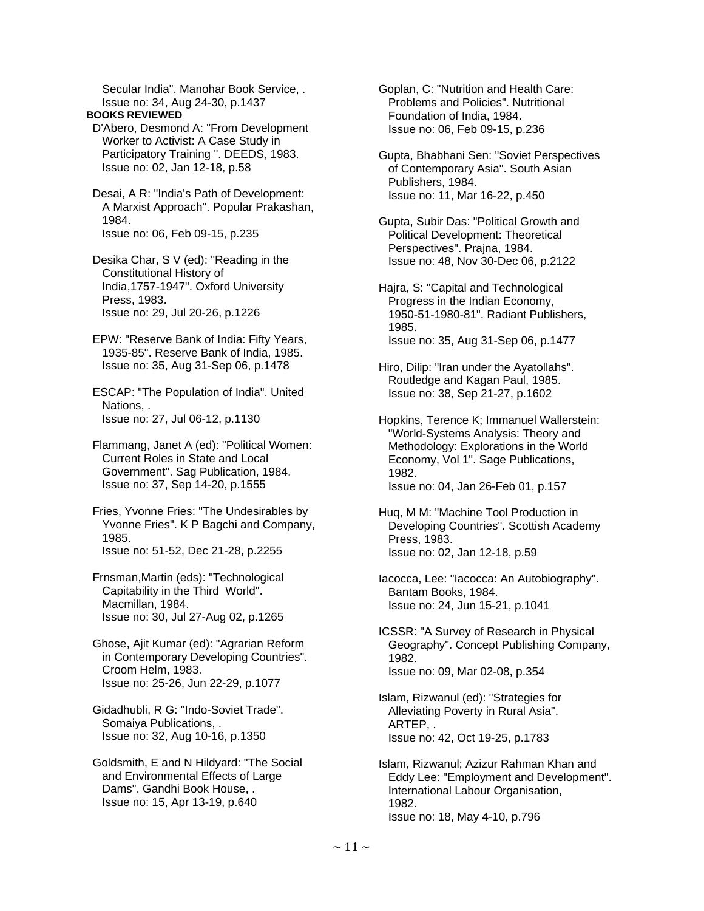Secular India". Manohar Book Service, .
Issue no: 34, Aug 24-30, p.1437

**BOOKS REVIEWED**

D'Abero, Desmond A: "From Development Worker to Activist: A Case Study in Participatory Training ". DEEDS, 1983.
Issue no: 02, Jan 12-18, p.58

Desai, A R: "India's Path of Development: A Marxist Approach". Popular Prakashan, 1984.
Issue no: 06, Feb 09-15, p.235

Desika Char, S V (ed): "Reading in the Constitutional History of India,1757-1947". Oxford University Press, 1983.
Issue no: 29, Jul 20-26, p.1226

EPW: "Reserve Bank of India: Fifty Years, 1935-85". Reserve Bank of India, 1985.
Issue no: 35, Aug 31-Sep 06, p.1478

ESCAP: "The Population of India". United Nations, .
Issue no: 27, Jul 06-12, p.1130

Flammang, Janet A (ed): "Political Women: Current Roles in State and Local Government". Sag Publication, 1984.
Issue no: 37, Sep 14-20, p.1555

Fries, Yvonne Fries: "The Undesirables by Yvonne Fries". K P Bagchi and Company, 1985.
Issue no: 51-52, Dec 21-28, p.2255

Frnsman,Martin (eds): "Technological Capitability in the Third World". Macmillan, 1984.
Issue no: 30, Jul 27-Aug 02, p.1265

Ghose, Ajit Kumar (ed): "Agrarian Reform in Contemporary Developing Countries". Croom Helm, 1983.
Issue no: 25-26, Jun 22-29, p.1077

Gidadhubli, R G: "Indo-Soviet Trade". Somaiya Publications, .
Issue no: 32, Aug 10-16, p.1350

Goldsmith, E and N Hildyard: "The Social and Environmental Effects of Large Dams". Gandhi Book House, .
Issue no: 15, Apr 13-19, p.640

Goplan, C: "Nutrition and Health Care: Problems and Policies". Nutritional Foundation of India, 1984.
Issue no: 06, Feb 09-15, p.236

Gupta, Bhabhani Sen: "Soviet Perspectives of Contemporary Asia". South Asian Publishers, 1984.
Issue no: 11, Mar 16-22, p.450

Gupta, Subir Das: "Political Growth and Political Development: Theoretical Perspectives". Prajna, 1984.
Issue no: 48, Nov 30-Dec 06, p.2122

Hajra, S: "Capital and Technological Progress in the Indian Economy, 1950-51-1980-81". Radiant Publishers, 1985.
Issue no: 35, Aug 31-Sep 06, p.1477

Hiro, Dilip: "Iran under the Ayatollahs". Routledge and Kagan Paul, 1985.
Issue no: 38, Sep 21-27, p.1602

Hopkins, Terence K; Immanuel Wallerstein: "World-Systems Analysis: Theory and Methodology: Explorations in the World Economy, Vol 1". Sage Publications, 1982.
Issue no: 04, Jan 26-Feb 01, p.157

Huq, M M: "Machine Tool Production in Developing Countries". Scottish Academy Press, 1983.
Issue no: 02, Jan 12-18, p.59

Iacocca, Lee: "Iacocca: An Autobiography". Bantam Books, 1984.
Issue no: 24, Jun 15-21, p.1041

ICSSR: "A Survey of Research in Physical Geography". Concept Publishing Company, 1982.
Issue no: 09, Mar 02-08, p.354

Islam, Rizwanul (ed): "Strategies for Alleviating Poverty in Rural Asia". ARTEP, .
Issue no: 42, Oct 19-25, p.1783

Islam, Rizwanul; Azizur Rahman Khan and Eddy Lee: "Employment and Development". International Labour Organisation, 1982.
Issue no: 18, May 4-10, p.796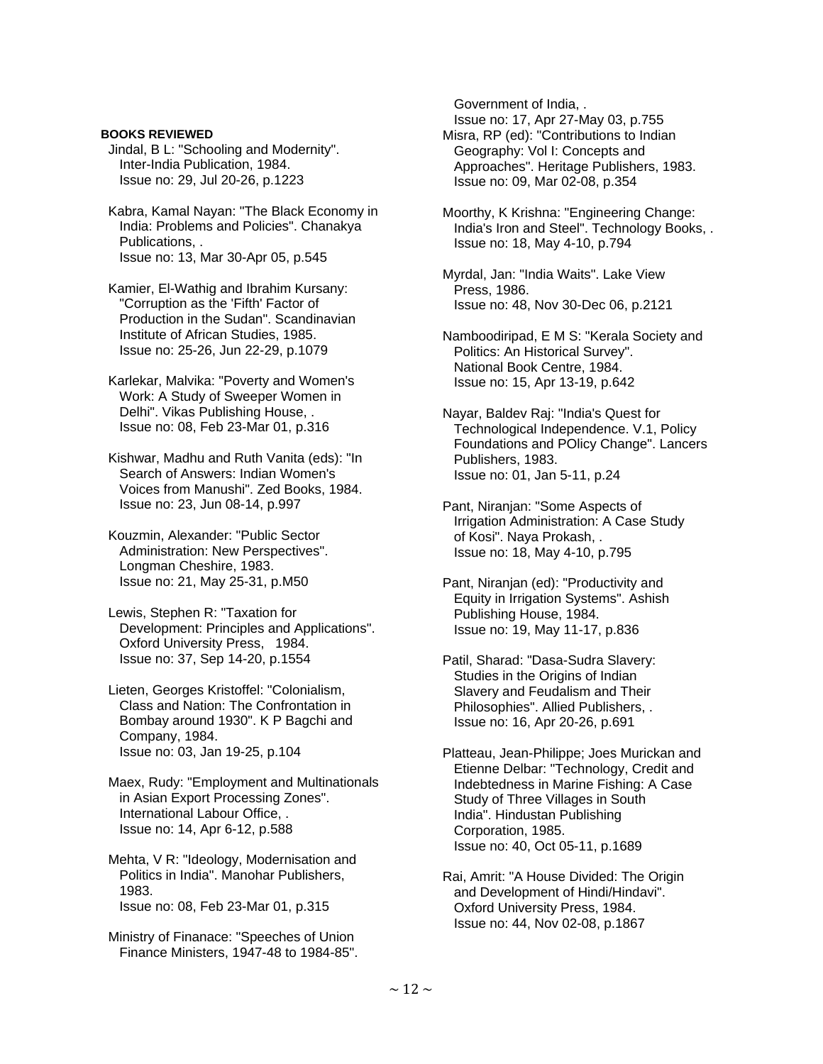**BOOKS REVIEWED**

Jindal, B L: "Schooling and Modernity". Inter-India Publication, 1984.
Issue no: 29, Jul 20-26, p.1223

Kabra, Kamal Nayan: "The Black Economy in India: Problems and Policies". Chanakya Publications, .
Issue no: 13, Mar 30-Apr 05, p.545

Kamier, El-Wathig and Ibrahim Kursany: "Corruption as the 'Fifth' Factor of Production in the Sudan". Scandinavian Institute of African Studies, 1985.
Issue no: 25-26, Jun 22-29, p.1079

Karlekar, Malvika: "Poverty and Women's Work: A Study of Sweeper Women in Delhi". Vikas Publishing House, .
Issue no: 08, Feb 23-Mar 01, p.316

Kishwar, Madhu and Ruth Vanita (eds): "In Search of Answers: Indian Women's Voices from Manushi". Zed Books, 1984.
Issue no: 23, Jun 08-14, p.997

Kouzmin, Alexander: "Public Sector Administration: New Perspectives". Longman Cheshire, 1983.
Issue no: 21, May 25-31, p.M50

Lewis, Stephen R: "Taxation for Development: Principles and Applications". Oxford University Press, 1984.
Issue no: 37, Sep 14-20, p.1554

Lieten, Georges Kristoffel: "Colonialism, Class and Nation: The Confrontation in Bombay around 1930". K P Bagchi and Company, 1984.
Issue no: 03, Jan 19-25, p.104

Maex, Rudy: "Employment and Multinationals in Asian Export Processing Zones". International Labour Office, .
Issue no: 14, Apr 6-12, p.588

Mehta, V R: "Ideology, Modernisation and Politics in India". Manohar Publishers, 1983.
Issue no: 08, Feb 23-Mar 01, p.315

Ministry of Finanace: "Speeches of Union Finance Ministers, 1947-48 to 1984-85". Government of India, .
Issue no: 17, Apr 27-May 03, p.755

Misra, RP (ed): "Contributions to Indian Geography: Vol I: Concepts and Approaches". Heritage Publishers, 1983.
Issue no: 09, Mar 02-08, p.354

Moorthy, K Krishna: "Engineering Change: India's Iron and Steel". Technology Books, .
Issue no: 18, May 4-10, p.794

Myrdal, Jan: "India Waits". Lake View Press, 1986.
Issue no: 48, Nov 30-Dec 06, p.2121

Namboodiripad, E M S: "Kerala Society and Politics: An Historical Survey". National Book Centre, 1984.
Issue no: 15, Apr 13-19, p.642

Nayar, Baldev Raj: "India's Quest for Technological Independence. V.1, Policy Foundations and POlicy Change". Lancers Publishers, 1983.
Issue no: 01, Jan 5-11, p.24

Pant, Niranjan: "Some Aspects of Irrigation Administration: A Case Study of Kosi". Naya Prokash, .
Issue no: 18, May 4-10, p.795

Pant, Niranjan (ed): "Productivity and Equity in Irrigation Systems". Ashish Publishing House, 1984.
Issue no: 19, May 11-17, p.836

Patil, Sharad: "Dasa-Sudra Slavery: Studies in the Origins of Indian Slavery and Feudalism and Their Philosophies". Allied Publishers, .
Issue no: 16, Apr 20-26, p.691

Platteau, Jean-Philippe; Joes Murickan and Etienne Delbar: "Technology, Credit and Indebtedness in Marine Fishing: A Case Study of Three Villages in South India". Hindustan Publishing Corporation, 1985.
Issue no: 40, Oct 05-11, p.1689

Rai, Amrit: "A House Divided: The Origin and Development of Hindi/Hindavi". Oxford University Press, 1984.
Issue no: 44, Nov 02-08, p.1867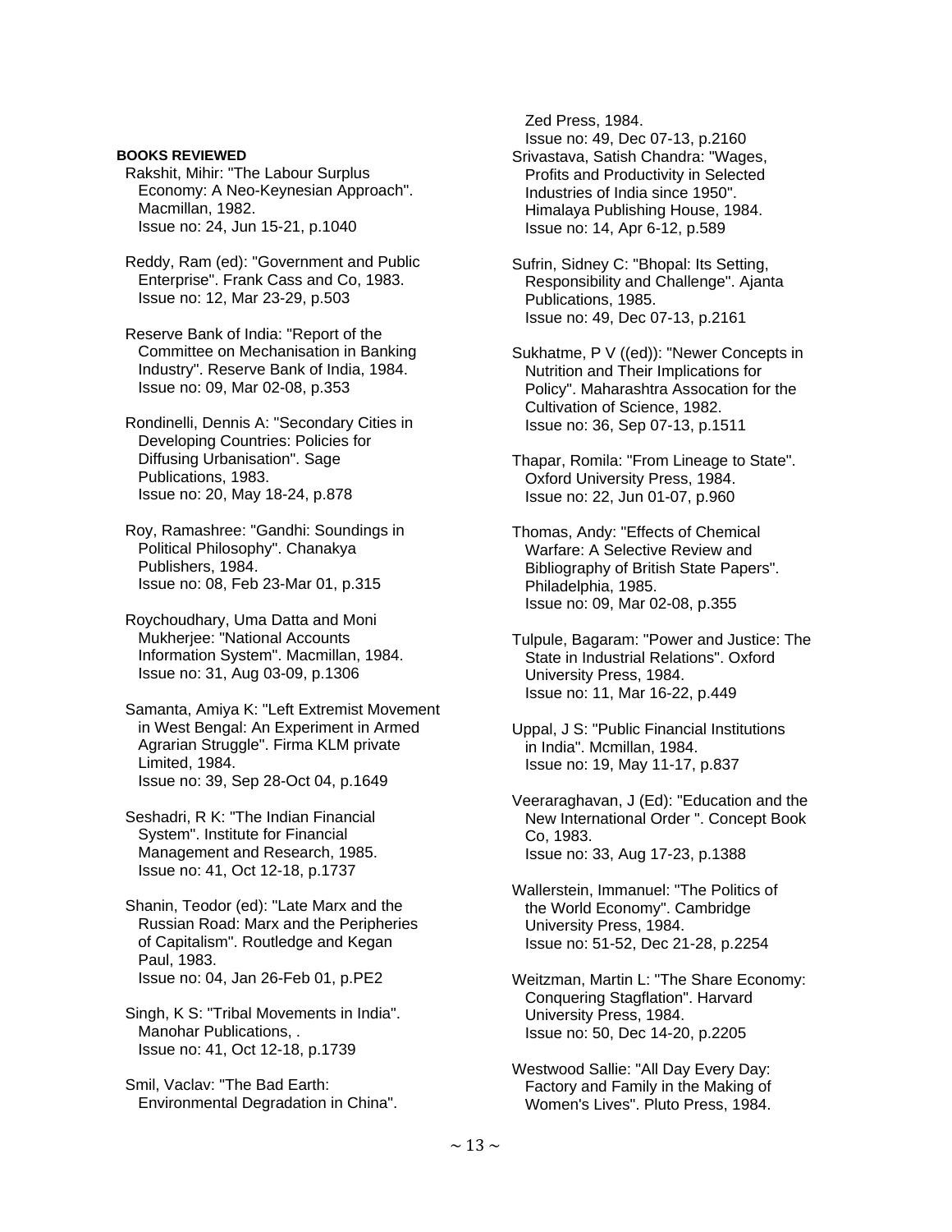**BOOKS REVIEWED**

Rakshit, Mihir: "The Labour Surplus Economy: A Neo-Keynesian Approach". Macmillan, 1982.
Issue no: 24, Jun 15-21, p.1040

Reddy, Ram (ed): "Government and Public Enterprise". Frank Cass and Co, 1983.
Issue no: 12, Mar 23-29, p.503

Reserve Bank of India: "Report of the Committee on Mechanisation in Banking Industry". Reserve Bank of India, 1984.
Issue no: 09, Mar 02-08, p.353

Rondinelli, Dennis A: "Secondary Cities in Developing Countries: Policies for Diffusing Urbanisation". Sage Publications, 1983.
Issue no: 20, May 18-24, p.878

Roy, Ramashree: "Gandhi: Soundings in Political Philosophy". Chanakya Publishers, 1984.
Issue no: 08, Feb 23-Mar 01, p.315

Roychoudhary, Uma Datta and Moni Mukherjee: "National Accounts Information System". Macmillan, 1984.
Issue no: 31, Aug 03-09, p.1306

Samanta, Amiya K: "Left Extremist Movement in West Bengal: An Experiment in Armed Agrarian Struggle". Firma KLM private Limited, 1984.
Issue no: 39, Sep 28-Oct 04, p.1649

Seshadri, R K: "The Indian Financial System". Institute for Financial Management and Research, 1985.
Issue no: 41, Oct 12-18, p.1737

Shanin, Teodor (ed): "Late Marx and the Russian Road: Marx and the Peripheries of Capitalism". Routledge and Kegan Paul, 1983.
Issue no: 04, Jan 26-Feb 01, p.PE2

Singh, K S: "Tribal Movements in India". Manohar Publications, .
Issue no: 41, Oct 12-18, p.1739

Smil, Vaclav: "The Bad Earth: Environmental Degradation in China". Zed Press, 1984.
Issue no: 49, Dec 07-13, p.2160

Srivastava, Satish Chandra: "Wages, Profits and Productivity in Selected Industries of India since 1950". Himalaya Publishing House, 1984.
Issue no: 14, Apr 6-12, p.589

Sufrin, Sidney C: "Bhopal: Its Setting, Responsibility and Challenge". Ajanta Publications, 1985.
Issue no: 49, Dec 07-13, p.2161

Sukhatme, P V ((ed)): "Newer Concepts in Nutrition and Their Implications for Policy". Maharashtra Assocation for the Cultivation of Science, 1982.
Issue no: 36, Sep 07-13, p.1511

Thapar, Romila: "From Lineage to State". Oxford University Press, 1984.
Issue no: 22, Jun 01-07, p.960

Thomas, Andy: "Effects of Chemical Warfare: A Selective Review and Bibliography of British State Papers". Philadelphia, 1985.
Issue no: 09, Mar 02-08, p.355

Tulpule, Bagaram: "Power and Justice: The State in Industrial Relations". Oxford University Press, 1984.
Issue no: 11, Mar 16-22, p.449

Uppal, J S: "Public Financial Institutions in India". Mcmillan, 1984.
Issue no: 19, May 11-17, p.837

Veeraraghavan, J (Ed): "Education and the New International Order ". Concept Book Co, 1983.
Issue no: 33, Aug 17-23, p.1388

Wallerstein, Immanuel: "The Politics of the World Economy". Cambridge University Press, 1984.
Issue no: 51-52, Dec 21-28, p.2254

Weitzman, Martin L: "The Share Economy: Conquering Stagflation". Harvard University Press, 1984.
Issue no: 50, Dec 14-20, p.2205

Westwood Sallie: "All Day Every Day: Factory and Family in the Making of Women's Lives". Pluto Press, 1984.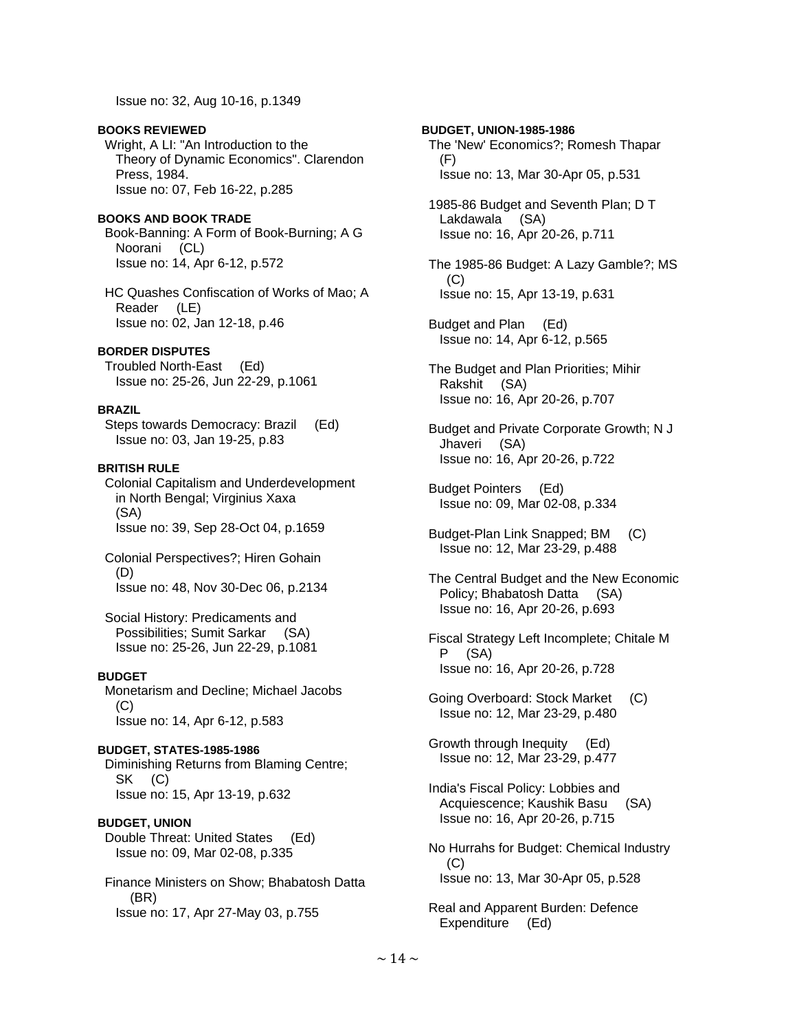Issue no: 32, Aug 10-16, p.1349

**BOOKS REVIEWED**

Wright, A LI: "An Introduction to the Theory of Dynamic Economics". Clarendon Press, 1984.
Issue no: 07, Feb 16-22, p.285

**BOOKS AND BOOK TRADE**

Book-Banning: A Form of Book-Burning; A G Noorani (CL)
Issue no: 14, Apr 6-12, p.572

HC Quashes Confiscation of Works of Mao; A Reader (LE)
Issue no: 02, Jan 12-18, p.46

**BORDER DISPUTES**

Troubled North-East (Ed)
Issue no: 25-26, Jun 22-29, p.1061

**BRAZIL**

Steps towards Democracy: Brazil (Ed)
Issue no: 03, Jan 19-25, p.83

**BRITISH RULE**

Colonial Capitalism and Underdevelopment in North Bengal; Virginius Xaxa (SA)
Issue no: 39, Sep 28-Oct 04, p.1659

Colonial Perspectives?; Hiren Gohain (D)
Issue no: 48, Nov 30-Dec 06, p.2134

Social History: Predicaments and Possibilities; Sumit Sarkar (SA)
Issue no: 25-26, Jun 22-29, p.1081

**BUDGET**

Monetarism and Decline; Michael Jacobs (C)
Issue no: 14, Apr 6-12, p.583

**BUDGET, STATES-1985-1986**

Diminishing Returns from Blaming Centre; SK (C)
Issue no: 15, Apr 13-19, p.632

**BUDGET, UNION**

Double Threat: United States (Ed)
Issue no: 09, Mar 02-08, p.335

Finance Ministers on Show; Bhabatosh Datta (BR)
Issue no: 17, Apr 27-May 03, p.755

**BUDGET, UNION-1985-1986**

The 'New' Economics?; Romesh Thapar (F)
Issue no: 13, Mar 30-Apr 05, p.531

1985-86 Budget and Seventh Plan; D T Lakdawala (SA)
Issue no: 16, Apr 20-26, p.711

The 1985-86 Budget: A Lazy Gamble?; MS (C)
Issue no: 15, Apr 13-19, p.631

Budget and Plan (Ed)
Issue no: 14, Apr 6-12, p.565

The Budget and Plan Priorities; Mihir Rakshit (SA)
Issue no: 16, Apr 20-26, p.707

Budget and Private Corporate Growth; N J Jhaveri (SA)
Issue no: 16, Apr 20-26, p.722

Budget Pointers (Ed)
Issue no: 09, Mar 02-08, p.334

Budget-Plan Link Snapped; BM (C)
Issue no: 12, Mar 23-29, p.488

The Central Budget and the New Economic Policy; Bhabatosh Datta (SA)
Issue no: 16, Apr 20-26, p.693

Fiscal Strategy Left Incomplete; Chitale M P (SA)
Issue no: 16, Apr 20-26, p.728

Going Overboard: Stock Market (C)
Issue no: 12, Mar 23-29, p.480

Growth through Inequity (Ed)
Issue no: 12, Mar 23-29, p.477

India's Fiscal Policy: Lobbies and Acquiescence; Kaushik Basu (SA)
Issue no: 16, Apr 20-26, p.715

No Hurrahs for Budget: Chemical Industry (C)
Issue no: 13, Mar 30-Apr 05, p.528

Real and Apparent Burden: Defence Expenditure (Ed)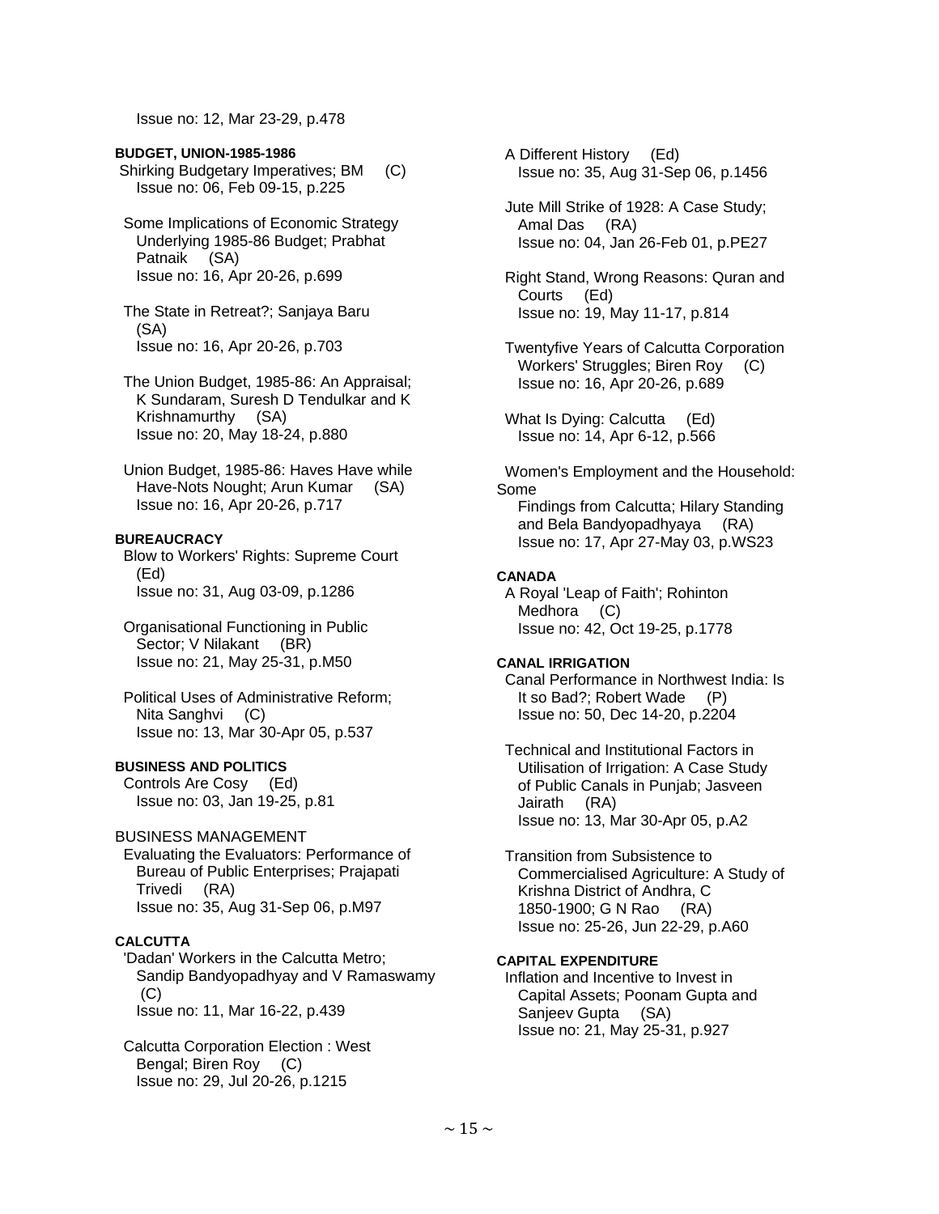Issue no: 12, Mar 23-29, p.478

**BUDGET, UNION-1985-1986**

Shirking Budgetary Imperatives; BM (C)
Issue no: 06, Feb 09-15, p.225

Some Implications of Economic Strategy Underlying 1985-86 Budget; Prabhat Patnaik (SA)
Issue no: 16, Apr 20-26, p.699

The State in Retreat?; Sanjaya Baru (SA)
Issue no: 16, Apr 20-26, p.703

The Union Budget, 1985-86: An Appraisal; K Sundaram, Suresh D Tendulkar and K Krishnamurthy (SA)
Issue no: 20, May 18-24, p.880

Union Budget, 1985-86: Haves Have while Have-Nots Nought; Arun Kumar (SA)
Issue no: 16, Apr 20-26, p.717

**BUREAUCRACY**

Blow to Workers' Rights: Supreme Court (Ed)
Issue no: 31, Aug 03-09, p.1286

Organisational Functioning in Public Sector; V Nilakant (BR)
Issue no: 21, May 25-31, p.M50

Political Uses of Administrative Reform; Nita Sanghvi (C)
Issue no: 13, Mar 30-Apr 05, p.537

**BUSINESS AND POLITICS**

Controls Are Cosy (Ed)
Issue no: 03, Jan 19-25, p.81

BUSINESS MANAGEMENT

Evaluating the Evaluators: Performance of Bureau of Public Enterprises; Prajapati Trivedi (RA)
Issue no: 35, Aug 31-Sep 06, p.M97

**CALCUTTA**

'Dadan' Workers in the Calcutta Metro; Sandip Bandyopadhyay and V Ramaswamy (C)
Issue no: 11, Mar 16-22, p.439

Calcutta Corporation Election : West Bengal; Biren Roy (C)
Issue no: 29, Jul 20-26, p.1215

A Different History (Ed)
Issue no: 35, Aug 31-Sep 06, p.1456

Jute Mill Strike of 1928: A Case Study; Amal Das (RA)
Issue no: 04, Jan 26-Feb 01, p.PE27

Right Stand, Wrong Reasons: Quran and Courts (Ed)
Issue no: 19, May 11-17, p.814

Twentyfive Years of Calcutta Corporation Workers' Struggles; Biren Roy (C)
Issue no: 16, Apr 20-26, p.689

What Is Dying: Calcutta (Ed)
Issue no: 14, Apr 6-12, p.566

Women's Employment and the Household: Some Findings from Calcutta; Hilary Standing and Bela Bandyopadhyaya (RA)
Issue no: 17, Apr 27-May 03, p.WS23

**CANADA**

A Royal 'Leap of Faith'; Rohinton Medhora (C)
Issue no: 42, Oct 19-25, p.1778

**CANAL IRRIGATION**

Canal Performance in Northwest India: Is It so Bad?; Robert Wade (P)
Issue no: 50, Dec 14-20, p.2204

Technical and Institutional Factors in Utilisation of Irrigation: A Case Study of Public Canals in Punjab; Jasveen Jairath (RA)
Issue no: 13, Mar 30-Apr 05, p.A2

Transition from Subsistence to Commercialised Agriculture: A Study of Krishna District of Andhra, C 1850-1900; G N Rao (RA)
Issue no: 25-26, Jun 22-29, p.A60

**CAPITAL EXPENDITURE**

Inflation and Incentive to Invest in Capital Assets; Poonam Gupta and Sanjeev Gupta (SA)
Issue no: 21, May 25-31, p.927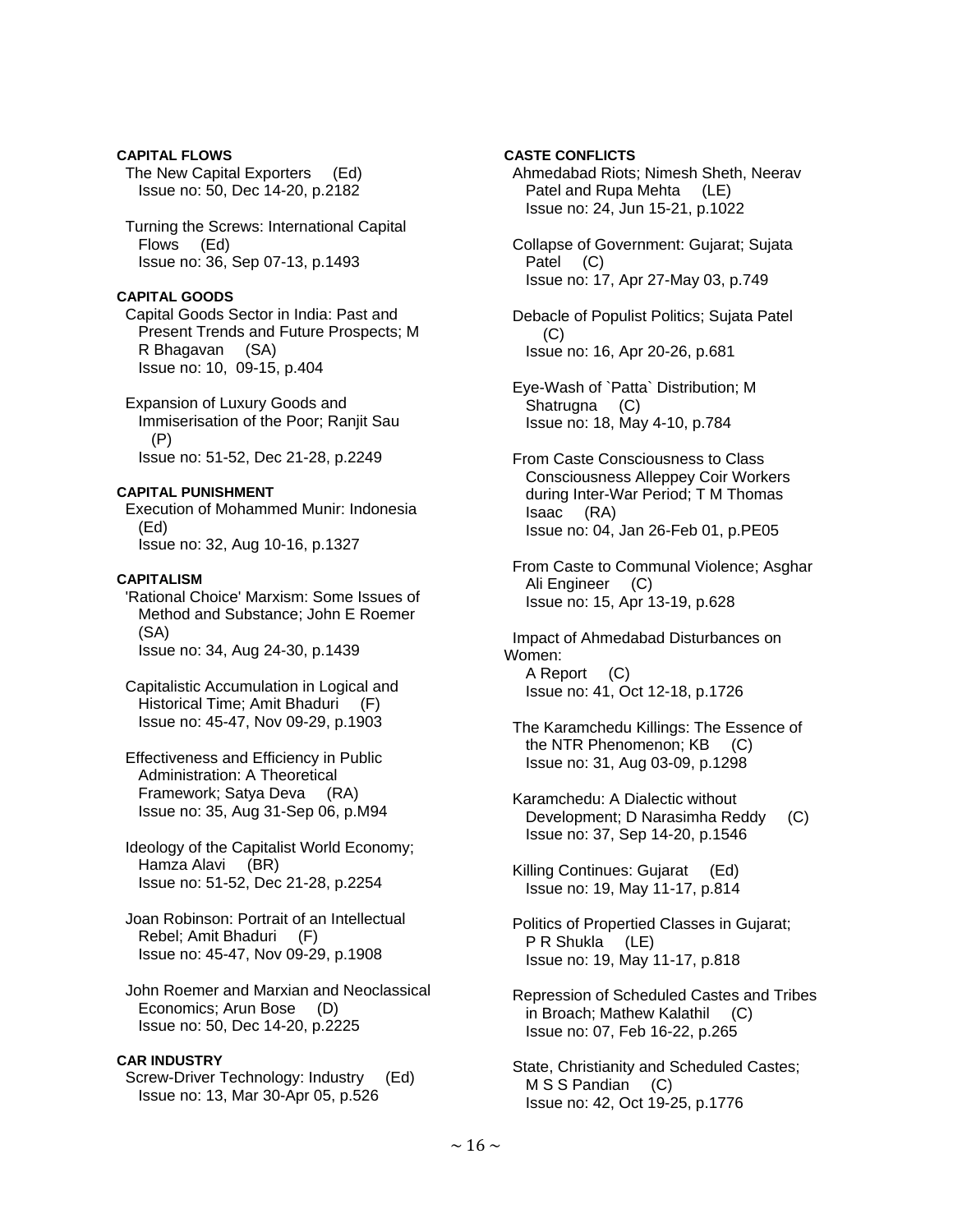**CAPITAL FLOWS**

The New Capital Exporters (Ed)
Issue no: 50, Dec 14-20, p.2182

Turning the Screws: International Capital Flows (Ed)
Issue no: 36, Sep 07-13, p.1493

**CAPITAL GOODS**

Capital Goods Sector in India: Past and Present Trends and Future Prospects; M R Bhagavan (SA)
Issue no: 10, 09-15, p.404

Expansion of Luxury Goods and Immiserisation of the Poor; Ranjit Sau (P)
Issue no: 51-52, Dec 21-28, p.2249

**CAPITAL PUNISHMENT**

Execution of Mohammed Munir: Indonesia (Ed)
Issue no: 32, Aug 10-16, p.1327

**CAPITALISM**

'Rational Choice' Marxism: Some Issues of Method and Substance; John E Roemer (SA)
Issue no: 34, Aug 24-30, p.1439

Capitalistic Accumulation in Logical and Historical Time; Amit Bhaduri (F)
Issue no: 45-47, Nov 09-29, p.1903

Effectiveness and Efficiency in Public Administration: A Theoretical Framework; Satya Deva (RA)
Issue no: 35, Aug 31-Sep 06, p.M94

Ideology of the Capitalist World Economy; Hamza Alavi (BR)
Issue no: 51-52, Dec 21-28, p.2254

Joan Robinson: Portrait of an Intellectual Rebel; Amit Bhaduri (F)
Issue no: 45-47, Nov 09-29, p.1908

John Roemer and Marxian and Neoclassical Economics; Arun Bose (D)
Issue no: 50, Dec 14-20, p.2225

**CAR INDUSTRY**

Screw-Driver Technology: Industry (Ed)
Issue no: 13, Mar 30-Apr 05, p.526

**CASTE CONFLICTS**

Ahmedabad Riots; Nimesh Sheth, Neerav Patel and Rupa Mehta (LE)
Issue no: 24, Jun 15-21, p.1022

Collapse of Government: Gujarat; Sujata Patel (C)
Issue no: 17, Apr 27-May 03, p.749

Debacle of Populist Politics; Sujata Patel (C)
Issue no: 16, Apr 20-26, p.681

Eye-Wash of `Patta` Distribution; M Shatrugna (C)
Issue no: 18, May 4-10, p.784

From Caste Consciousness to Class Consciousness Alleppey Coir Workers during Inter-War Period; T M Thomas Isaac (RA)
Issue no: 04, Jan 26-Feb 01, p.PE05

From Caste to Communal Violence; Asghar Ali Engineer (C)
Issue no: 15, Apr 13-19, p.628

Impact of Ahmedabad Disturbances on Women:
A Report (C)
Issue no: 41, Oct 12-18, p.1726

The Karamchedu Killings: The Essence of the NTR Phenomenon; KB (C)
Issue no: 31, Aug 03-09, p.1298

Karamchedu: A Dialectic without Development; D Narasimha Reddy (C)
Issue no: 37, Sep 14-20, p.1546

Killing Continues: Gujarat (Ed)
Issue no: 19, May 11-17, p.814

Politics of Propertied Classes in Gujarat; P R Shukla (LE)
Issue no: 19, May 11-17, p.818

Repression of Scheduled Castes and Tribes in Broach; Mathew Kalathil (C)
Issue no: 07, Feb 16-22, p.265

State, Christianity and Scheduled Castes; M S S Pandian (C)
Issue no: 42, Oct 19-25, p.1776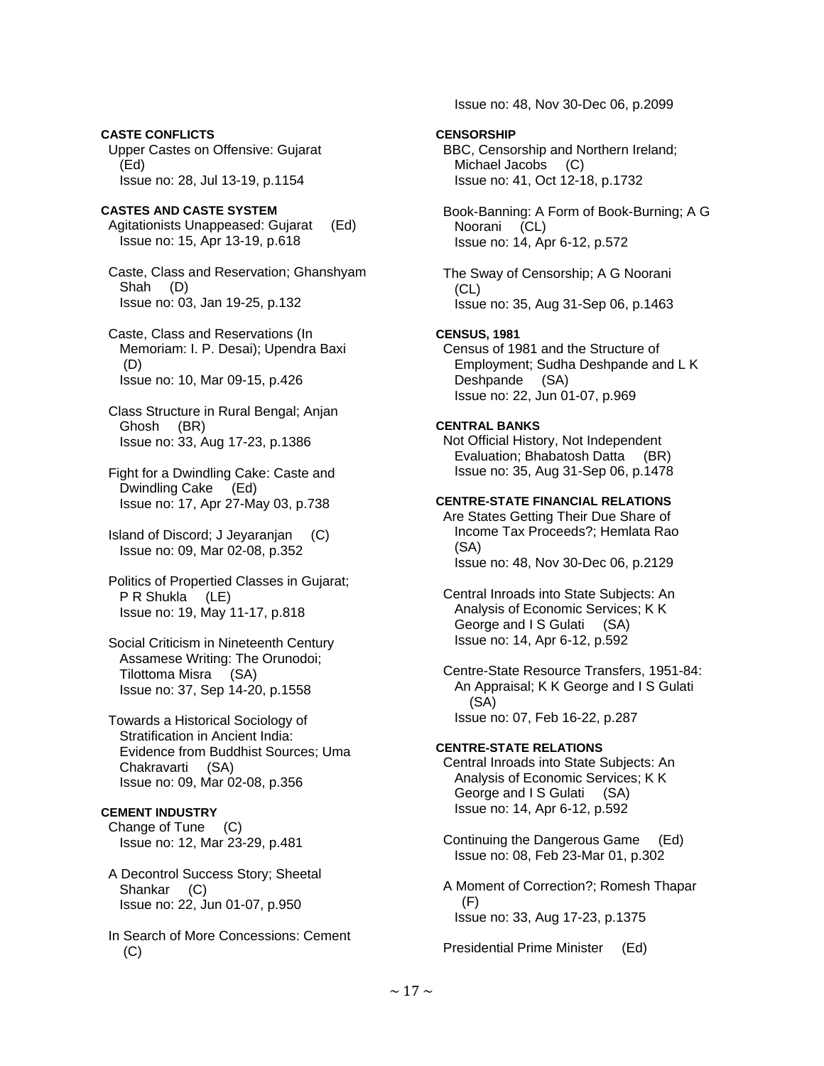**CASTE CONFLICTS**

Upper Castes on Offensive: Gujarat (Ed)
Issue no: 28, Jul 13-19, p.1154

**CASTES AND CASTE SYSTEM**

Agitationists Unappeased: Gujarat (Ed)
Issue no: 15, Apr 13-19, p.618

Caste, Class and Reservation; Ghanshyam Shah (D)
Issue no: 03, Jan 19-25, p.132

Caste, Class and Reservations (In Memoriam: I. P. Desai); Upendra Baxi (D)
Issue no: 10, Mar 09-15, p.426

Class Structure in Rural Bengal; Anjan Ghosh (BR)
Issue no: 33, Aug 17-23, p.1386

Fight for a Dwindling Cake: Caste and Dwindling Cake (Ed)
Issue no: 17, Apr 27-May 03, p.738

Island of Discord; J Jeyaranjan (C)
Issue no: 09, Mar 02-08, p.352

Politics of Propertied Classes in Gujarat; P R Shukla (LE)
Issue no: 19, May 11-17, p.818

Social Criticism in Nineteenth Century Assamese Writing: The Orunodoi; Tilottoma Misra (SA)
Issue no: 37, Sep 14-20, p.1558

Towards a Historical Sociology of Stratification in Ancient India: Evidence from Buddhist Sources; Uma Chakravarti (SA)
Issue no: 09, Mar 02-08, p.356

**CEMENT INDUSTRY**

Change of Tune (C)
Issue no: 12, Mar 23-29, p.481

A Decontrol Success Story; Sheetal Shankar (C)
Issue no: 22, Jun 01-07, p.950

In Search of More Concessions: Cement (C)
Issue no: 48, Nov 30-Dec 06, p.2099

**CENSORSHIP**

BBC, Censorship and Northern Ireland; Michael Jacobs (C)
Issue no: 41, Oct 12-18, p.1732

Book-Banning: A Form of Book-Burning; A G Noorani (CL)
Issue no: 14, Apr 6-12, p.572

The Sway of Censorship; A G Noorani (CL)
Issue no: 35, Aug 31-Sep 06, p.1463

**CENSUS, 1981**

Census of 1981 and the Structure of Employment; Sudha Deshpande and L K Deshpande (SA)
Issue no: 22, Jun 01-07, p.969

**CENTRAL BANKS**

Not Official History, Not Independent Evaluation; Bhabatosh Datta (BR)
Issue no: 35, Aug 31-Sep 06, p.1478

**CENTRE-STATE FINANCIAL RELATIONS**

Are States Getting Their Due Share of Income Tax Proceeds?; Hemlata Rao (SA)
Issue no: 48, Nov 30-Dec 06, p.2129

Central Inroads into State Subjects: An Analysis of Economic Services; K K George and I S Gulati (SA)
Issue no: 14, Apr 6-12, p.592

Centre-State Resource Transfers, 1951-84: An Appraisal; K K George and I S Gulati (SA)
Issue no: 07, Feb 16-22, p.287

**CENTRE-STATE RELATIONS**

Central Inroads into State Subjects: An Analysis of Economic Services; K K George and I S Gulati (SA)
Issue no: 14, Apr 6-12, p.592

Continuing the Dangerous Game (Ed)
Issue no: 08, Feb 23-Mar 01, p.302

A Moment of Correction?; Romesh Thapar (F)
Issue no: 33, Aug 17-23, p.1375

Presidential Prime Minister (Ed)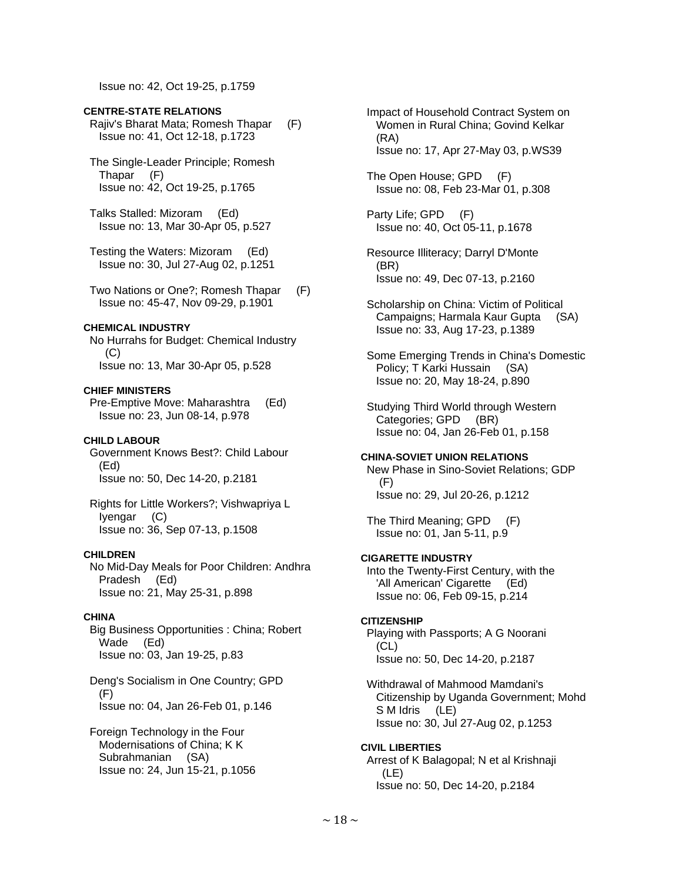Issue no: 42, Oct 19-25, p.1759

**CENTRE-STATE RELATIONS**

Rajiv's Bharat Mata; Romesh Thapar (F)
Issue no: 41, Oct 12-18, p.1723

The Single-Leader Principle; Romesh Thapar (F)
Issue no: 42, Oct 19-25, p.1765

Talks Stalled: Mizoram (Ed)
Issue no: 13, Mar 30-Apr 05, p.527

Testing the Waters: Mizoram (Ed)
Issue no: 30, Jul 27-Aug 02, p.1251

Two Nations or One?; Romesh Thapar (F)
Issue no: 45-47, Nov 09-29, p.1901

**CHEMICAL INDUSTRY**

No Hurrahs for Budget: Chemical Industry (C)
Issue no: 13, Mar 30-Apr 05, p.528

**CHIEF MINISTERS**

Pre-Emptive Move: Maharashtra (Ed)
Issue no: 23, Jun 08-14, p.978

**CHILD LABOUR**

Government Knows Best?: Child Labour (Ed)
Issue no: 50, Dec 14-20, p.2181

Rights for Little Workers?; Vishwapriya L Iyengar (C)
Issue no: 36, Sep 07-13, p.1508

**CHILDREN**

No Mid-Day Meals for Poor Children: Andhra Pradesh (Ed)
Issue no: 21, May 25-31, p.898

**CHINA**

Big Business Opportunities : China; Robert Wade (Ed)
Issue no: 03, Jan 19-25, p.83

Deng's Socialism in One Country; GPD (F)
Issue no: 04, Jan 26-Feb 01, p.146

Foreign Technology in the Four Modernisations of China; K K Subrahmanian (SA)
Issue no: 24, Jun 15-21, p.1056

Impact of Household Contract System on Women in Rural China; Govind Kelkar (RA)
Issue no: 17, Apr 27-May 03, p.WS39

The Open House; GPD (F)
Issue no: 08, Feb 23-Mar 01, p.308

Party Life; GPD (F)
Issue no: 40, Oct 05-11, p.1678

Resource Illiteracy; Darryl D'Monte (BR)
Issue no: 49, Dec 07-13, p.2160

Scholarship on China: Victim of Political Campaigns; Harmala Kaur Gupta (SA)
Issue no: 33, Aug 17-23, p.1389

Some Emerging Trends in China's Domestic Policy; T Karki Hussain (SA)
Issue no: 20, May 18-24, p.890

Studying Third World through Western Categories; GPD (BR)
Issue no: 04, Jan 26-Feb 01, p.158

**CHINA-SOVIET UNION RELATIONS**

New Phase in Sino-Soviet Relations; GDP (F)
Issue no: 29, Jul 20-26, p.1212

The Third Meaning; GPD (F)
Issue no: 01, Jan 5-11, p.9

**CIGARETTE INDUSTRY**

Into the Twenty-First Century, with the 'All American' Cigarette (Ed)
Issue no: 06, Feb 09-15, p.214

**CITIZENSHIP**

Playing with Passports; A G Noorani (CL)
Issue no: 50, Dec 14-20, p.2187

Withdrawal of Mahmood Mamdani's Citizenship by Uganda Government; Mohd S M Idris (LE)
Issue no: 30, Jul 27-Aug 02, p.1253

**CIVIL LIBERTIES**

Arrest of K Balagopal; N et al Krishnaji (LE)
Issue no: 50, Dec 14-20, p.2184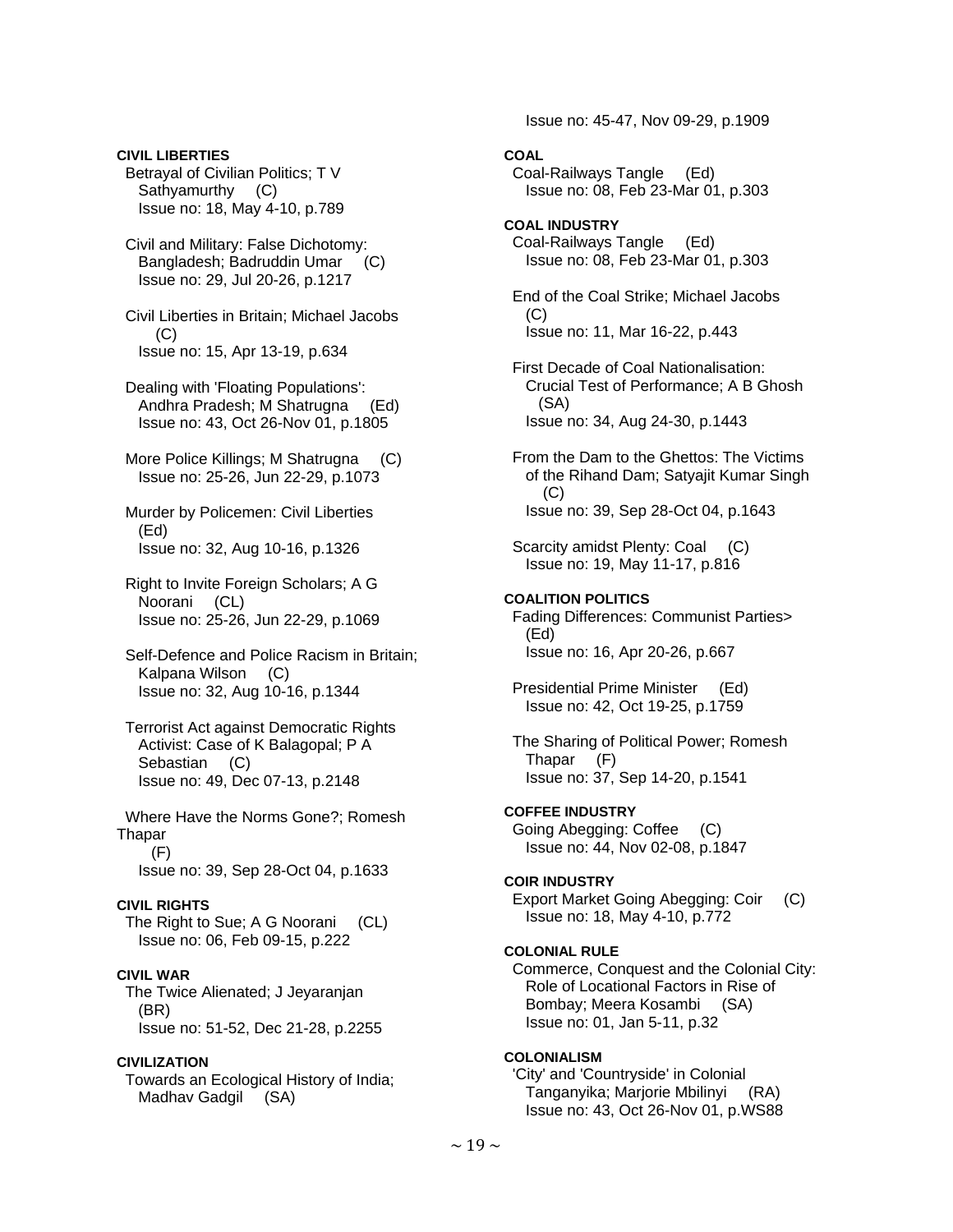**CIVIL LIBERTIES**

Betrayal of Civilian Politics; T V Sathyamurthy (C)
Issue no: 18, May 4-10, p.789

Civil and Military: False Dichotomy: Bangladesh; Badruddin Umar (C)
Issue no: 29, Jul 20-26, p.1217

Civil Liberties in Britain; Michael Jacobs (C)
Issue no: 15, Apr 13-19, p.634

Dealing with 'Floating Populations': Andhra Pradesh; M Shatrugna (Ed)
Issue no: 43, Oct 26-Nov 01, p.1805

More Police Killings; M Shatrugna (C)
Issue no: 25-26, Jun 22-29, p.1073

Murder by Policemen: Civil Liberties (Ed)
Issue no: 32, Aug 10-16, p.1326

Right to Invite Foreign Scholars; A G Noorani (CL)
Issue no: 25-26, Jun 22-29, p.1069

Self-Defence and Police Racism in Britain; Kalpana Wilson (C)
Issue no: 32, Aug 10-16, p.1344

Terrorist Act against Democratic Rights Activist: Case of K Balagopal; P A Sebastian (C)
Issue no: 49, Dec 07-13, p.2148

Where Have the Norms Gone?; Romesh Thapar (F)
Issue no: 39, Sep 28-Oct 04, p.1633

**CIVIL RIGHTS**

The Right to Sue; A G Noorani (CL)
Issue no: 06, Feb 09-15, p.222

**CIVIL WAR**

The Twice Alienated; J Jeyaranjan (BR)
Issue no: 51-52, Dec 21-28, p.2255

**CIVILIZATION**

Towards an Ecological History of India; Madhav Gadgil (SA)
Issue no: 45-47, Nov 09-29, p.1909

**COAL**

Coal-Railways Tangle (Ed)
Issue no: 08, Feb 23-Mar 01, p.303

**COAL INDUSTRY**

Coal-Railways Tangle (Ed)
Issue no: 08, Feb 23-Mar 01, p.303

End of the Coal Strike; Michael Jacobs (C)
Issue no: 11, Mar 16-22, p.443

First Decade of Coal Nationalisation: Crucial Test of Performance; A B Ghosh (SA)
Issue no: 34, Aug 24-30, p.1443

From the Dam to the Ghettos: The Victims of the Rihand Dam; Satyajit Kumar Singh (C)
Issue no: 39, Sep 28-Oct 04, p.1643

Scarcity amidst Plenty: Coal (C)
Issue no: 19, May 11-17, p.816

**COALITION POLITICS**

Fading Differences: Communist Parties> (Ed)
Issue no: 16, Apr 20-26, p.667

Presidential Prime Minister (Ed)
Issue no: 42, Oct 19-25, p.1759

The Sharing of Political Power; Romesh Thapar (F)
Issue no: 37, Sep 14-20, p.1541

**COFFEE INDUSTRY**

Going Abegging: Coffee (C)
Issue no: 44, Nov 02-08, p.1847

**COIR INDUSTRY**

Export Market Going Abegging: Coir (C)
Issue no: 18, May 4-10, p.772

**COLONIAL RULE**

Commerce, Conquest and the Colonial City: Role of Locational Factors in Rise of Bombay; Meera Kosambi (SA)
Issue no: 01, Jan 5-11, p.32

**COLONIALISM**

'City' and 'Countryside' in Colonial Tanganyika; Marjorie Mbilinyi (RA)
Issue no: 43, Oct 26-Nov 01, p.WS88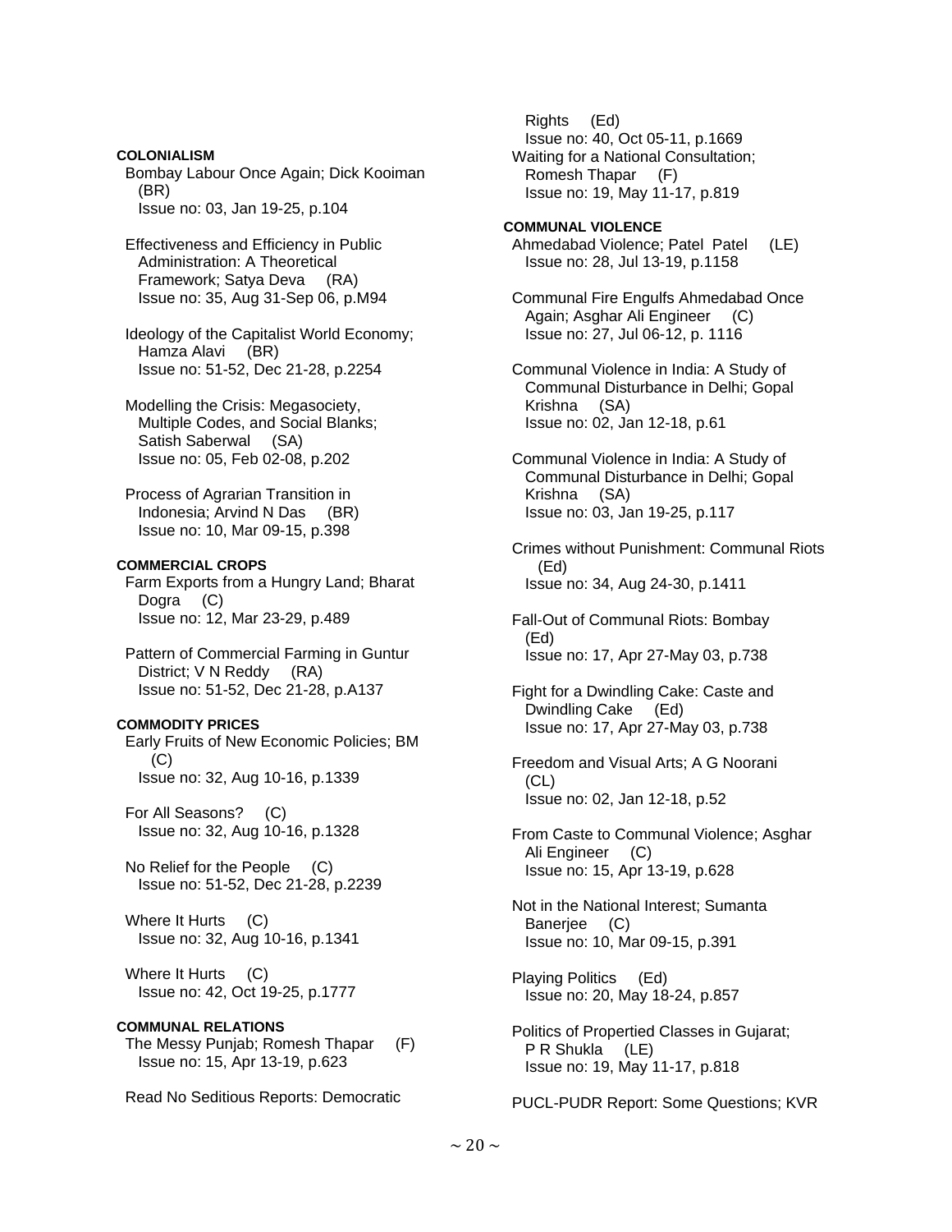#### COLONIALISM

Bombay Labour Once Again; Dick Kooiman (BR)
Issue no: 03, Jan 19-25, p.104

Effectiveness and Efficiency in Public Administration: A Theoretical Framework; Satya Deva (RA)
Issue no: 35, Aug 31-Sep 06, p.M94

Ideology of the Capitalist World Economy; Hamza Alavi (BR)
Issue no: 51-52, Dec 21-28, p.2254

Modelling the Crisis: Megasociety, Multiple Codes, and Social Blanks; Satish Saberwal (SA)
Issue no: 05, Feb 02-08, p.202

Process of Agrarian Transition in Indonesia; Arvind N Das (BR)
Issue no: 10, Mar 09-15, p.398

#### COMMERCIAL CROPS

Farm Exports from a Hungry Land; Bharat Dogra (C)
Issue no: 12, Mar 23-29, p.489

Pattern of Commercial Farming in Guntur District; V N Reddy (RA)
Issue no: 51-52, Dec 21-28, p.A137

#### COMMODITY PRICES

Early Fruits of New Economic Policies; BM (C)
Issue no: 32, Aug 10-16, p.1339

For All Seasons? (C)
Issue no: 32, Aug 10-16, p.1328

No Relief for the People (C)
Issue no: 51-52, Dec 21-28, p.2239

Where It Hurts (C)
Issue no: 32, Aug 10-16, p.1341

Where It Hurts (C)
Issue no: 42, Oct 19-25, p.1777

#### COMMUNAL RELATIONS

The Messy Punjab; Romesh Thapar (F)
Issue no: 15, Apr 13-19, p.623

Read No Seditious Reports: Democratic Rights (Ed)
Issue no: 40, Oct 05-11, p.1669

Waiting for a National Consultation; Romesh Thapar (F)
Issue no: 19, May 11-17, p.819

#### COMMUNAL VIOLENCE

Ahmedabad Violence; Patel Patel (LE)
Issue no: 28, Jul 13-19, p.1158

Communal Fire Engulfs Ahmedabad Once Again; Asghar Ali Engineer (C)
Issue no: 27, Jul 06-12, p. 1116

Communal Violence in India: A Study of Communal Disturbance in Delhi; Gopal Krishna (SA)
Issue no: 02, Jan 12-18, p.61

Communal Violence in India: A Study of Communal Disturbance in Delhi; Gopal Krishna (SA)
Issue no: 03, Jan 19-25, p.117

Crimes without Punishment: Communal Riots (Ed)
Issue no: 34, Aug 24-30, p.1411

Fall-Out of Communal Riots: Bombay (Ed)
Issue no: 17, Apr 27-May 03, p.738

Fight for a Dwindling Cake: Caste and Dwindling Cake (Ed)
Issue no: 17, Apr 27-May 03, p.738

Freedom and Visual Arts; A G Noorani (CL)
Issue no: 02, Jan 12-18, p.52

From Caste to Communal Violence; Asghar Ali Engineer (C)
Issue no: 15, Apr 13-19, p.628

Not in the National Interest; Sumanta Banerjee (C)
Issue no: 10, Mar 09-15, p.391

Playing Politics (Ed)
Issue no: 20, May 18-24, p.857

Politics of Propertied Classes in Gujarat; P R Shukla (LE)
Issue no: 19, May 11-17, p.818

PUCL-PUDR Report: Some Questions; KVR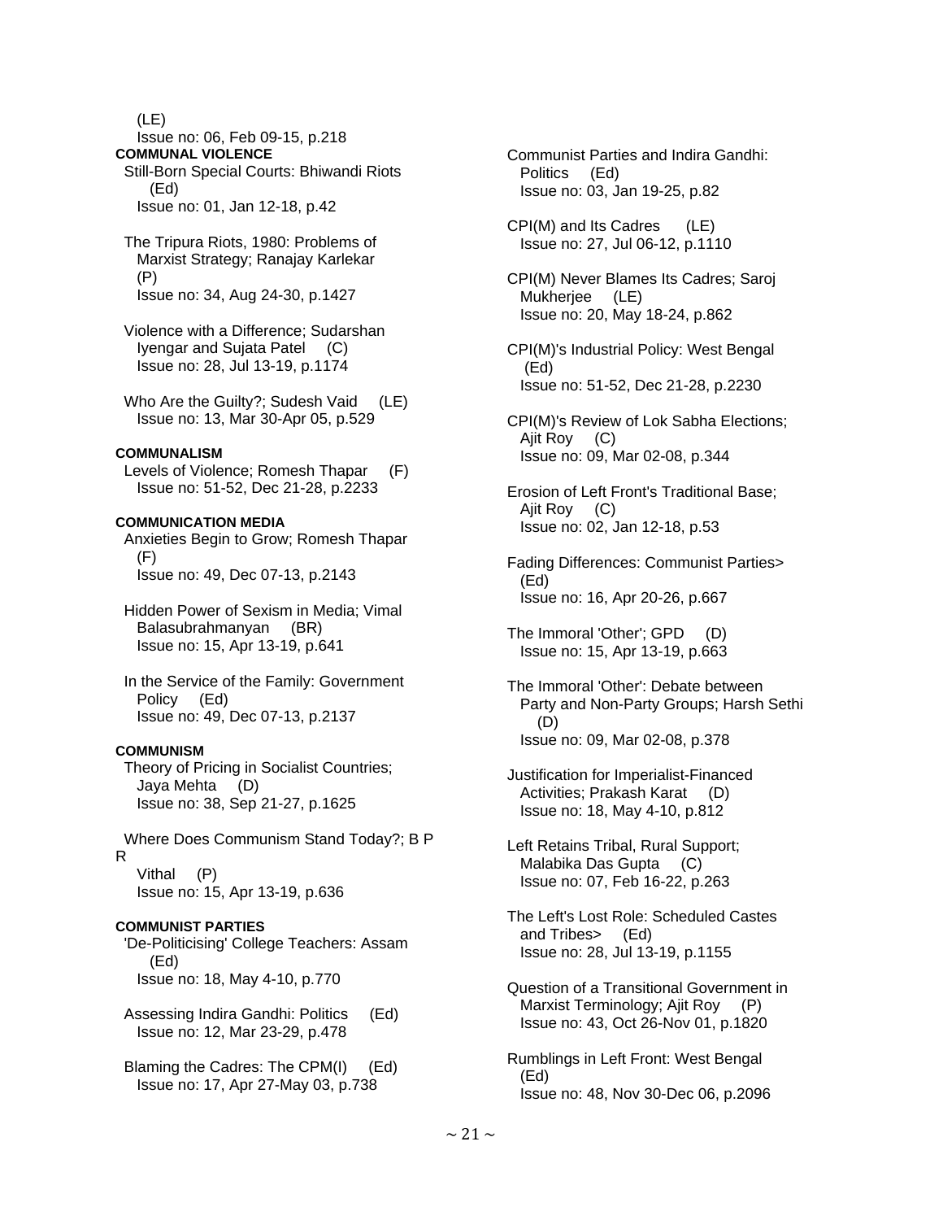(LE)
Issue no: 06, Feb 09-15, p.218

**COMMUNAL VIOLENCE**

Still-Born Special Courts: Bhiwandi Riots (Ed)
Issue no: 01, Jan 12-18, p.42

The Tripura Riots, 1980: Problems of Marxist Strategy; Ranajay Karlekar (P)
Issue no: 34, Aug 24-30, p.1427

Violence with a Difference; Sudarshan Iyengar and Sujata Patel (C)
Issue no: 28, Jul 13-19, p.1174

Who Are the Guilty?; Sudesh Vaid (LE)
Issue no: 13, Mar 30-Apr 05, p.529

**COMMUNALISM**

Levels of Violence; Romesh Thapar (F)
Issue no: 51-52, Dec 21-28, p.2233

**COMMUNICATION MEDIA**

Anxieties Begin to Grow; Romesh Thapar (F)
Issue no: 49, Dec 07-13, p.2143

Hidden Power of Sexism in Media; Vimal Balasubrahmanyan (BR)
Issue no: 15, Apr 13-19, p.641

In the Service of the Family: Government Policy (Ed)
Issue no: 49, Dec 07-13, p.2137

**COMMUNISM**

Theory of Pricing in Socialist Countries; Jaya Mehta (D)
Issue no: 38, Sep 21-27, p.1625

Where Does Communism Stand Today?; B P R Vithal (P)
Issue no: 15, Apr 13-19, p.636

**COMMUNIST PARTIES**

'De-Politicising' College Teachers: Assam (Ed)
Issue no: 18, May 4-10, p.770

Assessing Indira Gandhi: Politics (Ed)
Issue no: 12, Mar 23-29, p.478

Blaming the Cadres: The CPM(I) (Ed)
Issue no: 17, Apr 27-May 03, p.738

Communist Parties and Indira Gandhi: Politics (Ed)
Issue no: 03, Jan 19-25, p.82

CPI(M) and Its Cadres (LE)
Issue no: 27, Jul 06-12, p.1110

CPI(M) Never Blames Its Cadres; Saroj Mukherjee (LE)
Issue no: 20, May 18-24, p.862

CPI(M)'s Industrial Policy: West Bengal (Ed)
Issue no: 51-52, Dec 21-28, p.2230

CPI(M)'s Review of Lok Sabha Elections; Ajit Roy (C)
Issue no: 09, Mar 02-08, p.344

Erosion of Left Front's Traditional Base; Ajit Roy (C)
Issue no: 02, Jan 12-18, p.53

Fading Differences: Communist Parties> (Ed)
Issue no: 16, Apr 20-26, p.667

The Immoral 'Other'; GPD (D)
Issue no: 15, Apr 13-19, p.663

The Immoral 'Other': Debate between Party and Non-Party Groups; Harsh Sethi (D)
Issue no: 09, Mar 02-08, p.378

Justification for Imperialist-Financed Activities; Prakash Karat (D)
Issue no: 18, May 4-10, p.812

Left Retains Tribal, Rural Support; Malabika Das Gupta (C)
Issue no: 07, Feb 16-22, p.263

The Left's Lost Role: Scheduled Castes and Tribes> (Ed)
Issue no: 28, Jul 13-19, p.1155

Question of a Transitional Government in Marxist Terminology; Ajit Roy (P)
Issue no: 43, Oct 26-Nov 01, p.1820

Rumblings in Left Front: West Bengal (Ed)
Issue no: 48, Nov 30-Dec 06, p.2096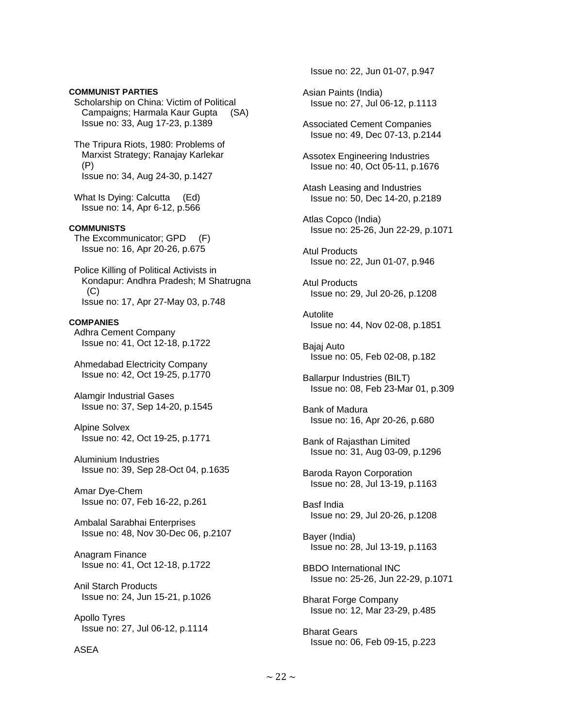**COMMUNIST PARTIES**

Scholarship on China: Victim of Political Campaigns; Harmala Kaur Gupta (SA)
Issue no: 33, Aug 17-23, p.1389

The Tripura Riots, 1980: Problems of Marxist Strategy; Ranajay Karlekar (P)
Issue no: 34, Aug 24-30, p.1427

What Is Dying: Calcutta (Ed)
Issue no: 14, Apr 6-12, p.566

**COMMUNISTS**

The Excommunicator; GPD (F)
Issue no: 16, Apr 20-26, p.675

Police Killing of Political Activists in Kondapur: Andhra Pradesh; M Shatrugna (C)
Issue no: 17, Apr 27-May 03, p.748

**COMPANIES**

Adhra Cement Company
Issue no: 41, Oct 12-18, p.1722

Ahmedabad Electricity Company
Issue no: 42, Oct 19-25, p.1770

Alamgir Industrial Gases
Issue no: 37, Sep 14-20, p.1545

Alpine Solvex
Issue no: 42, Oct 19-25, p.1771

Aluminium Industries
Issue no: 39, Sep 28-Oct 04, p.1635

Amar Dye-Chem
Issue no: 07, Feb 16-22, p.261

Ambalal Sarabhai Enterprises
Issue no: 48, Nov 30-Dec 06, p.2107

Anagram Finance
Issue no: 41, Oct 12-18, p.1722

Anil Starch Products
Issue no: 24, Jun 15-21, p.1026

Apollo Tyres
Issue no: 27, Jul 06-12, p.1114

ASEA
Issue no: 22, Jun 01-07, p.947

Asian Paints (India)
Issue no: 27, Jul 06-12, p.1113

Associated Cement Companies
Issue no: 49, Dec 07-13, p.2144

Assotex Engineering Industries
Issue no: 40, Oct 05-11, p.1676

Atash Leasing and Industries
Issue no: 50, Dec 14-20, p.2189

Atlas Copco (India)
Issue no: 25-26, Jun 22-29, p.1071

Atul Products
Issue no: 22, Jun 01-07, p.946

Atul Products
Issue no: 29, Jul 20-26, p.1208

Autolite
Issue no: 44, Nov 02-08, p.1851

Bajaj Auto
Issue no: 05, Feb 02-08, p.182

Ballarpur Industries (BILT)
Issue no: 08, Feb 23-Mar 01, p.309

Bank of Madura
Issue no: 16, Apr 20-26, p.680

Bank of Rajasthan Limited
Issue no: 31, Aug 03-09, p.1296

Baroda Rayon Corporation
Issue no: 28, Jul 13-19, p.1163

Basf India
Issue no: 29, Jul 20-26, p.1208

Bayer (India)
Issue no: 28, Jul 13-19, p.1163

BBDO International INC
Issue no: 25-26, Jun 22-29, p.1071

Bharat Forge Company
Issue no: 12, Mar 23-29, p.485

Bharat Gears
Issue no: 06, Feb 09-15, p.223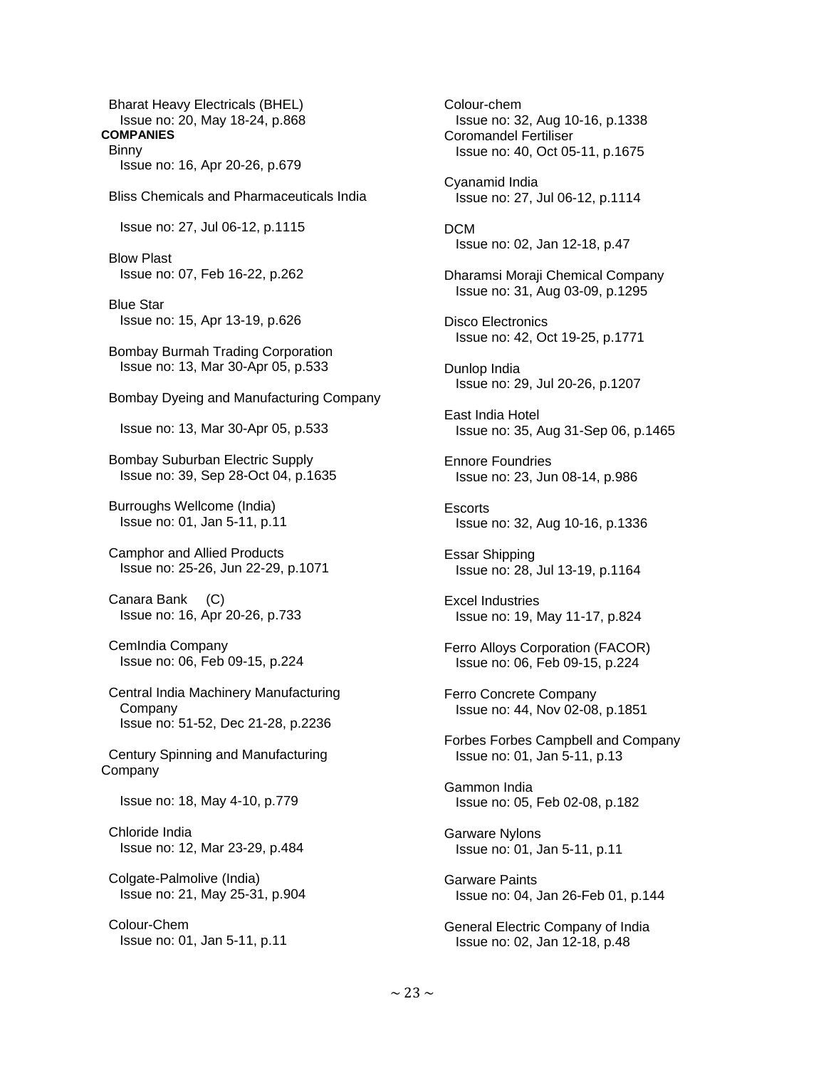Bharat Heavy Electricals (BHEL)
Issue no: 20, May 18-24, p.868

**COMPANIES**

Binny
Issue no: 16, Apr 20-26, p.679

Bliss Chemicals and Pharmaceuticals India

Issue no: 27, Jul 06-12, p.1115

Blow Plast
Issue no: 07, Feb 16-22, p.262

Blue Star
Issue no: 15, Apr 13-19, p.626

Bombay Burmah Trading Corporation
Issue no: 13, Mar 30-Apr 05, p.533

Bombay Dyeing and Manufacturing Company

Issue no: 13, Mar 30-Apr 05, p.533

Bombay Suburban Electric Supply
Issue no: 39, Sep 28-Oct 04, p.1635

Burroughs Wellcome (India)
Issue no: 01, Jan 5-11, p.11

Camphor and Allied Products
Issue no: 25-26, Jun 22-29, p.1071

Canara Bank (C)
Issue no: 16, Apr 20-26, p.733

CemIndia Company
Issue no: 06, Feb 09-15, p.224

Central India Machinery Manufacturing Company
Issue no: 51-52, Dec 21-28, p.2236

Century Spinning and Manufacturing Company

Issue no: 18, May 4-10, p.779

Chloride India
Issue no: 12, Mar 23-29, p.484

Colgate-Palmolive (India)
Issue no: 21, May 25-31, p.904

Colour-Chem
Issue no: 01, Jan 5-11, p.11

Colour-chem
Issue no: 32, Aug 10-16, p.1338

Coromandel Fertiliser
Issue no: 40, Oct 05-11, p.1675

Cyanamid India
Issue no: 27, Jul 06-12, p.1114

DCM
Issue no: 02, Jan 12-18, p.47

Dharamsi Moraji Chemical Company
Issue no: 31, Aug 03-09, p.1295

Disco Electronics
Issue no: 42, Oct 19-25, p.1771

Dunlop India
Issue no: 29, Jul 20-26, p.1207

East India Hotel
Issue no: 35, Aug 31-Sep 06, p.1465

Ennore Foundries
Issue no: 23, Jun 08-14, p.986

Escorts
Issue no: 32, Aug 10-16, p.1336

Essar Shipping
Issue no: 28, Jul 13-19, p.1164

Excel Industries
Issue no: 19, May 11-17, p.824

Ferro Alloys Corporation (FACOR)
Issue no: 06, Feb 09-15, p.224

Ferro Concrete Company
Issue no: 44, Nov 02-08, p.1851

Forbes Forbes Campbell and Company
Issue no: 01, Jan 5-11, p.13

Gammon India
Issue no: 05, Feb 02-08, p.182

Garware Nylons
Issue no: 01, Jan 5-11, p.11

Garware Paints
Issue no: 04, Jan 26-Feb 01, p.144

General Electric Company of India
Issue no: 02, Jan 12-18, p.48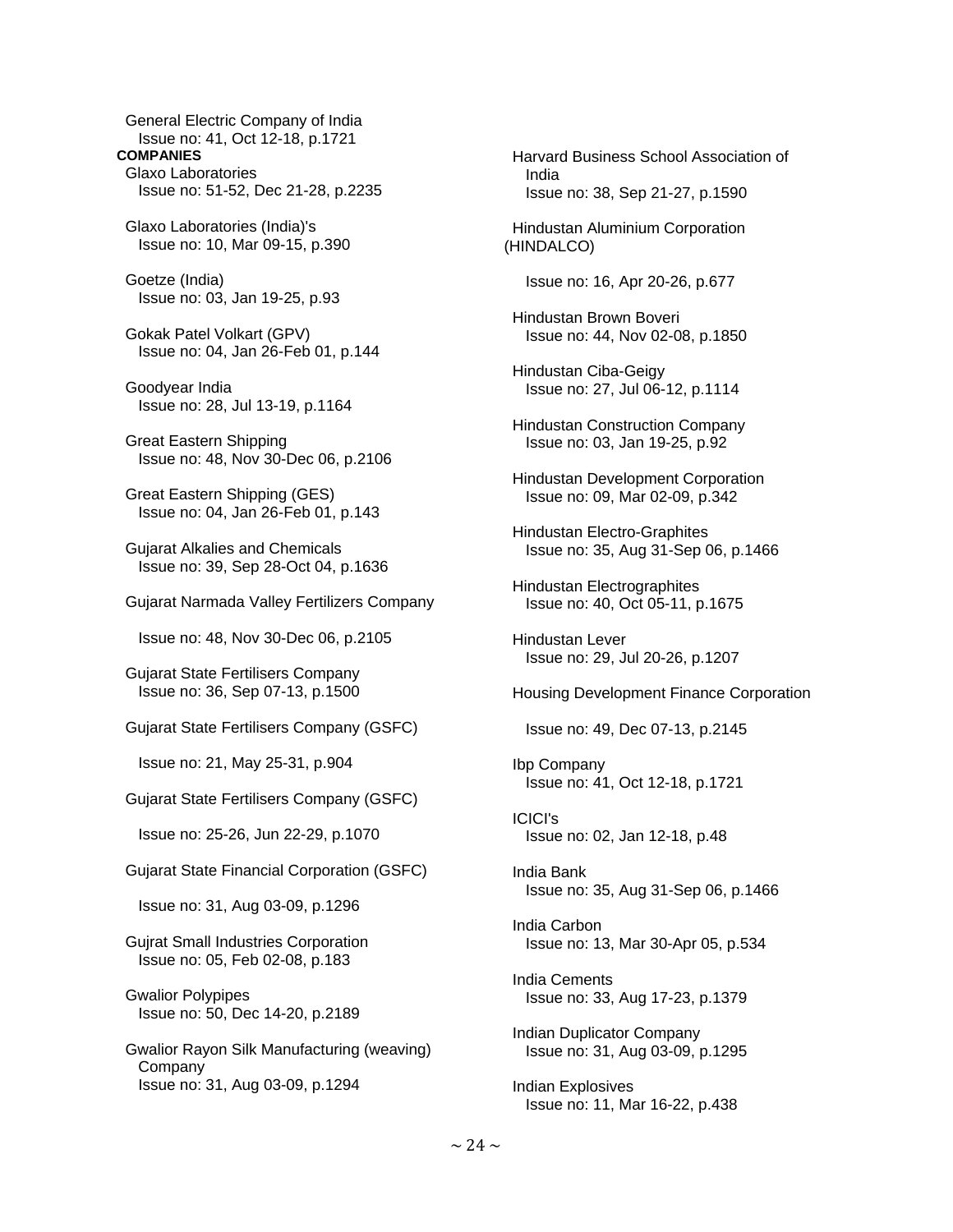General Electric Company of India
Issue no: 41, Oct 12-18, p.1721

**COMPANIES**

Glaxo Laboratories
Issue no: 51-52, Dec 21-28, p.2235

Glaxo Laboratories (India)'s
Issue no: 10, Mar 09-15, p.390

Goetze (India)
Issue no: 03, Jan 19-25, p.93

Gokak Patel Volkart (GPV)
Issue no: 04, Jan 26-Feb 01, p.144

Goodyear India
Issue no: 28, Jul 13-19, p.1164

Great Eastern Shipping
Issue no: 48, Nov 30-Dec 06, p.2106

Great Eastern Shipping (GES)
Issue no: 04, Jan 26-Feb 01, p.143

Gujarat Alkalies and Chemicals
Issue no: 39, Sep 28-Oct 04, p.1636

Gujarat Narmada Valley Fertilizers Company
Issue no: 48, Nov 30-Dec 06, p.2105

Gujarat State Fertilisers Company
Issue no: 36, Sep 07-13, p.1500

Gujarat State Fertilisers Company (GSFC)
Issue no: 21, May 25-31, p.904

Gujarat State Fertilisers Company (GSFC)
Issue no: 25-26, Jun 22-29, p.1070

Gujarat State Financial Corporation (GSFC)
Issue no: 31, Aug 03-09, p.1296

Gujrat Small Industries Corporation
Issue no: 05, Feb 02-08, p.183

Gwalior Polypipes
Issue no: 50, Dec 14-20, p.2189

Gwalior Rayon Silk Manufacturing (weaving) Company
Issue no: 31, Aug 03-09, p.1294

Harvard Business School Association of India
Issue no: 38, Sep 21-27, p.1590

Hindustan Aluminium Corporation (HINDALCO)
Issue no: 16, Apr 20-26, p.677

Hindustan Brown Boveri
Issue no: 44, Nov 02-08, p.1850

Hindustan Ciba-Geigy
Issue no: 27, Jul 06-12, p.1114

Hindustan Construction Company
Issue no: 03, Jan 19-25, p.92

Hindustan Development Corporation
Issue no: 09, Mar 02-09, p.342

Hindustan Electro-Graphites
Issue no: 35, Aug 31-Sep 06, p.1466

Hindustan Electrographites
Issue no: 40, Oct 05-11, p.1675

Hindustan Lever
Issue no: 29, Jul 20-26, p.1207

Housing Development Finance Corporation
Issue no: 49, Dec 07-13, p.2145

Ibp Company
Issue no: 41, Oct 12-18, p.1721

ICICI's
Issue no: 02, Jan 12-18, p.48

India Bank
Issue no: 35, Aug 31-Sep 06, p.1466

India Carbon
Issue no: 13, Mar 30-Apr 05, p.534

India Cements
Issue no: 33, Aug 17-23, p.1379

Indian Duplicator Company
Issue no: 31, Aug 03-09, p.1295

Indian Explosives
Issue no: 11, Mar 16-22, p.438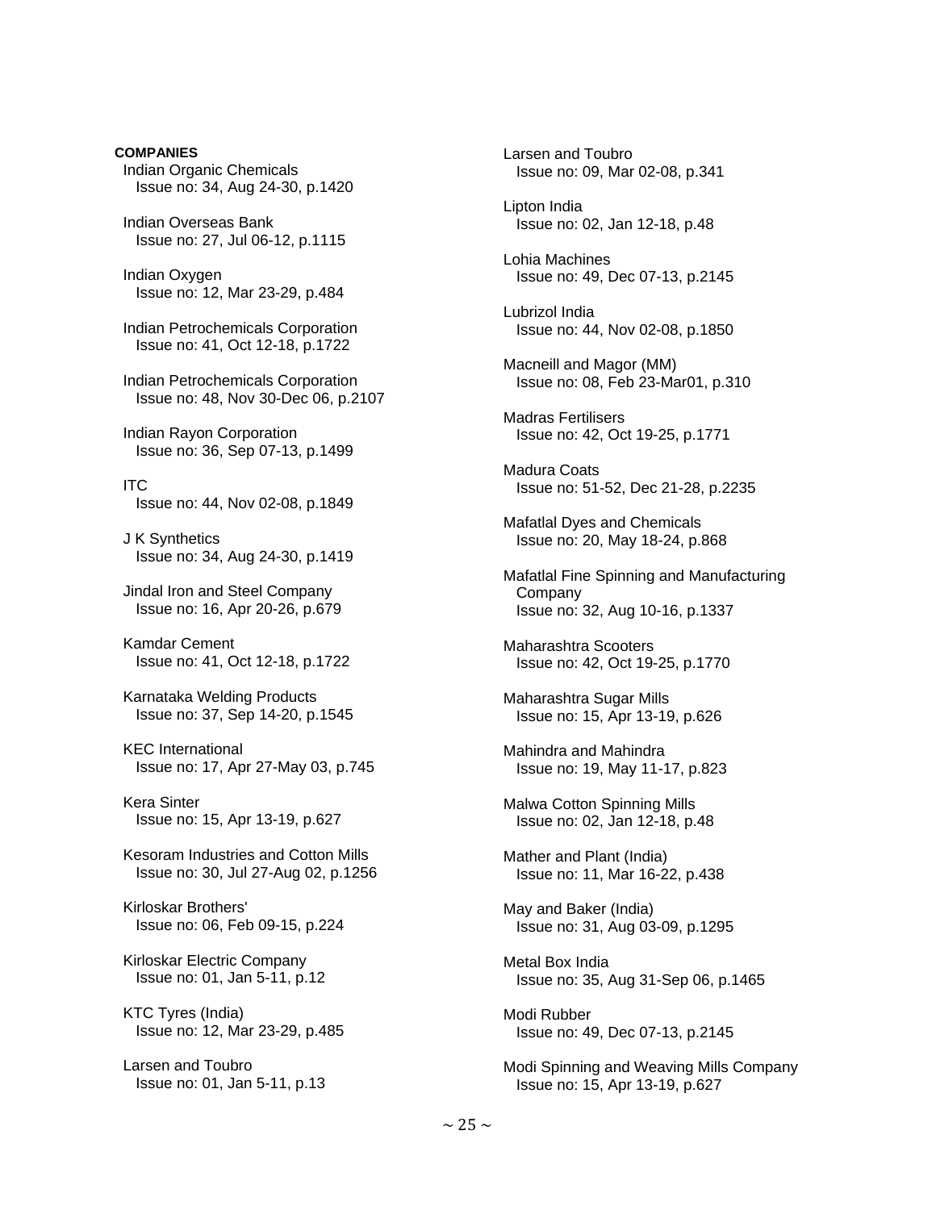**COMPANIES**

Indian Organic Chemicals
Issue no: 34, Aug 24-30, p.1420

Indian Overseas Bank
Issue no: 27, Jul 06-12, p.1115

Indian Oxygen
Issue no: 12, Mar 23-29, p.484

Indian Petrochemicals Corporation
Issue no: 41, Oct 12-18, p.1722

Indian Petrochemicals Corporation
Issue no: 48, Nov 30-Dec 06, p.2107

Indian Rayon Corporation
Issue no: 36, Sep 07-13, p.1499

ITC
Issue no: 44, Nov 02-08, p.1849

J K Synthetics
Issue no: 34, Aug 24-30, p.1419

Jindal Iron and Steel Company
Issue no: 16, Apr 20-26, p.679

Kamdar Cement
Issue no: 41, Oct 12-18, p.1722

Karnataka Welding Products
Issue no: 37, Sep 14-20, p.1545

KEC International
Issue no: 17, Apr 27-May 03, p.745

Kera Sinter
Issue no: 15, Apr 13-19, p.627

Kesoram Industries and Cotton Mills
Issue no: 30, Jul 27-Aug 02, p.1256

Kirloskar Brothers'
Issue no: 06, Feb 09-15, p.224

Kirloskar Electric Company
Issue no: 01, Jan 5-11, p.12

KTC Tyres (India)
Issue no: 12, Mar 23-29, p.485

Larsen and Toubro
Issue no: 01, Jan 5-11, p.13

Larsen and Toubro
Issue no: 09, Mar 02-08, p.341

Lipton India
Issue no: 02, Jan 12-18, p.48

Lohia Machines
Issue no: 49, Dec 07-13, p.2145

Lubrizol India
Issue no: 44, Nov 02-08, p.1850

Macneill and Magor (MM)
Issue no: 08, Feb 23-Mar01, p.310

Madras Fertilisers
Issue no: 42, Oct 19-25, p.1771

Madura Coats
Issue no: 51-52, Dec 21-28, p.2235

Mafatlal Dyes and Chemicals
Issue no: 20, May 18-24, p.868

Mafatlal Fine Spinning and Manufacturing Company
Issue no: 32, Aug 10-16, p.1337

Maharashtra Scooters
Issue no: 42, Oct 19-25, p.1770

Maharashtra Sugar Mills
Issue no: 15, Apr 13-19, p.626

Mahindra and Mahindra
Issue no: 19, May 11-17, p.823

Malwa Cotton Spinning Mills
Issue no: 02, Jan 12-18, p.48

Mather and Plant (India)
Issue no: 11, Mar 16-22, p.438

May and Baker (India)
Issue no: 31, Aug 03-09, p.1295

Metal Box India
Issue no: 35, Aug 31-Sep 06, p.1465

Modi Rubber
Issue no: 49, Dec 07-13, p.2145

Modi Spinning and Weaving Mills Company
Issue no: 15, Apr 13-19, p.627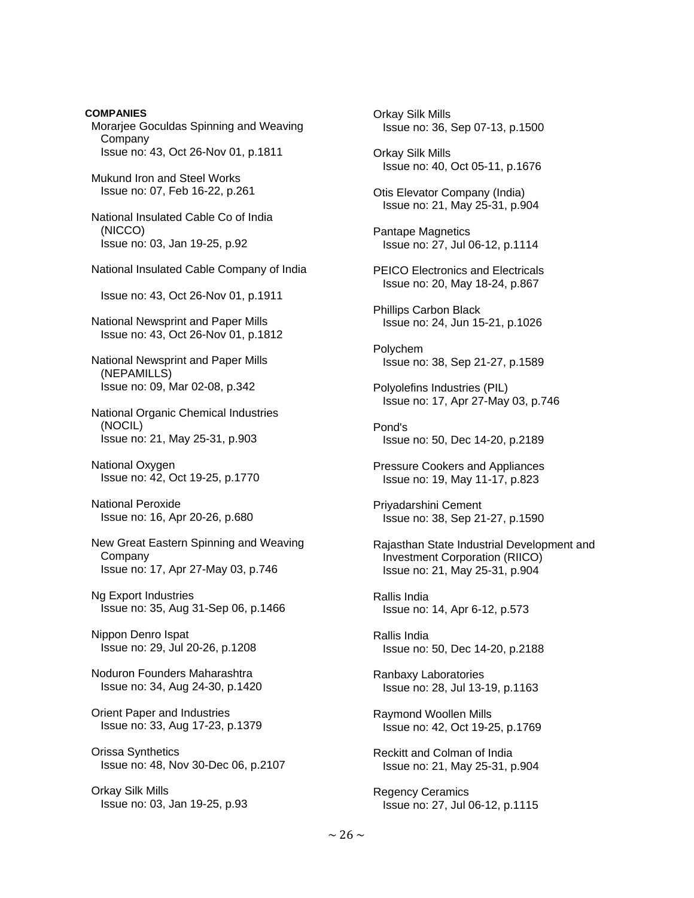**COMPANIES**

Morarjee Goculdas Spinning and Weaving Company
Issue no: 43, Oct 26-Nov 01, p.1811

Mukund Iron and Steel Works
Issue no: 07, Feb 16-22, p.261

National Insulated Cable Co of India (NICCO)
Issue no: 03, Jan 19-25, p.92

National Insulated Cable Company of India

Issue no: 43, Oct 26-Nov 01, p.1911

National Newsprint and Paper Mills
Issue no: 43, Oct 26-Nov 01, p.1812

National Newsprint and Paper Mills (NEPAMILLS)
Issue no: 09, Mar 02-08, p.342

National Organic Chemical Industries (NOCIL)
Issue no: 21, May 25-31, p.903

National Oxygen
Issue no: 42, Oct 19-25, p.1770

National Peroxide
Issue no: 16, Apr 20-26, p.680

New Great Eastern Spinning and Weaving Company
Issue no: 17, Apr 27-May 03, p.746

Ng Export Industries
Issue no: 35, Aug 31-Sep 06, p.1466

Nippon Denro Ispat
Issue no: 29, Jul 20-26, p.1208

Noduron Founders Maharashtra
Issue no: 34, Aug 24-30, p.1420

Orient Paper and Industries
Issue no: 33, Aug 17-23, p.1379

Orissa Synthetics
Issue no: 48, Nov 30-Dec 06, p.2107

Orkay Silk Mills
Issue no: 03, Jan 19-25, p.93

Orkay Silk Mills
Issue no: 36, Sep 07-13, p.1500

Orkay Silk Mills
Issue no: 40, Oct 05-11, p.1676

Otis Elevator Company (India)
Issue no: 21, May 25-31, p.904

Pantape Magnetics
Issue no: 27, Jul 06-12, p.1114

PEICO Electronics and Electricals
Issue no: 20, May 18-24, p.867

Phillips Carbon Black
Issue no: 24, Jun 15-21, p.1026

Polychem
Issue no: 38, Sep 21-27, p.1589

Polyolefins Industries (PIL)
Issue no: 17, Apr 27-May 03, p.746

Pond's
Issue no: 50, Dec 14-20, p.2189

Pressure Cookers and Appliances
Issue no: 19, May 11-17, p.823

Priyadarshini Cement
Issue no: 38, Sep 21-27, p.1590

Rajasthan State Industrial Development and Investment Corporation (RIICO)
Issue no: 21, May 25-31, p.904

Rallis India
Issue no: 14, Apr 6-12, p.573

Rallis India
Issue no: 50, Dec 14-20, p.2188

Ranbaxy Laboratories
Issue no: 28, Jul 13-19, p.1163

Raymond Woollen Mills
Issue no: 42, Oct 19-25, p.1769

Reckitt and Colman of India
Issue no: 21, May 25-31, p.904

Regency Ceramics
Issue no: 27, Jul 06-12, p.1115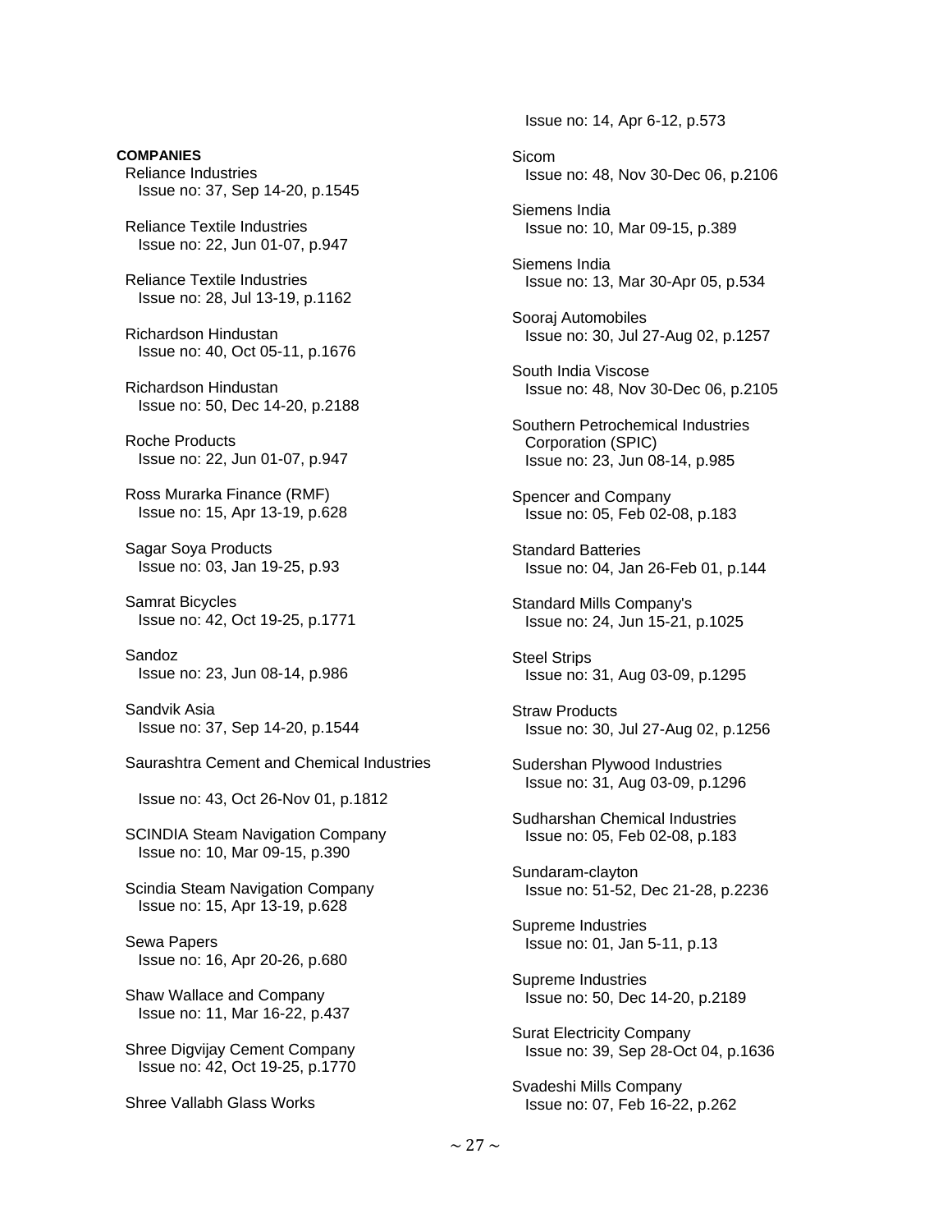**COMPANIES**

Reliance Industries
Issue no: 37, Sep 14-20, p.1545

Reliance Textile Industries
Issue no: 22, Jun 01-07, p.947

Reliance Textile Industries
Issue no: 28, Jul 13-19, p.1162

Richardson Hindustan
Issue no: 40, Oct 05-11, p.1676

Richardson Hindustan
Issue no: 50, Dec 14-20, p.2188

Roche Products
Issue no: 22, Jun 01-07, p.947

Ross Murarka Finance (RMF)
Issue no: 15, Apr 13-19, p.628

Sagar Soya Products
Issue no: 03, Jan 19-25, p.93

Samrat Bicycles
Issue no: 42, Oct 19-25, p.1771

Sandoz
Issue no: 23, Jun 08-14, p.986

Sandvik Asia
Issue no: 37, Sep 14-20, p.1544

Saurashtra Cement and Chemical Industries

Issue no: 43, Oct 26-Nov 01, p.1812

SCINDIA Steam Navigation Company
Issue no: 10, Mar 09-15, p.390

Scindia Steam Navigation Company
Issue no: 15, Apr 13-19, p.628

Sewa Papers
Issue no: 16, Apr 20-26, p.680

Shaw Wallace and Company
Issue no: 11, Mar 16-22, p.437

Shree Digvijay Cement Company
Issue no: 42, Oct 19-25, p.1770

Shree Vallabh Glass Works
Issue no: 14, Apr 6-12, p.573

Sicom
Issue no: 48, Nov 30-Dec 06, p.2106

Siemens India
Issue no: 10, Mar 09-15, p.389

Siemens India
Issue no: 13, Mar 30-Apr 05, p.534

Sooraj Automobiles
Issue no: 30, Jul 27-Aug 02, p.1257

South India Viscose
Issue no: 48, Nov 30-Dec 06, p.2105

Southern Petrochemical Industries Corporation (SPIC)
Issue no: 23, Jun 08-14, p.985

Spencer and Company
Issue no: 05, Feb 02-08, p.183

Standard Batteries
Issue no: 04, Jan 26-Feb 01, p.144

Standard Mills Company's
Issue no: 24, Jun 15-21, p.1025

Steel Strips
Issue no: 31, Aug 03-09, p.1295

Straw Products
Issue no: 30, Jul 27-Aug 02, p.1256

Sudershan Plywood Industries
Issue no: 31, Aug 03-09, p.1296

Sudharshan Chemical Industries
Issue no: 05, Feb 02-08, p.183

Sundaram-clayton
Issue no: 51-52, Dec 21-28, p.2236

Supreme Industries
Issue no: 01, Jan 5-11, p.13

Supreme Industries
Issue no: 50, Dec 14-20, p.2189

Surat Electricity Company
Issue no: 39, Sep 28-Oct 04, p.1636

Svadeshi Mills Company
Issue no: 07, Feb 16-22, p.262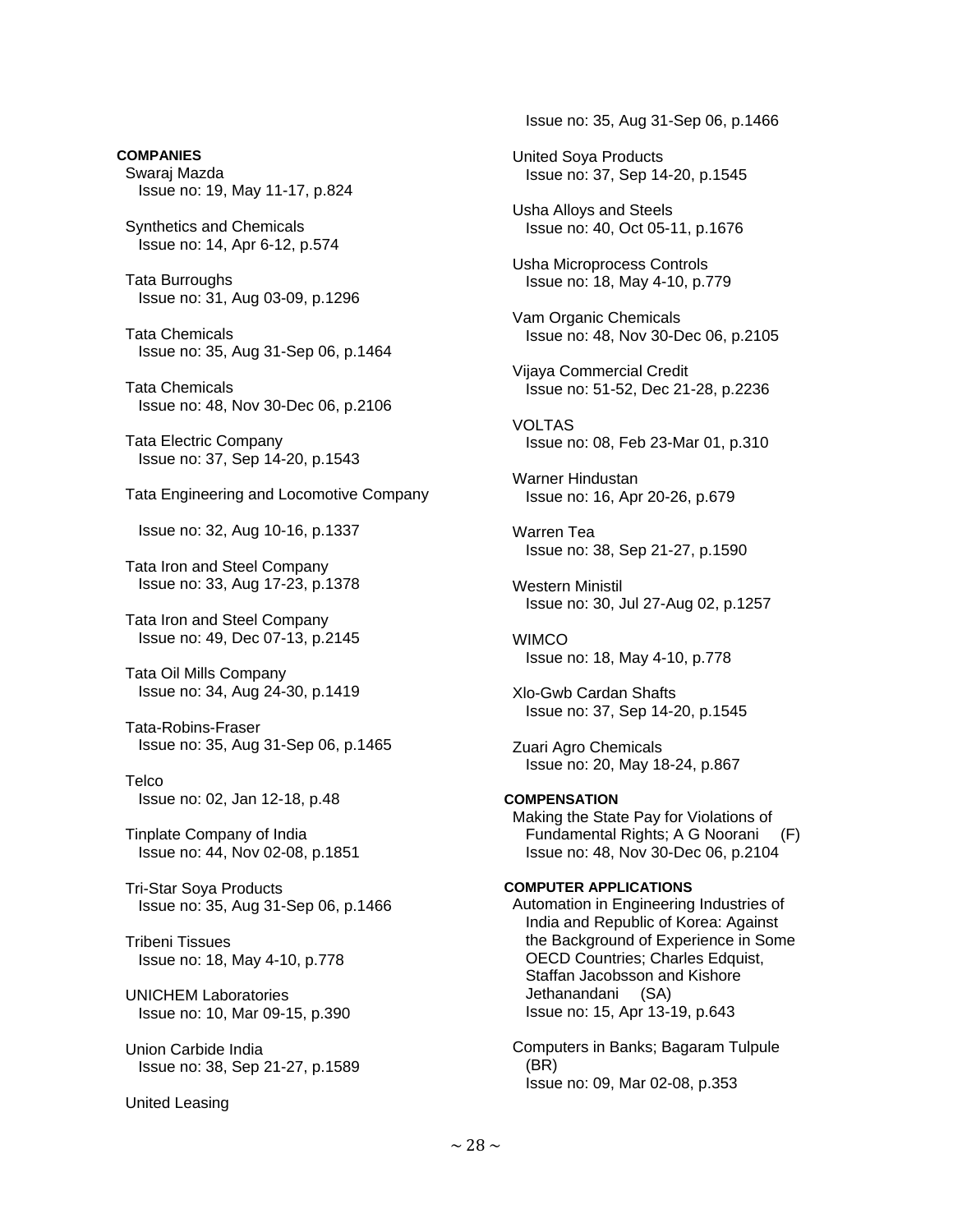**COMPANIES**

Swaraj Mazda
Issue no: 19, May 11-17, p.824

Synthetics and Chemicals
Issue no: 14, Apr 6-12, p.574

Tata Burroughs
Issue no: 31, Aug 03-09, p.1296

Tata Chemicals
Issue no: 35, Aug 31-Sep 06, p.1464

Tata Chemicals
Issue no: 48, Nov 30-Dec 06, p.2106

Tata Electric Company
Issue no: 37, Sep 14-20, p.1543

Tata Engineering and Locomotive Company
Issue no: 32, Aug 10-16, p.1337

Tata Iron and Steel Company
Issue no: 33, Aug 17-23, p.1378

Tata Iron and Steel Company
Issue no: 49, Dec 07-13, p.2145

Tata Oil Mills Company
Issue no: 34, Aug 24-30, p.1419

Tata-Robins-Fraser
Issue no: 35, Aug 31-Sep 06, p.1465

Telco
Issue no: 02, Jan 12-18, p.48

Tinplate Company of India
Issue no: 44, Nov 02-08, p.1851

Tri-Star Soya Products
Issue no: 35, Aug 31-Sep 06, p.1466

Tribeni Tissues
Issue no: 18, May 4-10, p.778

UNICHEM Laboratories
Issue no: 10, Mar 09-15, p.390

Union Carbide India
Issue no: 38, Sep 21-27, p.1589

United Leasing
Issue no: 35, Aug 31-Sep 06, p.1466

United Soya Products
Issue no: 37, Sep 14-20, p.1545

Usha Alloys and Steels
Issue no: 40, Oct 05-11, p.1676

Usha Microprocess Controls
Issue no: 18, May 4-10, p.779

Vam Organic Chemicals
Issue no: 48, Nov 30-Dec 06, p.2105

Vijaya Commercial Credit
Issue no: 51-52, Dec 21-28, p.2236

VOLTAS
Issue no: 08, Feb 23-Mar 01, p.310

Warner Hindustan
Issue no: 16, Apr 20-26, p.679

Warren Tea
Issue no: 38, Sep 21-27, p.1590

Western Ministil
Issue no: 30, Jul 27-Aug 02, p.1257

WIMCO
Issue no: 18, May 4-10, p.778

Xlo-Gwb Cardan Shafts
Issue no: 37, Sep 14-20, p.1545

Zuari Agro Chemicals
Issue no: 20, May 18-24, p.867

**COMPENSATION**

Making the State Pay for Violations of Fundamental Rights; A G Noorani (F)
Issue no: 48, Nov 30-Dec 06, p.2104

**COMPUTER APPLICATIONS**

Automation in Engineering Industries of India and Republic of Korea: Against the Background of Experience in Some OECD Countries; Charles Edquist, Staffan Jacobsson and Kishore Jethanandani (SA)
Issue no: 15, Apr 13-19, p.643

Computers in Banks; Bagaram Tulpule (BR)
Issue no: 09, Mar 02-08, p.353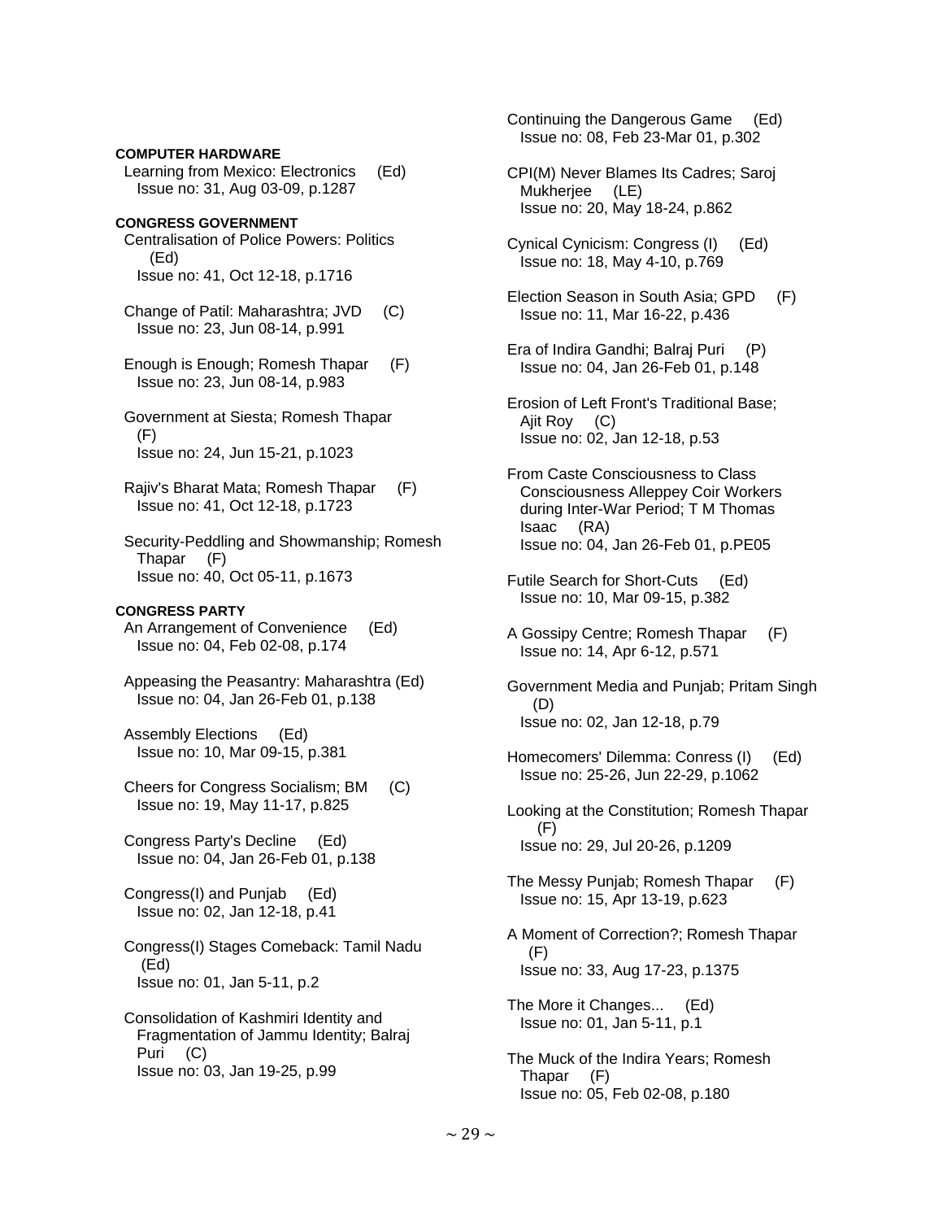**COMPUTER HARDWARE**

Learning from Mexico: Electronics (Ed)
Issue no: 31, Aug 03-09, p.1287

**CONGRESS GOVERNMENT**

Centralisation of Police Powers: Politics (Ed)
Issue no: 41, Oct 12-18, p.1716

Change of Patil: Maharashtra; JVD (C)
Issue no: 23, Jun 08-14, p.991

Enough is Enough; Romesh Thapar (F)
Issue no: 23, Jun 08-14, p.983

Government at Siesta; Romesh Thapar (F)
Issue no: 24, Jun 15-21, p.1023

Rajiv's Bharat Mata; Romesh Thapar (F)
Issue no: 41, Oct 12-18, p.1723

Security-Peddling and Showmanship; Romesh Thapar (F)
Issue no: 40, Oct 05-11, p.1673

**CONGRESS PARTY**

An Arrangement of Convenience (Ed)
Issue no: 04, Feb 02-08, p.174

Appeasing the Peasantry: Maharashtra (Ed)
Issue no: 04, Jan 26-Feb 01, p.138

Assembly Elections (Ed)
Issue no: 10, Mar 09-15, p.381

Cheers for Congress Socialism; BM (C)
Issue no: 19, May 11-17, p.825

Congress Party's Decline (Ed)
Issue no: 04, Jan 26-Feb 01, p.138

Congress(I) and Punjab (Ed)
Issue no: 02, Jan 12-18, p.41

Congress(I) Stages Comeback: Tamil Nadu (Ed)
Issue no: 01, Jan 5-11, p.2

Consolidation of Kashmiri Identity and Fragmentation of Jammu Identity; Balraj Puri (C)
Issue no: 03, Jan 19-25, p.99

Continuing the Dangerous Game (Ed)
Issue no: 08, Feb 23-Mar 01, p.302

CPI(M) Never Blames Its Cadres; Saroj Mukherjee (LE)
Issue no: 20, May 18-24, p.862

Cynical Cynicism: Congress (I) (Ed)
Issue no: 18, May 4-10, p.769

Election Season in South Asia; GPD (F)
Issue no: 11, Mar 16-22, p.436

Era of Indira Gandhi; Balraj Puri (P)
Issue no: 04, Jan 26-Feb 01, p.148

Erosion of Left Front's Traditional Base; Ajit Roy (C)
Issue no: 02, Jan 12-18, p.53

From Caste Consciousness to Class Consciousness Alleppey Coir Workers during Inter-War Period; T M Thomas Isaac (RA)
Issue no: 04, Jan 26-Feb 01, p.PE05

Futile Search for Short-Cuts (Ed)
Issue no: 10, Mar 09-15, p.382

A Gossipy Centre; Romesh Thapar (F)
Issue no: 14, Apr 6-12, p.571

Government Media and Punjab; Pritam Singh (D)
Issue no: 02, Jan 12-18, p.79

Homecomers' Dilemma: Conress (I) (Ed)
Issue no: 25-26, Jun 22-29, p.1062

Looking at the Constitution; Romesh Thapar (F)
Issue no: 29, Jul 20-26, p.1209

The Messy Punjab; Romesh Thapar (F)
Issue no: 15, Apr 13-19, p.623

A Moment of Correction?; Romesh Thapar (F)
Issue no: 33, Aug 17-23, p.1375

The More it Changes... (Ed)
Issue no: 01, Jan 5-11, p.1

The Muck of the Indira Years; Romesh Thapar (F)
Issue no: 05, Feb 02-08, p.180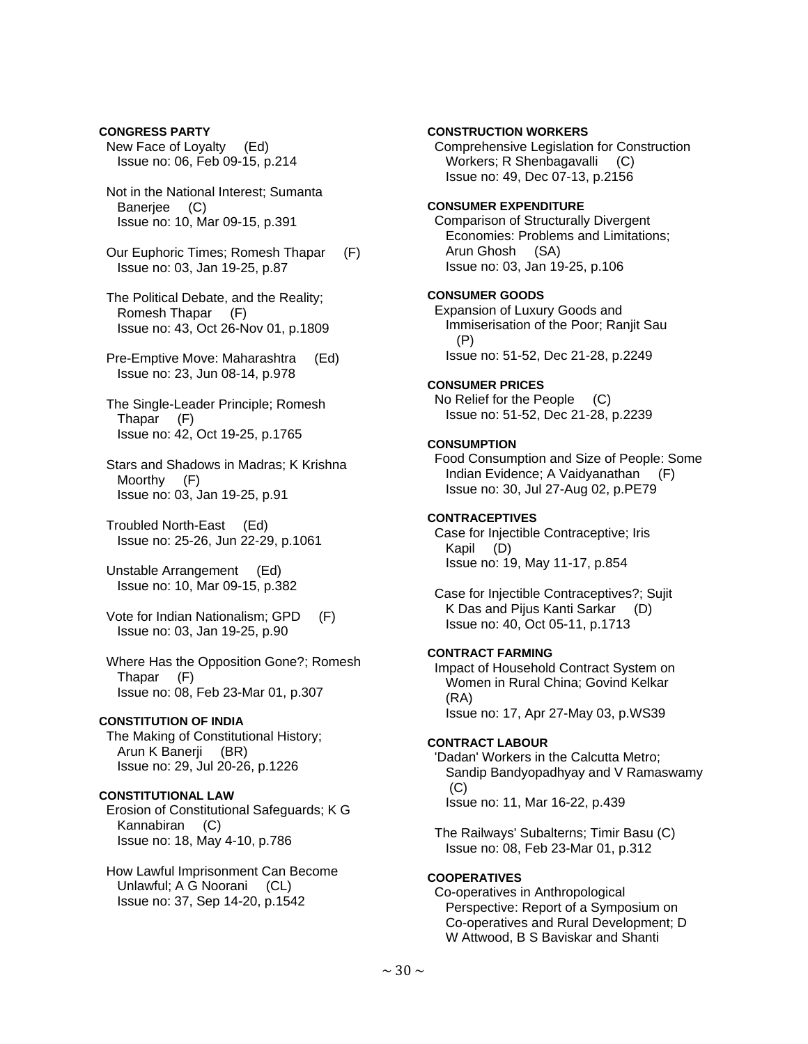**CONGRESS PARTY**

New Face of Loyalty (Ed)
Issue no: 06, Feb 09-15, p.214

Not in the National Interest; Sumanta Banerjee (C)
Issue no: 10, Mar 09-15, p.391

Our Euphoric Times; Romesh Thapar (F)
Issue no: 03, Jan 19-25, p.87

The Political Debate, and the Reality; Romesh Thapar (F)
Issue no: 43, Oct 26-Nov 01, p.1809

Pre-Emptive Move: Maharashtra (Ed)
Issue no: 23, Jun 08-14, p.978

The Single-Leader Principle; Romesh Thapar (F)
Issue no: 42, Oct 19-25, p.1765

Stars and Shadows in Madras; K Krishna Moorthy (F)
Issue no: 03, Jan 19-25, p.91

Troubled North-East (Ed)
Issue no: 25-26, Jun 22-29, p.1061

Unstable Arrangement (Ed)
Issue no: 10, Mar 09-15, p.382

Vote for Indian Nationalism; GPD (F)
Issue no: 03, Jan 19-25, p.90

Where Has the Opposition Gone?; Romesh Thapar (F)
Issue no: 08, Feb 23-Mar 01, p.307

**CONSTITUTION OF INDIA**

The Making of Constitutional History; Arun K Banerji (BR)
Issue no: 29, Jul 20-26, p.1226

**CONSTITUTIONAL LAW**

Erosion of Constitutional Safeguards; K G Kannabiran (C)
Issue no: 18, May 4-10, p.786

How Lawful Imprisonment Can Become Unlawful; A G Noorani (CL)
Issue no: 37, Sep 14-20, p.1542

**CONSTRUCTION WORKERS**

Comprehensive Legislation for Construction Workers; R Shenbagavalli (C)
Issue no: 49, Dec 07-13, p.2156

**CONSUMER EXPENDITURE**

Comparison of Structurally Divergent Economies: Problems and Limitations; Arun Ghosh (SA)
Issue no: 03, Jan 19-25, p.106

**CONSUMER GOODS**

Expansion of Luxury Goods and Immiserisation of the Poor; Ranjit Sau (P)
Issue no: 51-52, Dec 21-28, p.2249

**CONSUMER PRICES**

No Relief for the People (C)
Issue no: 51-52, Dec 21-28, p.2239

**CONSUMPTION**

Food Consumption and Size of People: Some Indian Evidence; A Vaidyanathan (F)
Issue no: 30, Jul 27-Aug 02, p.PE79

**CONTRACEPTIVES**

Case for Injectible Contraceptive; Iris Kapil (D)
Issue no: 19, May 11-17, p.854

Case for Injectible Contraceptives?; Sujit K Das and Pijus Kanti Sarkar (D)
Issue no: 40, Oct 05-11, p.1713

**CONTRACT FARMING**

Impact of Household Contract System on Women in Rural China; Govind Kelkar (RA)
Issue no: 17, Apr 27-May 03, p.WS39

**CONTRACT LABOUR**

'Dadan' Workers in the Calcutta Metro; Sandip Bandyopadhyay and V Ramaswamy (C)
Issue no: 11, Mar 16-22, p.439

The Railways' Subalterns; Timir Basu (C)
Issue no: 08, Feb 23-Mar 01, p.312

**COOPERATIVES**

Co-operatives in Anthropological Perspective: Report of a Symposium on Co-operatives and Rural Development; D W Attwood, B S Baviskar and Shanti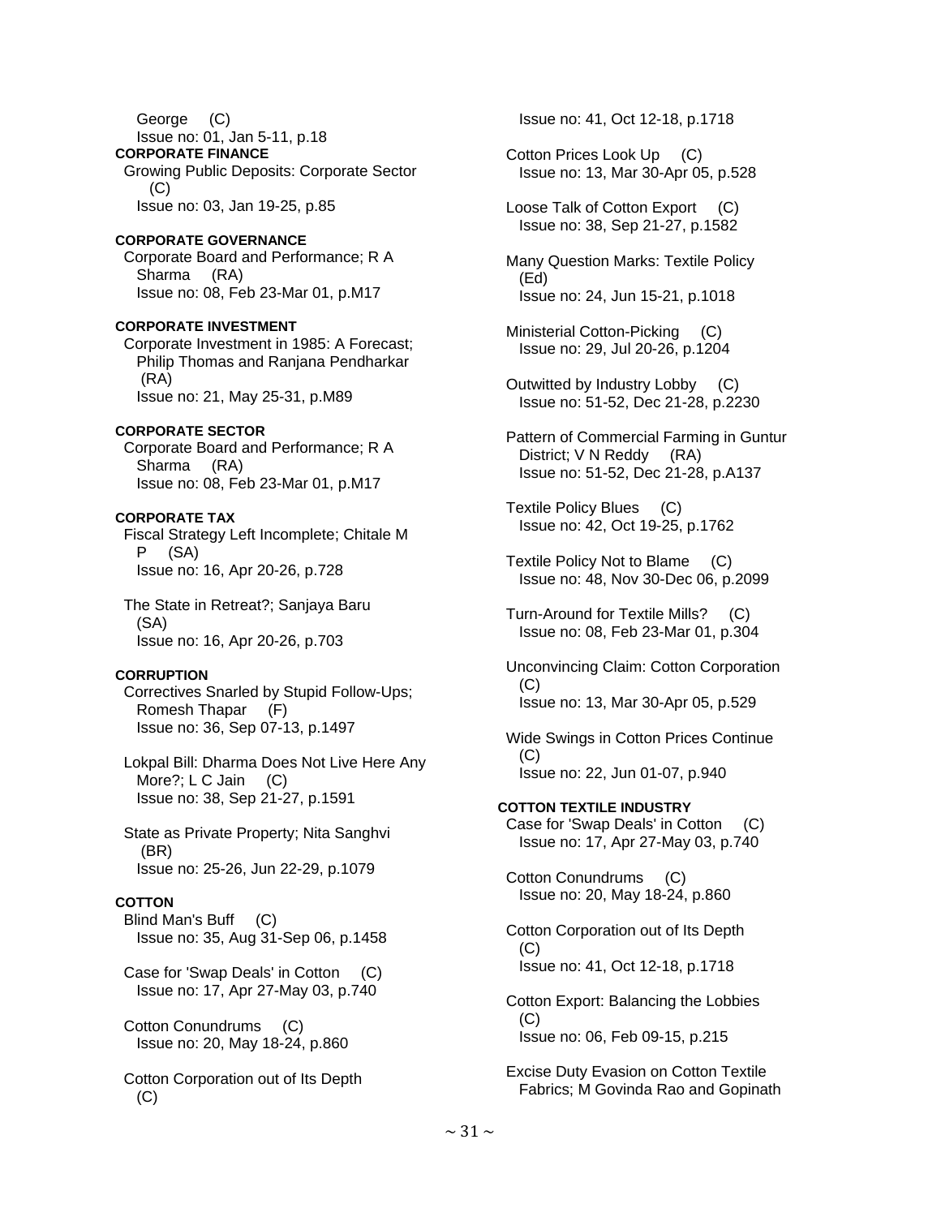George (C)
Issue no: 01, Jan 5-11, p.18

**CORPORATE FINANCE**

Growing Public Deposits: Corporate Sector (C)
Issue no: 03, Jan 19-25, p.85

**CORPORATE GOVERNANCE**

Corporate Board and Performance; R A Sharma (RA)
Issue no: 08, Feb 23-Mar 01, p.M17

**CORPORATE INVESTMENT**

Corporate Investment in 1985: A Forecast; Philip Thomas and Ranjana Pendharkar (RA)
Issue no: 21, May 25-31, p.M89

**CORPORATE SECTOR**

Corporate Board and Performance; R A Sharma (RA)
Issue no: 08, Feb 23-Mar 01, p.M17

**CORPORATE TAX**

Fiscal Strategy Left Incomplete; Chitale M P (SA)
Issue no: 16, Apr 20-26, p.728

The State in Retreat?; Sanjaya Baru (SA)
Issue no: 16, Apr 20-26, p.703

**CORRUPTION**

Correctives Snarled by Stupid Follow-Ups; Romesh Thapar (F)
Issue no: 36, Sep 07-13, p.1497

Lokpal Bill: Dharma Does Not Live Here Any More?; L C Jain (C)
Issue no: 38, Sep 21-27, p.1591

State as Private Property; Nita Sanghvi (BR)
Issue no: 25-26, Jun 22-29, p.1079

**COTTON**

Blind Man's Buff (C)
Issue no: 35, Aug 31-Sep 06, p.1458

Case for 'Swap Deals' in Cotton (C)
Issue no: 17, Apr 27-May 03, p.740

Cotton Conundrums (C)
Issue no: 20, May 18-24, p.860

Cotton Corporation out of Its Depth (C)
Issue no: 41, Oct 12-18, p.1718

Cotton Prices Look Up (C)
Issue no: 13, Mar 30-Apr 05, p.528

Loose Talk of Cotton Export (C)
Issue no: 38, Sep 21-27, p.1582

Many Question Marks: Textile Policy (Ed)
Issue no: 24, Jun 15-21, p.1018

Ministerial Cotton-Picking (C)
Issue no: 29, Jul 20-26, p.1204

Outwitted by Industry Lobby (C)
Issue no: 51-52, Dec 21-28, p.2230

Pattern of Commercial Farming in Guntur District; V N Reddy (RA)
Issue no: 51-52, Dec 21-28, p.A137

Textile Policy Blues (C)
Issue no: 42, Oct 19-25, p.1762

Textile Policy Not to Blame (C)
Issue no: 48, Nov 30-Dec 06, p.2099

Turn-Around for Textile Mills? (C)
Issue no: 08, Feb 23-Mar 01, p.304

Unconvincing Claim: Cotton Corporation (C)
Issue no: 13, Mar 30-Apr 05, p.529

Wide Swings in Cotton Prices Continue (C)
Issue no: 22, Jun 01-07, p.940

**COTTON TEXTILE INDUSTRY**

Case for 'Swap Deals' in Cotton (C)
Issue no: 17, Apr 27-May 03, p.740

Cotton Conundrums (C)
Issue no: 20, May 18-24, p.860

Cotton Corporation out of Its Depth (C)
Issue no: 41, Oct 12-18, p.1718

Cotton Export: Balancing the Lobbies (C)
Issue no: 06, Feb 09-15, p.215

Excise Duty Evasion on Cotton Textile Fabrics; M Govinda Rao and Gopinath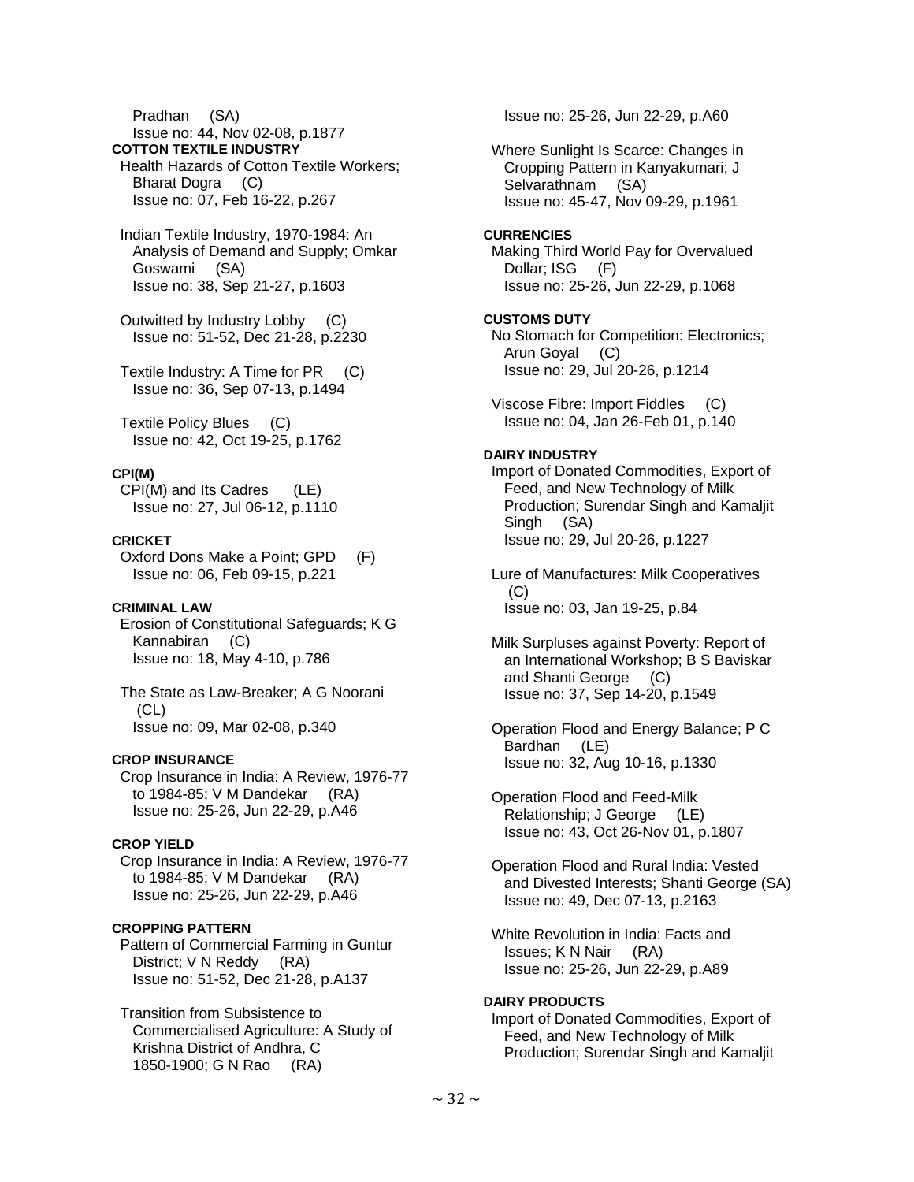Pradhan (SA)
Issue no: 44, Nov 02-08, p.1877

**COTTON TEXTILE INDUSTRY**

Health Hazards of Cotton Textile Workers; Bharat Dogra (C)
Issue no: 07, Feb 16-22, p.267

Indian Textile Industry, 1970-1984: An Analysis of Demand and Supply; Omkar Goswami (SA)
Issue no: 38, Sep 21-27, p.1603

Outwitted by Industry Lobby (C)
Issue no: 51-52, Dec 21-28, p.2230

Textile Industry: A Time for PR (C)
Issue no: 36, Sep 07-13, p.1494

Textile Policy Blues (C)
Issue no: 42, Oct 19-25, p.1762

**CPI(M)**

CPI(M) and Its Cadres (LE)
Issue no: 27, Jul 06-12, p.1110

**CRICKET**

Oxford Dons Make a Point; GPD (F)
Issue no: 06, Feb 09-15, p.221

**CRIMINAL LAW**

Erosion of Constitutional Safeguards; K G Kannabiran (C)
Issue no: 18, May 4-10, p.786

The State as Law-Breaker; A G Noorani (CL)
Issue no: 09, Mar 02-08, p.340

**CROP INSURANCE**

Crop Insurance in India: A Review, 1976-77 to 1984-85; V M Dandekar (RA)
Issue no: 25-26, Jun 22-29, p.A46

**CROP YIELD**

Crop Insurance in India: A Review, 1976-77 to 1984-85; V M Dandekar (RA)
Issue no: 25-26, Jun 22-29, p.A46

**CROPPING PATTERN**

Pattern of Commercial Farming in Guntur District; V N Reddy (RA)
Issue no: 51-52, Dec 21-28, p.A137

Transition from Subsistence to Commercialised Agriculture: A Study of Krishna District of Andhra, C 1850-1900; G N Rao (RA)
Issue no: 25-26, Jun 22-29, p.A60

Where Sunlight Is Scarce: Changes in Cropping Pattern in Kanyakumari; J Selvarathnam (SA)
Issue no: 45-47, Nov 09-29, p.1961

**CURRENCIES**

Making Third World Pay for Overvalued Dollar; ISG (F)
Issue no: 25-26, Jun 22-29, p.1068

**CUSTOMS DUTY**

No Stomach for Competition: Electronics; Arun Goyal (C)
Issue no: 29, Jul 20-26, p.1214

Viscose Fibre: Import Fiddles (C)
Issue no: 04, Jan 26-Feb 01, p.140

**DAIRY INDUSTRY**

Import of Donated Commodities, Export of Feed, and New Technology of Milk Production; Surendar Singh and Kamaljit Singh (SA)
Issue no: 29, Jul 20-26, p.1227

Lure of Manufactures: Milk Cooperatives (C)
Issue no: 03, Jan 19-25, p.84

Milk Surpluses against Poverty: Report of an International Workshop; B S Baviskar and Shanti George (C)
Issue no: 37, Sep 14-20, p.1549

Operation Flood and Energy Balance; P C Bardhan (LE)
Issue no: 32, Aug 10-16, p.1330

Operation Flood and Feed-Milk Relationship; J George (LE)
Issue no: 43, Oct 26-Nov 01, p.1807

Operation Flood and Rural India: Vested and Divested Interests; Shanti George (SA)
Issue no: 49, Dec 07-13, p.2163

White Revolution in India: Facts and Issues; K N Nair (RA)
Issue no: 25-26, Jun 22-29, p.A89

**DAIRY PRODUCTS**

Import of Donated Commodities, Export of Feed, and New Technology of Milk Production; Surendar Singh and Kamaljit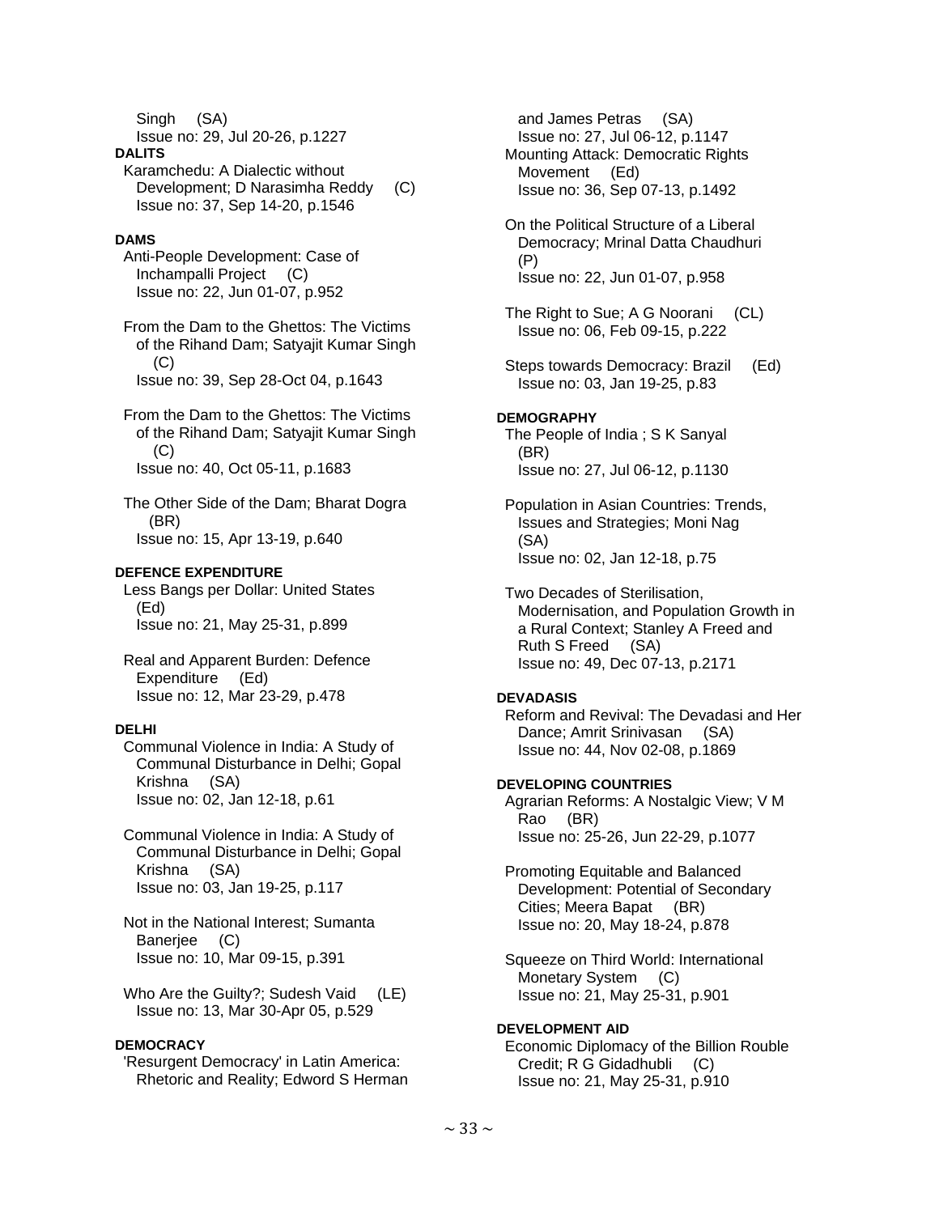Singh (SA)
Issue no: 29, Jul 20-26, p.1227

**DALITS**

Karamchedu: A Dialectic without Development; D Narasimha Reddy (C)
Issue no: 37, Sep 14-20, p.1546

**DAMS**

Anti-People Development: Case of Inchampalli Project (C)
Issue no: 22, Jun 01-07, p.952

From the Dam to the Ghettos: The Victims of the Rihand Dam; Satyajit Kumar Singh (C)
Issue no: 39, Sep 28-Oct 04, p.1643

From the Dam to the Ghettos: The Victims of the Rihand Dam; Satyajit Kumar Singh (C)
Issue no: 40, Oct 05-11, p.1683

The Other Side of the Dam; Bharat Dogra (BR)
Issue no: 15, Apr 13-19, p.640

**DEFENCE EXPENDITURE**

Less Bangs per Dollar: United States (Ed)
Issue no: 21, May 25-31, p.899

Real and Apparent Burden: Defence Expenditure (Ed)
Issue no: 12, Mar 23-29, p.478

**DELHI**

Communal Violence in India: A Study of Communal Disturbance in Delhi; Gopal Krishna (SA)
Issue no: 02, Jan 12-18, p.61

Communal Violence in India: A Study of Communal Disturbance in Delhi; Gopal Krishna (SA)
Issue no: 03, Jan 19-25, p.117

Not in the National Interest; Sumanta Banerjee (C)
Issue no: 10, Mar 09-15, p.391

Who Are the Guilty?; Sudesh Vaid (LE)
Issue no: 13, Mar 30-Apr 05, p.529

**DEMOCRACY**

'Resurgent Democracy' in Latin America: Rhetoric and Reality; Edward S Herman and James Petras (SA)
Issue no: 27, Jul 06-12, p.1147

Mounting Attack: Democratic Rights Movement (Ed)
Issue no: 36, Sep 07-13, p.1492

On the Political Structure of a Liberal Democracy; Mrinal Datta Chaudhuri (P)
Issue no: 22, Jun 01-07, p.958

The Right to Sue; A G Noorani (CL)
Issue no: 06, Feb 09-15, p.222

Steps towards Democracy: Brazil (Ed)
Issue no: 03, Jan 19-25, p.83

**DEMOGRAPHY**

The People of India ; S K Sanyal (BR)
Issue no: 27, Jul 06-12, p.1130

Population in Asian Countries: Trends, Issues and Strategies; Moni Nag (SA)
Issue no: 02, Jan 12-18, p.75

Two Decades of Sterilisation, Modernisation, and Population Growth in a Rural Context; Stanley A Freed and Ruth S Freed (SA)
Issue no: 49, Dec 07-13, p.2171

**DEVADASIS**

Reform and Revival: The Devadasi and Her Dance; Amrit Srinivasan (SA)
Issue no: 44, Nov 02-08, p.1869

**DEVELOPING COUNTRIES**

Agrarian Reforms: A Nostalgic View; V M Rao (BR)
Issue no: 25-26, Jun 22-29, p.1077

Promoting Equitable and Balanced Development: Potential of Secondary Cities; Meera Bapat (BR)
Issue no: 20, May 18-24, p.878

Squeeze on Third World: International Monetary System (C)
Issue no: 21, May 25-31, p.901

**DEVELOPMENT AID**

Economic Diplomacy of the Billion Rouble Credit; R G Gidadhubli (C)
Issue no: 21, May 25-31, p.910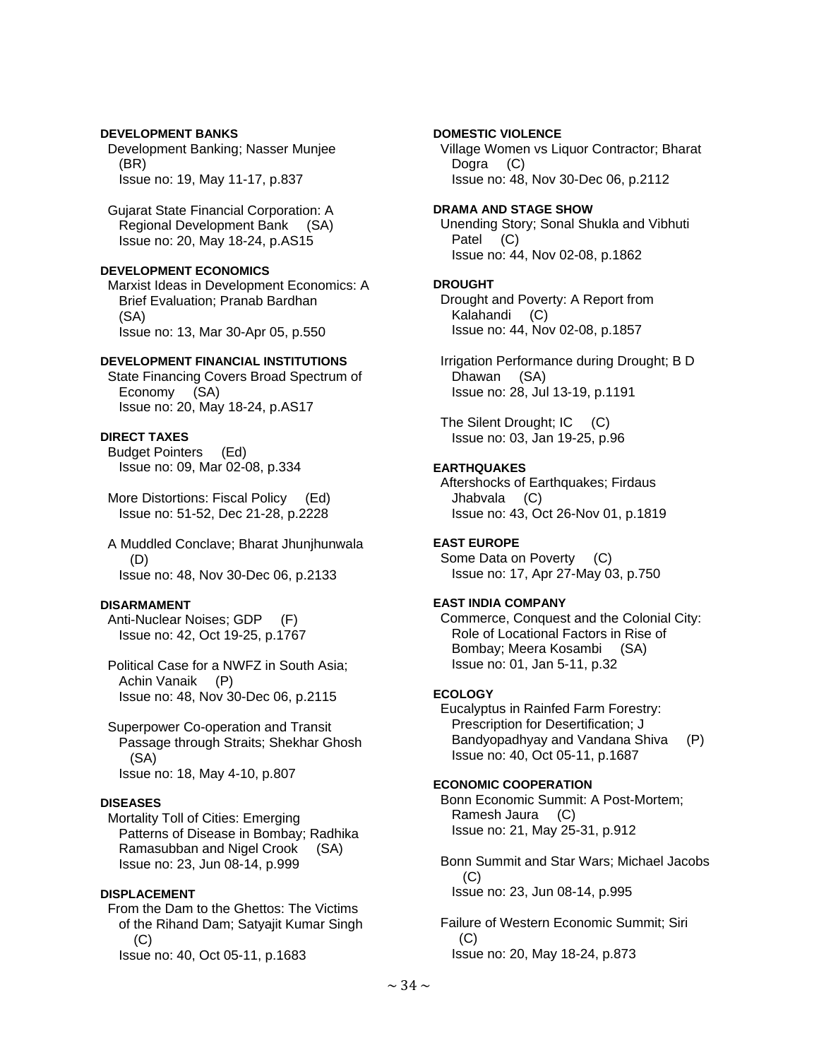**DEVELOPMENT BANKS**

Development Banking; Nasser Munjee (BR)
Issue no: 19, May 11-17, p.837

Gujarat State Financial Corporation: A Regional Development Bank (SA)
Issue no: 20, May 18-24, p.AS15

**DEVELOPMENT ECONOMICS**

Marxist Ideas in Development Economics: A Brief Evaluation; Pranab Bardhan (SA)
Issue no: 13, Mar 30-Apr 05, p.550

**DEVELOPMENT FINANCIAL INSTITUTIONS**

State Financing Covers Broad Spectrum of Economy (SA)
Issue no: 20, May 18-24, p.AS17

**DIRECT TAXES**

Budget Pointers (Ed)
Issue no: 09, Mar 02-08, p.334

More Distortions: Fiscal Policy (Ed)
Issue no: 51-52, Dec 21-28, p.2228

A Muddled Conclave; Bharat Jhunjhunwala (D)
Issue no: 48, Nov 30-Dec 06, p.2133

**DISARMAMENT**

Anti-Nuclear Noises; GDP (F)
Issue no: 42, Oct 19-25, p.1767

Political Case for a NWFZ in South Asia; Achin Vanaik (P)
Issue no: 48, Nov 30-Dec 06, p.2115

Superpower Co-operation and Transit Passage through Straits; Shekhar Ghosh (SA)
Issue no: 18, May 4-10, p.807

**DISEASES**

Mortality Toll of Cities: Emerging Patterns of Disease in Bombay; Radhika Ramasubban and Nigel Crook (SA)
Issue no: 23, Jun 08-14, p.999

**DISPLACEMENT**

From the Dam to the Ghettos: The Victims of the Rihand Dam; Satyajit Kumar Singh (C)
Issue no: 40, Oct 05-11, p.1683

**DOMESTIC VIOLENCE**

Village Women vs Liquor Contractor; Bharat Dogra (C)
Issue no: 48, Nov 30-Dec 06, p.2112

**DRAMA AND STAGE SHOW**

Unending Story; Sonal Shukla and Vibhuti Patel (C)
Issue no: 44, Nov 02-08, p.1862

**DROUGHT**

Drought and Poverty: A Report from Kalahandi (C)
Issue no: 44, Nov 02-08, p.1857

Irrigation Performance during Drought; B D Dhawan (SA)
Issue no: 28, Jul 13-19, p.1191

The Silent Drought; IC (C)
Issue no: 03, Jan 19-25, p.96

**EARTHQUAKES**

Aftershocks of Earthquakes; Firdaus Jhabvala (C)
Issue no: 43, Oct 26-Nov 01, p.1819

**EAST EUROPE**

Some Data on Poverty (C)
Issue no: 17, Apr 27-May 03, p.750

**EAST INDIA COMPANY**

Commerce, Conquest and the Colonial City: Role of Locational Factors in Rise of Bombay; Meera Kosambi (SA)
Issue no: 01, Jan 5-11, p.32

**ECOLOGY**

Eucalyptus in Rainfed Farm Forestry: Prescription for Desertification; J Bandyopadhyay and Vandana Shiva (P)
Issue no: 40, Oct 05-11, p.1687

**ECONOMIC COOPERATION**

Bonn Economic Summit: A Post-Mortem; Ramesh Jaura (C)
Issue no: 21, May 25-31, p.912

Bonn Summit and Star Wars; Michael Jacobs (C)
Issue no: 23, Jun 08-14, p.995

Failure of Western Economic Summit; Siri (C)
Issue no: 20, May 18-24, p.873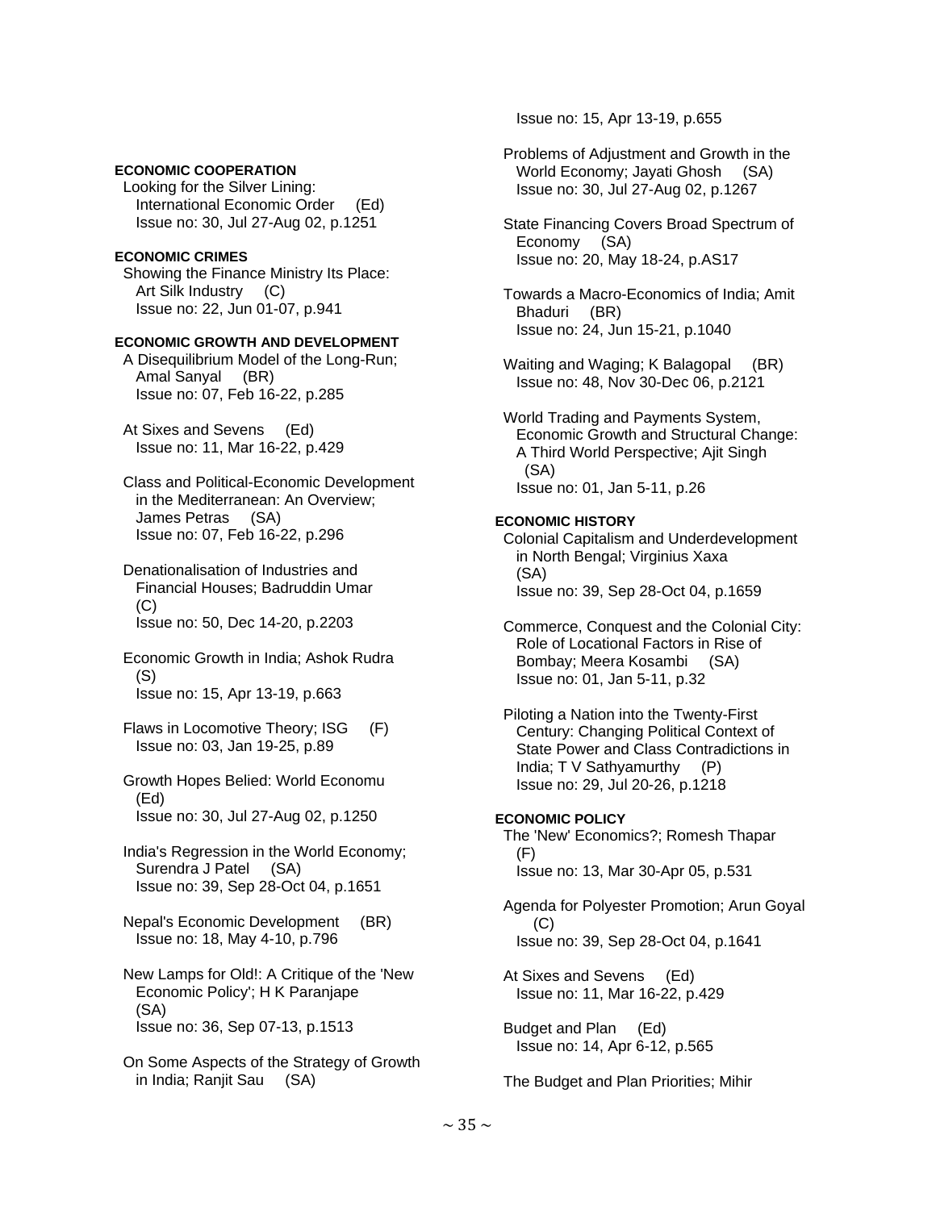**ECONOMIC COOPERATION**

Looking for the Silver Lining: International Economic Order (Ed)
Issue no: 30, Jul 27-Aug 02, p.1251

**ECONOMIC CRIMES**

Showing the Finance Ministry Its Place: Art Silk Industry (C)
Issue no: 22, Jun 01-07, p.941

**ECONOMIC GROWTH AND DEVELOPMENT**

A Disequilibrium Model of the Long-Run; Amal Sanyal (BR)
Issue no: 07, Feb 16-22, p.285

At Sixes and Sevens (Ed)
Issue no: 11, Mar 16-22, p.429

Class and Political-Economic Development in the Mediterranean: An Overview; James Petras (SA)
Issue no: 07, Feb 16-22, p.296

Denationalisation of Industries and Financial Houses; Badruddin Umar (C)
Issue no: 50, Dec 14-20, p.2203

Economic Growth in India; Ashok Rudra (S)
Issue no: 15, Apr 13-19, p.663

Flaws in Locomotive Theory; ISG (F)
Issue no: 03, Jan 19-25, p.89

Growth Hopes Belied: World Economu (Ed)
Issue no: 30, Jul 27-Aug 02, p.1250

India's Regression in the World Economy; Surendra J Patel (SA)
Issue no: 39, Sep 28-Oct 04, p.1651

Nepal's Economic Development (BR)
Issue no: 18, May 4-10, p.796

New Lamps for Old!: A Critique of the 'New Economic Policy'; H K Paranjape (SA)
Issue no: 36, Sep 07-13, p.1513

On Some Aspects of the Strategy of Growth in India; Ranjit Sau (SA)
Issue no: 15, Apr 13-19, p.655

Problems of Adjustment and Growth in the World Economy; Jayati Ghosh (SA)
Issue no: 30, Jul 27-Aug 02, p.1267

State Financing Covers Broad Spectrum of Economy (SA)
Issue no: 20, May 18-24, p.AS17

Towards a Macro-Economics of India; Amit Bhaduri (BR)
Issue no: 24, Jun 15-21, p.1040

Waiting and Waging; K Balagopal (BR)
Issue no: 48, Nov 30-Dec 06, p.2121

World Trading and Payments System, Economic Growth and Structural Change: A Third World Perspective; Ajit Singh (SA)
Issue no: 01, Jan 5-11, p.26

**ECONOMIC HISTORY**

Colonial Capitalism and Underdevelopment in North Bengal; Virginius Xaxa (SA)
Issue no: 39, Sep 28-Oct 04, p.1659

Commerce, Conquest and the Colonial City: Role of Locational Factors in Rise of Bombay; Meera Kosambi (SA)
Issue no: 01, Jan 5-11, p.32

Piloting a Nation into the Twenty-First Century: Changing Political Context of State Power and Class Contradictions in India; T V Sathyamurthy (P)
Issue no: 29, Jul 20-26, p.1218

**ECONOMIC POLICY**

The 'New' Economics?; Romesh Thapar (F)
Issue no: 13, Mar 30-Apr 05, p.531

Agenda for Polyester Promotion; Arun Goyal (C)
Issue no: 39, Sep 28-Oct 04, p.1641

At Sixes and Sevens (Ed)
Issue no: 11, Mar 16-22, p.429

Budget and Plan (Ed)
Issue no: 14, Apr 6-12, p.565

The Budget and Plan Priorities; Mihir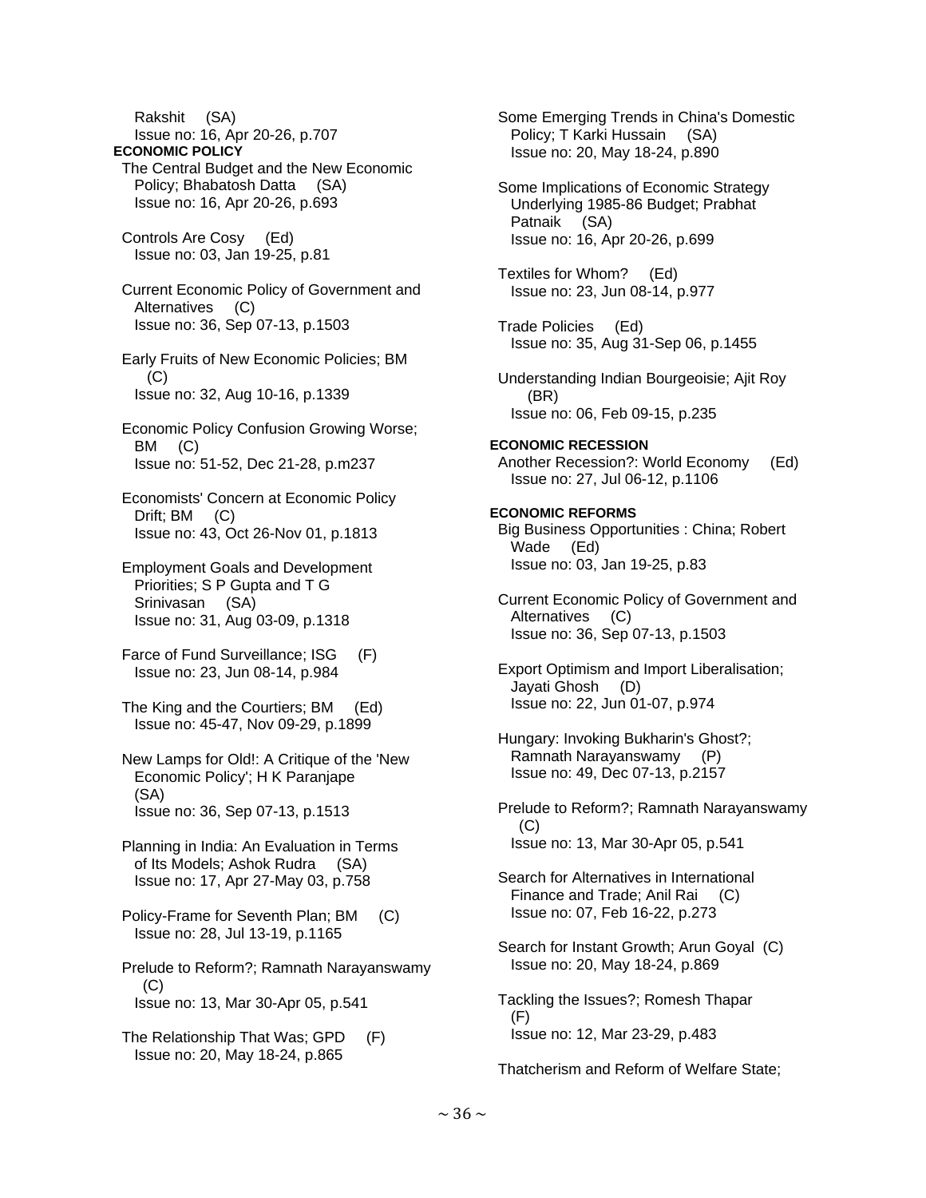Rakshit (SA)
Issue no: 16, Apr 20-26, p.707

**ECONOMIC POLICY**

The Central Budget and the New Economic Policy; Bhabatosh Datta (SA)
Issue no: 16, Apr 20-26, p.693

Controls Are Cosy (Ed)
Issue no: 03, Jan 19-25, p.81

Current Economic Policy of Government and Alternatives (C)
Issue no: 36, Sep 07-13, p.1503

Early Fruits of New Economic Policies; BM (C)
Issue no: 32, Aug 10-16, p.1339

Economic Policy Confusion Growing Worse; BM (C)
Issue no: 51-52, Dec 21-28, p.m237

Economists' Concern at Economic Policy Drift; BM (C)
Issue no: 43, Oct 26-Nov 01, p.1813

Employment Goals and Development Priorities; S P Gupta and T G Srinivasan (SA)
Issue no: 31, Aug 03-09, p.1318

Farce of Fund Surveillance; ISG (F)
Issue no: 23, Jun 08-14, p.984

The King and the Courtiers; BM (Ed)
Issue no: 45-47, Nov 09-29, p.1899

New Lamps for Old!: A Critique of the 'New Economic Policy'; H K Paranjape (SA)
Issue no: 36, Sep 07-13, p.1513

Planning in India: An Evaluation in Terms of Its Models; Ashok Rudra (SA)
Issue no: 17, Apr 27-May 03, p.758

Policy-Frame for Seventh Plan; BM (C)
Issue no: 28, Jul 13-19, p.1165

Prelude to Reform?; Ramnath Narayanswamy (C)
Issue no: 13, Mar 30-Apr 05, p.541

The Relationship That Was; GPD (F)
Issue no: 20, May 18-24, p.865

Some Emerging Trends in China's Domestic Policy; T Karki Hussain (SA)
Issue no: 20, May 18-24, p.890

Some Implications of Economic Strategy Underlying 1985-86 Budget; Prabhat Patnaik (SA)
Issue no: 16, Apr 20-26, p.699

Textiles for Whom? (Ed)
Issue no: 23, Jun 08-14, p.977

Trade Policies (Ed)
Issue no: 35, Aug 31-Sep 06, p.1455

Understanding Indian Bourgeoisie; Ajit Roy (BR)
Issue no: 06, Feb 09-15, p.235

**ECONOMIC RECESSION**

Another Recession?: World Economy (Ed)
Issue no: 27, Jul 06-12, p.1106

**ECONOMIC REFORMS**

Big Business Opportunities : China; Robert Wade (Ed)
Issue no: 03, Jan 19-25, p.83

Current Economic Policy of Government and Alternatives (C)
Issue no: 36, Sep 07-13, p.1503

Export Optimism and Import Liberalisation; Jayati Ghosh (D)
Issue no: 22, Jun 01-07, p.974

Hungary: Invoking Bukharin's Ghost?; Ramnath Narayanswamy (P)
Issue no: 49, Dec 07-13, p.2157

Prelude to Reform?; Ramnath Narayanswamy (C)
Issue no: 13, Mar 30-Apr 05, p.541

Search for Alternatives in International Finance and Trade; Anil Rai (C)
Issue no: 07, Feb 16-22, p.273

Search for Instant Growth; Arun Goyal (C)
Issue no: 20, May 18-24, p.869

Tackling the Issues?; Romesh Thapar (F)
Issue no: 12, Mar 23-29, p.483

Thatcherism and Reform of Welfare State;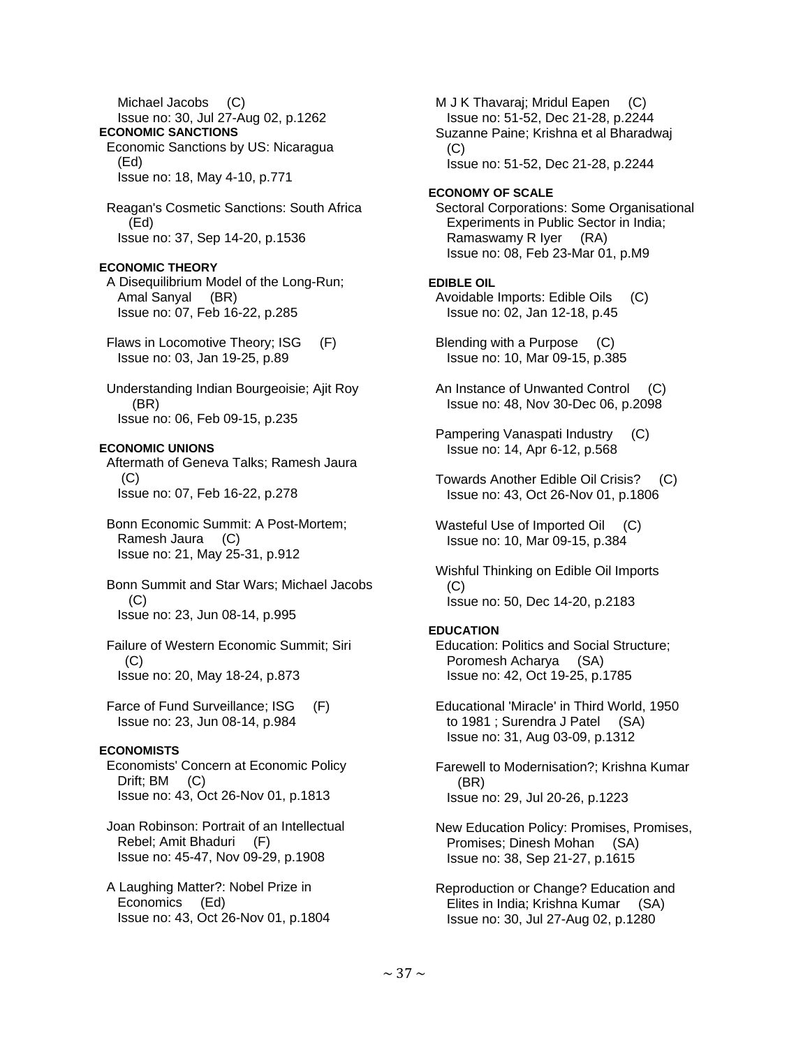Michael Jacobs (C)
Issue no: 30, Jul 27-Aug 02, p.1262

**ECONOMIC SANCTIONS**

Economic Sanctions by US: Nicaragua (Ed)
Issue no: 18, May 4-10, p.771

Reagan's Cosmetic Sanctions: South Africa (Ed)
Issue no: 37, Sep 14-20, p.1536

**ECONOMIC THEORY**

A Disequilibrium Model of the Long-Run; Amal Sanyal (BR)
Issue no: 07, Feb 16-22, p.285

Flaws in Locomotive Theory; ISG (F)
Issue no: 03, Jan 19-25, p.89

Understanding Indian Bourgeoisie; Ajit Roy (BR)
Issue no: 06, Feb 09-15, p.235

**ECONOMIC UNIONS**

Aftermath of Geneva Talks; Ramesh Jaura (C)
Issue no: 07, Feb 16-22, p.278

Bonn Economic Summit: A Post-Mortem; Ramesh Jaura (C)
Issue no: 21, May 25-31, p.912

Bonn Summit and Star Wars; Michael Jacobs (C)
Issue no: 23, Jun 08-14, p.995

Failure of Western Economic Summit; Siri (C)
Issue no: 20, May 18-24, p.873

Farce of Fund Surveillance; ISG (F)
Issue no: 23, Jun 08-14, p.984

**ECONOMISTS**

Economists' Concern at Economic Policy Drift; BM (C)
Issue no: 43, Oct 26-Nov 01, p.1813

Joan Robinson: Portrait of an Intellectual Rebel; Amit Bhaduri (F)
Issue no: 45-47, Nov 09-29, p.1908

A Laughing Matter?: Nobel Prize in Economics (Ed)
Issue no: 43, Oct 26-Nov 01, p.1804

M J K Thavaraj; Mridul Eapen (C)
Issue no: 51-52, Dec 21-28, p.2244

Suzanne Paine; Krishna et al Bharadwaj (C)
Issue no: 51-52, Dec 21-28, p.2244

**ECONOMY OF SCALE**

Sectoral Corporations: Some Organisational Experiments in Public Sector in India; Ramaswamy R Iyer (RA)
Issue no: 08, Feb 23-Mar 01, p.M9

**EDIBLE OIL**

Avoidable Imports: Edible Oils (C)
Issue no: 02, Jan 12-18, p.45

Blending with a Purpose (C)
Issue no: 10, Mar 09-15, p.385

An Instance of Unwanted Control (C)
Issue no: 48, Nov 30-Dec 06, p.2098

Pampering Vanaspati Industry (C)
Issue no: 14, Apr 6-12, p.568

Towards Another Edible Oil Crisis? (C)
Issue no: 43, Oct 26-Nov 01, p.1806

Wasteful Use of Imported Oil (C)
Issue no: 10, Mar 09-15, p.384

Wishful Thinking on Edible Oil Imports (C)
Issue no: 50, Dec 14-20, p.2183

**EDUCATION**

Education: Politics and Social Structure; Poromesh Acharya (SA)
Issue no: 42, Oct 19-25, p.1785

Educational 'Miracle' in Third World, 1950 to 1981 ; Surendra J Patel (SA)
Issue no: 31, Aug 03-09, p.1312

Farewell to Modernisation?; Krishna Kumar (BR)
Issue no: 29, Jul 20-26, p.1223

New Education Policy: Promises, Promises, Promises; Dinesh Mohan (SA)
Issue no: 38, Sep 21-27, p.1615

Reproduction or Change? Education and Elites in India; Krishna Kumar (SA)
Issue no: 30, Jul 27-Aug 02, p.1280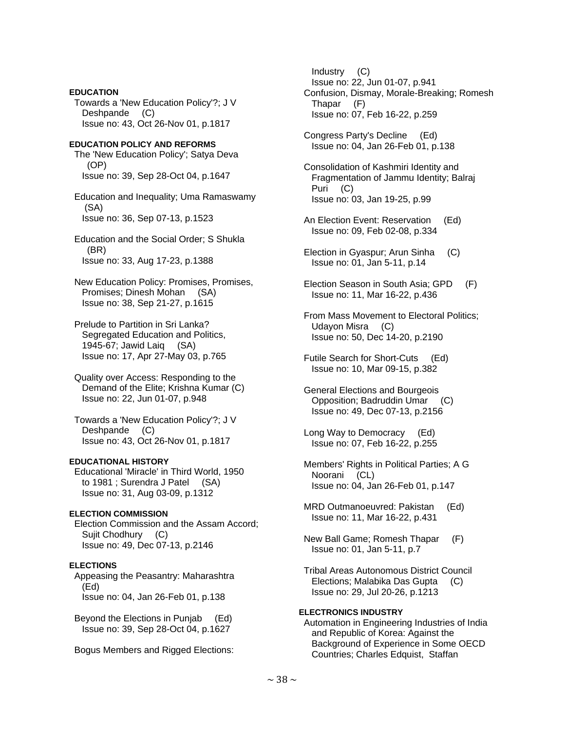**EDUCATION**

Towards a 'New Education Policy'?; J V Deshpande (C)
Issue no: 43, Oct 26-Nov 01, p.1817

**EDUCATION POLICY AND REFORMS**

The 'New Education Policy'; Satya Deva (OP)
Issue no: 39, Sep 28-Oct 04, p.1647

Education and Inequality; Uma Ramaswamy (SA)
Issue no: 36, Sep 07-13, p.1523

Education and the Social Order; S Shukla (BR)
Issue no: 33, Aug 17-23, p.1388

New Education Policy: Promises, Promises, Promises; Dinesh Mohan (SA)
Issue no: 38, Sep 21-27, p.1615

Prelude to Partition in Sri Lanka? Segregated Education and Politics, 1945-67; Jawid Laiq (SA)
Issue no: 17, Apr 27-May 03, p.765

Quality over Access: Responding to the Demand of the Elite; Krishna Kumar (C)
Issue no: 22, Jun 01-07, p.948

Towards a 'New Education Policy'?; J V Deshpande (C)
Issue no: 43, Oct 26-Nov 01, p.1817

**EDUCATIONAL HISTORY**

Educational 'Miracle' in Third World, 1950 to 1981 ; Surendra J Patel (SA)
Issue no: 31, Aug 03-09, p.1312

**ELECTION COMMISSION**

Election Commission and the Assam Accord; Sujit Chodhury (C)
Issue no: 49, Dec 07-13, p.2146

**ELECTIONS**

Appeasing the Peasantry: Maharashtra (Ed)
Issue no: 04, Jan 26-Feb 01, p.138

Beyond the Elections in Punjab (Ed)
Issue no: 39, Sep 28-Oct 04, p.1627

Bogus Members and Rigged Elections: Industry (C)
Issue no: 22, Jun 01-07, p.941

Confusion, Dismay, Morale-Breaking; Romesh Thapar (F)
Issue no: 07, Feb 16-22, p.259

Congress Party's Decline (Ed)
Issue no: 04, Jan 26-Feb 01, p.138

Consolidation of Kashmiri Identity and Fragmentation of Jammu Identity; Balraj Puri (C)
Issue no: 03, Jan 19-25, p.99

An Election Event: Reservation (Ed)
Issue no: 09, Feb 02-08, p.334

Election in Gyaspur; Arun Sinha (C)
Issue no: 01, Jan 5-11, p.14

Election Season in South Asia; GPD (F)
Issue no: 11, Mar 16-22, p.436

From Mass Movement to Electoral Politics; Udayon Misra (C)
Issue no: 50, Dec 14-20, p.2190

Futile Search for Short-Cuts (Ed)
Issue no: 10, Mar 09-15, p.382

General Elections and Bourgeois Opposition; Badruddin Umar (C)
Issue no: 49, Dec 07-13, p.2156

Long Way to Democracy (Ed)
Issue no: 07, Feb 16-22, p.255

Members' Rights in Political Parties; A G Noorani (CL)
Issue no: 04, Jan 26-Feb 01, p.147

MRD Outmanoeuvred: Pakistan (Ed)
Issue no: 11, Mar 16-22, p.431

New Ball Game; Romesh Thapar (F)
Issue no: 01, Jan 5-11, p.7

Tribal Areas Autonomous District Council Elections; Malabika Das Gupta (C)
Issue no: 29, Jul 20-26, p.1213

**ELECTRONICS INDUSTRY**

Automation in Engineering Industries of India and Republic of Korea: Against the Background of Experience in Some OECD Countries; Charles Edquist, Staffan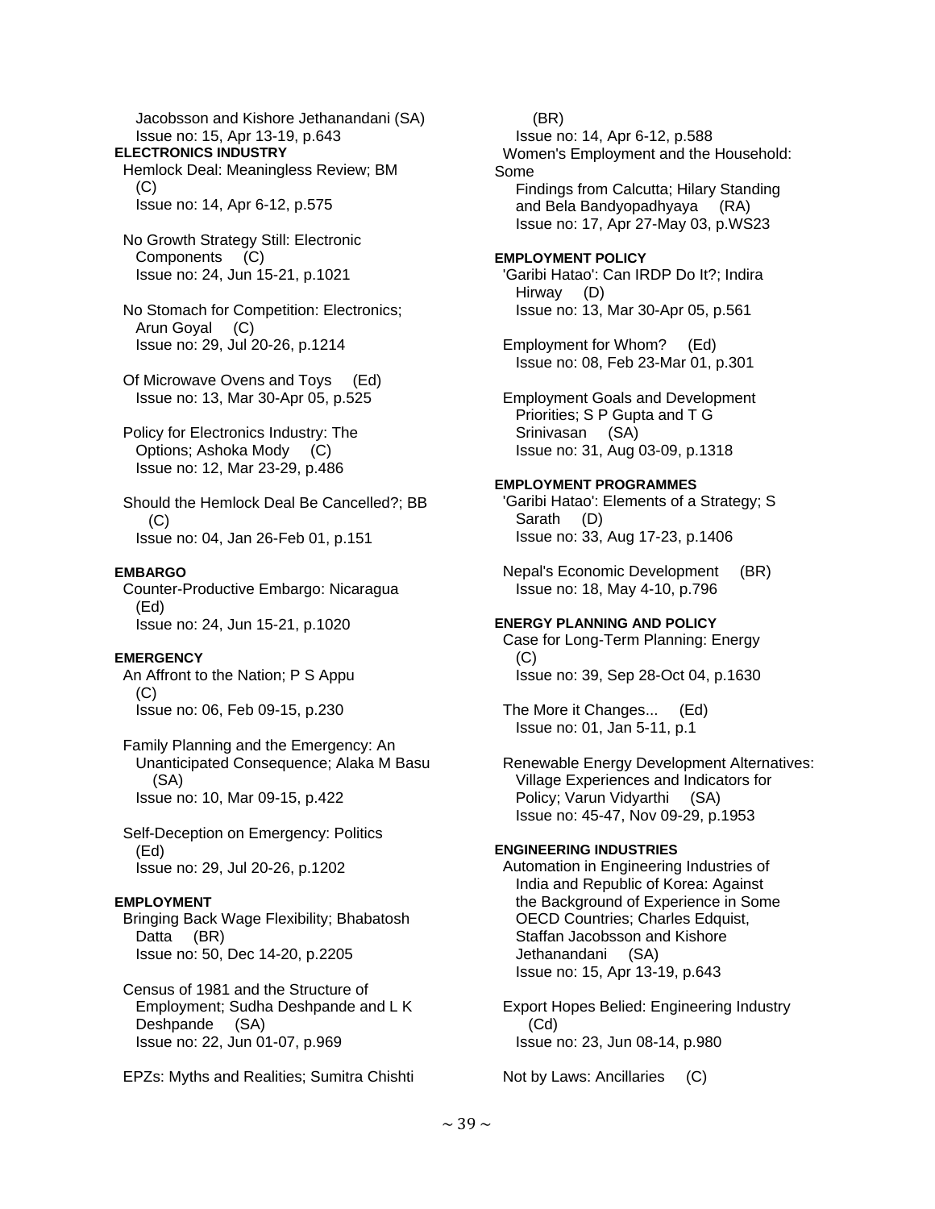Jacobsson and Kishore Jethanandani (SA)
Issue no: 15, Apr 13-19, p.643

**ELECTRONICS INDUSTRY**

Hemlock Deal: Meaningless Review; BM (C)
Issue no: 14, Apr 6-12, p.575

No Growth Strategy Still: Electronic Components (C)
Issue no: 24, Jun 15-21, p.1021

No Stomach for Competition: Electronics; Arun Goyal (C)
Issue no: 29, Jul 20-26, p.1214

Of Microwave Ovens and Toys (Ed)
Issue no: 13, Mar 30-Apr 05, p.525

Policy for Electronics Industry: The Options; Ashoka Mody (C)
Issue no: 12, Mar 23-29, p.486

Should the Hemlock Deal Be Cancelled?; BB (C)
Issue no: 04, Jan 26-Feb 01, p.151

**EMBARGO**

Counter-Productive Embargo: Nicaragua (Ed)
Issue no: 24, Jun 15-21, p.1020

**EMERGENCY**

An Affront to the Nation; P S Appu (C)
Issue no: 06, Feb 09-15, p.230

Family Planning and the Emergency: An Unanticipated Consequence; Alaka M Basu (SA)
Issue no: 10, Mar 09-15, p.422

Self-Deception on Emergency: Politics (Ed)
Issue no: 29, Jul 20-26, p.1202

**EMPLOYMENT**

Bringing Back Wage Flexibility; Bhabatosh Datta (BR)
Issue no: 50, Dec 14-20, p.2205

Census of 1981 and the Structure of Employment; Sudha Deshpande and L K Deshpande (SA)
Issue no: 22, Jun 01-07, p.969

EPZs: Myths and Realities; Sumitra Chishti (BR)
Issue no: 14, Apr 6-12, p.588

Women's Employment and the Household: Some Findings from Calcutta; Hilary Standing and Bela Bandyopadhyaya (RA)
Issue no: 17, Apr 27-May 03, p.WS23

**EMPLOYMENT POLICY**

'Garibi Hatao': Can IRDP Do It?; Indira Hirway (D)
Issue no: 13, Mar 30-Apr 05, p.561

Employment for Whom? (Ed)
Issue no: 08, Feb 23-Mar 01, p.301

Employment Goals and Development Priorities; S P Gupta and T G Srinivasan (SA)
Issue no: 31, Aug 03-09, p.1318

**EMPLOYMENT PROGRAMMES**

'Garibi Hatao': Elements of a Strategy; S Sarath (D)
Issue no: 33, Aug 17-23, p.1406

Nepal's Economic Development (BR)
Issue no: 18, May 4-10, p.796

**ENERGY PLANNING AND POLICY**

Case for Long-Term Planning: Energy (C)
Issue no: 39, Sep 28-Oct 04, p.1630

The More it Changes... (Ed)
Issue no: 01, Jan 5-11, p.1

Renewable Energy Development Alternatives: Village Experiences and Indicators for Policy; Varun Vidyarthi (SA)
Issue no: 45-47, Nov 09-29, p.1953

**ENGINEERING INDUSTRIES**

Automation in Engineering Industries of India and Republic of Korea: Against the Background of Experience in Some OECD Countries; Charles Edquist, Staffan Jacobsson and Kishore Jethanandani (SA)
Issue no: 15, Apr 13-19, p.643

Export Hopes Belied: Engineering Industry (Cd)
Issue no: 23, Jun 08-14, p.980

Not by Laws: Ancillaries (C)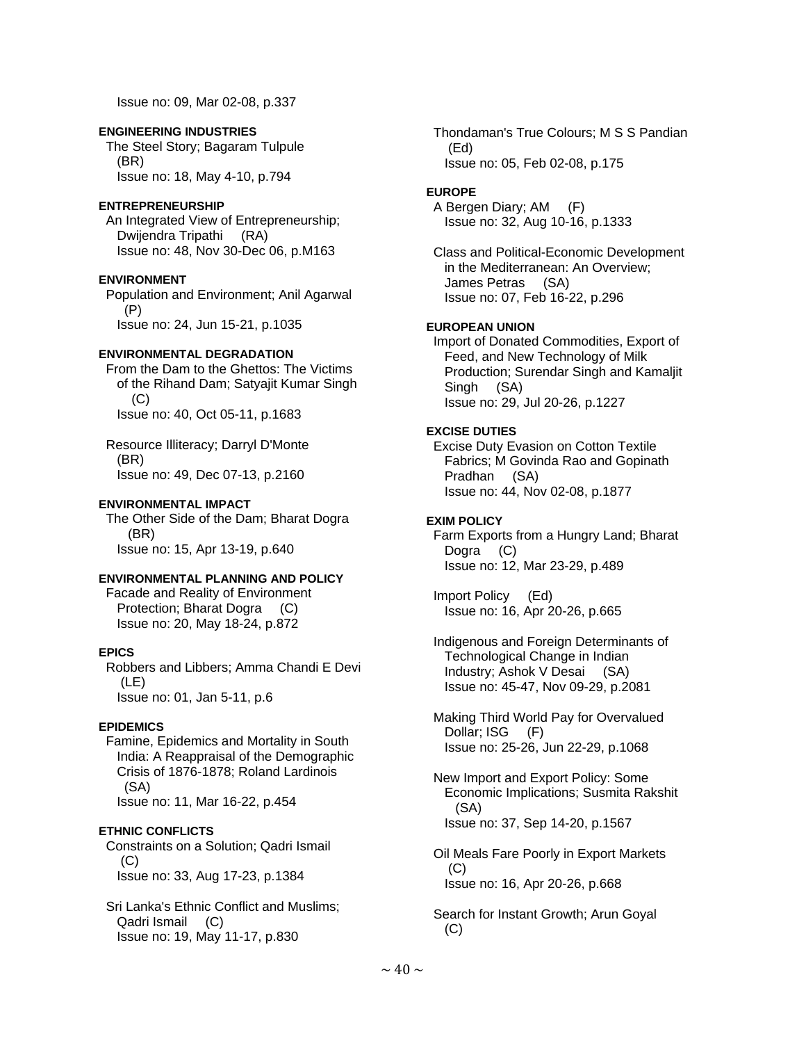Issue no: 09, Mar 02-08, p.337

**ENGINEERING INDUSTRIES**

The Steel Story; Bagaram Tulpule (BR)
Issue no: 18, May 4-10, p.794

**ENTREPRENEURSHIP**

An Integrated View of Entrepreneurship; Dwijendra Tripathi (RA)
Issue no: 48, Nov 30-Dec 06, p.M163

**ENVIRONMENT**

Population and Environment; Anil Agarwal (P)
Issue no: 24, Jun 15-21, p.1035

**ENVIRONMENTAL DEGRADATION**

From the Dam to the Ghettos: The Victims of the Rihand Dam; Satyajit Kumar Singh (C)
Issue no: 40, Oct 05-11, p.1683

Resource Illiteracy; Darryl D'Monte (BR)
Issue no: 49, Dec 07-13, p.2160

**ENVIRONMENTAL IMPACT**

The Other Side of the Dam; Bharat Dogra (BR)
Issue no: 15, Apr 13-19, p.640

**ENVIRONMENTAL PLANNING AND POLICY**

Facade and Reality of Environment Protection; Bharat Dogra (C)
Issue no: 20, May 18-24, p.872

**EPICS**

Robbers and Libbers; Amma Chandi E Devi (LE)
Issue no: 01, Jan 5-11, p.6

**EPIDEMICS**

Famine, Epidemics and Mortality in South India: A Reappraisal of the Demographic Crisis of 1876-1878; Roland Lardinois (SA)
Issue no: 11, Mar 16-22, p.454

**ETHNIC CONFLICTS**

Constraints on a Solution; Qadri Ismail (C)
Issue no: 33, Aug 17-23, p.1384

Sri Lanka's Ethnic Conflict and Muslims; Qadri Ismail (C)
Issue no: 19, May 11-17, p.830

Thondaman's True Colours; M S S Pandian (Ed)
Issue no: 05, Feb 02-08, p.175

**EUROPE**

A Bergen Diary; AM (F)
Issue no: 32, Aug 10-16, p.1333

Class and Political-Economic Development in the Mediterranean: An Overview; James Petras (SA)
Issue no: 07, Feb 16-22, p.296

**EUROPEAN UNION**

Import of Donated Commodities, Export of Feed, and New Technology of Milk Production; Surendar Singh and Kamaljit Singh (SA)
Issue no: 29, Jul 20-26, p.1227

**EXCISE DUTIES**

Excise Duty Evasion on Cotton Textile Fabrics; M Govinda Rao and Gopinath Pradhan (SA)
Issue no: 44, Nov 02-08, p.1877

**EXIM POLICY**

Farm Exports from a Hungry Land; Bharat Dogra (C)
Issue no: 12, Mar 23-29, p.489

Import Policy (Ed)
Issue no: 16, Apr 20-26, p.665

Indigenous and Foreign Determinants of Technological Change in Indian Industry; Ashok V Desai (SA)
Issue no: 45-47, Nov 09-29, p.2081

Making Third World Pay for Overvalued Dollar; ISG (F)
Issue no: 25-26, Jun 22-29, p.1068

New Import and Export Policy: Some Economic Implications; Susmita Rakshit (SA)
Issue no: 37, Sep 14-20, p.1567

Oil Meals Fare Poorly in Export Markets (C)
Issue no: 16, Apr 20-26, p.668

Search for Instant Growth; Arun Goyal (C)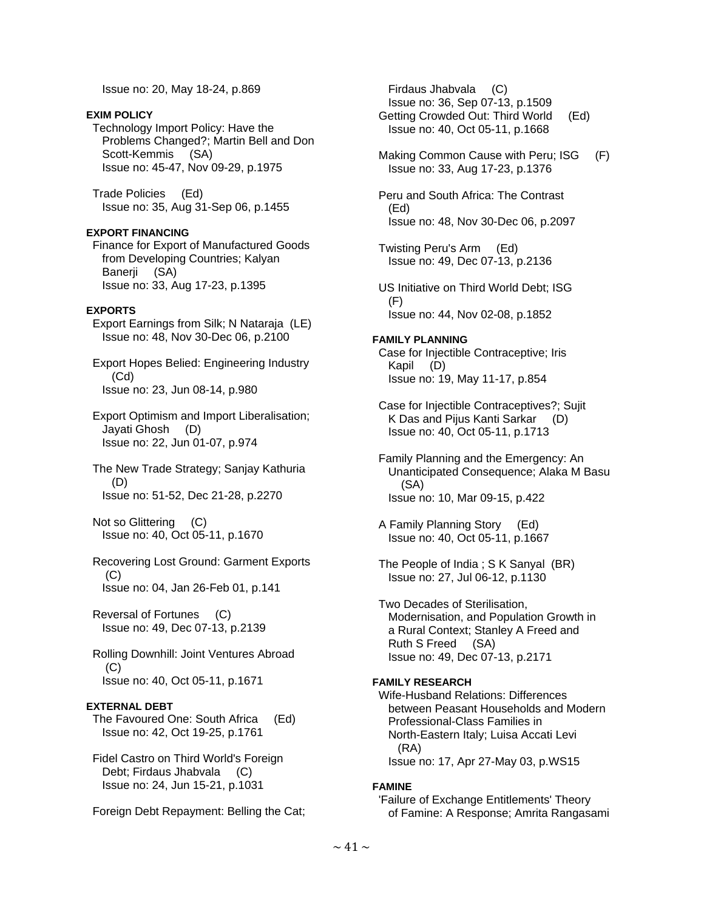Issue no: 20, May 18-24, p.869

**EXIM POLICY**

Technology Import Policy: Have the Problems Changed?; Martin Bell and Don Scott-Kemmis (SA)
Issue no: 45-47, Nov 09-29, p.1975

Trade Policies (Ed)
Issue no: 35, Aug 31-Sep 06, p.1455

**EXPORT FINANCING**

Finance for Export of Manufactured Goods from Developing Countries; Kalyan Banerji (SA)
Issue no: 33, Aug 17-23, p.1395

**EXPORTS**

Export Earnings from Silk; N Nataraja (LE)
Issue no: 48, Nov 30-Dec 06, p.2100

Export Hopes Belied: Engineering Industry (Cd)
Issue no: 23, Jun 08-14, p.980

Export Optimism and Import Liberalisation; Jayati Ghosh (D)
Issue no: 22, Jun 01-07, p.974

The New Trade Strategy; Sanjay Kathuria (D)
Issue no: 51-52, Dec 21-28, p.2270

Not so Glittering (C)
Issue no: 40, Oct 05-11, p.1670

Recovering Lost Ground: Garment Exports (C)
Issue no: 04, Jan 26-Feb 01, p.141

Reversal of Fortunes (C)
Issue no: 49, Dec 07-13, p.2139

Rolling Downhill: Joint Ventures Abroad (C)
Issue no: 40, Oct 05-11, p.1671

**EXTERNAL DEBT**

The Favoured One: South Africa (Ed)
Issue no: 42, Oct 19-25, p.1761

Fidel Castro on Third World's Foreign Debt; Firdaus Jhabvala (C)
Issue no: 24, Jun 15-21, p.1031

Foreign Debt Repayment: Belling the Cat; Firdaus Jhabvala (C)
Issue no: 36, Sep 07-13, p.1509

Getting Crowded Out: Third World (Ed)
Issue no: 40, Oct 05-11, p.1668

Making Common Cause with Peru; ISG (F)
Issue no: 33, Aug 17-23, p.1376

Peru and South Africa: The Contrast (Ed)
Issue no: 48, Nov 30-Dec 06, p.2097

Twisting Peru's Arm (Ed)
Issue no: 49, Dec 07-13, p.2136

US Initiative on Third World Debt; ISG (F)
Issue no: 44, Nov 02-08, p.1852

**FAMILY PLANNING**

Case for Injectible Contraceptive; Iris Kapil (D)
Issue no: 19, May 11-17, p.854

Case for Injectible Contraceptives?; Sujit K Das and Pijus Kanti Sarkar (D)
Issue no: 40, Oct 05-11, p.1713

Family Planning and the Emergency: An Unanticipated Consequence; Alaka M Basu (SA)
Issue no: 10, Mar 09-15, p.422

A Family Planning Story (Ed)
Issue no: 40, Oct 05-11, p.1667

The People of India ; S K Sanyal (BR)
Issue no: 27, Jul 06-12, p.1130

Two Decades of Sterilisation, Modernisation, and Population Growth in a Rural Context; Stanley A Freed and Ruth S Freed (SA)
Issue no: 49, Dec 07-13, p.2171

**FAMILY RESEARCH**

Wife-Husband Relations: Differences between Peasant Households and Modern Professional-Class Families in North-Eastern Italy; Luisa Accati Levi (RA)
Issue no: 17, Apr 27-May 03, p.WS15

**FAMINE**

'Failure of Exchange Entitlements' Theory of Famine: A Response; Amrita Rangasami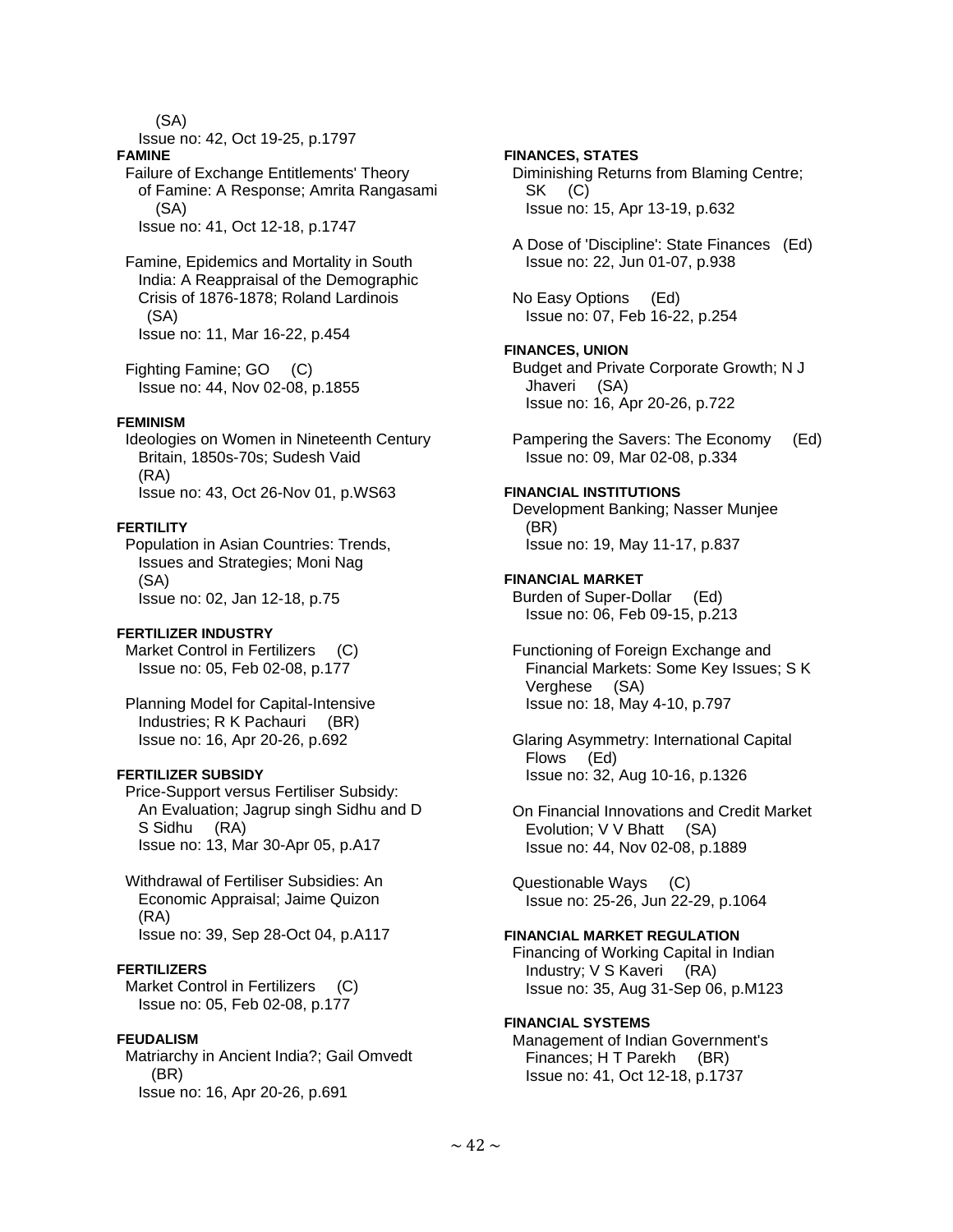(SA)
Issue no: 42, Oct 19-25, p.1797

**FAMINE**

Failure of Exchange Entitlements' Theory of Famine: A Response; Amrita Rangasami (SA)
Issue no: 41, Oct 12-18, p.1747

Famine, Epidemics and Mortality in South India: A Reappraisal of the Demographic Crisis of 1876-1878; Roland Lardinois (SA)
Issue no: 11, Mar 16-22, p.454

Fighting Famine; GO (C)
Issue no: 44, Nov 02-08, p.1855

**FEMINISM**

Ideologies on Women in Nineteenth Century Britain, 1850s-70s; Sudesh Vaid (RA)
Issue no: 43, Oct 26-Nov 01, p.WS63

**FERTILITY**

Population in Asian Countries: Trends, Issues and Strategies; Moni Nag (SA)
Issue no: 02, Jan 12-18, p.75

**FERTILIZER INDUSTRY**

Market Control in Fertilizers (C)
Issue no: 05, Feb 02-08, p.177

Planning Model for Capital-Intensive Industries; R K Pachauri (BR)
Issue no: 16, Apr 20-26, p.692

**FERTILIZER SUBSIDY**

Price-Support versus Fertiliser Subsidy: An Evaluation; Jagrup singh Sidhu and D S Sidhu (RA)
Issue no: 13, Mar 30-Apr 05, p.A17

Withdrawal of Fertiliser Subsidies: An Economic Appraisal; Jaime Quizon (RA)
Issue no: 39, Sep 28-Oct 04, p.A117

**FERTILIZERS**

Market Control in Fertilizers (C)
Issue no: 05, Feb 02-08, p.177

**FEUDALISM**

Matriarchy in Ancient India?; Gail Omvedt (BR)
Issue no: 16, Apr 20-26, p.691

**FINANCES, STATES**

Diminishing Returns from Blaming Centre; SK (C)
Issue no: 15, Apr 13-19, p.632

A Dose of 'Discipline': State Finances (Ed)
Issue no: 22, Jun 01-07, p.938

No Easy Options (Ed)
Issue no: 07, Feb 16-22, p.254

**FINANCES, UNION**

Budget and Private Corporate Growth; N J Jhaveri (SA)
Issue no: 16, Apr 20-26, p.722

Pampering the Savers: The Economy (Ed)
Issue no: 09, Mar 02-08, p.334

**FINANCIAL INSTITUTIONS**

Development Banking; Nasser Munjee (BR)
Issue no: 19, May 11-17, p.837

**FINANCIAL MARKET**

Burden of Super-Dollar (Ed)
Issue no: 06, Feb 09-15, p.213

Functioning of Foreign Exchange and Financial Markets: Some Key Issues; S K Verghese (SA)
Issue no: 18, May 4-10, p.797

Glaring Asymmetry: International Capital Flows (Ed)
Issue no: 32, Aug 10-16, p.1326

On Financial Innovations and Credit Market Evolution; V V Bhatt (SA)
Issue no: 44, Nov 02-08, p.1889

Questionable Ways (C)
Issue no: 25-26, Jun 22-29, p.1064

**FINANCIAL MARKET REGULATION**

Financing of Working Capital in Indian Industry; V S Kaveri (RA)
Issue no: 35, Aug 31-Sep 06, p.M123

**FINANCIAL SYSTEMS**

Management of Indian Government's Finances; H T Parekh (BR)
Issue no: 41, Oct 12-18, p.1737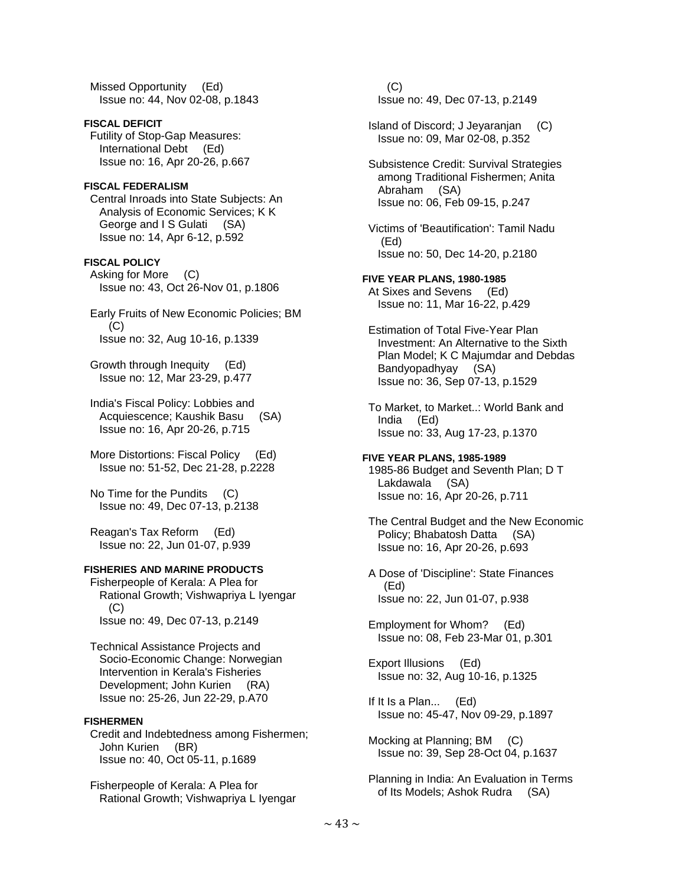Missed Opportunity (Ed)
Issue no: 44, Nov 02-08, p.1843

**FISCAL DEFICIT**

Futility of Stop-Gap Measures: International Debt (Ed)
Issue no: 16, Apr 20-26, p.667

**FISCAL FEDERALISM**

Central Inroads into State Subjects: An Analysis of Economic Services; K K George and I S Gulati (SA)
Issue no: 14, Apr 6-12, p.592

**FISCAL POLICY**

Asking for More (C)
Issue no: 43, Oct 26-Nov 01, p.1806

Early Fruits of New Economic Policies; BM (C)
Issue no: 32, Aug 10-16, p.1339

Growth through Inequity (Ed)
Issue no: 12, Mar 23-29, p.477

India's Fiscal Policy: Lobbies and Acquiescence; Kaushik Basu (SA)
Issue no: 16, Apr 20-26, p.715

More Distortions: Fiscal Policy (Ed)
Issue no: 51-52, Dec 21-28, p.2228

No Time for the Pundits (C)
Issue no: 49, Dec 07-13, p.2138

Reagan's Tax Reform (Ed)
Issue no: 22, Jun 01-07, p.939

**FISHERIES AND MARINE PRODUCTS**

Fisherpeople of Kerala: A Plea for Rational Growth; Vishwapriya L Iyengar (C)
Issue no: 49, Dec 07-13, p.2149

Technical Assistance Projects and Socio-Economic Change: Norwegian Intervention in Kerala's Fisheries Development; John Kurien (RA)
Issue no: 25-26, Jun 22-29, p.A70

**FISHERMEN**

Credit and Indebtedness among Fishermen; John Kurien (BR)
Issue no: 40, Oct 05-11, p.1689

Fisherpeople of Kerala: A Plea for Rational Growth; Vishwapriya L Iyengar (C)
Issue no: 49, Dec 07-13, p.2149

Island of Discord; J Jeyaranjan (C)
Issue no: 09, Mar 02-08, p.352

Subsistence Credit: Survival Strategies among Traditional Fishermen; Anita Abraham (SA)
Issue no: 06, Feb 09-15, p.247

Victims of 'Beautification': Tamil Nadu (Ed)
Issue no: 50, Dec 14-20, p.2180

**FIVE YEAR PLANS, 1980-1985**

At Sixes and Sevens (Ed)
Issue no: 11, Mar 16-22, p.429

Estimation of Total Five-Year Plan Investment: An Alternative to the Sixth Plan Model; K C Majumdar and Debdas Bandyopadhyay (SA)
Issue no: 36, Sep 07-13, p.1529

To Market, to Market..: World Bank and India (Ed)
Issue no: 33, Aug 17-23, p.1370

**FIVE YEAR PLANS, 1985-1989**

1985-86 Budget and Seventh Plan; D T Lakdawala (SA)
Issue no: 16, Apr 20-26, p.711

The Central Budget and the New Economic Policy; Bhabatosh Datta (SA)
Issue no: 16, Apr 20-26, p.693

A Dose of 'Discipline': State Finances (Ed)
Issue no: 22, Jun 01-07, p.938

Employment for Whom? (Ed)
Issue no: 08, Feb 23-Mar 01, p.301

Export Illusions (Ed)
Issue no: 32, Aug 10-16, p.1325

If It Is a Plan... (Ed)
Issue no: 45-47, Nov 09-29, p.1897

Mocking at Planning; BM (C)
Issue no: 39, Sep 28-Oct 04, p.1637

Planning in India: An Evaluation in Terms of Its Models; Ashok Rudra (SA)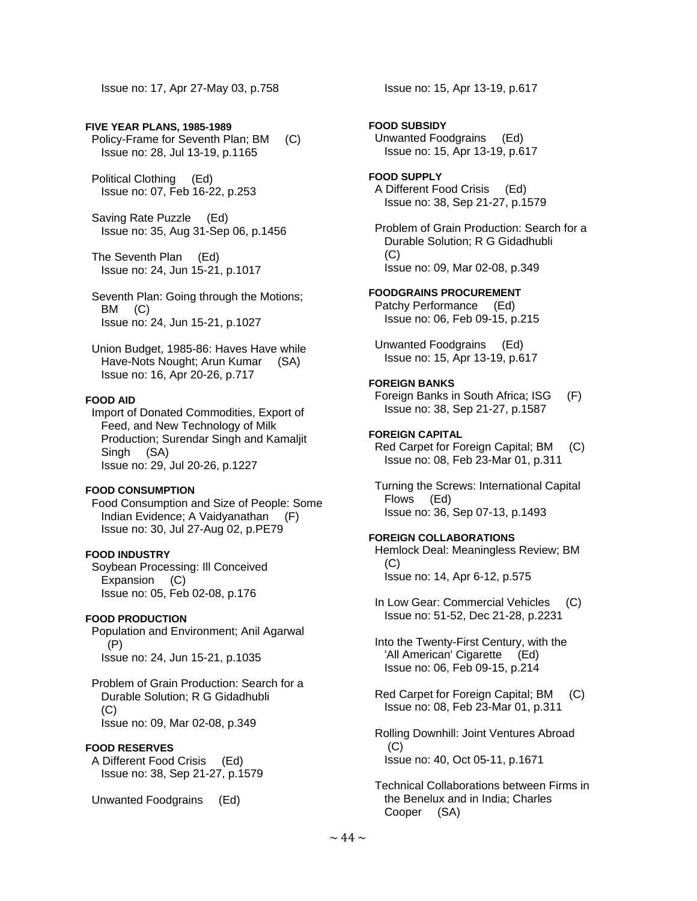Issue no: 17, Apr 27-May 03, p.758

**FIVE YEAR PLANS, 1985-1989**

Policy-Frame for Seventh Plan; BM (C)
Issue no: 28, Jul 13-19, p.1165

Political Clothing (Ed)
Issue no: 07, Feb 16-22, p.253

Saving Rate Puzzle (Ed)
Issue no: 35, Aug 31-Sep 06, p.1456

The Seventh Plan (Ed)
Issue no: 24, Jun 15-21, p.1017

Seventh Plan: Going through the Motions; BM (C)
Issue no: 24, Jun 15-21, p.1027

Union Budget, 1985-86: Haves Have while Have-Nots Nought; Arun Kumar (SA)
Issue no: 16, Apr 20-26, p.717

**FOOD AID**

Import of Donated Commodities, Export of Feed, and New Technology of Milk Production; Surendar Singh and Kamaljit Singh (SA)
Issue no: 29, Jul 20-26, p.1227

**FOOD CONSUMPTION**

Food Consumption and Size of People: Some Indian Evidence; A Vaidyanathan (F)
Issue no: 30, Jul 27-Aug 02, p.PE79

**FOOD INDUSTRY**

Soybean Processing: Ill Conceived Expansion (C)
Issue no: 05, Feb 02-08, p.176

**FOOD PRODUCTION**

Population and Environment; Anil Agarwal (P)
Issue no: 24, Jun 15-21, p.1035

Problem of Grain Production: Search for a Durable Solution; R G Gidadhubli (C)
Issue no: 09, Mar 02-08, p.349

**FOOD RESERVES**

A Different Food Crisis (Ed)
Issue no: 38, Sep 21-27, p.1579

Unwanted Foodgrains (Ed)
Issue no: 15, Apr 13-19, p.617

**FOOD SUBSIDY**

Unwanted Foodgrains (Ed)
Issue no: 15, Apr 13-19, p.617

**FOOD SUPPLY**

A Different Food Crisis (Ed)
Issue no: 38, Sep 21-27, p.1579

Problem of Grain Production: Search for a Durable Solution; R G Gidadhubli (C)
Issue no: 09, Mar 02-08, p.349

**FOODGRAINS PROCUREMENT**

Patchy Performance (Ed)
Issue no: 06, Feb 09-15, p.215

Unwanted Foodgrains (Ed)
Issue no: 15, Apr 13-19, p.617

**FOREIGN BANKS**

Foreign Banks in South Africa; ISG (F)
Issue no: 38, Sep 21-27, p.1587

**FOREIGN CAPITAL**

Red Carpet for Foreign Capital; BM (C)
Issue no: 08, Feb 23-Mar 01, p.311

Turning the Screws: International Capital Flows (Ed)
Issue no: 36, Sep 07-13, p.1493

**FOREIGN COLLABORATIONS**

Hemlock Deal: Meaningless Review; BM (C)
Issue no: 14, Apr 6-12, p.575

In Low Gear: Commercial Vehicles (C)
Issue no: 51-52, Dec 21-28, p.2231

Into the Twenty-First Century, with the 'All American' Cigarette (Ed)
Issue no: 06, Feb 09-15, p.214

Red Carpet for Foreign Capital; BM (C)
Issue no: 08, Feb 23-Mar 01, p.311

Rolling Downhill: Joint Ventures Abroad (C)
Issue no: 40, Oct 05-11, p.1671

Technical Collaborations between Firms in the Benelux and in India; Charles Cooper (SA)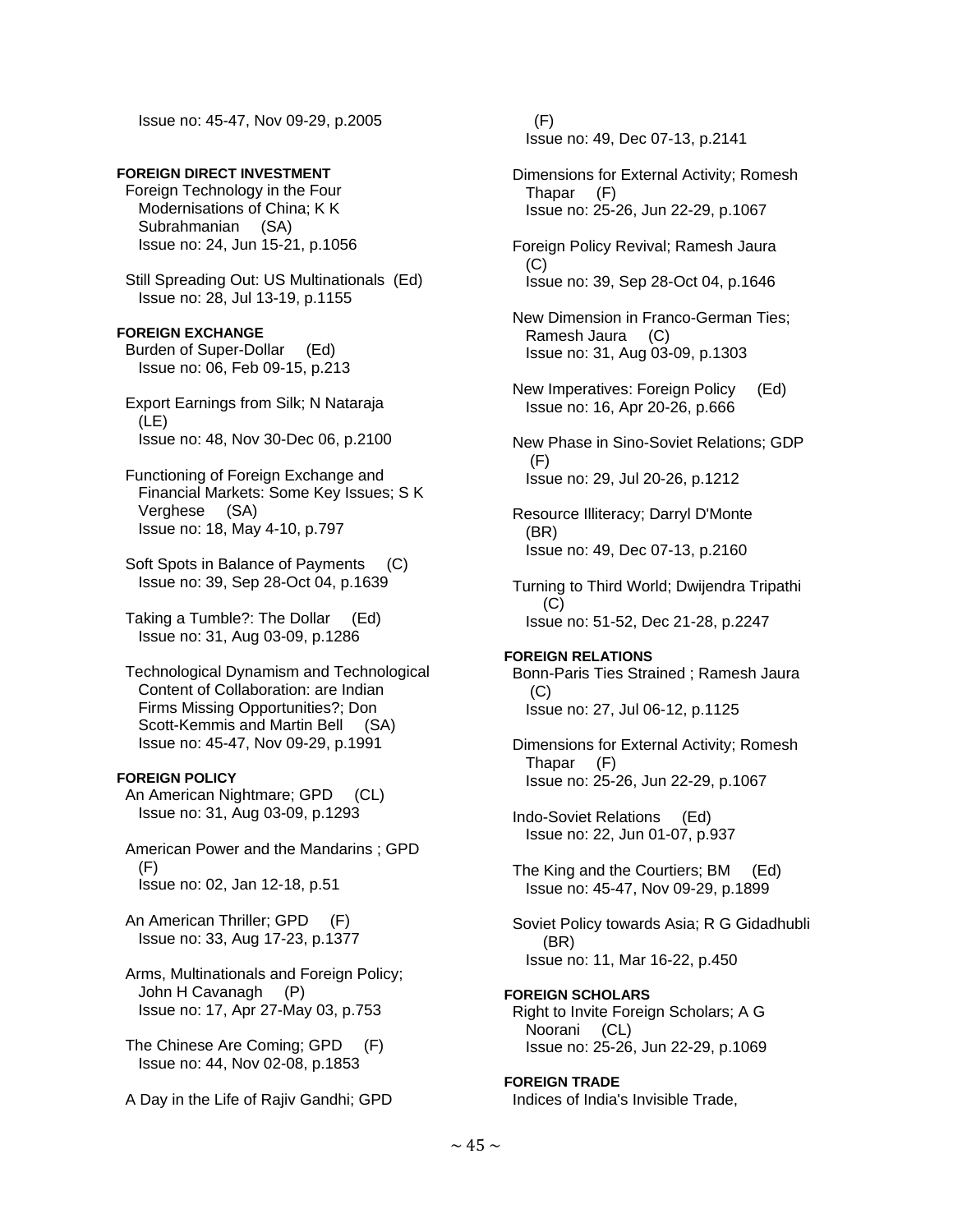Issue no: 45-47, Nov 09-29, p.2005

**FOREIGN DIRECT INVESTMENT**

Foreign Technology in the Four Modernisations of China; K K Subrahmanian (SA)
Issue no: 24, Jun 15-21, p.1056

Still Spreading Out: US Multinationals (Ed)
Issue no: 28, Jul 13-19, p.1155

**FOREIGN EXCHANGE**

Burden of Super-Dollar (Ed)
Issue no: 06, Feb 09-15, p.213

Export Earnings from Silk; N Nataraja (LE)
Issue no: 48, Nov 30-Dec 06, p.2100

Functioning of Foreign Exchange and Financial Markets: Some Key Issues; S K Verghese (SA)
Issue no: 18, May 4-10, p.797

Soft Spots in Balance of Payments (C)
Issue no: 39, Sep 28-Oct 04, p.1639

Taking a Tumble?: The Dollar (Ed)
Issue no: 31, Aug 03-09, p.1286

Technological Dynamism and Technological Content of Collaboration: are Indian Firms Missing Opportunities?; Don Scott-Kemmis and Martin Bell (SA)
Issue no: 45-47, Nov 09-29, p.1991

**FOREIGN POLICY**

An American Nightmare; GPD (CL)
Issue no: 31, Aug 03-09, p.1293

American Power and the Mandarins ; GPD (F)
Issue no: 02, Jan 12-18, p.51

An American Thriller; GPD (F)
Issue no: 33, Aug 17-23, p.1377

Arms, Multinationals and Foreign Policy; John H Cavanagh (P)
Issue no: 17, Apr 27-May 03, p.753

The Chinese Are Coming; GPD (F)
Issue no: 44, Nov 02-08, p.1853

A Day in the Life of Rajiv Gandhi; GPD (F)
Issue no: 49, Dec 07-13, p.2141

Dimensions for External Activity; Romesh Thapar (F)
Issue no: 25-26, Jun 22-29, p.1067

Foreign Policy Revival; Ramesh Jaura (C)
Issue no: 39, Sep 28-Oct 04, p.1646

New Dimension in Franco-German Ties; Ramesh Jaura (C)
Issue no: 31, Aug 03-09, p.1303

New Imperatives: Foreign Policy (Ed)
Issue no: 16, Apr 20-26, p.666

New Phase in Sino-Soviet Relations; GDP (F)
Issue no: 29, Jul 20-26, p.1212

Resource Illiteracy; Darryl D'Monte (BR)
Issue no: 49, Dec 07-13, p.2160

Turning to Third World; Dwijendra Tripathi (C)
Issue no: 51-52, Dec 21-28, p.2247

**FOREIGN RELATIONS**

Bonn-Paris Ties Strained ; Ramesh Jaura (C)
Issue no: 27, Jul 06-12, p.1125

Dimensions for External Activity; Romesh Thapar (F)
Issue no: 25-26, Jun 22-29, p.1067

Indo-Soviet Relations (Ed)
Issue no: 22, Jun 01-07, p.937

The King and the Courtiers; BM (Ed)
Issue no: 45-47, Nov 09-29, p.1899

Soviet Policy towards Asia; R G Gidadhubli (BR)
Issue no: 11, Mar 16-22, p.450

**FOREIGN SCHOLARS**

Right to Invite Foreign Scholars; A G Noorani (CL)
Issue no: 25-26, Jun 22-29, p.1069

**FOREIGN TRADE**

Indices of India's Invisible Trade,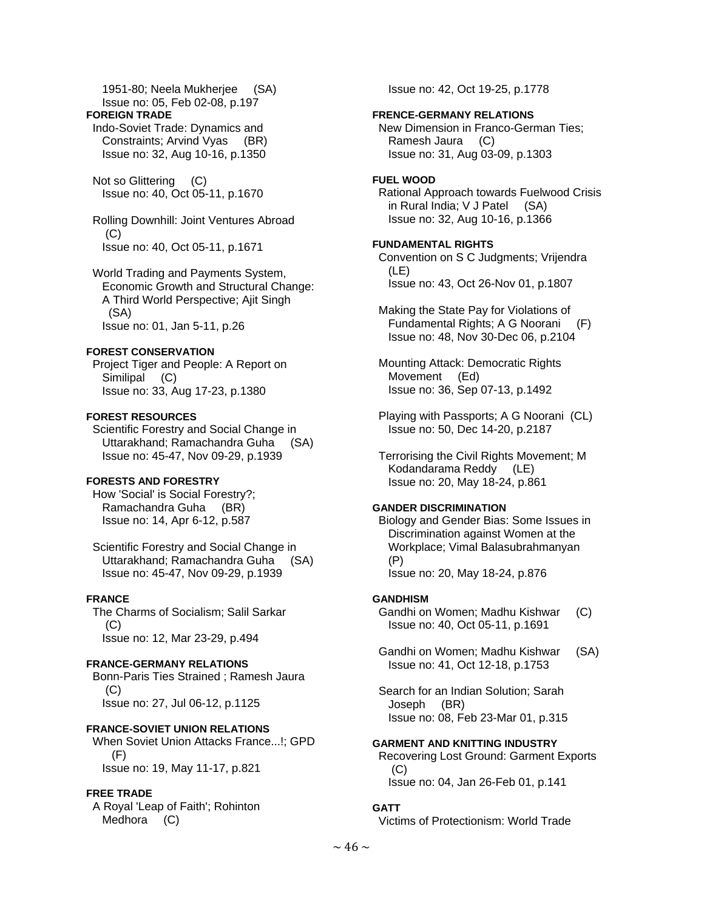1951-80; Neela Mukherjee (SA)
Issue no: 05, Feb 02-08, p.197

**FOREIGN TRADE**

Indo-Soviet Trade: Dynamics and Constraints; Arvind Vyas (BR)
Issue no: 32, Aug 10-16, p.1350

Not so Glittering (C)
Issue no: 40, Oct 05-11, p.1670

Rolling Downhill: Joint Ventures Abroad (C)
Issue no: 40, Oct 05-11, p.1671

World Trading and Payments System, Economic Growth and Structural Change: A Third World Perspective; Ajit Singh (SA)
Issue no: 01, Jan 5-11, p.26

**FOREST CONSERVATION**

Project Tiger and People: A Report on Similipal (C)
Issue no: 33, Aug 17-23, p.1380

**FOREST RESOURCES**

Scientific Forestry and Social Change in Uttarakhand; Ramachandra Guha (SA)
Issue no: 45-47, Nov 09-29, p.1939

**FORESTS AND FORESTRY**

How 'Social' is Social Forestry?; Ramachandra Guha (BR)
Issue no: 14, Apr 6-12, p.587

Scientific Forestry and Social Change in Uttarakhand; Ramachandra Guha (SA)
Issue no: 45-47, Nov 09-29, p.1939

**FRANCE**

The Charms of Socialism; Salil Sarkar (C)
Issue no: 12, Mar 23-29, p.494

**FRANCE-GERMANY RELATIONS**

Bonn-Paris Ties Strained ; Ramesh Jaura (C)
Issue no: 27, Jul 06-12, p.1125

**FRANCE-SOVIET UNION RELATIONS**

When Soviet Union Attacks France...!; GPD (F)
Issue no: 19, May 11-17, p.821

**FREE TRADE**

A Royal 'Leap of Faith'; Rohinton Medhora (C)
Issue no: 42, Oct 19-25, p.1778

**FRENCE-GERMANY RELATIONS**

New Dimension in Franco-German Ties; Ramesh Jaura (C)
Issue no: 31, Aug 03-09, p.1303

**FUEL WOOD**

Rational Approach towards Fuelwood Crisis in Rural India; V J Patel (SA)
Issue no: 32, Aug 10-16, p.1366

**FUNDAMENTAL RIGHTS**

Convention on S C Judgments; Vrijendra (LE)
Issue no: 43, Oct 26-Nov 01, p.1807

Making the State Pay for Violations of Fundamental Rights; A G Noorani (F)
Issue no: 48, Nov 30-Dec 06, p.2104

Mounting Attack: Democratic Rights Movement (Ed)
Issue no: 36, Sep 07-13, p.1492

Playing with Passports; A G Noorani (CL)
Issue no: 50, Dec 14-20, p.2187

Terrorising the Civil Rights Movement; M Kodandarama Reddy (LE)
Issue no: 20, May 18-24, p.861

**GANDER DISCRIMINATION**

Biology and Gender Bias: Some Issues in Discrimination against Women at the Workplace; Vimal Balasubrahmanyan (P)
Issue no: 20, May 18-24, p.876

**GANDHISM**

Gandhi on Women; Madhu Kishwar (C)
Issue no: 40, Oct 05-11, p.1691

Gandhi on Women; Madhu Kishwar (SA)
Issue no: 41, Oct 12-18, p.1753

Search for an Indian Solution; Sarah Joseph (BR)
Issue no: 08, Feb 23-Mar 01, p.315

**GARMENT AND KNITTING INDUSTRY**

Recovering Lost Ground: Garment Exports (C)
Issue no: 04, Jan 26-Feb 01, p.141

**GATT**

Victims of Protectionism: World Trade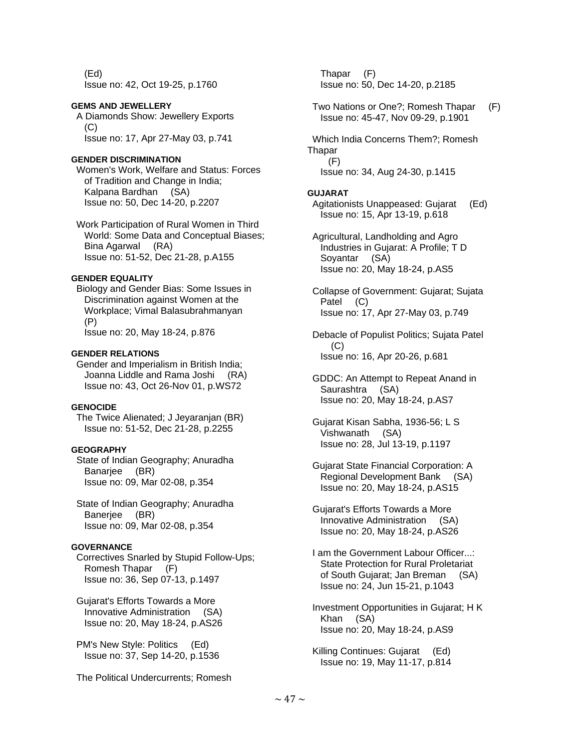(Ed)
Issue no: 42, Oct 19-25, p.1760

**GEMS AND JEWELLERY**

A Diamonds Show: Jewellery Exports (C)
Issue no: 17, Apr 27-May 03, p.741

**GENDER DISCRIMINATION**

Women's Work, Welfare and Status: Forces of Tradition and Change in India; Kalpana Bardhan (SA)
Issue no: 50, Dec 14-20, p.2207

Work Participation of Rural Women in Third World: Some Data and Conceptual Biases; Bina Agarwal (RA)
Issue no: 51-52, Dec 21-28, p.A155

**GENDER EQUALITY**

Biology and Gender Bias: Some Issues in Discrimination against Women at the Workplace; Vimal Balasubrahmanyan (P)
Issue no: 20, May 18-24, p.876

**GENDER RELATIONS**

Gender and Imperialism in British India; Joanna Liddle and Rama Joshi (RA)
Issue no: 43, Oct 26-Nov 01, p.WS72

**GENOCIDE**

The Twice Alienated; J Jeyaranjan (BR)
Issue no: 51-52, Dec 21-28, p.2255

**GEOGRAPHY**

State of Indian Geography; Anuradha Banarjee (BR)
Issue no: 09, Mar 02-08, p.354

State of Indian Geography; Anuradha Banerjee (BR)
Issue no: 09, Mar 02-08, p.354

**GOVERNANCE**

Correctives Snarled by Stupid Follow-Ups; Romesh Thapar (F)
Issue no: 36, Sep 07-13, p.1497

Gujarat's Efforts Towards a More Innovative Administration (SA)
Issue no: 20, May 18-24, p.AS26

PM's New Style: Politics (Ed)
Issue no: 37, Sep 14-20, p.1536

The Political Undercurrents; Romesh Thapar (F)
Issue no: 50, Dec 14-20, p.2185

Two Nations or One?; Romesh Thapar (F)
Issue no: 45-47, Nov 09-29, p.1901

Which India Concerns Them?; Romesh Thapar (F)
Issue no: 34, Aug 24-30, p.1415

**GUJARAT**

Agitationists Unappeased: Gujarat (Ed)
Issue no: 15, Apr 13-19, p.618

Agricultural, Landholding and Agro Industries in Gujarat: A Profile; T D Soyantar (SA)
Issue no: 20, May 18-24, p.AS5

Collapse of Government: Gujarat; Sujata Patel (C)
Issue no: 17, Apr 27-May 03, p.749

Debacle of Populist Politics; Sujata Patel (C)
Issue no: 16, Apr 20-26, p.681

GDDC: An Attempt to Repeat Anand in Saurashtra (SA)
Issue no: 20, May 18-24, p.AS7

Gujarat Kisan Sabha, 1936-56; L S Vishwanath (SA)
Issue no: 28, Jul 13-19, p.1197

Gujarat State Financial Corporation: A Regional Development Bank (SA)
Issue no: 20, May 18-24, p.AS15

Gujarat's Efforts Towards a More Innovative Administration (SA)
Issue no: 20, May 18-24, p.AS26

I am the Government Labour Officer...: State Protection for Rural Proletariat of South Gujarat; Jan Breman (SA)
Issue no: 24, Jun 15-21, p.1043

Investment Opportunities in Gujarat; H K Khan (SA)
Issue no: 20, May 18-24, p.AS9

Killing Continues: Gujarat (Ed)
Issue no: 19, May 11-17, p.814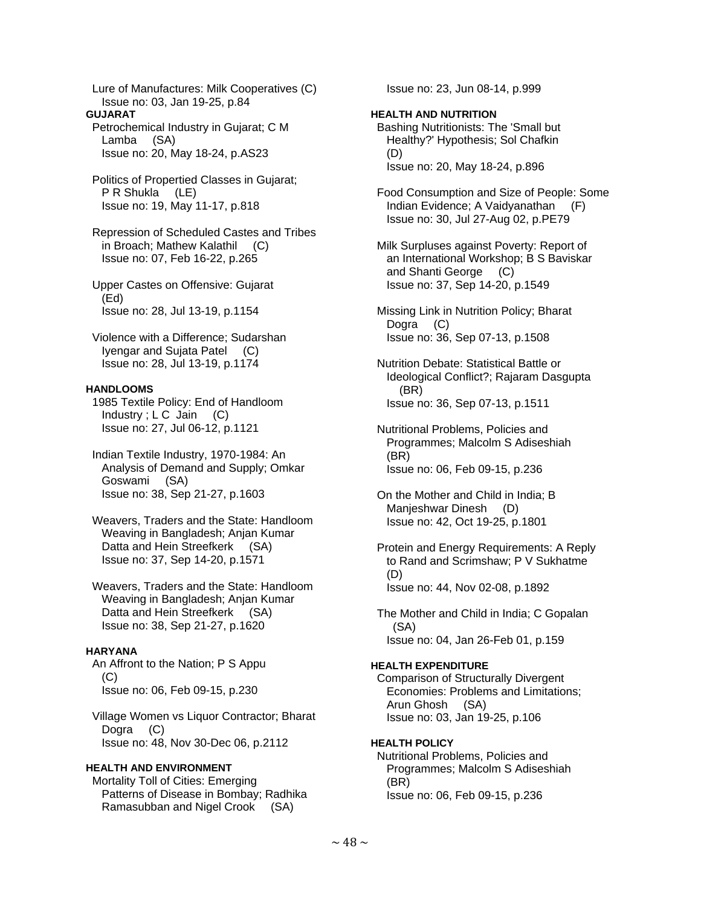Lure of Manufactures: Milk Cooperatives (C)
Issue no: 03, Jan 19-25, p.84

**GUJARAT**

Petrochemical Industry in Gujarat; C M Lamba (SA)
Issue no: 20, May 18-24, p.AS23

Politics of Propertied Classes in Gujarat; P R Shukla (LE)
Issue no: 19, May 11-17, p.818

Repression of Scheduled Castes and Tribes in Broach; Mathew Kalathil (C)
Issue no: 07, Feb 16-22, p.265

Upper Castes on Offensive: Gujarat (Ed)
Issue no: 28, Jul 13-19, p.1154

Violence with a Difference; Sudarshan Iyengar and Sujata Patel (C)
Issue no: 28, Jul 13-19, p.1174

**HANDLOOMS**

1985 Textile Policy: End of Handloom Industry ; L C Jain (C)
Issue no: 27, Jul 06-12, p.1121

Indian Textile Industry, 1970-1984: An Analysis of Demand and Supply; Omkar Goswami (SA)
Issue no: 38, Sep 21-27, p.1603

Weavers, Traders and the State: Handloom Weaving in Bangladesh; Anjan Kumar Datta and Hein Streefkerk (SA)
Issue no: 37, Sep 14-20, p.1571

Weavers, Traders and the State: Handloom Weaving in Bangladesh; Anjan Kumar Datta and Hein Streefkerk (SA)
Issue no: 38, Sep 21-27, p.1620

**HARYANA**

An Affront to the Nation; P S Appu (C)
Issue no: 06, Feb 09-15, p.230

Village Women vs Liquor Contractor; Bharat Dogra (C)
Issue no: 48, Nov 30-Dec 06, p.2112

**HEALTH AND ENVIRONMENT**

Mortality Toll of Cities: Emerging Patterns of Disease in Bombay; Radhika Ramasubban and Nigel Crook (SA)
Issue no: 23, Jun 08-14, p.999

**HEALTH AND NUTRITION**

Bashing Nutritionists: The 'Small but Healthy?' Hypothesis; Sol Chafkin (D)
Issue no: 20, May 18-24, p.896

Food Consumption and Size of People: Some Indian Evidence; A Vaidyanathan (F)
Issue no: 30, Jul 27-Aug 02, p.PE79

Milk Surpluses against Poverty: Report of an International Workshop; B S Baviskar and Shanti George (C)
Issue no: 37, Sep 14-20, p.1549

Missing Link in Nutrition Policy; Bharat Dogra (C)
Issue no: 36, Sep 07-13, p.1508

Nutrition Debate: Statistical Battle or Ideological Conflict?; Rajaram Dasgupta (BR)
Issue no: 36, Sep 07-13, p.1511

Nutritional Problems, Policies and Programmes; Malcolm S Adiseshiah (BR)
Issue no: 06, Feb 09-15, p.236

On the Mother and Child in India; B Manjeshwar Dinesh (D)
Issue no: 42, Oct 19-25, p.1801

Protein and Energy Requirements: A Reply to Rand and Scrimshaw; P V Sukhatme (D)
Issue no: 44, Nov 02-08, p.1892

The Mother and Child in India; C Gopalan (SA)
Issue no: 04, Jan 26-Feb 01, p.159

**HEALTH EXPENDITURE**

Comparison of Structurally Divergent Economies: Problems and Limitations; Arun Ghosh (SA)
Issue no: 03, Jan 19-25, p.106

**HEALTH POLICY**

Nutritional Problems, Policies and Programmes; Malcolm S Adiseshiah (BR)
Issue no: 06, Feb 09-15, p.236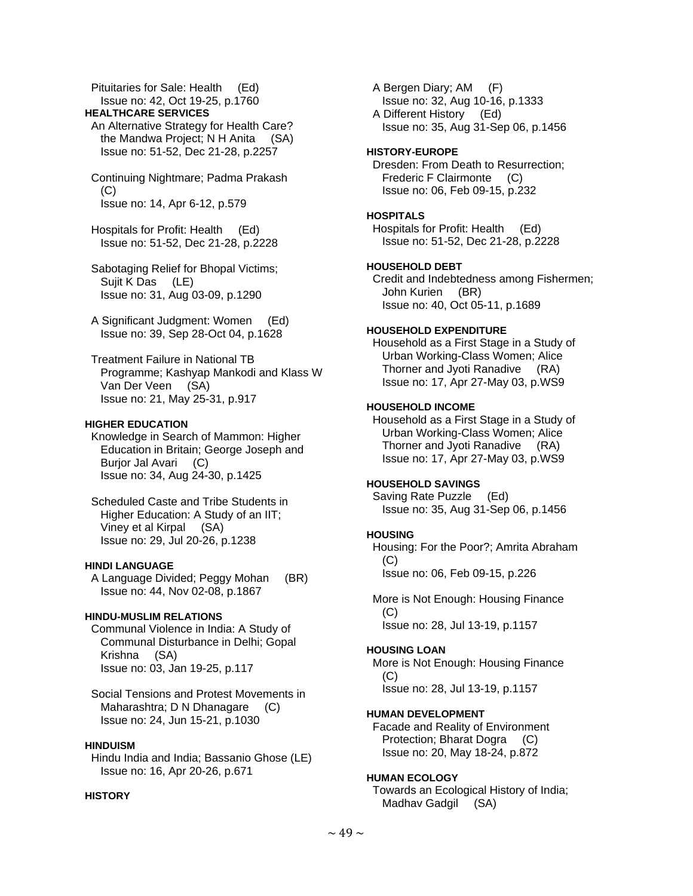Pituitaries for Sale: Health (Ed)
Issue no: 42, Oct 19-25, p.1760

**HEALTHCARE SERVICES**

An Alternative Strategy for Health Care? the Mandwa Project; N H Anita (SA)
Issue no: 51-52, Dec 21-28, p.2257

Continuing Nightmare; Padma Prakash (C)
Issue no: 14, Apr 6-12, p.579

Hospitals for Profit: Health (Ed)
Issue no: 51-52, Dec 21-28, p.2228

Sabotaging Relief for Bhopal Victims; Sujit K Das (LE)
Issue no: 31, Aug 03-09, p.1290

A Significant Judgment: Women (Ed)
Issue no: 39, Sep 28-Oct 04, p.1628

Treatment Failure in National TB Programme; Kashyap Mankodi and Klass W Van Der Veen (SA)
Issue no: 21, May 25-31, p.917

**HIGHER EDUCATION**

Knowledge in Search of Mammon: Higher Education in Britain; George Joseph and Burjor Jal Avari (C)
Issue no: 34, Aug 24-30, p.1425

Scheduled Caste and Tribe Students in Higher Education: A Study of an IIT; Viney et al Kirpal (SA)
Issue no: 29, Jul 20-26, p.1238

**HINDI LANGUAGE**

A Language Divided; Peggy Mohan (BR)
Issue no: 44, Nov 02-08, p.1867

**HINDU-MUSLIM RELATIONS**

Communal Violence in India: A Study of Communal Disturbance in Delhi; Gopal Krishna (SA)
Issue no: 03, Jan 19-25, p.117

Social Tensions and Protest Movements in Maharashtra; D N Dhanagare (C)
Issue no: 24, Jun 15-21, p.1030

**HINDUISM**

Hindu India and India; Bassanio Ghose (LE)
Issue no: 16, Apr 20-26, p.671

**HISTORY**

A Bergen Diary; AM (F)
Issue no: 32, Aug 10-16, p.1333

A Different History (Ed)
Issue no: 35, Aug 31-Sep 06, p.1456

**HISTORY-EUROPE**

Dresden: From Death to Resurrection; Frederic F Clairmonte (C)
Issue no: 06, Feb 09-15, p.232

**HOSPITALS**

Hospitals for Profit: Health (Ed)
Issue no: 51-52, Dec 21-28, p.2228

**HOUSEHOLD DEBT**

Credit and Indebtedness among Fishermen; John Kurien (BR)
Issue no: 40, Oct 05-11, p.1689

**HOUSEHOLD EXPENDITURE**

Household as a First Stage in a Study of Urban Working-Class Women; Alice Thorner and Jyoti Ranadive (RA)
Issue no: 17, Apr 27-May 03, p.WS9

**HOUSEHOLD INCOME**

Household as a First Stage in a Study of Urban Working-Class Women; Alice Thorner and Jyoti Ranadive (RA)
Issue no: 17, Apr 27-May 03, p.WS9

**HOUSEHOLD SAVINGS**

Saving Rate Puzzle (Ed)
Issue no: 35, Aug 31-Sep 06, p.1456

**HOUSING**

Housing: For the Poor?; Amrita Abraham (C)
Issue no: 06, Feb 09-15, p.226

More is Not Enough: Housing Finance (C)
Issue no: 28, Jul 13-19, p.1157

**HOUSING LOAN**

More is Not Enough: Housing Finance (C)
Issue no: 28, Jul 13-19, p.1157

**HUMAN DEVELOPMENT**

Facade and Reality of Environment Protection; Bharat Dogra (C)
Issue no: 20, May 18-24, p.872

**HUMAN ECOLOGY**

Towards an Ecological History of India; Madhav Gadgil (SA)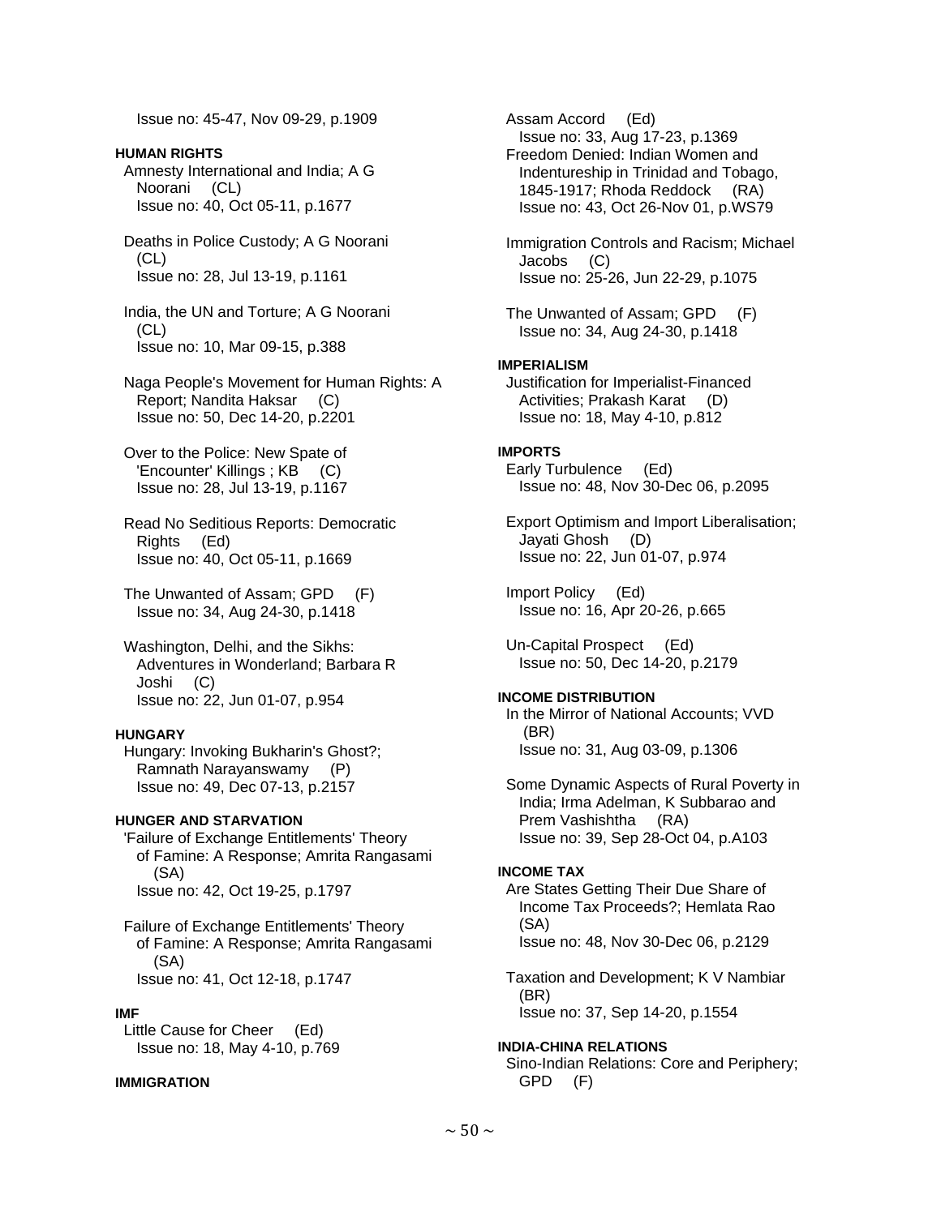Issue no: 45-47, Nov 09-29, p.1909

**HUMAN RIGHTS**

Amnesty International and India; A G Noorani (CL)
Issue no: 40, Oct 05-11, p.1677

Deaths in Police Custody; A G Noorani (CL)
Issue no: 28, Jul 13-19, p.1161

India, the UN and Torture; A G Noorani (CL)
Issue no: 10, Mar 09-15, p.388

Naga People's Movement for Human Rights: A Report; Nandita Haksar (C)
Issue no: 50, Dec 14-20, p.2201

Over to the Police: New Spate of 'Encounter' Killings ; KB (C)
Issue no: 28, Jul 13-19, p.1167

Read No Seditious Reports: Democratic Rights (Ed)
Issue no: 40, Oct 05-11, p.1669

The Unwanted of Assam; GPD (F)
Issue no: 34, Aug 24-30, p.1418

Washington, Delhi, and the Sikhs: Adventures in Wonderland; Barbara R Joshi (C)
Issue no: 22, Jun 01-07, p.954

**HUNGARY**

Hungary: Invoking Bukharin's Ghost?; Ramnath Narayanswamy (P)
Issue no: 49, Dec 07-13, p.2157

**HUNGER AND STARVATION**

'Failure of Exchange Entitlements' Theory of Famine: A Response; Amrita Rangasami (SA)
Issue no: 42, Oct 19-25, p.1797

Failure of Exchange Entitlements' Theory of Famine: A Response; Amrita Rangasami (SA)
Issue no: 41, Oct 12-18, p.1747

**IMF**

Little Cause for Cheer (Ed)
Issue no: 18, May 4-10, p.769

**IMMIGRATION**

Assam Accord (Ed)
Issue no: 33, Aug 17-23, p.1369

Freedom Denied: Indian Women and Indentureship in Trinidad and Tobago, 1845-1917; Rhoda Reddock (RA)
Issue no: 43, Oct 26-Nov 01, p.WS79

Immigration Controls and Racism; Michael Jacobs (C)
Issue no: 25-26, Jun 22-29, p.1075

The Unwanted of Assam; GPD (F)
Issue no: 34, Aug 24-30, p.1418

**IMPERIALISM**

Justification for Imperialist-Financed Activities; Prakash Karat (D)
Issue no: 18, May 4-10, p.812

**IMPORTS**

Early Turbulence (Ed)
Issue no: 48, Nov 30-Dec 06, p.2095

Export Optimism and Import Liberalisation; Jayati Ghosh (D)
Issue no: 22, Jun 01-07, p.974

Import Policy (Ed)
Issue no: 16, Apr 20-26, p.665

Un-Capital Prospect (Ed)
Issue no: 50, Dec 14-20, p.2179

**INCOME DISTRIBUTION**

In the Mirror of National Accounts; VVD (BR)
Issue no: 31, Aug 03-09, p.1306

Some Dynamic Aspects of Rural Poverty in India; Irma Adelman, K Subbarao and Prem Vashishtha (RA)
Issue no: 39, Sep 28-Oct 04, p.A103

**INCOME TAX**

Are States Getting Their Due Share of Income Tax Proceeds?; Hemlata Rao (SA)
Issue no: 48, Nov 30-Dec 06, p.2129

Taxation and Development; K V Nambiar (BR)
Issue no: 37, Sep 14-20, p.1554

**INDIA-CHINA RELATIONS**

Sino-Indian Relations: Core and Periphery; GPD (F)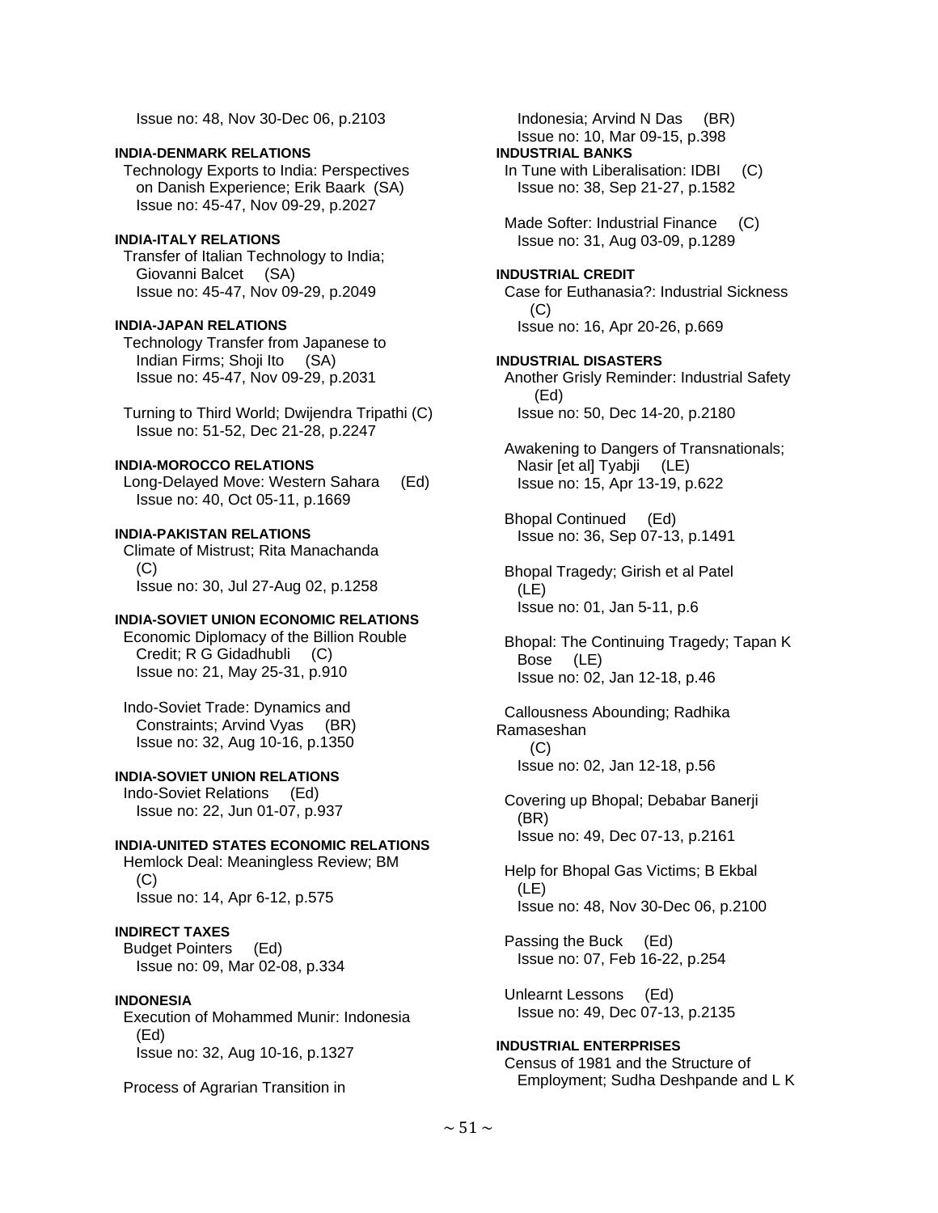Issue no: 48, Nov 30-Dec 06, p.2103

**INDIA-DENMARK RELATIONS**

Technology Exports to India: Perspectives on Danish Experience; Erik Baark (SA)
Issue no: 45-47, Nov 09-29, p.2027

**INDIA-ITALY RELATIONS**

Transfer of Italian Technology to India; Giovanni Balcet (SA)
Issue no: 45-47, Nov 09-29, p.2049

**INDIA-JAPAN RELATIONS**

Technology Transfer from Japanese to Indian Firms; Shoji Ito (SA)
Issue no: 45-47, Nov 09-29, p.2031

Turning to Third World; Dwijendra Tripathi (C)
Issue no: 51-52, Dec 21-28, p.2247

**INDIA-MOROCCO RELATIONS**

Long-Delayed Move: Western Sahara (Ed)
Issue no: 40, Oct 05-11, p.1669

**INDIA-PAKISTAN RELATIONS**

Climate of Mistrust; Rita Manachanda (C)
Issue no: 30, Jul 27-Aug 02, p.1258

**INDIA-SOVIET UNION ECONOMIC RELATIONS**

Economic Diplomacy of the Billion Rouble Credit; R G Gidadhubli (C)
Issue no: 21, May 25-31, p.910

Indo-Soviet Trade: Dynamics and Constraints; Arvind Vyas (BR)
Issue no: 32, Aug 10-16, p.1350

**INDIA-SOVIET UNION RELATIONS**

Indo-Soviet Relations (Ed)
Issue no: 22, Jun 01-07, p.937

**INDIA-UNITED STATES ECONOMIC RELATIONS**

Hemlock Deal: Meaningless Review; BM (C)
Issue no: 14, Apr 6-12, p.575

**INDIRECT TAXES**

Budget Pointers (Ed)
Issue no: 09, Mar 02-08, p.334

**INDONESIA**

Execution of Mohammed Munir: Indonesia (Ed)
Issue no: 32, Aug 10-16, p.1327

Process of Agrarian Transition in Indonesia; Arvind N Das (BR)
Issue no: 10, Mar 09-15, p.398

**INDUSTRIAL BANKS**

In Tune with Liberalisation: IDBI (C)
Issue no: 38, Sep 21-27, p.1582

Made Softer: Industrial Finance (C)
Issue no: 31, Aug 03-09, p.1289

**INDUSTRIAL CREDIT**

Case for Euthanasia?: Industrial Sickness (C)
Issue no: 16, Apr 20-26, p.669

**INDUSTRIAL DISASTERS**

Another Grisly Reminder: Industrial Safety (Ed)
Issue no: 50, Dec 14-20, p.2180

Awakening to Dangers of Transnationals; Nasir [et al] Tyabji (LE)
Issue no: 15, Apr 13-19, p.622

Bhopal Continued (Ed)
Issue no: 36, Sep 07-13, p.1491

Bhopal Tragedy; Girish et al Patel (LE)
Issue no: 01, Jan 5-11, p.6

Bhopal: The Continuing Tragedy; Tapan K Bose (LE)
Issue no: 02, Jan 12-18, p.46

Callousness Abounding; Radhika Ramaseshan (C)
Issue no: 02, Jan 12-18, p.56

Covering up Bhopal; Debabar Banerji (BR)
Issue no: 49, Dec 07-13, p.2161

Help for Bhopal Gas Victims; B Ekbal (LE)
Issue no: 48, Nov 30-Dec 06, p.2100

Passing the Buck (Ed)
Issue no: 07, Feb 16-22, p.254

Unlearnt Lessons (Ed)
Issue no: 49, Dec 07-13, p.2135

**INDUSTRIAL ENTERPRISES**

Census of 1981 and the Structure of Employment; Sudha Deshpande and L K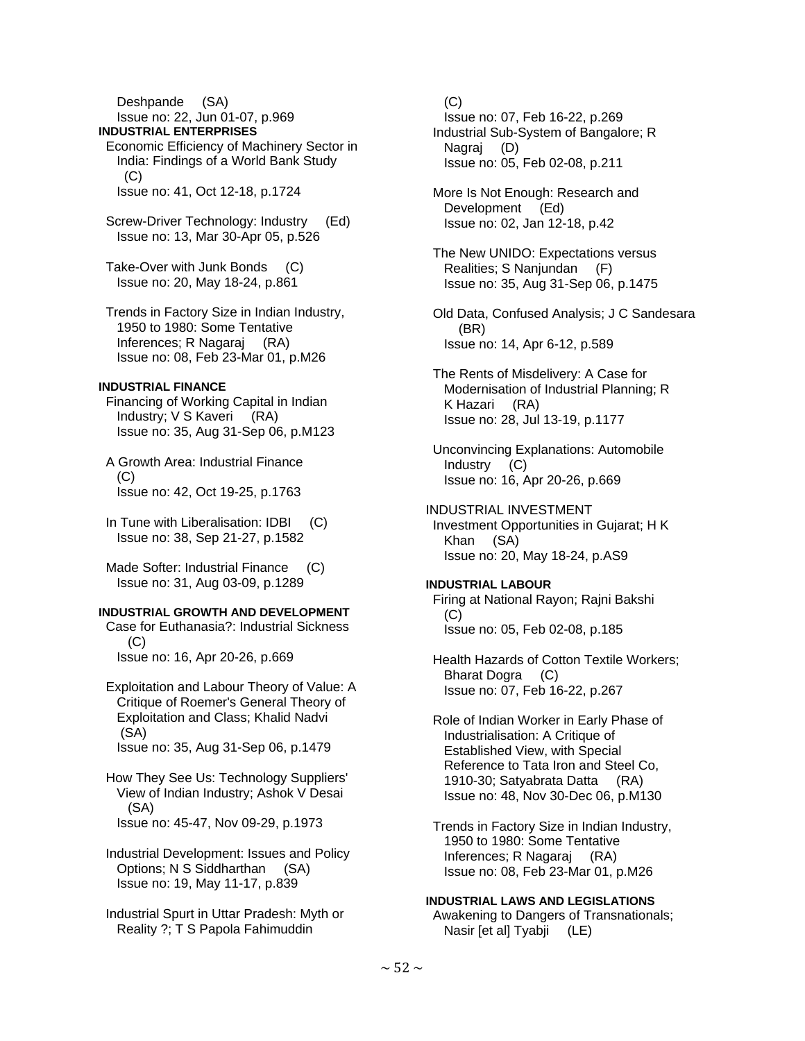Deshpande (SA)
Issue no: 22, Jun 01-07, p.969

**INDUSTRIAL ENTERPRISES**

Economic Efficiency of Machinery Sector in India: Findings of a World Bank Study (C)
Issue no: 41, Oct 12-18, p.1724

Screw-Driver Technology: Industry (Ed)
Issue no: 13, Mar 30-Apr 05, p.526

Take-Over with Junk Bonds (C)
Issue no: 20, May 18-24, p.861

Trends in Factory Size in Indian Industry, 1950 to 1980: Some Tentative Inferences; R Nagaraj (RA)
Issue no: 08, Feb 23-Mar 01, p.M26

**INDUSTRIAL FINANCE**

Financing of Working Capital in Indian Industry; V S Kaveri (RA)
Issue no: 35, Aug 31-Sep 06, p.M123

A Growth Area: Industrial Finance (C)
Issue no: 42, Oct 19-25, p.1763

In Tune with Liberalisation: IDBI (C)
Issue no: 38, Sep 21-27, p.1582

Made Softer: Industrial Finance (C)
Issue no: 31, Aug 03-09, p.1289

**INDUSTRIAL GROWTH AND DEVELOPMENT**

Case for Euthanasia?: Industrial Sickness (C)
Issue no: 16, Apr 20-26, p.669

Exploitation and Labour Theory of Value: A Critique of Roemer's General Theory of Exploitation and Class; Khalid Nadvi (SA)
Issue no: 35, Aug 31-Sep 06, p.1479

How They See Us: Technology Suppliers' View of Indian Industry; Ashok V Desai (SA)
Issue no: 45-47, Nov 09-29, p.1973

Industrial Development: Issues and Policy Options; N S Siddharthan (SA)
Issue no: 19, May 11-17, p.839

Industrial Spurt in Uttar Pradesh: Myth or Reality ?; T S Papola Fahimuddin (C)
Issue no: 07, Feb 16-22, p.269

Industrial Sub-System of Bangalore; R Nagraj (D)
Issue no: 05, Feb 02-08, p.211

More Is Not Enough: Research and Development (Ed)
Issue no: 02, Jan 12-18, p.42

The New UNIDO: Expectations versus Realities; S Nanjundan (F)
Issue no: 35, Aug 31-Sep 06, p.1475

Old Data, Confused Analysis; J C Sandesara (BR)
Issue no: 14, Apr 6-12, p.589

The Rents of Misdelivery: A Case for Modernisation of Industrial Planning; R K Hazari (RA)
Issue no: 28, Jul 13-19, p.1177

Unconvincing Explanations: Automobile Industry (C)
Issue no: 16, Apr 20-26, p.669

INDUSTRIAL INVESTMENT

Investment Opportunities in Gujarat; H K Khan (SA)
Issue no: 20, May 18-24, p.AS9

**INDUSTRIAL LABOUR**

Firing at National Rayon; Rajni Bakshi (C)
Issue no: 05, Feb 02-08, p.185

Health Hazards of Cotton Textile Workers; Bharat Dogra (C)
Issue no: 07, Feb 16-22, p.267

Role of Indian Worker in Early Phase of Industrialisation: A Critique of Established View, with Special Reference to Tata Iron and Steel Co, 1910-30; Satyabrata Datta (RA)
Issue no: 48, Nov 30-Dec 06, p.M130

Trends in Factory Size in Indian Industry, 1950 to 1980: Some Tentative Inferences; R Nagaraj (RA)
Issue no: 08, Feb 23-Mar 01, p.M26

**INDUSTRIAL LAWS AND LEGISLATIONS**

Awakening to Dangers of Transnationals; Nasir [et al] Tyabji (LE)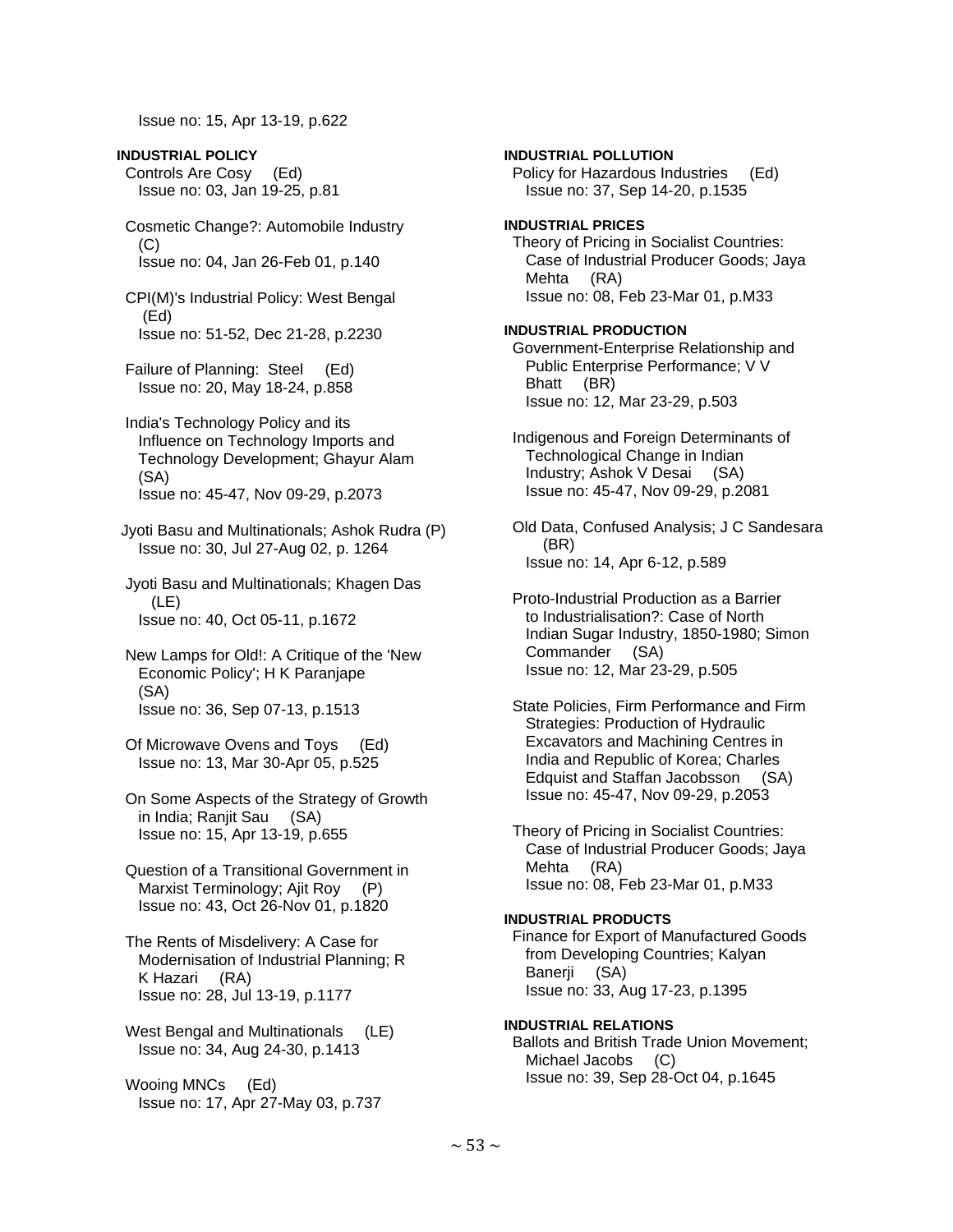Issue no: 15, Apr 13-19, p.622

**INDUSTRIAL POLICY**

Controls Are Cosy (Ed)
Issue no: 03, Jan 19-25, p.81

Cosmetic Change?: Automobile Industry (C)
Issue no: 04, Jan 26-Feb 01, p.140

CPI(M)'s Industrial Policy: West Bengal (Ed)
Issue no: 51-52, Dec 21-28, p.2230

Failure of Planning: Steel (Ed)
Issue no: 20, May 18-24, p.858

India's Technology Policy and its Influence on Technology Imports and Technology Development; Ghayur Alam (SA)
Issue no: 45-47, Nov 09-29, p.2073

Jyoti Basu and Multinationals; Ashok Rudra (P)
Issue no: 30, Jul 27-Aug 02, p. 1264

Jyoti Basu and Multinationals; Khagen Das (LE)
Issue no: 40, Oct 05-11, p.1672

New Lamps for Old!: A Critique of the 'New Economic Policy'; H K Paranjape (SA)
Issue no: 36, Sep 07-13, p.1513

Of Microwave Ovens and Toys (Ed)
Issue no: 13, Mar 30-Apr 05, p.525

On Some Aspects of the Strategy of Growth in India; Ranjit Sau (SA)
Issue no: 15, Apr 13-19, p.655

Question of a Transitional Government in Marxist Terminology; Ajit Roy (P)
Issue no: 43, Oct 26-Nov 01, p.1820

The Rents of Misdelivery: A Case for Modernisation of Industrial Planning; R K Hazari (RA)
Issue no: 28, Jul 13-19, p.1177

West Bengal and Multinationals (LE)
Issue no: 34, Aug 24-30, p.1413

Wooing MNCs (Ed)
Issue no: 17, Apr 27-May 03, p.737

**INDUSTRIAL POLLUTION**

Policy for Hazardous Industries (Ed)
Issue no: 37, Sep 14-20, p.1535

**INDUSTRIAL PRICES**

Theory of Pricing in Socialist Countries: Case of Industrial Producer Goods; Jaya Mehta (RA)
Issue no: 08, Feb 23-Mar 01, p.M33

**INDUSTRIAL PRODUCTION**

Government-Enterprise Relationship and Public Enterprise Performance; V V Bhatt (BR)
Issue no: 12, Mar 23-29, p.503

Indigenous and Foreign Determinants of Technological Change in Indian Industry; Ashok V Desai (SA)
Issue no: 45-47, Nov 09-29, p.2081

Old Data, Confused Analysis; J C Sandesara (BR)
Issue no: 14, Apr 6-12, p.589

Proto-Industrial Production as a Barrier to Industrialisation?: Case of North Indian Sugar Industry, 1850-1980; Simon Commander (SA)
Issue no: 12, Mar 23-29, p.505

State Policies, Firm Performance and Firm Strategies: Production of Hydraulic Excavators and Machining Centres in India and Republic of Korea; Charles Edquist and Staffan Jacobsson (SA)
Issue no: 45-47, Nov 09-29, p.2053

Theory of Pricing in Socialist Countries: Case of Industrial Producer Goods; Jaya Mehta (RA)
Issue no: 08, Feb 23-Mar 01, p.M33

**INDUSTRIAL PRODUCTS**

Finance for Export of Manufactured Goods from Developing Countries; Kalyan Banerji (SA)
Issue no: 33, Aug 17-23, p.1395

**INDUSTRIAL RELATIONS**

Ballots and British Trade Union Movement; Michael Jacobs (C)
Issue no: 39, Sep 28-Oct 04, p.1645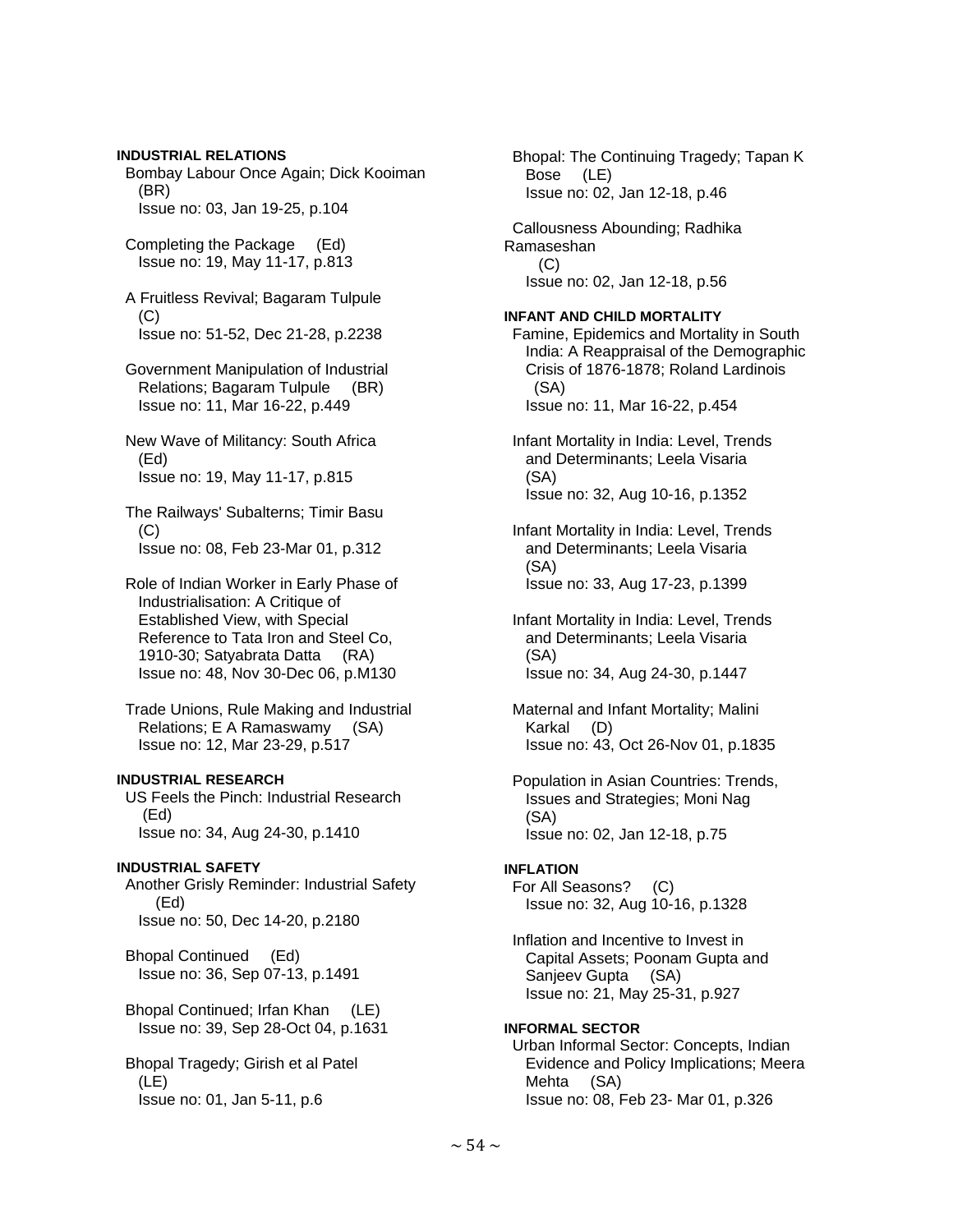**INDUSTRIAL RELATIONS**

Bombay Labour Once Again; Dick Kooiman (BR)
Issue no: 03, Jan 19-25, p.104

Completing the Package (Ed)
Issue no: 19, May 11-17, p.813

A Fruitless Revival; Bagaram Tulpule (C)
Issue no: 51-52, Dec 21-28, p.2238

Government Manipulation of Industrial Relations; Bagaram Tulpule (BR)
Issue no: 11, Mar 16-22, p.449

New Wave of Militancy: South Africa (Ed)
Issue no: 19, May 11-17, p.815

The Railways' Subalterns; Timir Basu (C)
Issue no: 08, Feb 23-Mar 01, p.312

Role of Indian Worker in Early Phase of Industrialisation: A Critique of Established View, with Special Reference to Tata Iron and Steel Co, 1910-30; Satyabrata Datta (RA)
Issue no: 48, Nov 30-Dec 06, p.M130

Trade Unions, Rule Making and Industrial Relations; E A Ramaswamy (SA)
Issue no: 12, Mar 23-29, p.517

**INDUSTRIAL RESEARCH**

US Feels the Pinch: Industrial Research (Ed)
Issue no: 34, Aug 24-30, p.1410

**INDUSTRIAL SAFETY**

Another Grisly Reminder: Industrial Safety (Ed)
Issue no: 50, Dec 14-20, p.2180

Bhopal Continued (Ed)
Issue no: 36, Sep 07-13, p.1491

Bhopal Continued; Irfan Khan (LE)
Issue no: 39, Sep 28-Oct 04, p.1631

Bhopal Tragedy; Girish et al Patel (LE)
Issue no: 01, Jan 5-11, p.6

Bhopal: The Continuing Tragedy; Tapan K Bose (LE)
Issue no: 02, Jan 12-18, p.46

Callousness Abounding; Radhika Ramaseshan (C)
Issue no: 02, Jan 12-18, p.56

**INFANT AND CHILD MORTALITY**

Famine, Epidemics and Mortality in South India: A Reappraisal of the Demographic Crisis of 1876-1878; Roland Lardinois (SA)
Issue no: 11, Mar 16-22, p.454

Infant Mortality in India: Level, Trends and Determinants; Leela Visaria (SA)
Issue no: 32, Aug 10-16, p.1352

Infant Mortality in India: Level, Trends and Determinants; Leela Visaria (SA)
Issue no: 33, Aug 17-23, p.1399

Infant Mortality in India: Level, Trends and Determinants; Leela Visaria (SA)
Issue no: 34, Aug 24-30, p.1447

Maternal and Infant Mortality; Malini Karkal (D)
Issue no: 43, Oct 26-Nov 01, p.1835

Population in Asian Countries: Trends, Issues and Strategies; Moni Nag (SA)
Issue no: 02, Jan 12-18, p.75

**INFLATION**

For All Seasons? (C)
Issue no: 32, Aug 10-16, p.1328

Inflation and Incentive to Invest in Capital Assets; Poonam Gupta and Sanjeev Gupta (SA)
Issue no: 21, May 25-31, p.927

**INFORMAL SECTOR**

Urban Informal Sector: Concepts, Indian Evidence and Policy Implications; Meera Mehta (SA)
Issue no: 08, Feb 23- Mar 01, p.326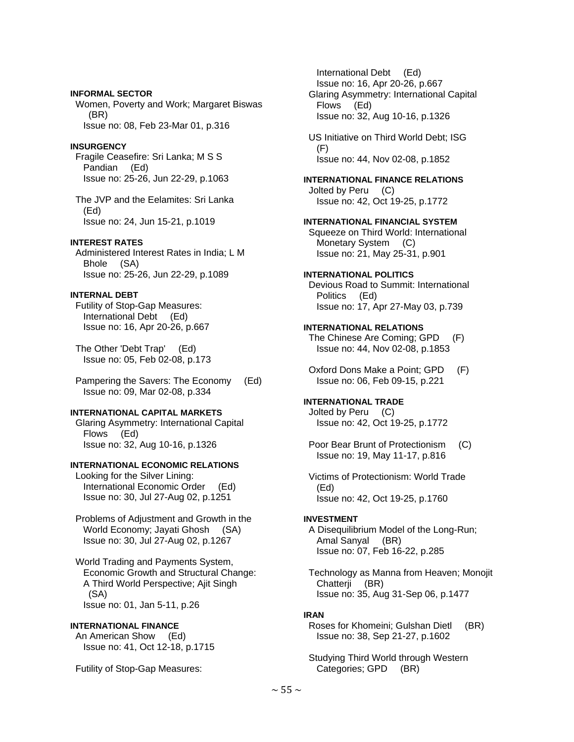**INFORMAL SECTOR**

Women, Poverty and Work; Margaret Biswas (BR)
Issue no: 08, Feb 23-Mar 01, p.316

**INSURGENCY**

Fragile Ceasefire: Sri Lanka; M S S Pandian (Ed)
Issue no: 25-26, Jun 22-29, p.1063

The JVP and the Eelamites: Sri Lanka (Ed)
Issue no: 24, Jun 15-21, p.1019

**INTEREST RATES**

Administered Interest Rates in India; L M Bhole (SA)
Issue no: 25-26, Jun 22-29, p.1089

**INTERNAL DEBT**

Futility of Stop-Gap Measures: International Debt (Ed)
Issue no: 16, Apr 20-26, p.667

The Other 'Debt Trap' (Ed)
Issue no: 05, Feb 02-08, p.173

Pampering the Savers: The Economy (Ed)
Issue no: 09, Mar 02-08, p.334

**INTERNATIONAL CAPITAL MARKETS**

Glaring Asymmetry: International Capital Flows (Ed)
Issue no: 32, Aug 10-16, p.1326

**INTERNATIONAL ECONOMIC RELATIONS**

Looking for the Silver Lining: International Economic Order (Ed)
Issue no: 30, Jul 27-Aug 02, p.1251

Problems of Adjustment and Growth in the World Economy; Jayati Ghosh (SA)
Issue no: 30, Jul 27-Aug 02, p.1267

World Trading and Payments System, Economic Growth and Structural Change: A Third World Perspective; Ajit Singh (SA)
Issue no: 01, Jan 5-11, p.26

**INTERNATIONAL FINANCE**

An American Show (Ed)
Issue no: 41, Oct 12-18, p.1715

Futility of Stop-Gap Measures: International Debt (Ed)
Issue no: 16, Apr 20-26, p.667

Glaring Asymmetry: International Capital Flows (Ed)
Issue no: 32, Aug 10-16, p.1326

US Initiative on Third World Debt; ISG (F)
Issue no: 44, Nov 02-08, p.1852

**INTERNATIONAL FINANCE RELATIONS**

Jolted by Peru (C)
Issue no: 42, Oct 19-25, p.1772

**INTERNATIONAL FINANCIAL SYSTEM**

Squeeze on Third World: International Monetary System (C)
Issue no: 21, May 25-31, p.901

**INTERNATIONAL POLITICS**

Devious Road to Summit: International Politics (Ed)
Issue no: 17, Apr 27-May 03, p.739

**INTERNATIONAL RELATIONS**

The Chinese Are Coming; GPD (F)
Issue no: 44, Nov 02-08, p.1853

Oxford Dons Make a Point; GPD (F)
Issue no: 06, Feb 09-15, p.221

**INTERNATIONAL TRADE**

Jolted by Peru (C)
Issue no: 42, Oct 19-25, p.1772

Poor Bear Brunt of Protectionism (C)
Issue no: 19, May 11-17, p.816

Victims of Protectionism: World Trade (Ed)
Issue no: 42, Oct 19-25, p.1760

**INVESTMENT**

A Disequilibrium Model of the Long-Run; Amal Sanyal (BR)
Issue no: 07, Feb 16-22, p.285

Technology as Manna from Heaven; Monojit Chatterji (BR)
Issue no: 35, Aug 31-Sep 06, p.1477

**IRAN**

Roses for Khomeini; Gulshan Dietl (BR)
Issue no: 38, Sep 21-27, p.1602

Studying Third World through Western Categories; GPD (BR)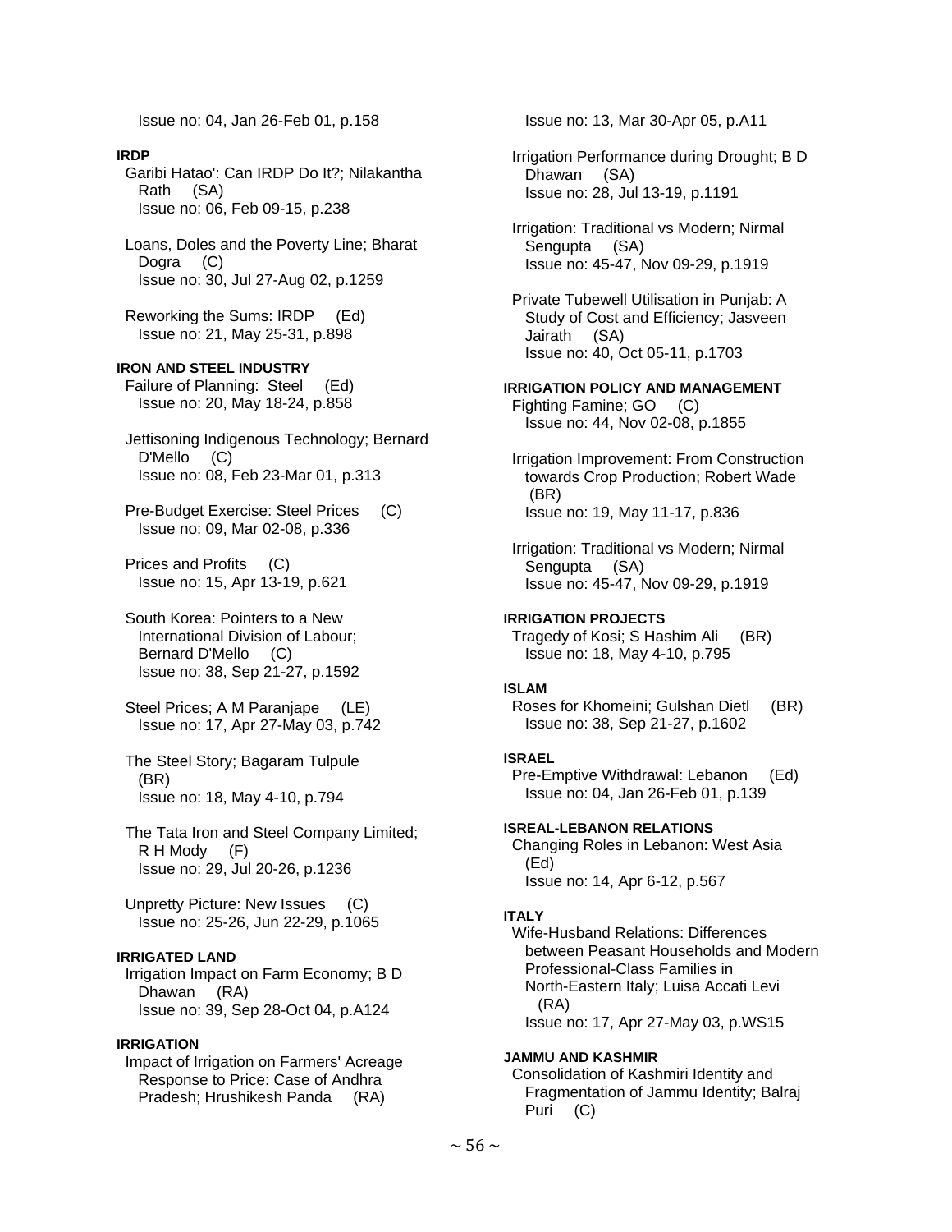Issue no: 04, Jan 26-Feb 01, p.158

**IRDP**

Garibi Hatao': Can IRDP Do It?; Nilakantha Rath (SA)
Issue no: 06, Feb 09-15, p.238

Loans, Doles and the Poverty Line; Bharat Dogra (C)
Issue no: 30, Jul 27-Aug 02, p.1259

Reworking the Sums: IRDP (Ed)
Issue no: 21, May 25-31, p.898

**IRON AND STEEL INDUSTRY**

Failure of Planning: Steel (Ed)
Issue no: 20, May 18-24, p.858

Jettisoning Indigenous Technology; Bernard D'Mello (C)
Issue no: 08, Feb 23-Mar 01, p.313

Pre-Budget Exercise: Steel Prices (C)
Issue no: 09, Mar 02-08, p.336

Prices and Profits (C)
Issue no: 15, Apr 13-19, p.621

South Korea: Pointers to a New International Division of Labour; Bernard D'Mello (C)
Issue no: 38, Sep 21-27, p.1592

Steel Prices; A M Paranjape (LE)
Issue no: 17, Apr 27-May 03, p.742

The Steel Story; Bagaram Tulpule (BR)
Issue no: 18, May 4-10, p.794

The Tata Iron and Steel Company Limited; R H Mody (F)
Issue no: 29, Jul 20-26, p.1236

Unpretty Picture: New Issues (C)
Issue no: 25-26, Jun 22-29, p.1065

**IRRIGATED LAND**

Irrigation Impact on Farm Economy; B D Dhawan (RA)
Issue no: 39, Sep 28-Oct 04, p.A124

**IRRIGATION**

Impact of Irrigation on Farmers' Acreage Response to Price: Case of Andhra Pradesh; Hrushikesh Panda (RA)
Issue no: 13, Mar 30-Apr 05, p.A11

Irrigation Performance during Drought; B D Dhawan (SA)
Issue no: 28, Jul 13-19, p.1191

Irrigation: Traditional vs Modern; Nirmal Sengupta (SA)
Issue no: 45-47, Nov 09-29, p.1919

Private Tubewell Utilisation in Punjab: A Study of Cost and Efficiency; Jasveen Jairath (SA)
Issue no: 40, Oct 05-11, p.1703

**IRRIGATION POLICY AND MANAGEMENT**

Fighting Famine; GO (C)
Issue no: 44, Nov 02-08, p.1855

Irrigation Improvement: From Construction towards Crop Production; Robert Wade (BR)
Issue no: 19, May 11-17, p.836

Irrigation: Traditional vs Modern; Nirmal Sengupta (SA)
Issue no: 45-47, Nov 09-29, p.1919

**IRRIGATION PROJECTS**

Tragedy of Kosi; S Hashim Ali (BR)
Issue no: 18, May 4-10, p.795

**ISLAM**

Roses for Khomeini; Gulshan Dietl (BR)
Issue no: 38, Sep 21-27, p.1602

**ISRAEL**

Pre-Emptive Withdrawal: Lebanon (Ed)
Issue no: 04, Jan 26-Feb 01, p.139

**ISREAL-LEBANON RELATIONS**

Changing Roles in Lebanon: West Asia (Ed)
Issue no: 14, Apr 6-12, p.567

**ITALY**

Wife-Husband Relations: Differences between Peasant Households and Modern Professional-Class Families in North-Eastern Italy; Luisa Accati Levi (RA)
Issue no: 17, Apr 27-May 03, p.WS15

**JAMMU AND KASHMIR**

Consolidation of Kashmiri Identity and Fragmentation of Jammu Identity; Balraj Puri (C)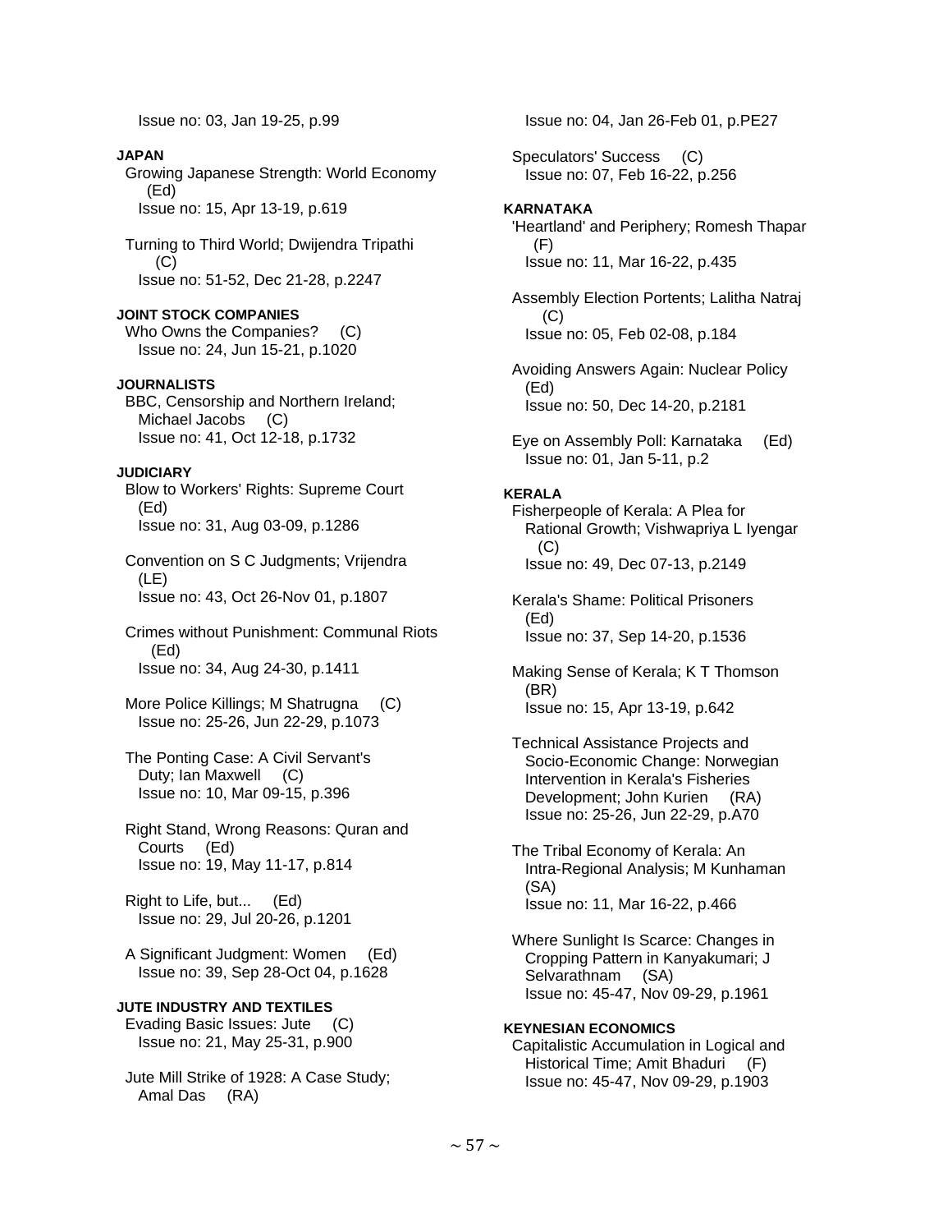Issue no: 03, Jan 19-25, p.99

**JAPAN**

Growing Japanese Strength: World Economy (Ed)
Issue no: 15, Apr 13-19, p.619

Turning to Third World; Dwijendra Tripathi (C)
Issue no: 51-52, Dec 21-28, p.2247

**JOINT STOCK COMPANIES**

Who Owns the Companies? (C)
Issue no: 24, Jun 15-21, p.1020

**JOURNALISTS**

BBC, Censorship and Northern Ireland; Michael Jacobs (C)
Issue no: 41, Oct 12-18, p.1732

**JUDICIARY**

Blow to Workers' Rights: Supreme Court (Ed)
Issue no: 31, Aug 03-09, p.1286

Convention on S C Judgments; Vrijendra (LE)
Issue no: 43, Oct 26-Nov 01, p.1807

Crimes without Punishment: Communal Riots (Ed)
Issue no: 34, Aug 24-30, p.1411

More Police Killings; M Shatrugna (C)
Issue no: 25-26, Jun 22-29, p.1073

The Ponting Case: A Civil Servant's Duty; Ian Maxwell (C)
Issue no: 10, Mar 09-15, p.396

Right Stand, Wrong Reasons: Quran and Courts (Ed)
Issue no: 19, May 11-17, p.814

Right to Life, but... (Ed)
Issue no: 29, Jul 20-26, p.1201

A Significant Judgment: Women (Ed)
Issue no: 39, Sep 28-Oct 04, p.1628

**JUTE INDUSTRY AND TEXTILES**

Evading Basic Issues: Jute (C)
Issue no: 21, May 25-31, p.900

Jute Mill Strike of 1928: A Case Study; Amal Das (RA)
Issue no: 04, Jan 26-Feb 01, p.PE27

Speculators' Success (C)
Issue no: 07, Feb 16-22, p.256

**KARNATAKA**

'Heartland' and Periphery; Romesh Thapar (F)
Issue no: 11, Mar 16-22, p.435

Assembly Election Portents; Lalitha Natraj (C)
Issue no: 05, Feb 02-08, p.184

Avoiding Answers Again: Nuclear Policy (Ed)
Issue no: 50, Dec 14-20, p.2181

Eye on Assembly Poll: Karnataka (Ed)
Issue no: 01, Jan 5-11, p.2

**KERALA**

Fisherpeople of Kerala: A Plea for Rational Growth; Vishwapriya L Iyengar (C)
Issue no: 49, Dec 07-13, p.2149

Kerala's Shame: Political Prisoners (Ed)
Issue no: 37, Sep 14-20, p.1536

Making Sense of Kerala; K T Thomson (BR)
Issue no: 15, Apr 13-19, p.642

Technical Assistance Projects and Socio-Economic Change: Norwegian Intervention in Kerala's Fisheries Development; John Kurien (RA)
Issue no: 25-26, Jun 22-29, p.A70

The Tribal Economy of Kerala: An Intra-Regional Analysis; M Kunhaman (SA)
Issue no: 11, Mar 16-22, p.466

Where Sunlight Is Scarce: Changes in Cropping Pattern in Kanyakumari; J Selvarathnam (SA)
Issue no: 45-47, Nov 09-29, p.1961

**KEYNESIAN ECONOMICS**

Capitalistic Accumulation in Logical and Historical Time; Amit Bhaduri (F)
Issue no: 45-47, Nov 09-29, p.1903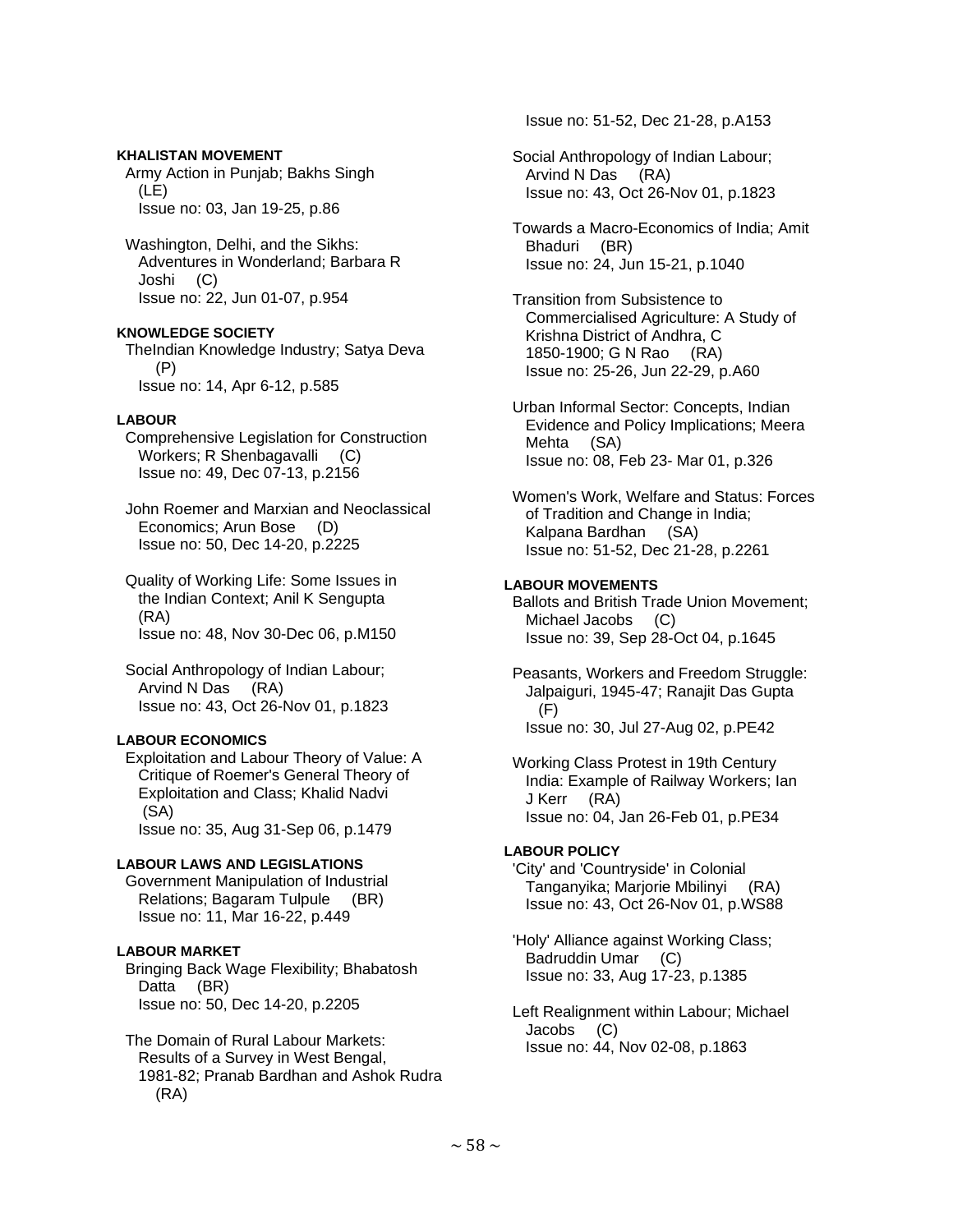**KHALISTAN MOVEMENT**

Army Action in Punjab; Bakhs Singh (LE)
Issue no: 03, Jan 19-25, p.86

Washington, Delhi, and the Sikhs: Adventures in Wonderland; Barbara R Joshi (C)
Issue no: 22, Jun 01-07, p.954

**KNOWLEDGE SOCIETY**

TheIndian Knowledge Industry; Satya Deva (P)
Issue no: 14, Apr 6-12, p.585

**LABOUR**

Comprehensive Legislation for Construction Workers; R Shenbagavalli (C)
Issue no: 49, Dec 07-13, p.2156

John Roemer and Marxian and Neoclassical Economics; Arun Bose (D)
Issue no: 50, Dec 14-20, p.2225

Quality of Working Life: Some Issues in the Indian Context; Anil K Sengupta (RA)
Issue no: 48, Nov 30-Dec 06, p.M150

Social Anthropology of Indian Labour; Arvind N Das (RA)
Issue no: 43, Oct 26-Nov 01, p.1823

**LABOUR ECONOMICS**

Exploitation and Labour Theory of Value: A Critique of Roemer's General Theory of Exploitation and Class; Khalid Nadvi (SA)
Issue no: 35, Aug 31-Sep 06, p.1479

**LABOUR LAWS AND LEGISLATIONS**

Government Manipulation of Industrial Relations; Bagaram Tulpule (BR)
Issue no: 11, Mar 16-22, p.449

**LABOUR MARKET**

Bringing Back Wage Flexibility; Bhabatosh Datta (BR)
Issue no: 50, Dec 14-20, p.2205

The Domain of Rural Labour Markets: Results of a Survey in West Bengal, 1981-82; Pranab Bardhan and Ashok Rudra (RA)
Issue no: 51-52, Dec 21-28, p.A153

Social Anthropology of Indian Labour; Arvind N Das (RA)
Issue no: 43, Oct 26-Nov 01, p.1823

Towards a Macro-Economics of India; Amit Bhaduri (BR)
Issue no: 24, Jun 15-21, p.1040

Transition from Subsistence to Commercialised Agriculture: A Study of Krishna District of Andhra, C 1850-1900; G N Rao (RA)
Issue no: 25-26, Jun 22-29, p.A60

Urban Informal Sector: Concepts, Indian Evidence and Policy Implications; Meera Mehta (SA)
Issue no: 08, Feb 23- Mar 01, p.326

Women's Work, Welfare and Status: Forces of Tradition and Change in India; Kalpana Bardhan (SA)
Issue no: 51-52, Dec 21-28, p.2261

**LABOUR MOVEMENTS**

Ballots and British Trade Union Movement; Michael Jacobs (C)
Issue no: 39, Sep 28-Oct 04, p.1645

Peasants, Workers and Freedom Struggle: Jalpaiguri, 1945-47; Ranajit Das Gupta (F)
Issue no: 30, Jul 27-Aug 02, p.PE42

Working Class Protest in 19th Century India: Example of Railway Workers; Ian J Kerr (RA)
Issue no: 04, Jan 26-Feb 01, p.PE34

**LABOUR POLICY**

'City' and 'Countryside' in Colonial Tanganyika; Marjorie Mbilinyi (RA)
Issue no: 43, Oct 26-Nov 01, p.WS88

'Holy' Alliance against Working Class; Badruddin Umar (C)
Issue no: 33, Aug 17-23, p.1385

Left Realignment within Labour; Michael Jacobs (C)
Issue no: 44, Nov 02-08, p.1863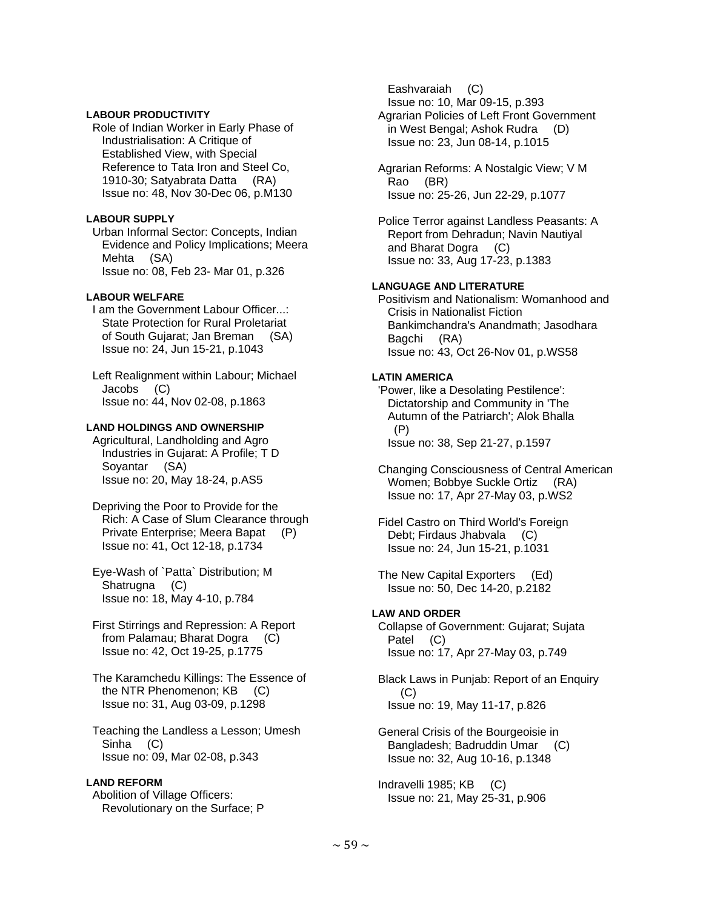**LABOUR PRODUCTIVITY**

Role of Indian Worker in Early Phase of Industrialisation: A Critique of Established View, with Special Reference to Tata Iron and Steel Co, 1910-30; Satyabrata Datta (RA)
Issue no: 48, Nov 30-Dec 06, p.M130

**LABOUR SUPPLY**

Urban Informal Sector: Concepts, Indian Evidence and Policy Implications; Meera Mehta (SA)
Issue no: 08, Feb 23- Mar 01, p.326

**LABOUR WELFARE**

I am the Government Labour Officer...: State Protection for Rural Proletariat of South Gujarat; Jan Breman (SA)
Issue no: 24, Jun 15-21, p.1043

Left Realignment within Labour; Michael Jacobs (C)
Issue no: 44, Nov 02-08, p.1863

**LAND HOLDINGS AND OWNERSHIP**

Agricultural, Landholding and Agro Industries in Gujarat: A Profile; T D Soyantar (SA)
Issue no: 20, May 18-24, p.AS5

Depriving the Poor to Provide for the Rich: A Case of Slum Clearance through Private Enterprise; Meera Bapat (P)
Issue no: 41, Oct 12-18, p.1734

Eye-Wash of `Patta` Distribution; M Shatrugna (C)
Issue no: 18, May 4-10, p.784

First Stirrings and Repression: A Report from Palamau; Bharat Dogra (C)
Issue no: 42, Oct 19-25, p.1775

The Karamchedu Killings: The Essence of the NTR Phenomenon; KB (C)
Issue no: 31, Aug 03-09, p.1298

Teaching the Landless a Lesson; Umesh Sinha (C)
Issue no: 09, Mar 02-08, p.343

**LAND REFORM**

Abolition of Village Officers: Revolutionary on the Surface; P Eashvaraiah (C)
Issue no: 10, Mar 09-15, p.393

Agrarian Policies of Left Front Government in West Bengal; Ashok Rudra (D)
Issue no: 23, Jun 08-14, p.1015

Agrarian Reforms: A Nostalgic View; V M Rao (BR)
Issue no: 25-26, Jun 22-29, p.1077

Police Terror against Landless Peasants: A Report from Dehradun; Navin Nautiyal and Bharat Dogra (C)
Issue no: 33, Aug 17-23, p.1383

**LANGUAGE AND LITERATURE**

Positivism and Nationalism: Womanhood and Crisis in Nationalist Fiction Bankimchandra's Anandmath; Jasodhara Bagchi (RA)
Issue no: 43, Oct 26-Nov 01, p.WS58

**LATIN AMERICA**

'Power, like a Desolating Pestilence': Dictatorship and Community in 'The Autumn of the Patriarch'; Alok Bhalla (P)
Issue no: 38, Sep 21-27, p.1597

Changing Consciousness of Central American Women; Bobbye Suckle Ortiz (RA)
Issue no: 17, Apr 27-May 03, p.WS2

Fidel Castro on Third World's Foreign Debt; Firdaus Jhabvala (C)
Issue no: 24, Jun 15-21, p.1031

The New Capital Exporters (Ed)
Issue no: 50, Dec 14-20, p.2182

**LAW AND ORDER**

Collapse of Government: Gujarat; Sujata Patel (C)
Issue no: 17, Apr 27-May 03, p.749

Black Laws in Punjab: Report of an Enquiry (C)
Issue no: 19, May 11-17, p.826

General Crisis of the Bourgeoisie in Bangladesh; Badruddin Umar (C)
Issue no: 32, Aug 10-16, p.1348

Indravelli 1985; KB (C)
Issue no: 21, May 25-31, p.906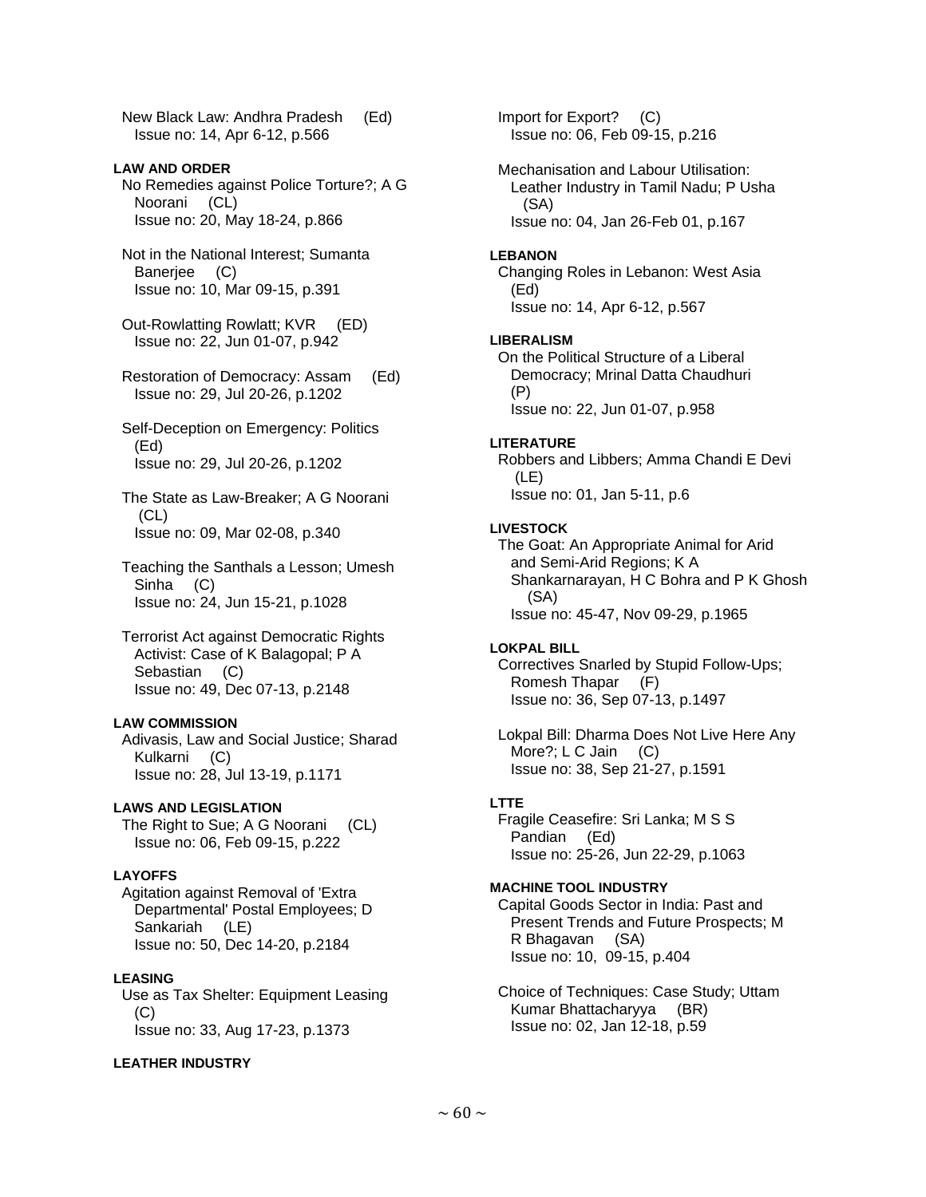New Black Law: Andhra Pradesh (Ed)
Issue no: 14, Apr 6-12, p.566

**LAW AND ORDER**

No Remedies against Police Torture?; A G Noorani (CL)
Issue no: 20, May 18-24, p.866

Not in the National Interest; Sumanta Banerjee (C)
Issue no: 10, Mar 09-15, p.391

Out-Rowlatting Rowlatt; KVR (ED)
Issue no: 22, Jun 01-07, p.942

Restoration of Democracy: Assam (Ed)
Issue no: 29, Jul 20-26, p.1202

Self-Deception on Emergency: Politics (Ed)
Issue no: 29, Jul 20-26, p.1202

The State as Law-Breaker; A G Noorani (CL)
Issue no: 09, Mar 02-08, p.340

Teaching the Santhals a Lesson; Umesh Sinha (C)
Issue no: 24, Jun 15-21, p.1028

Terrorist Act against Democratic Rights Activist: Case of K Balagopal; P A Sebastian (C)
Issue no: 49, Dec 07-13, p.2148

**LAW COMMISSION**

Adivasis, Law and Social Justice; Sharad Kulkarni (C)
Issue no: 28, Jul 13-19, p.1171

**LAWS AND LEGISLATION**

The Right to Sue; A G Noorani (CL)
Issue no: 06, Feb 09-15, p.222

**LAYOFFS**

Agitation against Removal of 'Extra Departmental' Postal Employees; D Sankariah (LE)
Issue no: 50, Dec 14-20, p.2184

**LEASING**

Use as Tax Shelter: Equipment Leasing (C)
Issue no: 33, Aug 17-23, p.1373

**LEATHER INDUSTRY**

Import for Export? (C)
Issue no: 06, Feb 09-15, p.216

Mechanisation and Labour Utilisation: Leather Industry in Tamil Nadu; P Usha (SA)
Issue no: 04, Jan 26-Feb 01, p.167

**LEBANON**

Changing Roles in Lebanon: West Asia (Ed)
Issue no: 14, Apr 6-12, p.567

**LIBERALISM**

On the Political Structure of a Liberal Democracy; Mrinal Datta Chaudhuri (P)
Issue no: 22, Jun 01-07, p.958

**LITERATURE**

Robbers and Libbers; Amma Chandi E Devi (LE)
Issue no: 01, Jan 5-11, p.6

**LIVESTOCK**

The Goat: An Appropriate Animal for Arid and Semi-Arid Regions; K A Shankarnarayan, H C Bohra and P K Ghosh (SA)
Issue no: 45-47, Nov 09-29, p.1965

**LOKPAL BILL**

Correctives Snarled by Stupid Follow-Ups; Romesh Thapar (F)
Issue no: 36, Sep 07-13, p.1497

Lokpal Bill: Dharma Does Not Live Here Any More?; L C Jain (C)
Issue no: 38, Sep 21-27, p.1591

**LTTE**

Fragile Ceasefire: Sri Lanka; M S S Pandian (Ed)
Issue no: 25-26, Jun 22-29, p.1063

**MACHINE TOOL INDUSTRY**

Capital Goods Sector in India: Past and Present Trends and Future Prospects; M R Bhagavan (SA)
Issue no: 10, 09-15, p.404

Choice of Techniques: Case Study; Uttam Kumar Bhattacharyya (BR)
Issue no: 02, Jan 12-18, p.59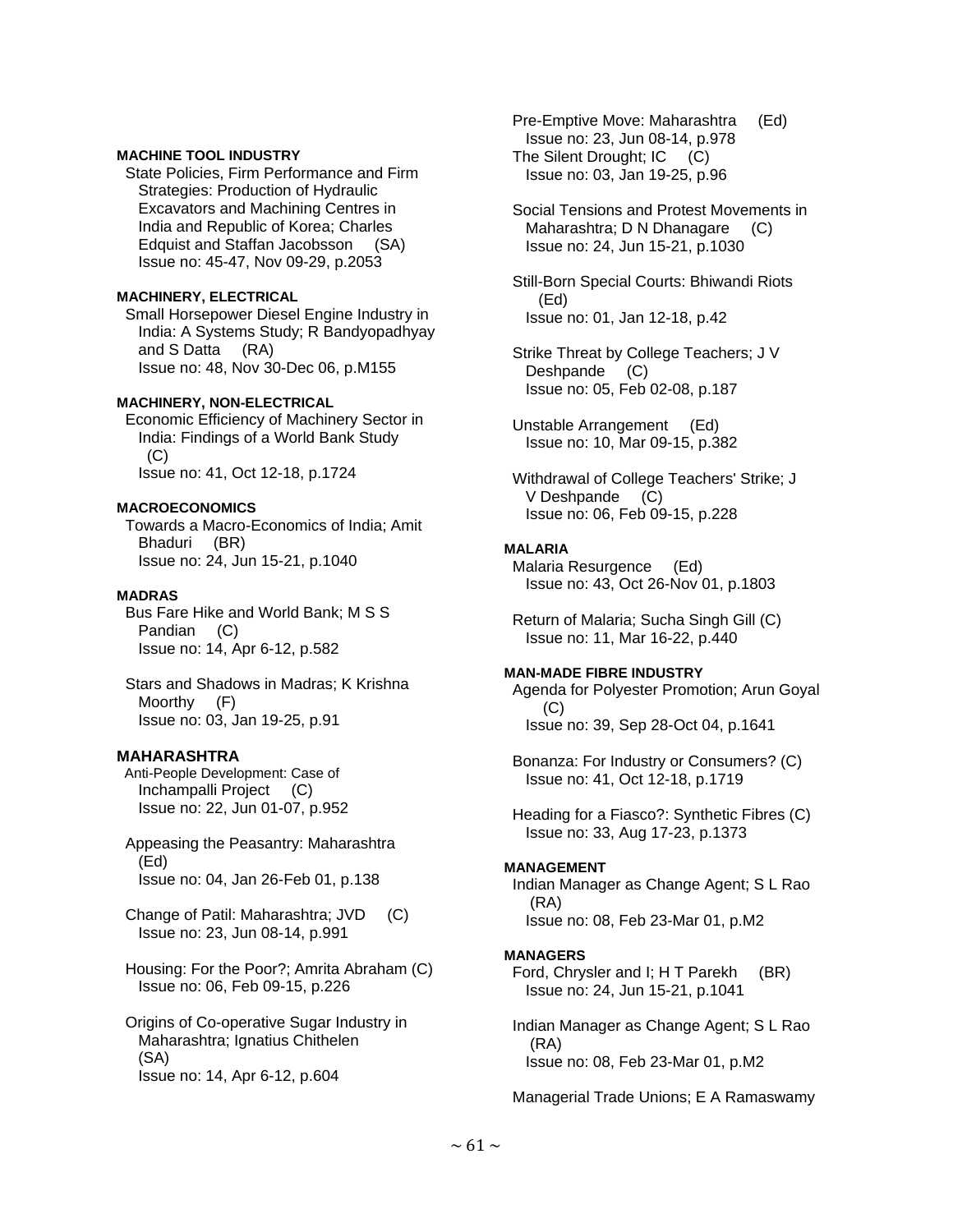**MACHINE TOOL INDUSTRY**

State Policies, Firm Performance and Firm Strategies: Production of Hydraulic Excavators and Machining Centres in India and Republic of Korea; Charles Edquist and Staffan Jacobsson (SA)
Issue no: 45-47, Nov 09-29, p.2053

**MACHINERY, ELECTRICAL**

Small Horsepower Diesel Engine Industry in India: A Systems Study; R Bandyopadhyay and S Datta (RA)
Issue no: 48, Nov 30-Dec 06, p.M155

**MACHINERY, NON-ELECTRICAL**

Economic Efficiency of Machinery Sector in India: Findings of a World Bank Study (C)
Issue no: 41, Oct 12-18, p.1724

**MACROECONOMICS**

Towards a Macro-Economics of India; Amit Bhaduri (BR)
Issue no: 24, Jun 15-21, p.1040

**MADRAS**

Bus Fare Hike and World Bank; M S S Pandian (C)
Issue no: 14, Apr 6-12, p.582

Stars and Shadows in Madras; K Krishna Moorthy (F)
Issue no: 03, Jan 19-25, p.91

**MAHARASHTRA**

Anti-People Development: Case of Inchampalli Project (C)
Issue no: 22, Jun 01-07, p.952

Appeasing the Peasantry: Maharashtra (Ed)
Issue no: 04, Jan 26-Feb 01, p.138

Change of Patil: Maharashtra; JVD (C)
Issue no: 23, Jun 08-14, p.991

Housing: For the Poor?; Amrita Abraham (C)
Issue no: 06, Feb 09-15, p.226

Origins of Co-operative Sugar Industry in Maharashtra; Ignatius Chithelen (SA)
Issue no: 14, Apr 6-12, p.604

Pre-Emptive Move: Maharashtra (Ed)
Issue no: 23, Jun 08-14, p.978

The Silent Drought; IC (C)
Issue no: 03, Jan 19-25, p.96

Social Tensions and Protest Movements in Maharashtra; D N Dhanagare (C)
Issue no: 24, Jun 15-21, p.1030

Still-Born Special Courts: Bhiwandi Riots (Ed)
Issue no: 01, Jan 12-18, p.42

Strike Threat by College Teachers; J V Deshpande (C)
Issue no: 05, Feb 02-08, p.187

Unstable Arrangement (Ed)
Issue no: 10, Mar 09-15, p.382

Withdrawal of College Teachers' Strike; J V Deshpande (C)
Issue no: 06, Feb 09-15, p.228

**MALARIA**

Malaria Resurgence (Ed)
Issue no: 43, Oct 26-Nov 01, p.1803

Return of Malaria; Sucha Singh Gill (C)
Issue no: 11, Mar 16-22, p.440

**MAN-MADE FIBRE INDUSTRY**

Agenda for Polyester Promotion; Arun Goyal (C)
Issue no: 39, Sep 28-Oct 04, p.1641

Bonanza: For Industry or Consumers? (C)
Issue no: 41, Oct 12-18, p.1719

Heading for a Fiasco?: Synthetic Fibres (C)
Issue no: 33, Aug 17-23, p.1373

**MANAGEMENT**

Indian Manager as Change Agent; S L Rao (RA)
Issue no: 08, Feb 23-Mar 01, p.M2

**MANAGERS**

Ford, Chrysler and I; H T Parekh (BR)
Issue no: 24, Jun 15-21, p.1041

Indian Manager as Change Agent; S L Rao (RA)
Issue no: 08, Feb 23-Mar 01, p.M2

Managerial Trade Unions; E A Ramaswamy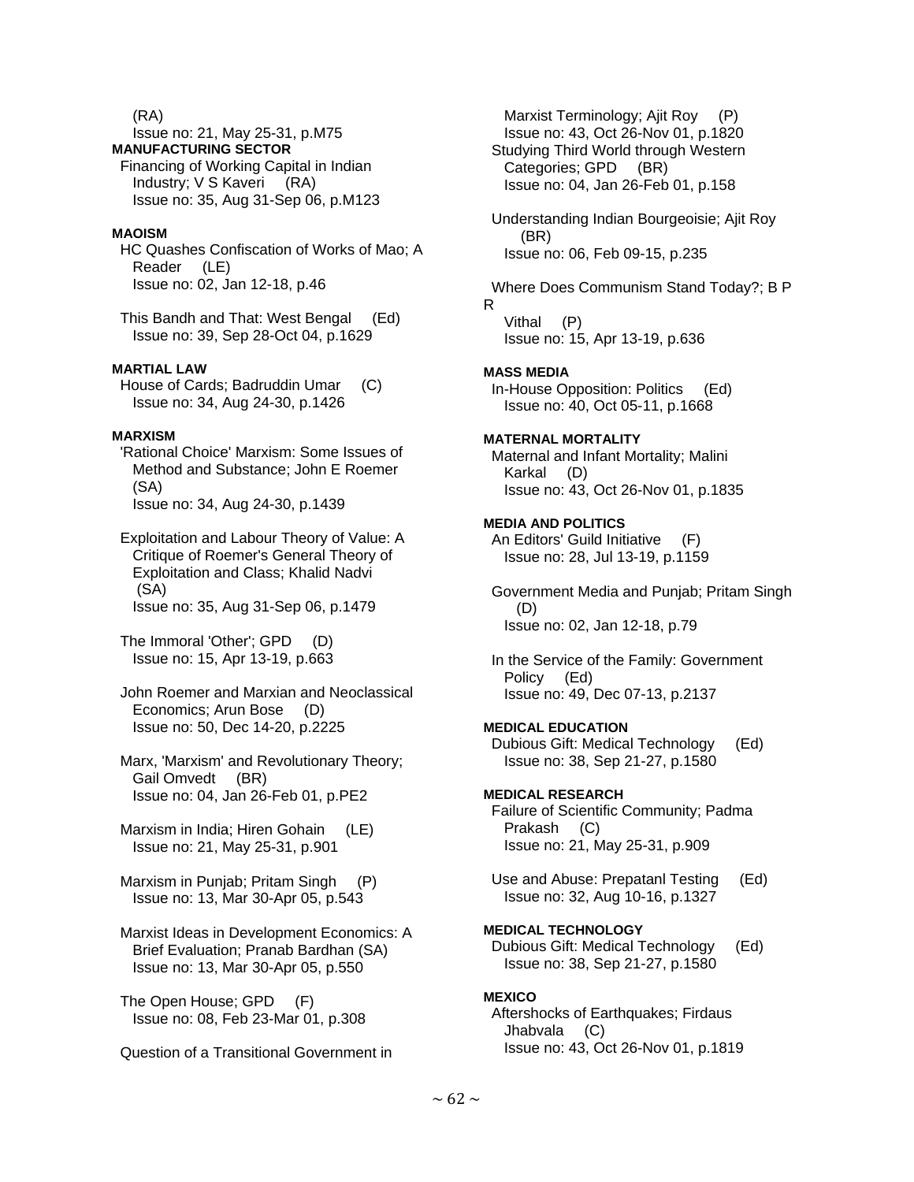(RA)
Issue no: 21, May 25-31, p.M75

**MANUFACTURING SECTOR**

Financing of Working Capital in Indian Industry; V S Kaveri (RA)
Issue no: 35, Aug 31-Sep 06, p.M123

**MAOISM**

HC Quashes Confiscation of Works of Mao; A Reader (LE)
Issue no: 02, Jan 12-18, p.46

This Bandh and That: West Bengal (Ed)
Issue no: 39, Sep 28-Oct 04, p.1629

**MARTIAL LAW**

House of Cards; Badruddin Umar (C)
Issue no: 34, Aug 24-30, p.1426

**MARXISM**

'Rational Choice' Marxism: Some Issues of Method and Substance; John E Roemer (SA)
Issue no: 34, Aug 24-30, p.1439

Exploitation and Labour Theory of Value: A Critique of Roemer's General Theory of Exploitation and Class; Khalid Nadvi (SA)
Issue no: 35, Aug 31-Sep 06, p.1479

The Immoral 'Other'; GPD (D)
Issue no: 15, Apr 13-19, p.663

John Roemer and Marxian and Neoclassical Economics; Arun Bose (D)
Issue no: 50, Dec 14-20, p.2225

Marx, 'Marxism' and Revolutionary Theory; Gail Omvedt (BR)
Issue no: 04, Jan 26-Feb 01, p.PE2

Marxism in India; Hiren Gohain (LE)
Issue no: 21, May 25-31, p.901

Marxism in Punjab; Pritam Singh (P)
Issue no: 13, Mar 30-Apr 05, p.543

Marxist Ideas in Development Economics: A Brief Evaluation; Pranab Bardhan (SA)
Issue no: 13, Mar 30-Apr 05, p.550

The Open House; GPD (F)
Issue no: 08, Feb 23-Mar 01, p.308

Question of a Transitional Government in Marxist Terminology; Ajit Roy (P)
Issue no: 43, Oct 26-Nov 01, p.1820

Studying Third World through Western Categories; GPD (BR)
Issue no: 04, Jan 26-Feb 01, p.158

Understanding Indian Bourgeoisie; Ajit Roy (BR)
Issue no: 06, Feb 09-15, p.235

Where Does Communism Stand Today?; B P R Vithal (P)
Issue no: 15, Apr 13-19, p.636

**MASS MEDIA**

In-House Opposition: Politics (Ed)
Issue no: 40, Oct 05-11, p.1668

**MATERNAL MORTALITY**

Maternal and Infant Mortality; Malini Karkal (D)
Issue no: 43, Oct 26-Nov 01, p.1835

**MEDIA AND POLITICS**

An Editors' Guild Initiative (F)
Issue no: 28, Jul 13-19, p.1159

Government Media and Punjab; Pritam Singh (D)
Issue no: 02, Jan 12-18, p.79

In the Service of the Family: Government Policy (Ed)
Issue no: 49, Dec 07-13, p.2137

**MEDICAL EDUCATION**

Dubious Gift: Medical Technology (Ed)
Issue no: 38, Sep 21-27, p.1580

**MEDICAL RESEARCH**

Failure of Scientific Community; Padma Prakash (C)
Issue no: 21, May 25-31, p.909

Use and Abuse: Prepatanl Testing (Ed)
Issue no: 32, Aug 10-16, p.1327

**MEDICAL TECHNOLOGY**

Dubious Gift: Medical Technology (Ed)
Issue no: 38, Sep 21-27, p.1580

**MEXICO**

Aftershocks of Earthquakes; Firdaus Jhabvala (C)
Issue no: 43, Oct 26-Nov 01, p.1819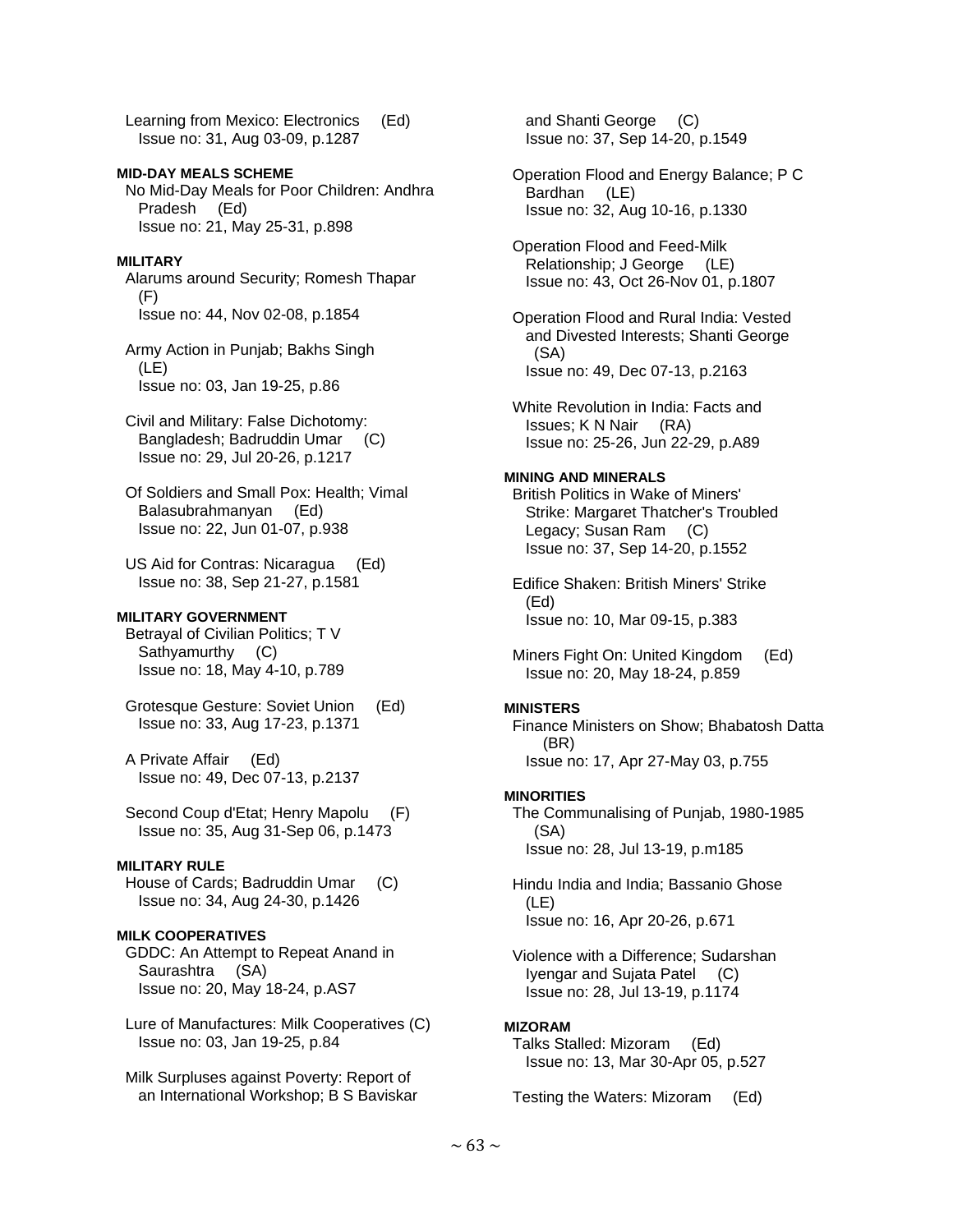Learning from Mexico: Electronics (Ed)
Issue no: 31, Aug 03-09, p.1287

**MID-DAY MEALS SCHEME**

No Mid-Day Meals for Poor Children: Andhra Pradesh (Ed)
Issue no: 21, May 25-31, p.898

**MILITARY**

Alarums around Security; Romesh Thapar (F)
Issue no: 44, Nov 02-08, p.1854

Army Action in Punjab; Bakhs Singh (LE)
Issue no: 03, Jan 19-25, p.86

Civil and Military: False Dichotomy: Bangladesh; Badruddin Umar (C)
Issue no: 29, Jul 20-26, p.1217

Of Soldiers and Small Pox: Health; Vimal Balasubrahmanyan (Ed)
Issue no: 22, Jun 01-07, p.938

US Aid for Contras: Nicaragua (Ed)
Issue no: 38, Sep 21-27, p.1581

**MILITARY GOVERNMENT**

Betrayal of Civilian Politics; T V Sathyamurthy (C)
Issue no: 18, May 4-10, p.789

Grotesque Gesture: Soviet Union (Ed)
Issue no: 33, Aug 17-23, p.1371

A Private Affair (Ed)
Issue no: 49, Dec 07-13, p.2137

Second Coup d'Etat; Henry Mapolu (F)
Issue no: 35, Aug 31-Sep 06, p.1473

**MILITARY RULE**

House of Cards; Badruddin Umar (C)
Issue no: 34, Aug 24-30, p.1426

**MILK COOPERATIVES**

GDDC: An Attempt to Repeat Anand in Saurashtra (SA)
Issue no: 20, May 18-24, p.AS7

Lure of Manufactures: Milk Cooperatives (C)
Issue no: 03, Jan 19-25, p.84

Milk Surpluses against Poverty: Report of an International Workshop; B S Baviskar and Shanti George (C)
Issue no: 37, Sep 14-20, p.1549

Operation Flood and Energy Balance; P C Bardhan (LE)
Issue no: 32, Aug 10-16, p.1330

Operation Flood and Feed-Milk Relationship; J George (LE)
Issue no: 43, Oct 26-Nov 01, p.1807

Operation Flood and Rural India: Vested and Divested Interests; Shanti George (SA)
Issue no: 49, Dec 07-13, p.2163

White Revolution in India: Facts and Issues; K N Nair (RA)
Issue no: 25-26, Jun 22-29, p.A89

**MINING AND MINERALS**

British Politics in Wake of Miners' Strike: Margaret Thatcher's Troubled Legacy; Susan Ram (C)
Issue no: 37, Sep 14-20, p.1552

Edifice Shaken: British Miners' Strike (Ed)
Issue no: 10, Mar 09-15, p.383

Miners Fight On: United Kingdom (Ed)
Issue no: 20, May 18-24, p.859

**MINISTERS**

Finance Ministers on Show; Bhabatosh Datta (BR)
Issue no: 17, Apr 27-May 03, p.755

**MINORITIES**

The Communalising of Punjab, 1980-1985 (SA)
Issue no: 28, Jul 13-19, p.m185

Hindu India and India; Bassanio Ghose (LE)
Issue no: 16, Apr 20-26, p.671

Violence with a Difference; Sudarshan Iyengar and Sujata Patel (C)
Issue no: 28, Jul 13-19, p.1174

**MIZORAM**

Talks Stalled: Mizoram (Ed)
Issue no: 13, Mar 30-Apr 05, p.527

Testing the Waters: Mizoram (Ed)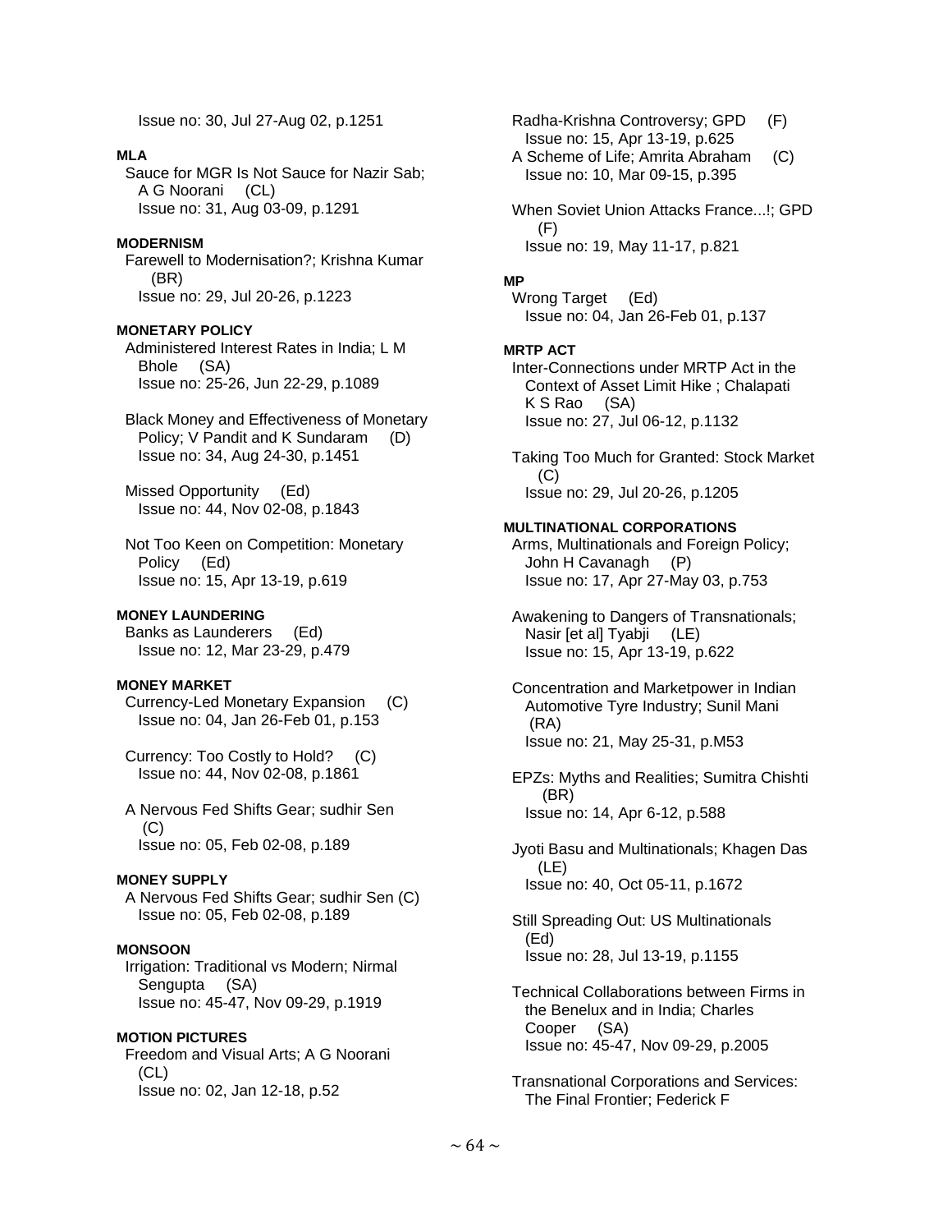Issue no: 30, Jul 27-Aug 02, p.1251

**MLA**

Sauce for MGR Is Not Sauce for Nazir Sab; A G Noorani (CL)
Issue no: 31, Aug 03-09, p.1291

**MODERNISM**

Farewell to Modernisation?; Krishna Kumar (BR)
Issue no: 29, Jul 20-26, p.1223

**MONETARY POLICY**

Administered Interest Rates in India; L M Bhole (SA)
Issue no: 25-26, Jun 22-29, p.1089

Black Money and Effectiveness of Monetary Policy; V Pandit and K Sundaram (D)
Issue no: 34, Aug 24-30, p.1451

Missed Opportunity (Ed)
Issue no: 44, Nov 02-08, p.1843

Not Too Keen on Competition: Monetary Policy (Ed)
Issue no: 15, Apr 13-19, p.619

**MONEY LAUNDERING**

Banks as Launderers (Ed)
Issue no: 12, Mar 23-29, p.479

**MONEY MARKET**

Currency-Led Monetary Expansion (C)
Issue no: 04, Jan 26-Feb 01, p.153

Currency: Too Costly to Hold? (C)
Issue no: 44, Nov 02-08, p.1861

A Nervous Fed Shifts Gear; sudhir Sen (C)
Issue no: 05, Feb 02-08, p.189

**MONEY SUPPLY**

A Nervous Fed Shifts Gear; sudhir Sen (C)
Issue no: 05, Feb 02-08, p.189

**MONSOON**

Irrigation: Traditional vs Modern; Nirmal Sengupta (SA)
Issue no: 45-47, Nov 09-29, p.1919

**MOTION PICTURES**

Freedom and Visual Arts; A G Noorani (CL)
Issue no: 02, Jan 12-18, p.52

Radha-Krishna Controversy; GPD (F)
Issue no: 15, Apr 13-19, p.625

A Scheme of Life; Amrita Abraham (C)
Issue no: 10, Mar 09-15, p.395

When Soviet Union Attacks France...!; GPD (F)
Issue no: 19, May 11-17, p.821

**MP**

Wrong Target (Ed)
Issue no: 04, Jan 26-Feb 01, p.137

**MRTP ACT**

Inter-Connections under MRTP Act in the Context of Asset Limit Hike ; Chalapati K S Rao (SA)
Issue no: 27, Jul 06-12, p.1132

Taking Too Much for Granted: Stock Market (C)
Issue no: 29, Jul 20-26, p.1205

**MULTINATIONAL CORPORATIONS**

Arms, Multinationals and Foreign Policy; John H Cavanagh (P)
Issue no: 17, Apr 27-May 03, p.753

Awakening to Dangers of Transnationals; Nasir [et al] Tyabji (LE)
Issue no: 15, Apr 13-19, p.622

Concentration and Marketpower in Indian Automotive Tyre Industry; Sunil Mani (RA)
Issue no: 21, May 25-31, p.M53

EPZs: Myths and Realities; Sumitra Chishti (BR)
Issue no: 14, Apr 6-12, p.588

Jyoti Basu and Multinationals; Khagen Das (LE)
Issue no: 40, Oct 05-11, p.1672

Still Spreading Out: US Multinationals (Ed)
Issue no: 28, Jul 13-19, p.1155

Technical Collaborations between Firms in the Benelux and in India; Charles Cooper (SA)
Issue no: 45-47, Nov 09-29, p.2005

Transnational Corporations and Services: The Final Frontier; Federick F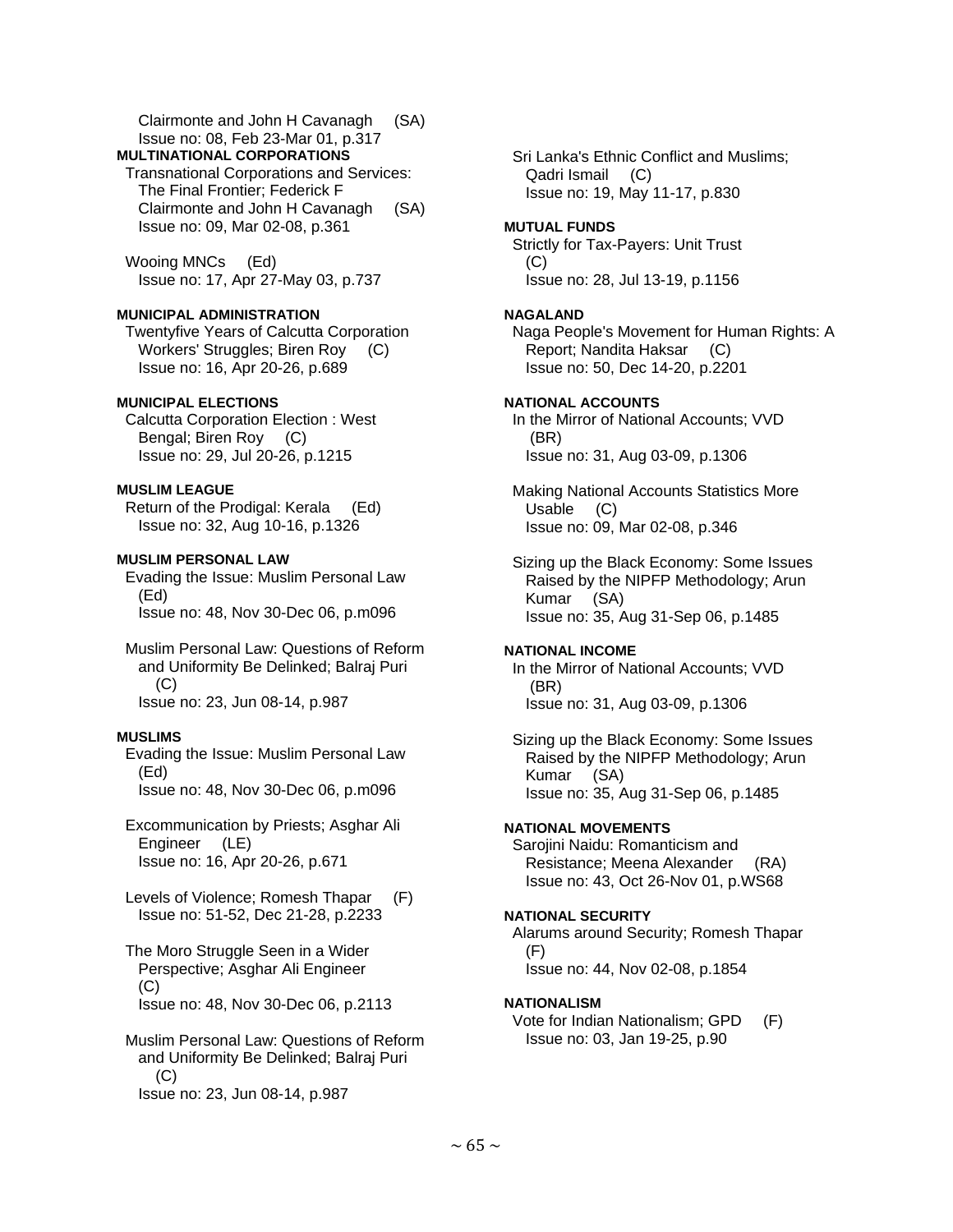Clairmonte and John H Cavanagh (SA)
Issue no: 08, Feb 23-Mar 01, p.317

**MULTINATIONAL CORPORATIONS**

Transnational Corporations and Services: The Final Frontier; Federick F Clairmonte and John H Cavanagh (SA)
Issue no: 09, Mar 02-08, p.361

Wooing MNCs (Ed)
Issue no: 17, Apr 27-May 03, p.737

**MUNICIPAL ADMINISTRATION**

Twentyfive Years of Calcutta Corporation Workers' Struggles; Biren Roy (C)
Issue no: 16, Apr 20-26, p.689

**MUNICIPAL ELECTIONS**

Calcutta Corporation Election : West Bengal; Biren Roy (C)
Issue no: 29, Jul 20-26, p.1215

**MUSLIM LEAGUE**

Return of the Prodigal: Kerala (Ed)
Issue no: 32, Aug 10-16, p.1326

**MUSLIM PERSONAL LAW**

Evading the Issue: Muslim Personal Law (Ed)
Issue no: 48, Nov 30-Dec 06, p.m096

Muslim Personal Law: Questions of Reform and Uniformity Be Delinked; Balraj Puri (C)
Issue no: 23, Jun 08-14, p.987

**MUSLIMS**

Evading the Issue: Muslim Personal Law (Ed)
Issue no: 48, Nov 30-Dec 06, p.m096

Excommunication by Priests; Asghar Ali Engineer (LE)
Issue no: 16, Apr 20-26, p.671

Levels of Violence; Romesh Thapar (F)
Issue no: 51-52, Dec 21-28, p.2233

The Moro Struggle Seen in a Wider Perspective; Asghar Ali Engineer (C)
Issue no: 48, Nov 30-Dec 06, p.2113

Muslim Personal Law: Questions of Reform and Uniformity Be Delinked; Balraj Puri (C)
Issue no: 23, Jun 08-14, p.987

Sri Lanka's Ethnic Conflict and Muslims; Qadri Ismail (C)
Issue no: 19, May 11-17, p.830

**MUTUAL FUNDS**

Strictly for Tax-Payers: Unit Trust (C)
Issue no: 28, Jul 13-19, p.1156

**NAGALAND**

Naga People's Movement for Human Rights: A Report; Nandita Haksar (C)
Issue no: 50, Dec 14-20, p.2201

**NATIONAL ACCOUNTS**

In the Mirror of National Accounts; VVD (BR)
Issue no: 31, Aug 03-09, p.1306

Making National Accounts Statistics More Usable (C)
Issue no: 09, Mar 02-08, p.346

Sizing up the Black Economy: Some Issues Raised by the NIPFP Methodology; Arun Kumar (SA)
Issue no: 35, Aug 31-Sep 06, p.1485

**NATIONAL INCOME**

In the Mirror of National Accounts; VVD (BR)
Issue no: 31, Aug 03-09, p.1306

Sizing up the Black Economy: Some Issues Raised by the NIPFP Methodology; Arun Kumar (SA)
Issue no: 35, Aug 31-Sep 06, p.1485

**NATIONAL MOVEMENTS**

Sarojini Naidu: Romanticism and Resistance; Meena Alexander (RA)
Issue no: 43, Oct 26-Nov 01, p.WS68

**NATIONAL SECURITY**

Alarums around Security; Romesh Thapar (F)
Issue no: 44, Nov 02-08, p.1854

**NATIONALISM**

Vote for Indian Nationalism; GPD (F)
Issue no: 03, Jan 19-25, p.90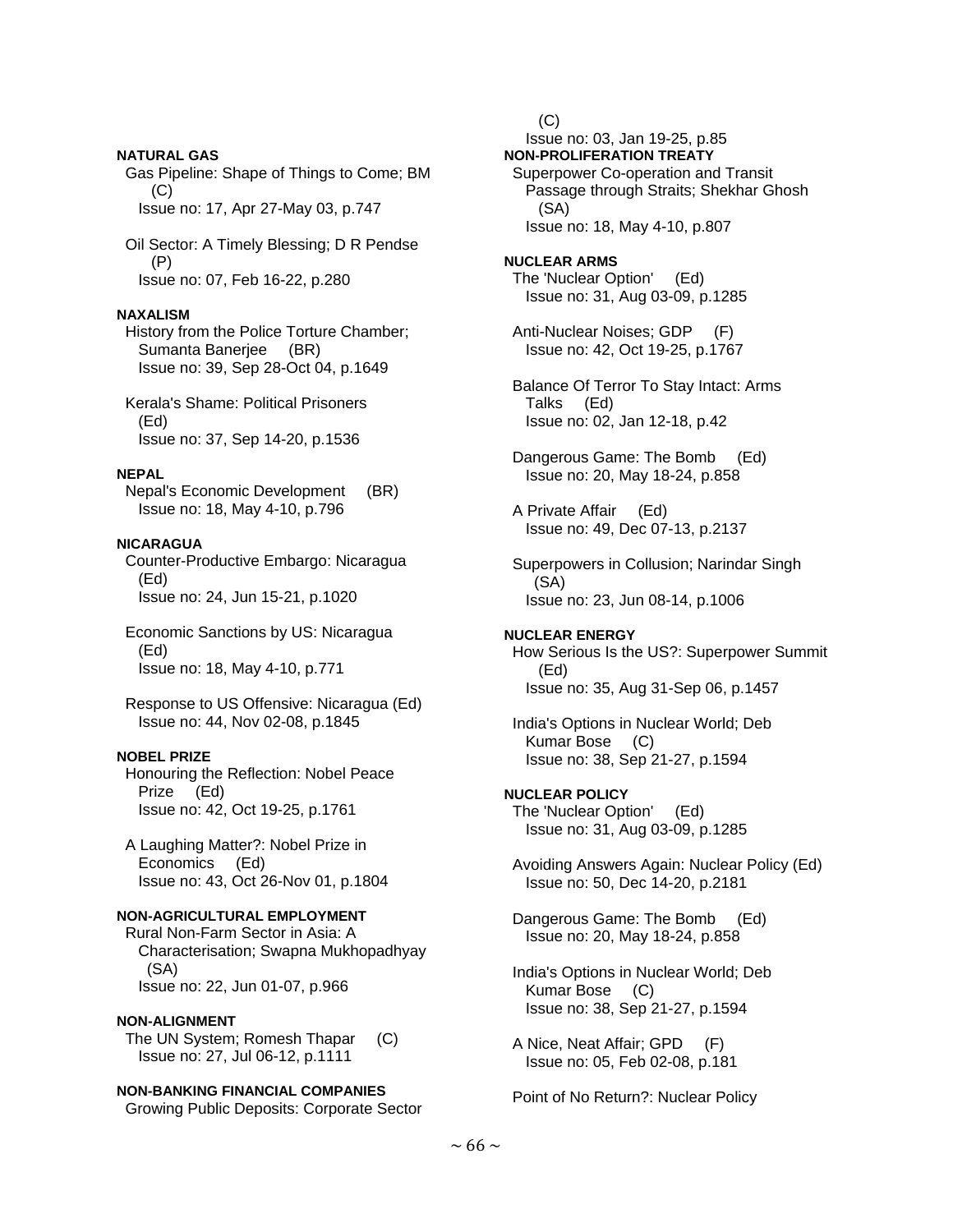**NATURAL GAS**

Gas Pipeline: Shape of Things to Come; BM (C)
Issue no: 17, Apr 27-May 03, p.747

Oil Sector: A Timely Blessing; D R Pendse (P)
Issue no: 07, Feb 16-22, p.280

**NAXALISM**

History from the Police Torture Chamber; Sumanta Banerjee (BR)
Issue no: 39, Sep 28-Oct 04, p.1649

Kerala's Shame: Political Prisoners (Ed)
Issue no: 37, Sep 14-20, p.1536

**NEPAL**

Nepal's Economic Development (BR)
Issue no: 18, May 4-10, p.796

**NICARAGUA**

Counter-Productive Embargo: Nicaragua (Ed)
Issue no: 24, Jun 15-21, p.1020

Economic Sanctions by US: Nicaragua (Ed)
Issue no: 18, May 4-10, p.771

Response to US Offensive: Nicaragua (Ed)
Issue no: 44, Nov 02-08, p.1845

**NOBEL PRIZE**

Honouring the Reflection: Nobel Peace Prize (Ed)
Issue no: 42, Oct 19-25, p.1761

A Laughing Matter?: Nobel Prize in Economics (Ed)
Issue no: 43, Oct 26-Nov 01, p.1804

**NON-AGRICULTURAL EMPLOYMENT**

Rural Non-Farm Sector in Asia: A Characterisation; Swapna Mukhopadhyay (SA)
Issue no: 22, Jun 01-07, p.966

**NON-ALIGNMENT**

The UN System; Romesh Thapar (C)
Issue no: 27, Jul 06-12, p.1111

**NON-BANKING FINANCIAL COMPANIES**

Growing Public Deposits: Corporate Sector (C)
Issue no: 03, Jan 19-25, p.85

**NON-PROLIFERATION TREATY**

Superpower Co-operation and Transit Passage through Straits; Shekhar Ghosh (SA)
Issue no: 18, May 4-10, p.807

**NUCLEAR ARMS**

The 'Nuclear Option' (Ed)
Issue no: 31, Aug 03-09, p.1285

Anti-Nuclear Noises; GDP (F)
Issue no: 42, Oct 19-25, p.1767

Balance Of Terror To Stay Intact: Arms Talks (Ed)
Issue no: 02, Jan 12-18, p.42

Dangerous Game: The Bomb (Ed)
Issue no: 20, May 18-24, p.858

A Private Affair (Ed)
Issue no: 49, Dec 07-13, p.2137

Superpowers in Collusion; Narindar Singh (SA)
Issue no: 23, Jun 08-14, p.1006

**NUCLEAR ENERGY**

How Serious Is the US?: Superpower Summit (Ed)
Issue no: 35, Aug 31-Sep 06, p.1457

India's Options in Nuclear World; Deb Kumar Bose (C)
Issue no: 38, Sep 21-27, p.1594

**NUCLEAR POLICY**

The 'Nuclear Option' (Ed)
Issue no: 31, Aug 03-09, p.1285

Avoiding Answers Again: Nuclear Policy (Ed)
Issue no: 50, Dec 14-20, p.2181

Dangerous Game: The Bomb (Ed)
Issue no: 20, May 18-24, p.858

India's Options in Nuclear World; Deb Kumar Bose (C)
Issue no: 38, Sep 21-27, p.1594

A Nice, Neat Affair; GPD (F)
Issue no: 05, Feb 02-08, p.181

Point of No Return?: Nuclear Policy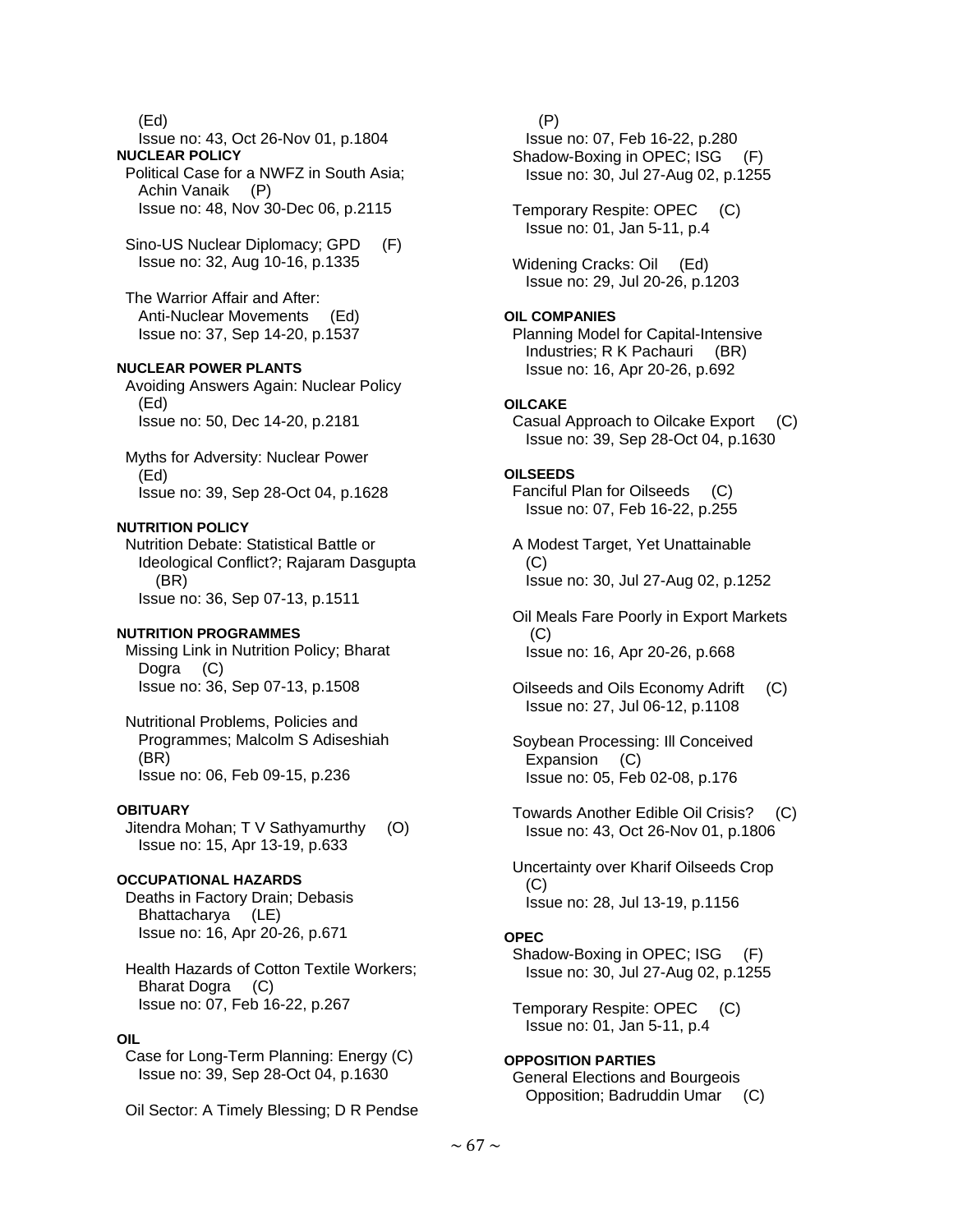(Ed)
Issue no: 43, Oct 26-Nov 01, p.1804

**NUCLEAR POLICY**

Political Case for a NWFZ in South Asia; Achin Vanaik (P)
Issue no: 48, Nov 30-Dec 06, p.2115

Sino-US Nuclear Diplomacy; GPD (F)
Issue no: 32, Aug 10-16, p.1335

The Warrior Affair and After: Anti-Nuclear Movements (Ed)
Issue no: 37, Sep 14-20, p.1537

**NUCLEAR POWER PLANTS**

Avoiding Answers Again: Nuclear Policy (Ed)
Issue no: 50, Dec 14-20, p.2181

Myths for Adversity: Nuclear Power (Ed)
Issue no: 39, Sep 28-Oct 04, p.1628

**NUTRITION POLICY**

Nutrition Debate: Statistical Battle or Ideological Conflict?; Rajaram Dasgupta (BR)
Issue no: 36, Sep 07-13, p.1511

**NUTRITION PROGRAMMES**

Missing Link in Nutrition Policy; Bharat Dogra (C)
Issue no: 36, Sep 07-13, p.1508

Nutritional Problems, Policies and Programmes; Malcolm S Adiseshiah (BR)
Issue no: 06, Feb 09-15, p.236

**OBITUARY**

Jitendra Mohan; T V Sathyamurthy (O)
Issue no: 15, Apr 13-19, p.633

**OCCUPATIONAL HAZARDS**

Deaths in Factory Drain; Debasis Bhattacharya (LE)
Issue no: 16, Apr 20-26, p.671

Health Hazards of Cotton Textile Workers; Bharat Dogra (C)
Issue no: 07, Feb 16-22, p.267

**OIL**

Case for Long-Term Planning: Energy (C)
Issue no: 39, Sep 28-Oct 04, p.1630

Oil Sector: A Timely Blessing; D R Pendse (P)
Issue no: 07, Feb 16-22, p.280

Shadow-Boxing in OPEC; ISG (F)
Issue no: 30, Jul 27-Aug 02, p.1255

Temporary Respite: OPEC (C)
Issue no: 01, Jan 5-11, p.4

Widening Cracks: Oil (Ed)
Issue no: 29, Jul 20-26, p.1203

**OIL COMPANIES**

Planning Model for Capital-Intensive Industries; R K Pachauri (BR)
Issue no: 16, Apr 20-26, p.692

**OILCAKE**

Casual Approach to Oilcake Export (C)
Issue no: 39, Sep 28-Oct 04, p.1630

**OILSEEDS**

Fanciful Plan for Oilseeds (C)
Issue no: 07, Feb 16-22, p.255

A Modest Target, Yet Unattainable (C)
Issue no: 30, Jul 27-Aug 02, p.1252

Oil Meals Fare Poorly in Export Markets (C)
Issue no: 16, Apr 20-26, p.668

Oilseeds and Oils Economy Adrift (C)
Issue no: 27, Jul 06-12, p.1108

Soybean Processing: Ill Conceived Expansion (C)
Issue no: 05, Feb 02-08, p.176

Towards Another Edible Oil Crisis? (C)
Issue no: 43, Oct 26-Nov 01, p.1806

Uncertainty over Kharif Oilseeds Crop (C)
Issue no: 28, Jul 13-19, p.1156

**OPEC**

Shadow-Boxing in OPEC; ISG (F)
Issue no: 30, Jul 27-Aug 02, p.1255

Temporary Respite: OPEC (C)
Issue no: 01, Jan 5-11, p.4

**OPPOSITION PARTIES**

General Elections and Bourgeois Opposition; Badruddin Umar (C)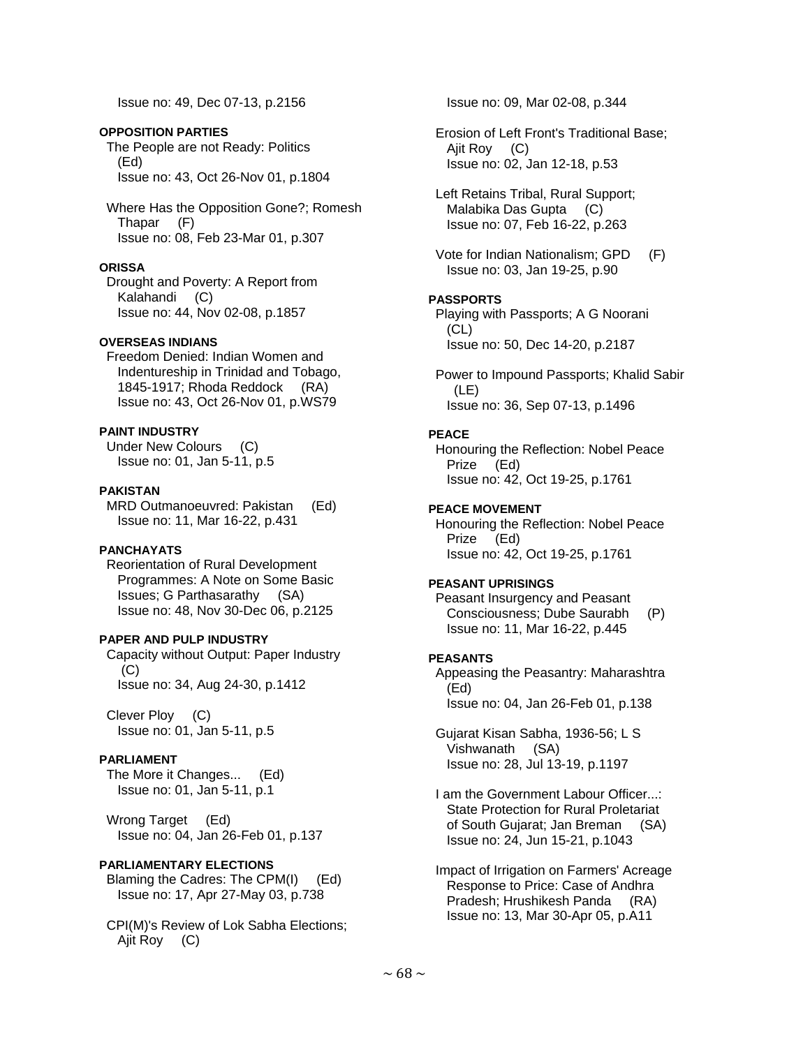Issue no: 49, Dec 07-13, p.2156

**OPPOSITION PARTIES**

The People are not Ready: Politics (Ed)
Issue no: 43, Oct 26-Nov 01, p.1804

Where Has the Opposition Gone?; Romesh Thapar (F)
Issue no: 08, Feb 23-Mar 01, p.307

**ORISSA**

Drought and Poverty: A Report from Kalahandi (C)
Issue no: 44, Nov 02-08, p.1857

**OVERSEAS INDIANS**

Freedom Denied: Indian Women and Indentureship in Trinidad and Tobago, 1845-1917; Rhoda Reddock (RA)
Issue no: 43, Oct 26-Nov 01, p.WS79

**PAINT INDUSTRY**

Under New Colours (C)
Issue no: 01, Jan 5-11, p.5

**PAKISTAN**

MRD Outmanoeuvred: Pakistan (Ed)
Issue no: 11, Mar 16-22, p.431

**PANCHAYATS**

Reorientation of Rural Development Programmes: A Note on Some Basic Issues; G Parthasarathy (SA)
Issue no: 48, Nov 30-Dec 06, p.2125

**PAPER AND PULP INDUSTRY**

Capacity without Output: Paper Industry (C)
Issue no: 34, Aug 24-30, p.1412

Clever Ploy (C)
Issue no: 01, Jan 5-11, p.5

**PARLIAMENT**

The More it Changes... (Ed)
Issue no: 01, Jan 5-11, p.1

Wrong Target (Ed)
Issue no: 04, Jan 26-Feb 01, p.137

**PARLIAMENTARY ELECTIONS**

Blaming the Cadres: The CPM(I) (Ed)
Issue no: 17, Apr 27-May 03, p.738

CPI(M)'s Review of Lok Sabha Elections; Ajit Roy (C)
Issue no: 09, Mar 02-08, p.344

Erosion of Left Front's Traditional Base; Ajit Roy (C)
Issue no: 02, Jan 12-18, p.53

Left Retains Tribal, Rural Support; Malabika Das Gupta (C)
Issue no: 07, Feb 16-22, p.263

Vote for Indian Nationalism; GPD (F)
Issue no: 03, Jan 19-25, p.90

**PASSPORTS**

Playing with Passports; A G Noorani (CL)
Issue no: 50, Dec 14-20, p.2187

Power to Impound Passports; Khalid Sabir (LE)
Issue no: 36, Sep 07-13, p.1496

**PEACE**

Honouring the Reflection: Nobel Peace Prize (Ed)
Issue no: 42, Oct 19-25, p.1761

**PEACE MOVEMENT**

Honouring the Reflection: Nobel Peace Prize (Ed)
Issue no: 42, Oct 19-25, p.1761

**PEASANT UPRISINGS**

Peasant Insurgency and Peasant Consciousness; Dube Saurabh (P)
Issue no: 11, Mar 16-22, p.445

**PEASANTS**

Appeasing the Peasantry: Maharashtra (Ed)
Issue no: 04, Jan 26-Feb 01, p.138

Gujarat Kisan Sabha, 1936-56; L S Vishwanath (SA)
Issue no: 28, Jul 13-19, p.1197

I am the Government Labour Officer...: State Protection for Rural Proletariat of South Gujarat; Jan Breman (SA)
Issue no: 24, Jun 15-21, p.1043

Impact of Irrigation on Farmers' Acreage Response to Price: Case of Andhra Pradesh; Hrushikesh Panda (RA)
Issue no: 13, Mar 30-Apr 05, p.A11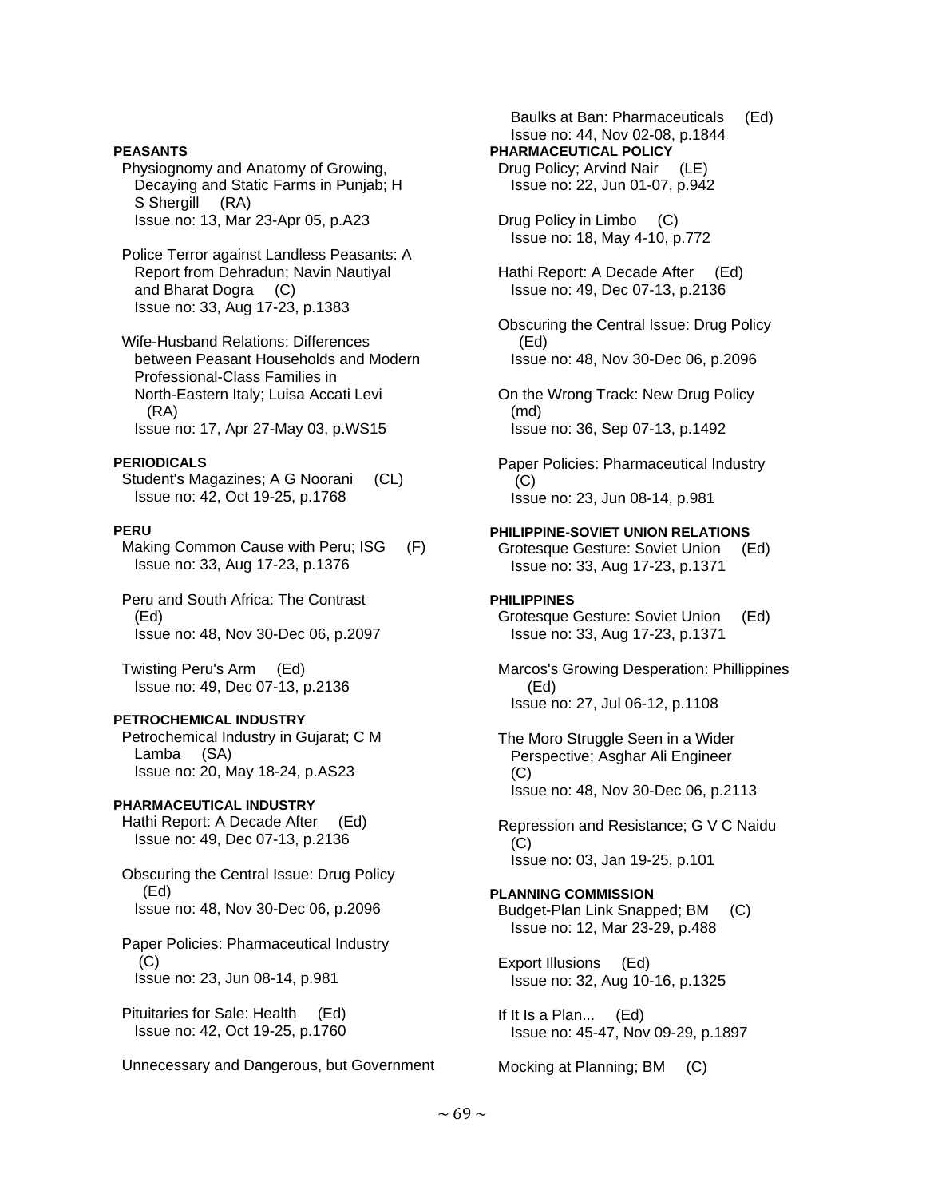**PEASANTS**

Physiognomy and Anatomy of Growing, Decaying and Static Farms in Punjab; H S Shergill (RA)
Issue no: 13, Mar 23-Apr 05, p.A23

Police Terror against Landless Peasants: A Report from Dehradun; Navin Nautiyal and Bharat Dogra (C)
Issue no: 33, Aug 17-23, p.1383

Wife-Husband Relations: Differences between Peasant Households and Modern Professional-Class Families in North-Eastern Italy; Luisa Accati Levi (RA)
Issue no: 17, Apr 27-May 03, p.WS15

**PERIODICALS**

Student's Magazines; A G Noorani (CL)
Issue no: 42, Oct 19-25, p.1768

**PERU**

Making Common Cause with Peru; ISG (F)
Issue no: 33, Aug 17-23, p.1376

Peru and South Africa: The Contrast (Ed)
Issue no: 48, Nov 30-Dec 06, p.2097

Twisting Peru's Arm (Ed)
Issue no: 49, Dec 07-13, p.2136

**PETROCHEMICAL INDUSTRY**

Petrochemical Industry in Gujarat; C M Lamba (SA)
Issue no: 20, May 18-24, p.AS23

**PHARMACEUTICAL INDUSTRY**

Hathi Report: A Decade After (Ed)
Issue no: 49, Dec 07-13, p.2136

Obscuring the Central Issue: Drug Policy (Ed)
Issue no: 48, Nov 30-Dec 06, p.2096

Paper Policies: Pharmaceutical Industry (C)
Issue no: 23, Jun 08-14, p.981

Pituitaries for Sale: Health (Ed)
Issue no: 42, Oct 19-25, p.1760

Unnecessary and Dangerous, but Government Baulks at Ban: Pharmaceuticals (Ed)
Issue no: 44, Nov 02-08, p.1844

**PHARMACEUTICAL POLICY**

Drug Policy; Arvind Nair (LE)
Issue no: 22, Jun 01-07, p.942

Drug Policy in Limbo (C)
Issue no: 18, May 4-10, p.772

Hathi Report: A Decade After (Ed)
Issue no: 49, Dec 07-13, p.2136

Obscuring the Central Issue: Drug Policy (Ed)
Issue no: 48, Nov 30-Dec 06, p.2096

On the Wrong Track: New Drug Policy (md)
Issue no: 36, Sep 07-13, p.1492

Paper Policies: Pharmaceutical Industry (C)
Issue no: 23, Jun 08-14, p.981

**PHILIPPINE-SOVIET UNION RELATIONS**

Grotesque Gesture: Soviet Union (Ed)
Issue no: 33, Aug 17-23, p.1371

**PHILIPPINES**

Grotesque Gesture: Soviet Union (Ed)
Issue no: 33, Aug 17-23, p.1371

Marcos's Growing Desperation: Phillippines (Ed)
Issue no: 27, Jul 06-12, p.1108

The Moro Struggle Seen in a Wider Perspective; Asghar Ali Engineer (C)
Issue no: 48, Nov 30-Dec 06, p.2113

Repression and Resistance; G V C Naidu (C)
Issue no: 03, Jan 19-25, p.101

**PLANNING COMMISSION**

Budget-Plan Link Snapped; BM (C)
Issue no: 12, Mar 23-29, p.488

Export Illusions (Ed)
Issue no: 32, Aug 10-16, p.1325

If It Is a Plan... (Ed)
Issue no: 45-47, Nov 09-29, p.1897

Mocking at Planning; BM (C)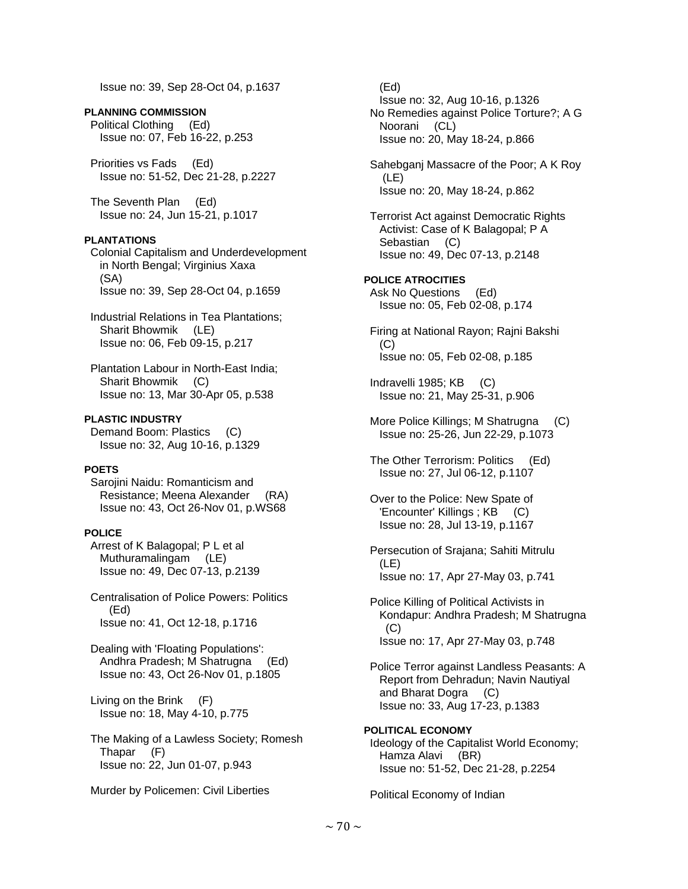Issue no: 39, Sep 28-Oct 04, p.1637

**PLANNING COMMISSION**

Political Clothing (Ed)
Issue no: 07, Feb 16-22, p.253

Priorities vs Fads (Ed)
Issue no: 51-52, Dec 21-28, p.2227

The Seventh Plan (Ed)
Issue no: 24, Jun 15-21, p.1017

**PLANTATIONS**

Colonial Capitalism and Underdevelopment in North Bengal; Virginius Xaxa (SA)
Issue no: 39, Sep 28-Oct 04, p.1659

Industrial Relations in Tea Plantations; Sharit Bhowmik (LE)
Issue no: 06, Feb 09-15, p.217

Plantation Labour in North-East India; Sharit Bhowmik (C)
Issue no: 13, Mar 30-Apr 05, p.538

**PLASTIC INDUSTRY**

Demand Boom: Plastics (C)
Issue no: 32, Aug 10-16, p.1329

**POETS**

Sarojini Naidu: Romanticism and Resistance; Meena Alexander (RA)
Issue no: 43, Oct 26-Nov 01, p.WS68

**POLICE**

Arrest of K Balagopal; P L et al Muthuramalingam (LE)
Issue no: 49, Dec 07-13, p.2139

Centralisation of Police Powers: Politics (Ed)
Issue no: 41, Oct 12-18, p.1716

Dealing with 'Floating Populations': Andhra Pradesh; M Shatrugna (Ed)
Issue no: 43, Oct 26-Nov 01, p.1805

Living on the Brink (F)
Issue no: 18, May 4-10, p.775

The Making of a Lawless Society; Romesh Thapar (F)
Issue no: 22, Jun 01-07, p.943

Murder by Policemen: Civil Liberties (Ed)
Issue no: 32, Aug 10-16, p.1326

No Remedies against Police Torture?; A G Noorani (CL)
Issue no: 20, May 18-24, p.866

Sahebganj Massacre of the Poor; A K Roy (LE)
Issue no: 20, May 18-24, p.862

Terrorist Act against Democratic Rights Activist: Case of K Balagopal; P A Sebastian (C)
Issue no: 49, Dec 07-13, p.2148

**POLICE ATROCITIES**

Ask No Questions (Ed)
Issue no: 05, Feb 02-08, p.174

Firing at National Rayon; Rajni Bakshi (C)
Issue no: 05, Feb 02-08, p.185

Indravelli 1985; KB (C)
Issue no: 21, May 25-31, p.906

More Police Killings; M Shatrugna (C)
Issue no: 25-26, Jun 22-29, p.1073

The Other Terrorism: Politics (Ed)
Issue no: 27, Jul 06-12, p.1107

Over to the Police: New Spate of 'Encounter' Killings ; KB (C)
Issue no: 28, Jul 13-19, p.1167

Persecution of Srajana; Sahiti Mitrulu (LE)
Issue no: 17, Apr 27-May 03, p.741

Police Killing of Political Activists in Kondapur: Andhra Pradesh; M Shatrugna (C)
Issue no: 17, Apr 27-May 03, p.748

Police Terror against Landless Peasants: A Report from Dehradun; Navin Nautiyal and Bharat Dogra (C)
Issue no: 33, Aug 17-23, p.1383

**POLITICAL ECONOMY**

Ideology of the Capitalist World Economy; Hamza Alavi (BR)
Issue no: 51-52, Dec 21-28, p.2254

Political Economy of Indian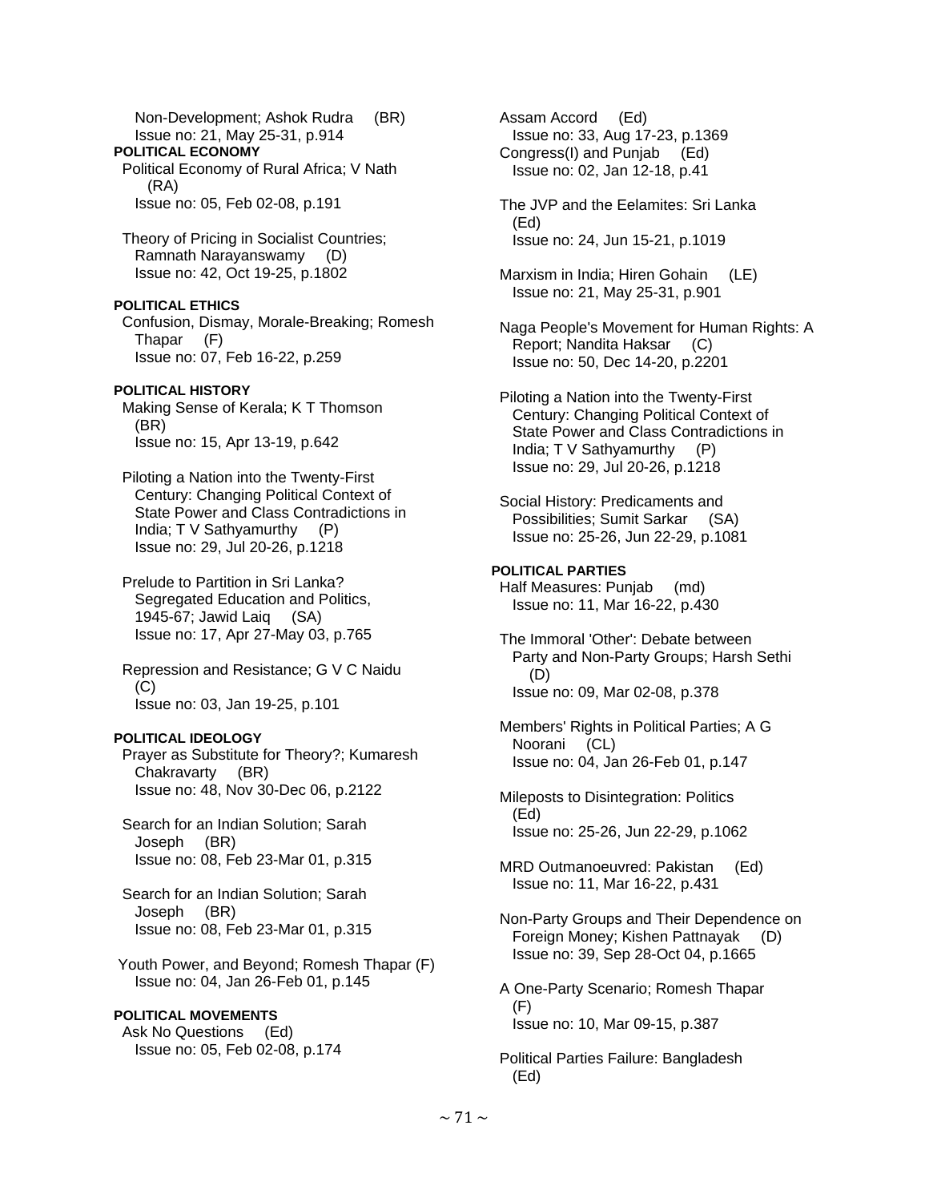Non-Development; Ashok Rudra (BR)
Issue no: 21, May 25-31, p.914

**POLITICAL ECONOMY**

Political Economy of Rural Africa; V Nath (RA)
Issue no: 05, Feb 02-08, p.191

Theory of Pricing in Socialist Countries; Ramnath Narayanswamy (D)
Issue no: 42, Oct 19-25, p.1802

**POLITICAL ETHICS**

Confusion, Dismay, Morale-Breaking; Romesh Thapar (F)
Issue no: 07, Feb 16-22, p.259

**POLITICAL HISTORY**

Making Sense of Kerala; K T Thomson (BR)
Issue no: 15, Apr 13-19, p.642

Piloting a Nation into the Twenty-First Century: Changing Political Context of State Power and Class Contradictions in India; T V Sathyamurthy (P)
Issue no: 29, Jul 20-26, p.1218

Prelude to Partition in Sri Lanka? Segregated Education and Politics, 1945-67; Jawid Laiq (SA)
Issue no: 17, Apr 27-May 03, p.765

Repression and Resistance; G V C Naidu (C)
Issue no: 03, Jan 19-25, p.101

**POLITICAL IDEOLOGY**

Prayer as Substitute for Theory?; Kumaresh Chakravarty (BR)
Issue no: 48, Nov 30-Dec 06, p.2122

Search for an Indian Solution; Sarah Joseph (BR)
Issue no: 08, Feb 23-Mar 01, p.315

Search for an Indian Solution; Sarah Joseph (BR)
Issue no: 08, Feb 23-Mar 01, p.315

Youth Power, and Beyond; Romesh Thapar (F)
Issue no: 04, Jan 26-Feb 01, p.145

**POLITICAL MOVEMENTS**

Ask No Questions (Ed)
Issue no: 05, Feb 02-08, p.174

Assam Accord (Ed)
Issue no: 33, Aug 17-23, p.1369

Congress(I) and Punjab (Ed)
Issue no: 02, Jan 12-18, p.41

The JVP and the Eelamites: Sri Lanka (Ed)
Issue no: 24, Jun 15-21, p.1019

Marxism in India; Hiren Gohain (LE)
Issue no: 21, May 25-31, p.901

Naga People's Movement for Human Rights: A Report; Nandita Haksar (C)
Issue no: 50, Dec 14-20, p.2201

Piloting a Nation into the Twenty-First Century: Changing Political Context of State Power and Class Contradictions in India; T V Sathyamurthy (P)
Issue no: 29, Jul 20-26, p.1218

Social History: Predicaments and Possibilities; Sumit Sarkar (SA)
Issue no: 25-26, Jun 22-29, p.1081

**POLITICAL PARTIES**

Half Measures: Punjab (md)
Issue no: 11, Mar 16-22, p.430

The Immoral 'Other': Debate between Party and Non-Party Groups; Harsh Sethi (D)
Issue no: 09, Mar 02-08, p.378

Members' Rights in Political Parties; A G Noorani (CL)
Issue no: 04, Jan 26-Feb 01, p.147

Mileposts to Disintegration: Politics (Ed)
Issue no: 25-26, Jun 22-29, p.1062

MRD Outmanoeuvred: Pakistan (Ed)
Issue no: 11, Mar 16-22, p.431

Non-Party Groups and Their Dependence on Foreign Money; Kishen Pattnayak (D)
Issue no: 39, Sep 28-Oct 04, p.1665

A One-Party Scenario; Romesh Thapar (F)
Issue no: 10, Mar 09-15, p.387

Political Parties Failure: Bangladesh (Ed)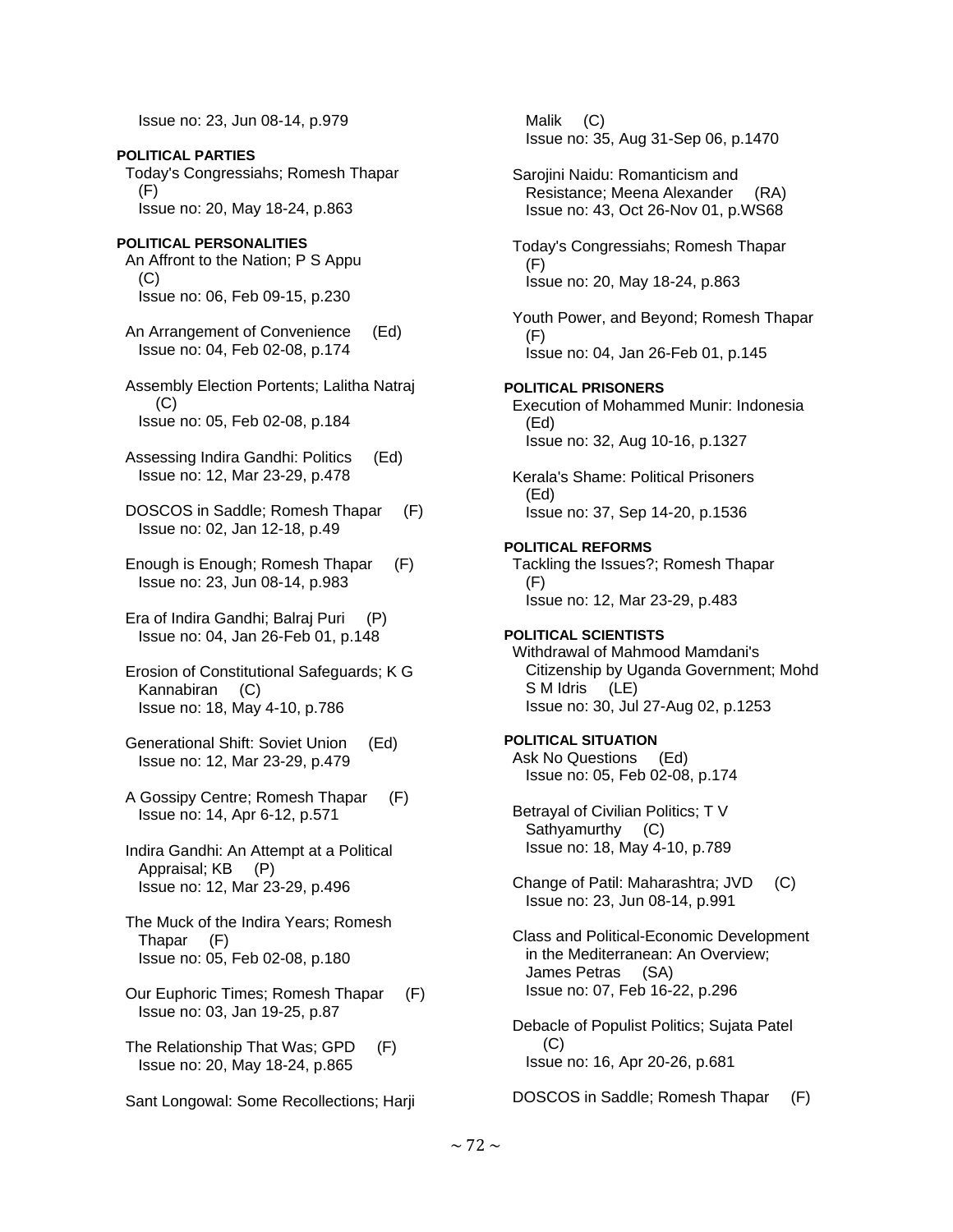Issue no: 23, Jun 08-14, p.979

**POLITICAL PARTIES**

Today's Congressiahs; Romesh Thapar (F)
Issue no: 20, May 18-24, p.863

**POLITICAL PERSONALITIES**

An Affront to the Nation; P S Appu (C)
Issue no: 06, Feb 09-15, p.230

An Arrangement of Convenience (Ed)
Issue no: 04, Feb 02-08, p.174

Assembly Election Portents; Lalitha Natraj (C)
Issue no: 05, Feb 02-08, p.184

Assessing Indira Gandhi: Politics (Ed)
Issue no: 12, Mar 23-29, p.478

DOSCOS in Saddle; Romesh Thapar (F)
Issue no: 02, Jan 12-18, p.49

Enough is Enough; Romesh Thapar (F)
Issue no: 23, Jun 08-14, p.983

Era of Indira Gandhi; Balraj Puri (P)
Issue no: 04, Jan 26-Feb 01, p.148

Erosion of Constitutional Safeguards; K G Kannabiran (C)
Issue no: 18, May 4-10, p.786

Generational Shift: Soviet Union (Ed)
Issue no: 12, Mar 23-29, p.479

A Gossipy Centre; Romesh Thapar (F)
Issue no: 14, Apr 6-12, p.571

Indira Gandhi: An Attempt at a Political Appraisal; KB (P)
Issue no: 12, Mar 23-29, p.496

The Muck of the Indira Years; Romesh Thapar (F)
Issue no: 05, Feb 02-08, p.180

Our Euphoric Times; Romesh Thapar (F)
Issue no: 03, Jan 19-25, p.87

The Relationship That Was; GPD (F)
Issue no: 20, May 18-24, p.865

Sant Longowal: Some Recollections; Harji Malik (C)
Issue no: 35, Aug 31-Sep 06, p.1470

Sarojini Naidu: Romanticism and Resistance; Meena Alexander (RA)
Issue no: 43, Oct 26-Nov 01, p.WS68

Today's Congressiahs; Romesh Thapar (F)
Issue no: 20, May 18-24, p.863

Youth Power, and Beyond; Romesh Thapar (F)
Issue no: 04, Jan 26-Feb 01, p.145

**POLITICAL PRISONERS**

Execution of Mohammed Munir: Indonesia (Ed)
Issue no: 32, Aug 10-16, p.1327

Kerala's Shame: Political Prisoners (Ed)
Issue no: 37, Sep 14-20, p.1536

**POLITICAL REFORMS**

Tackling the Issues?; Romesh Thapar (F)
Issue no: 12, Mar 23-29, p.483

**POLITICAL SCIENTISTS**

Withdrawal of Mahmood Mamdani's Citizenship by Uganda Government; Mohd S M Idris (LE)
Issue no: 30, Jul 27-Aug 02, p.1253

**POLITICAL SITUATION**

Ask No Questions (Ed)
Issue no: 05, Feb 02-08, p.174

Betrayal of Civilian Politics; T V Sathyamurthy (C)
Issue no: 18, May 4-10, p.789

Change of Patil: Maharashtra; JVD (C)
Issue no: 23, Jun 08-14, p.991

Class and Political-Economic Development in the Mediterranean: An Overview; James Petras (SA)
Issue no: 07, Feb 16-22, p.296

Debacle of Populist Politics; Sujata Patel (C)
Issue no: 16, Apr 20-26, p.681

DOSCOS in Saddle; Romesh Thapar (F)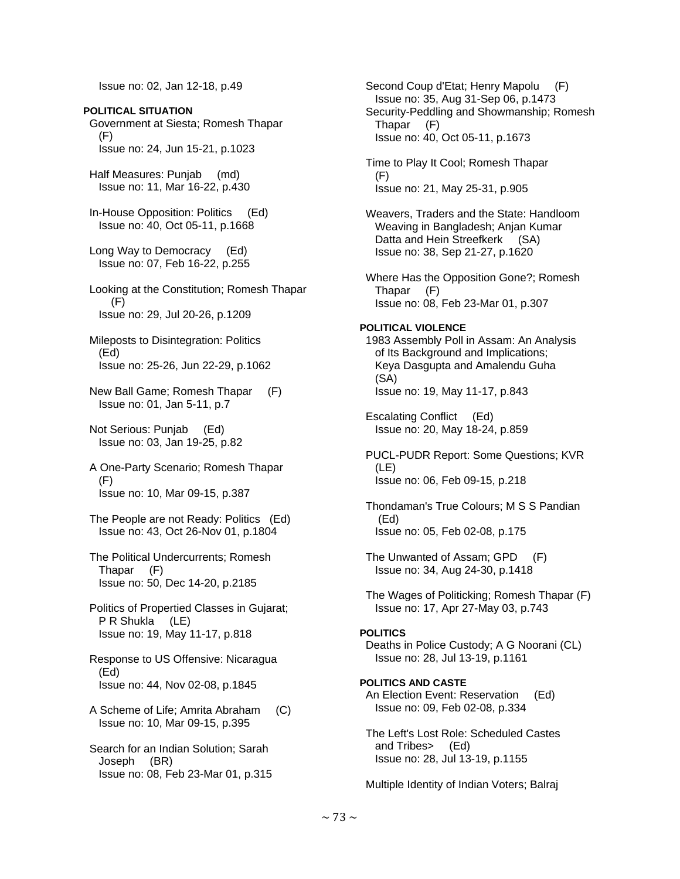Issue no: 02, Jan 12-18, p.49

**POLITICAL SITUATION**

Government at Siesta; Romesh Thapar (F)
Issue no: 24, Jun 15-21, p.1023

Half Measures: Punjab (md)
Issue no: 11, Mar 16-22, p.430

In-House Opposition: Politics (Ed)
Issue no: 40, Oct 05-11, p.1668

Long Way to Democracy (Ed)
Issue no: 07, Feb 16-22, p.255

Looking at the Constitution; Romesh Thapar (F)
Issue no: 29, Jul 20-26, p.1209

Mileposts to Disintegration: Politics (Ed)
Issue no: 25-26, Jun 22-29, p.1062

New Ball Game; Romesh Thapar (F)
Issue no: 01, Jan 5-11, p.7

Not Serious: Punjab (Ed)
Issue no: 03, Jan 19-25, p.82

A One-Party Scenario; Romesh Thapar (F)
Issue no: 10, Mar 09-15, p.387

The People are not Ready: Politics (Ed)
Issue no: 43, Oct 26-Nov 01, p.1804

The Political Undercurrents; Romesh Thapar (F)
Issue no: 50, Dec 14-20, p.2185

Politics of Propertied Classes in Gujarat; P R Shukla (LE)
Issue no: 19, May 11-17, p.818

Response to US Offensive: Nicaragua (Ed)
Issue no: 44, Nov 02-08, p.1845

A Scheme of Life; Amrita Abraham (C)
Issue no: 10, Mar 09-15, p.395

Search for an Indian Solution; Sarah Joseph (BR)
Issue no: 08, Feb 23-Mar 01, p.315

Second Coup d'Etat; Henry Mapolu (F)
Issue no: 35, Aug 31-Sep 06, p.1473

Security-Peddling and Showmanship; Romesh Thapar (F)
Issue no: 40, Oct 05-11, p.1673

Time to Play It Cool; Romesh Thapar (F)
Issue no: 21, May 25-31, p.905

Weavers, Traders and the State: Handloom Weaving in Bangladesh; Anjan Kumar Datta and Hein Streefkerk (SA)
Issue no: 38, Sep 21-27, p.1620

Where Has the Opposition Gone?; Romesh Thapar (F)
Issue no: 08, Feb 23-Mar 01, p.307

**POLITICAL VIOLENCE**

1983 Assembly Poll in Assam: An Analysis of Its Background and Implications; Keya Dasgupta and Amalendu Guha (SA)
Issue no: 19, May 11-17, p.843

Escalating Conflict (Ed)
Issue no: 20, May 18-24, p.859

PUCL-PUDR Report: Some Questions; KVR (LE)
Issue no: 06, Feb 09-15, p.218

Thondaman's True Colours; M S S Pandian (Ed)
Issue no: 05, Feb 02-08, p.175

The Unwanted of Assam; GPD (F)
Issue no: 34, Aug 24-30, p.1418

The Wages of Politicking; Romesh Thapar (F)
Issue no: 17, Apr 27-May 03, p.743

**POLITICS**

Deaths in Police Custody; A G Noorani (CL)
Issue no: 28, Jul 13-19, p.1161

**POLITICS AND CASTE**

An Election Event: Reservation (Ed)
Issue no: 09, Feb 02-08, p.334

The Left's Lost Role: Scheduled Castes and Tribes> (Ed)
Issue no: 28, Jul 13-19, p.1155

Multiple Identity of Indian Voters; Balraj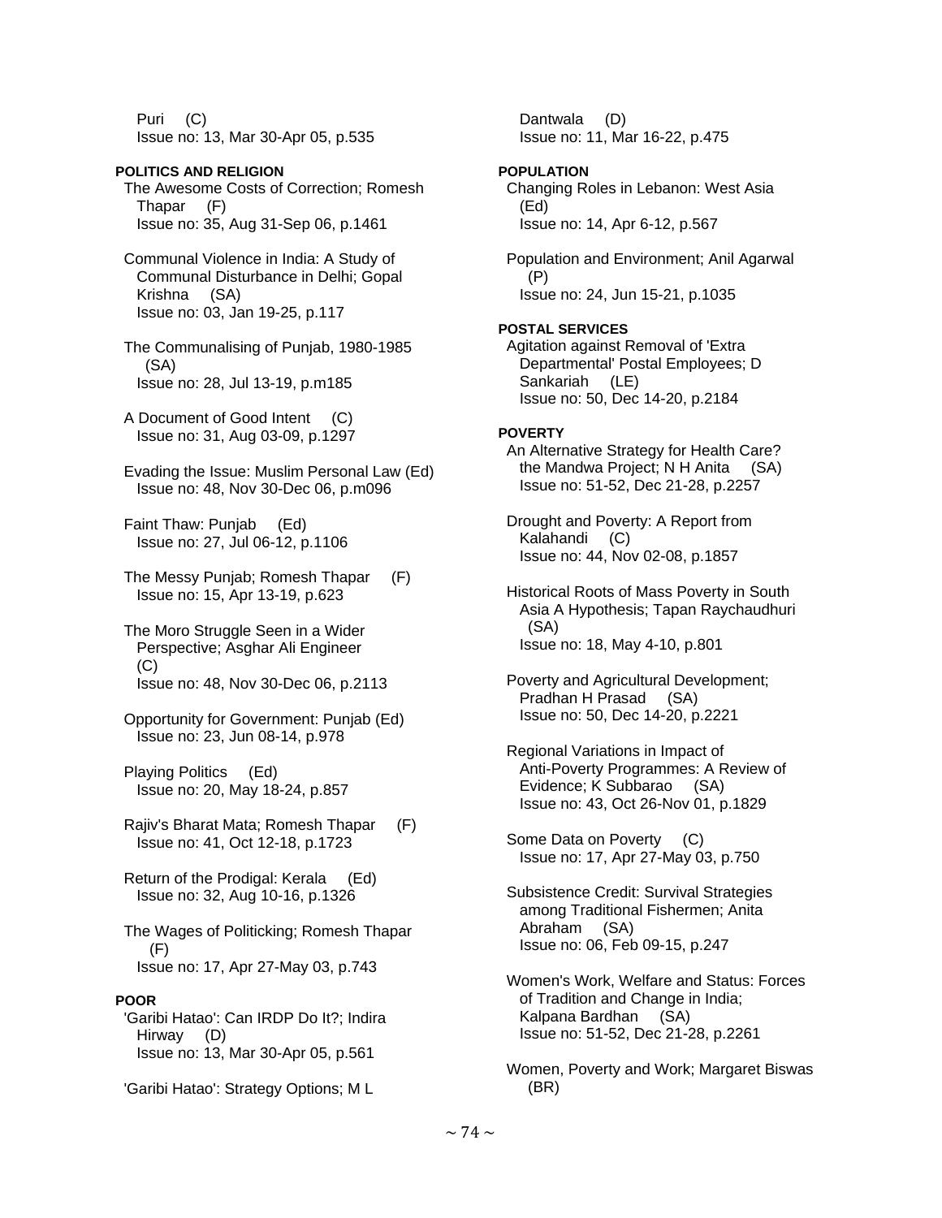Puri (C)
Issue no: 13, Mar 30-Apr 05, p.535

**POLITICS AND RELIGION**

The Awesome Costs of Correction; Romesh Thapar (F)
Issue no: 35, Aug 31-Sep 06, p.1461

Communal Violence in India: A Study of Communal Disturbance in Delhi; Gopal Krishna (SA)
Issue no: 03, Jan 19-25, p.117

The Communalising of Punjab, 1980-1985 (SA)
Issue no: 28, Jul 13-19, p.m185

A Document of Good Intent (C)
Issue no: 31, Aug 03-09, p.1297

Evading the Issue: Muslim Personal Law (Ed)
Issue no: 48, Nov 30-Dec 06, p.m096

Faint Thaw: Punjab (Ed)
Issue no: 27, Jul 06-12, p.1106

The Messy Punjab; Romesh Thapar (F)
Issue no: 15, Apr 13-19, p.623

The Moro Struggle Seen in a Wider Perspective; Asghar Ali Engineer (C)
Issue no: 48, Nov 30-Dec 06, p.2113

Opportunity for Government: Punjab (Ed)
Issue no: 23, Jun 08-14, p.978

Playing Politics (Ed)
Issue no: 20, May 18-24, p.857

Rajiv's Bharat Mata; Romesh Thapar (F)
Issue no: 41, Oct 12-18, p.1723

Return of the Prodigal: Kerala (Ed)
Issue no: 32, Aug 10-16, p.1326

The Wages of Politicking; Romesh Thapar (F)
Issue no: 17, Apr 27-May 03, p.743

**POOR**

'Garibi Hatao': Can IRDP Do It?; Indira Hirway (D)
Issue no: 13, Mar 30-Apr 05, p.561

'Garibi Hatao': Strategy Options; M L Dantwala (D)
Issue no: 11, Mar 16-22, p.475

**POPULATION**

Changing Roles in Lebanon: West Asia (Ed)
Issue no: 14, Apr 6-12, p.567

Population and Environment; Anil Agarwal (P)
Issue no: 24, Jun 15-21, p.1035

**POSTAL SERVICES**

Agitation against Removal of 'Extra Departmental' Postal Employees; D Sankariah (LE)
Issue no: 50, Dec 14-20, p.2184

**POVERTY**

An Alternative Strategy for Health Care? the Mandwa Project; N H Anita (SA)
Issue no: 51-52, Dec 21-28, p.2257

Drought and Poverty: A Report from Kalahandi (C)
Issue no: 44, Nov 02-08, p.1857

Historical Roots of Mass Poverty in South Asia A Hypothesis; Tapan Raychaudhuri (SA)
Issue no: 18, May 4-10, p.801

Poverty and Agricultural Development; Pradhan H Prasad (SA)
Issue no: 50, Dec 14-20, p.2221

Regional Variations in Impact of Anti-Poverty Programmes: A Review of Evidence; K Subbarao (SA)
Issue no: 43, Oct 26-Nov 01, p.1829

Some Data on Poverty (C)
Issue no: 17, Apr 27-May 03, p.750

Subsistence Credit: Survival Strategies among Traditional Fishermen; Anita Abraham (SA)
Issue no: 06, Feb 09-15, p.247

Women's Work, Welfare and Status: Forces of Tradition and Change in India; Kalpana Bardhan (SA)
Issue no: 51-52, Dec 21-28, p.2261

Women, Poverty and Work; Margaret Biswas (BR)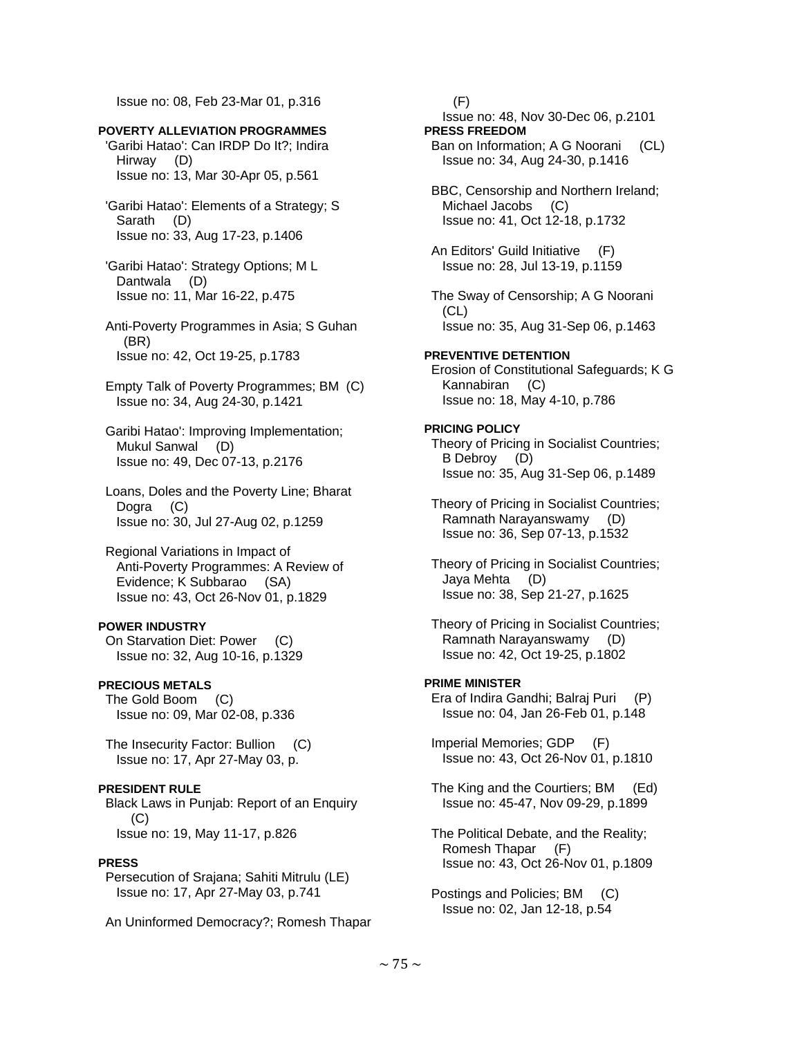Issue no: 08, Feb 23-Mar 01, p.316

**POVERTY ALLEVIATION PROGRAMMES**

'Garibi Hatao': Can IRDP Do It?; Indira Hirway (D)
Issue no: 13, Mar 30-Apr 05, p.561

'Garibi Hatao': Elements of a Strategy; S Sarath (D)
Issue no: 33, Aug 17-23, p.1406

'Garibi Hatao': Strategy Options; M L Dantwala (D)
Issue no: 11, Mar 16-22, p.475

Anti-Poverty Programmes in Asia; S Guhan (BR)
Issue no: 42, Oct 19-25, p.1783

Empty Talk of Poverty Programmes; BM (C)
Issue no: 34, Aug 24-30, p.1421

Garibi Hatao': Improving Implementation; Mukul Sanwal (D)
Issue no: 49, Dec 07-13, p.2176

Loans, Doles and the Poverty Line; Bharat Dogra (C)
Issue no: 30, Jul 27-Aug 02, p.1259

Regional Variations in Impact of Anti-Poverty Programmes: A Review of Evidence; K Subbarao (SA)
Issue no: 43, Oct 26-Nov 01, p.1829

**POWER INDUSTRY**

On Starvation Diet: Power (C)
Issue no: 32, Aug 10-16, p.1329

**PRECIOUS METALS**

The Gold Boom (C)
Issue no: 09, Mar 02-08, p.336

The Insecurity Factor: Bullion (C)
Issue no: 17, Apr 27-May 03, p.

**PRESIDENT RULE**

Black Laws in Punjab: Report of an Enquiry (C)
Issue no: 19, May 11-17, p.826

**PRESS**

Persecution of Srajana; Sahiti Mitrulu (LE)
Issue no: 17, Apr 27-May 03, p.741

An Uninformed Democracy?; Romesh Thapar (F)
Issue no: 48, Nov 30-Dec 06, p.2101

**PRESS FREEDOM**

Ban on Information; A G Noorani (CL)
Issue no: 34, Aug 24-30, p.1416

BBC, Censorship and Northern Ireland; Michael Jacobs (C)
Issue no: 41, Oct 12-18, p.1732

An Editors' Guild Initiative (F)
Issue no: 28, Jul 13-19, p.1159

The Sway of Censorship; A G Noorani (CL)
Issue no: 35, Aug 31-Sep 06, p.1463

**PREVENTIVE DETENTION**

Erosion of Constitutional Safeguards; K G Kannabiran (C)
Issue no: 18, May 4-10, p.786

**PRICING POLICY**

Theory of Pricing in Socialist Countries; B Debroy (D)
Issue no: 35, Aug 31-Sep 06, p.1489

Theory of Pricing in Socialist Countries; Ramnath Narayanswamy (D)
Issue no: 36, Sep 07-13, p.1532

Theory of Pricing in Socialist Countries; Jaya Mehta (D)
Issue no: 38, Sep 21-27, p.1625

Theory of Pricing in Socialist Countries; Ramnath Narayanswamy (D)
Issue no: 42, Oct 19-25, p.1802

**PRIME MINISTER**

Era of Indira Gandhi; Balraj Puri (P)
Issue no: 04, Jan 26-Feb 01, p.148

Imperial Memories; GDP (F)
Issue no: 43, Oct 26-Nov 01, p.1810

The King and the Courtiers; BM (Ed)
Issue no: 45-47, Nov 09-29, p.1899

The Political Debate, and the Reality; Romesh Thapar (F)
Issue no: 43, Oct 26-Nov 01, p.1809

Postings and Policies; BM (C)
Issue no: 02, Jan 12-18, p.54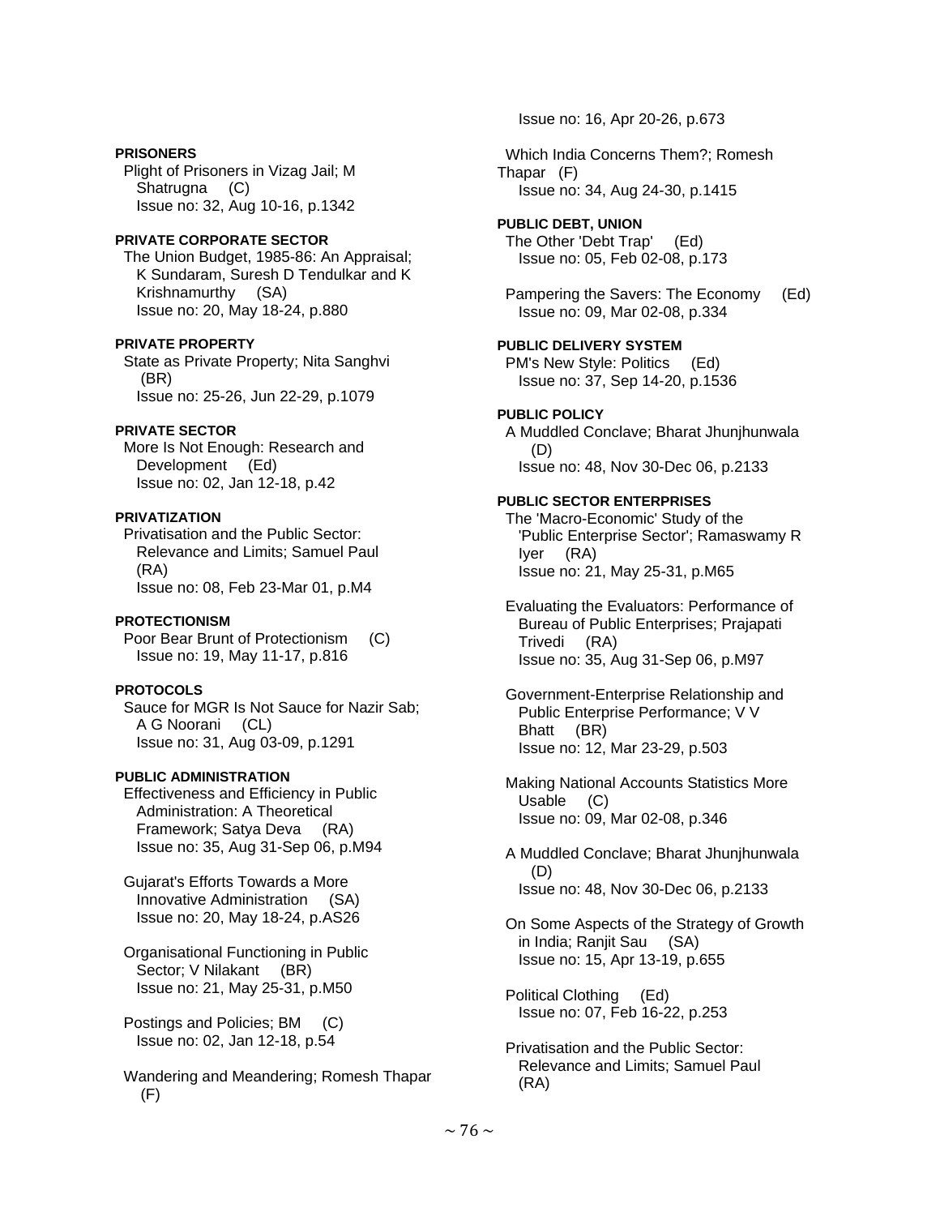**PRISONERS**

Plight of Prisoners in Vizag Jail; M Shatrugna (C)
Issue no: 32, Aug 10-16, p.1342

**PRIVATE CORPORATE SECTOR**

The Union Budget, 1985-86: An Appraisal; K Sundaram, Suresh D Tendulkar and K Krishnamurthy (SA)
Issue no: 20, May 18-24, p.880

**PRIVATE PROPERTY**

State as Private Property; Nita Sanghvi (BR)
Issue no: 25-26, Jun 22-29, p.1079

**PRIVATE SECTOR**

More Is Not Enough: Research and Development (Ed)
Issue no: 02, Jan 12-18, p.42

**PRIVATIZATION**

Privatisation and the Public Sector: Relevance and Limits; Samuel Paul (RA)
Issue no: 08, Feb 23-Mar 01, p.M4

**PROTECTIONISM**

Poor Bear Brunt of Protectionism (C)
Issue no: 19, May 11-17, p.816

**PROTOCOLS**

Sauce for MGR Is Not Sauce for Nazir Sab; A G Noorani (CL)
Issue no: 31, Aug 03-09, p.1291

**PUBLIC ADMINISTRATION**

Effectiveness and Efficiency in Public Administration: A Theoretical Framework; Satya Deva (RA)
Issue no: 35, Aug 31-Sep 06, p.M94

Gujarat's Efforts Towards a More Innovative Administration (SA)
Issue no: 20, May 18-24, p.AS26

Organisational Functioning in Public Sector; V Nilakant (BR)
Issue no: 21, May 25-31, p.M50

Postings and Policies; BM (C)
Issue no: 02, Jan 12-18, p.54

Wandering and Meandering; Romesh Thapar (F)
Issue no: 16, Apr 20-26, p.673

Which India Concerns Them?; Romesh Thapar (F)
Issue no: 34, Aug 24-30, p.1415

**PUBLIC DEBT, UNION**

The Other 'Debt Trap' (Ed)
Issue no: 05, Feb 02-08, p.173

Pampering the Savers: The Economy (Ed)
Issue no: 09, Mar 02-08, p.334

**PUBLIC DELIVERY SYSTEM**

PM's New Style: Politics (Ed)
Issue no: 37, Sep 14-20, p.1536

**PUBLIC POLICY**

A Muddled Conclave; Bharat Jhunjhunwala (D)
Issue no: 48, Nov 30-Dec 06, p.2133

**PUBLIC SECTOR ENTERPRISES**

The 'Macro-Economic' Study of the 'Public Enterprise Sector'; Ramaswamy R Iyer (RA)
Issue no: 21, May 25-31, p.M65

Evaluating the Evaluators: Performance of Bureau of Public Enterprises; Prajapati Trivedi (RA)
Issue no: 35, Aug 31-Sep 06, p.M97

Government-Enterprise Relationship and Public Enterprise Performance; V V Bhatt (BR)
Issue no: 12, Mar 23-29, p.503

Making National Accounts Statistics More Usable (C)
Issue no: 09, Mar 02-08, p.346

A Muddled Conclave; Bharat Jhunjhunwala (D)
Issue no: 48, Nov 30-Dec 06, p.2133

On Some Aspects of the Strategy of Growth in India; Ranjit Sau (SA)
Issue no: 15, Apr 13-19, p.655

Political Clothing (Ed)
Issue no: 07, Feb 16-22, p.253

Privatisation and the Public Sector: Relevance and Limits; Samuel Paul (RA)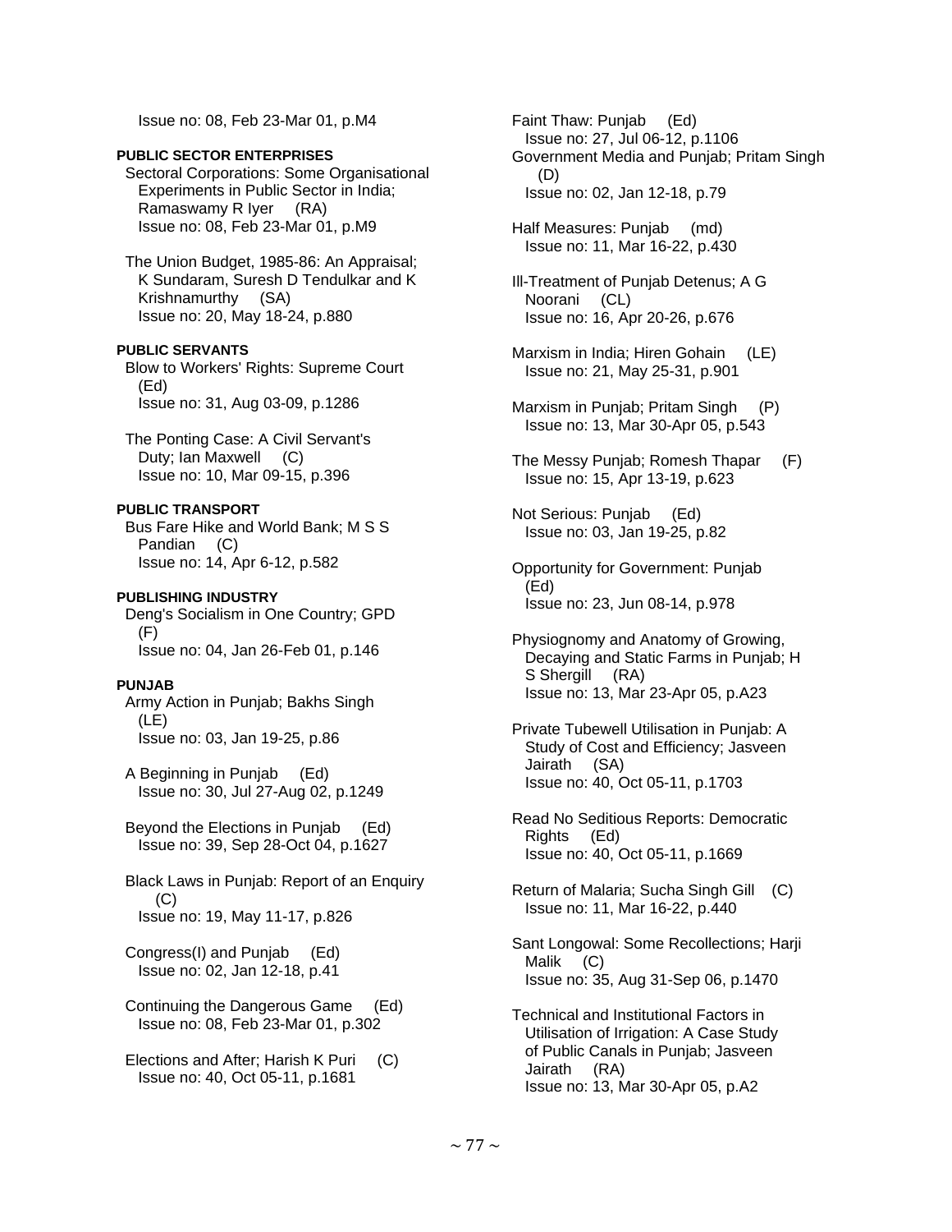Issue no: 08, Feb 23-Mar 01, p.M4

**PUBLIC SECTOR ENTERPRISES**

Sectoral Corporations: Some Organisational Experiments in Public Sector in India; Ramaswamy R Iyer (RA)
Issue no: 08, Feb 23-Mar 01, p.M9

The Union Budget, 1985-86: An Appraisal; K Sundaram, Suresh D Tendulkar and K Krishnamurthy (SA)
Issue no: 20, May 18-24, p.880

**PUBLIC SERVANTS**

Blow to Workers' Rights: Supreme Court (Ed)
Issue no: 31, Aug 03-09, p.1286

The Ponting Case: A Civil Servant's Duty; Ian Maxwell (C)
Issue no: 10, Mar 09-15, p.396

**PUBLIC TRANSPORT**

Bus Fare Hike and World Bank; M S S Pandian (C)
Issue no: 14, Apr 6-12, p.582

**PUBLISHING INDUSTRY**

Deng's Socialism in One Country; GPD (F)
Issue no: 04, Jan 26-Feb 01, p.146

**PUNJAB**

Army Action in Punjab; Bakhs Singh (LE)
Issue no: 03, Jan 19-25, p.86

A Beginning in Punjab (Ed)
Issue no: 30, Jul 27-Aug 02, p.1249

Beyond the Elections in Punjab (Ed)
Issue no: 39, Sep 28-Oct 04, p.1627

Black Laws in Punjab: Report of an Enquiry (C)
Issue no: 19, May 11-17, p.826

Congress(I) and Punjab (Ed)
Issue no: 02, Jan 12-18, p.41

Continuing the Dangerous Game (Ed)
Issue no: 08, Feb 23-Mar 01, p.302

Elections and After; Harish K Puri (C)
Issue no: 40, Oct 05-11, p.1681

Faint Thaw: Punjab (Ed)
Issue no: 27, Jul 06-12, p.1106

Government Media and Punjab; Pritam Singh (D)
Issue no: 02, Jan 12-18, p.79

Half Measures: Punjab (md)
Issue no: 11, Mar 16-22, p.430

Ill-Treatment of Punjab Detenus; A G Noorani (CL)
Issue no: 16, Apr 20-26, p.676

Marxism in India; Hiren Gohain (LE)
Issue no: 21, May 25-31, p.901

Marxism in Punjab; Pritam Singh (P)
Issue no: 13, Mar 30-Apr 05, p.543

The Messy Punjab; Romesh Thapar (F)
Issue no: 15, Apr 13-19, p.623

Not Serious: Punjab (Ed)
Issue no: 03, Jan 19-25, p.82

Opportunity for Government: Punjab (Ed)
Issue no: 23, Jun 08-14, p.978

Physiognomy and Anatomy of Growing, Decaying and Static Farms in Punjab; H S Shergill (RA)
Issue no: 13, Mar 23-Apr 05, p.A23

Private Tubewell Utilisation in Punjab: A Study of Cost and Efficiency; Jasveen Jairath (SA)
Issue no: 40, Oct 05-11, p.1703

Read No Seditious Reports: Democratic Rights (Ed)
Issue no: 40, Oct 05-11, p.1669

Return of Malaria; Sucha Singh Gill (C)
Issue no: 11, Mar 16-22, p.440

Sant Longowal: Some Recollections; Harji Malik (C)
Issue no: 35, Aug 31-Sep 06, p.1470

Technical and Institutional Factors in Utilisation of Irrigation: A Case Study of Public Canals in Punjab; Jasveen Jairath (RA)
Issue no: 13, Mar 30-Apr 05, p.A2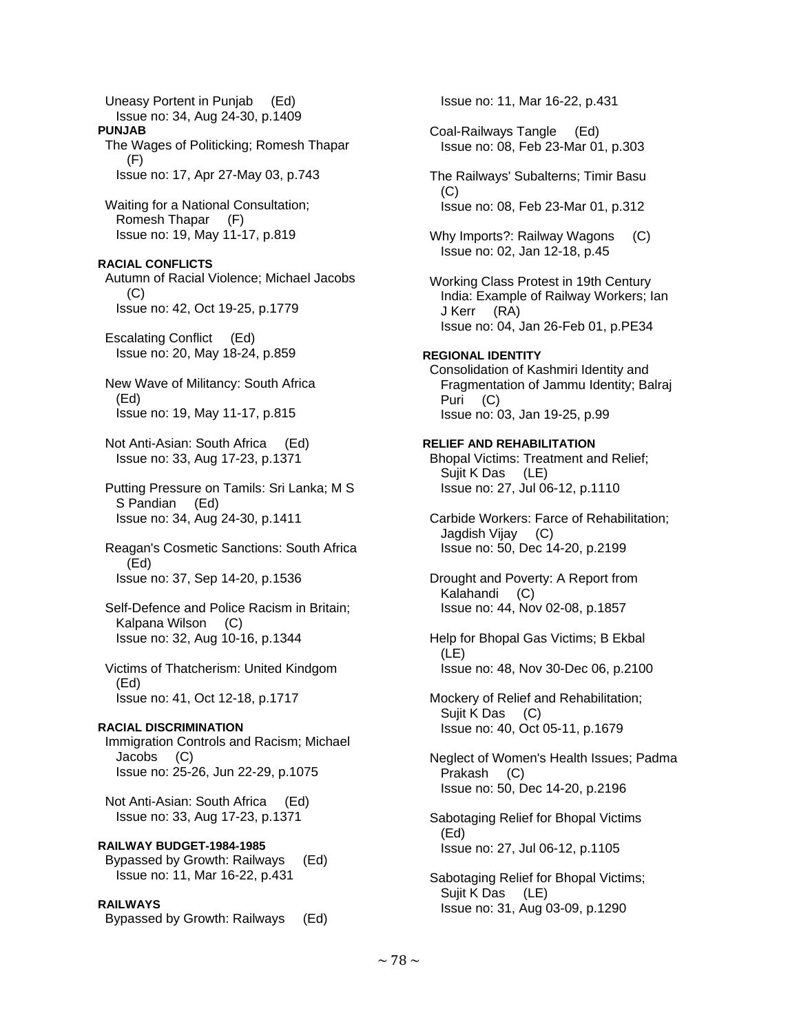Uneasy Portent in Punjab (Ed)
Issue no: 34, Aug 24-30, p.1409

**PUNJAB**

The Wages of Politicking; Romesh Thapar (F)
Issue no: 17, Apr 27-May 03, p.743

Waiting for a National Consultation; Romesh Thapar (F)
Issue no: 19, May 11-17, p.819

**RACIAL CONFLICTS**

Autumn of Racial Violence; Michael Jacobs (C)
Issue no: 42, Oct 19-25, p.1779

Escalating Conflict (Ed)
Issue no: 20, May 18-24, p.859

New Wave of Militancy: South Africa (Ed)
Issue no: 19, May 11-17, p.815

Not Anti-Asian: South Africa (Ed)
Issue no: 33, Aug 17-23, p.1371

Putting Pressure on Tamils: Sri Lanka; M S S Pandian (Ed)
Issue no: 34, Aug 24-30, p.1411

Reagan's Cosmetic Sanctions: South Africa (Ed)
Issue no: 37, Sep 14-20, p.1536

Self-Defence and Police Racism in Britain; Kalpana Wilson (C)
Issue no: 32, Aug 10-16, p.1344

Victims of Thatcherism: United Kindgom (Ed)
Issue no: 41, Oct 12-18, p.1717

**RACIAL DISCRIMINATION**

Immigration Controls and Racism; Michael Jacobs (C)
Issue no: 25-26, Jun 22-29, p.1075

Not Anti-Asian: South Africa (Ed)
Issue no: 33, Aug 17-23, p.1371

**RAILWAY BUDGET-1984-1985**

Bypassed by Growth: Railways (Ed)
Issue no: 11, Mar 16-22, p.431

**RAILWAYS**

Bypassed by Growth: Railways (Ed)
Issue no: 11, Mar 16-22, p.431

Coal-Railways Tangle (Ed)
Issue no: 08, Feb 23-Mar 01, p.303

The Railways' Subalterns; Timir Basu (C)
Issue no: 08, Feb 23-Mar 01, p.312

Why Imports?: Railway Wagons (C)
Issue no: 02, Jan 12-18, p.45

Working Class Protest in 19th Century India: Example of Railway Workers; Ian J Kerr (RA)
Issue no: 04, Jan 26-Feb 01, p.PE34

**REGIONAL IDENTITY**

Consolidation of Kashmiri Identity and Fragmentation of Jammu Identity; Balraj Puri (C)
Issue no: 03, Jan 19-25, p.99

**RELIEF AND REHABILITATION**

Bhopal Victims: Treatment and Relief; Sujit K Das (LE)
Issue no: 27, Jul 06-12, p.1110

Carbide Workers: Farce of Rehabilitation; Jagdish Vijay (C)
Issue no: 50, Dec 14-20, p.2199

Drought and Poverty: A Report from Kalahandi (C)
Issue no: 44, Nov 02-08, p.1857

Help for Bhopal Gas Victims; B Ekbal (LE)
Issue no: 48, Nov 30-Dec 06, p.2100

Mockery of Relief and Rehabilitation; Sujit K Das (C)
Issue no: 40, Oct 05-11, p.1679

Neglect of Women's Health Issues; Padma Prakash (C)
Issue no: 50, Dec 14-20, p.2196

Sabotaging Relief for Bhopal Victims (Ed)
Issue no: 27, Jul 06-12, p.1105

Sabotaging Relief for Bhopal Victims; Sujit K Das (LE)
Issue no: 31, Aug 03-09, p.1290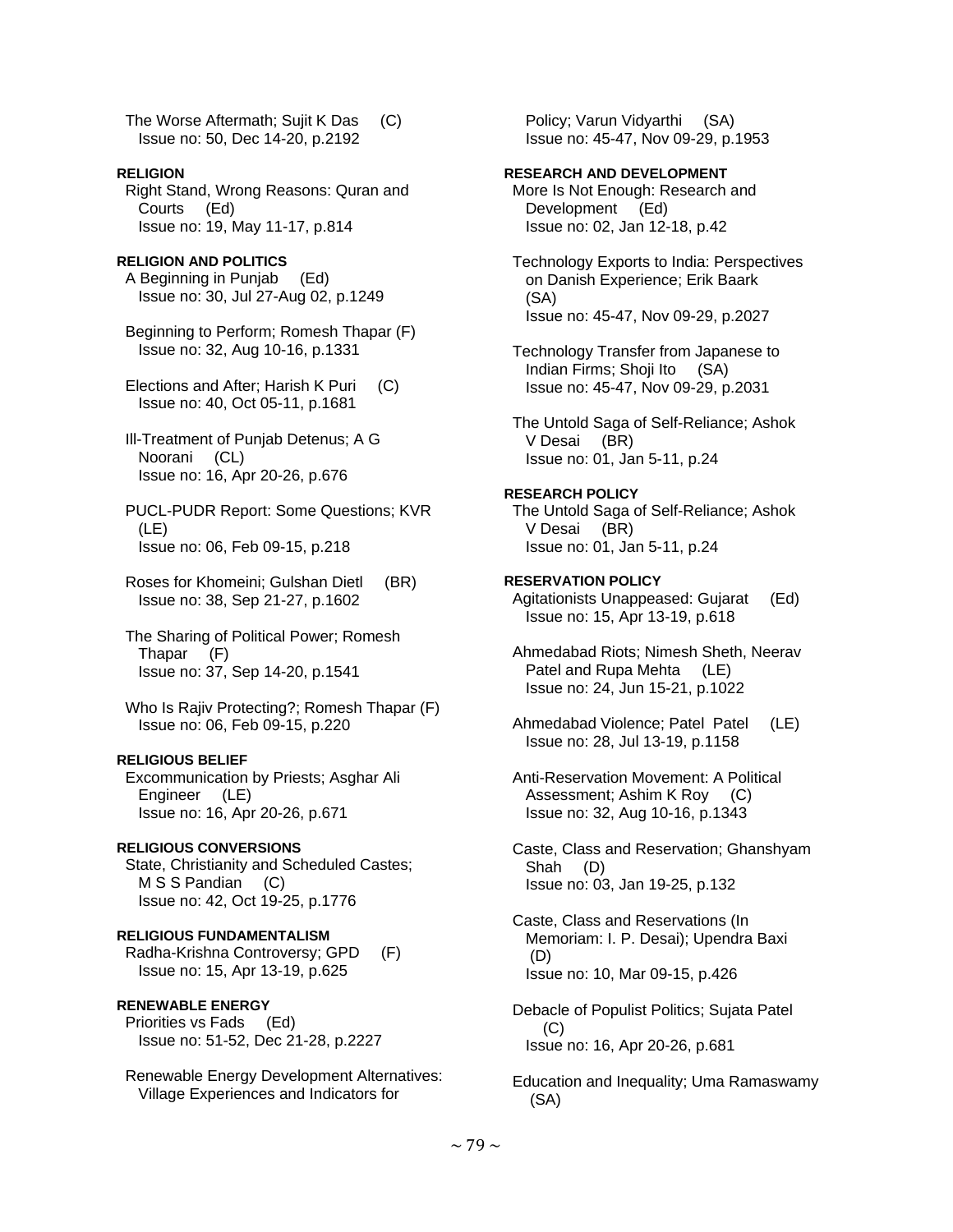The Worse Aftermath; Sujit K Das (C)
Issue no: 50, Dec 14-20, p.2192

**RELIGION**

Right Stand, Wrong Reasons: Quran and Courts (Ed)
Issue no: 19, May 11-17, p.814

**RELIGION AND POLITICS**

A Beginning in Punjab (Ed)
Issue no: 30, Jul 27-Aug 02, p.1249

Beginning to Perform; Romesh Thapar (F)
Issue no: 32, Aug 10-16, p.1331

Elections and After; Harish K Puri (C)
Issue no: 40, Oct 05-11, p.1681

Ill-Treatment of Punjab Detenus; A G Noorani (CL)
Issue no: 16, Apr 20-26, p.676

PUCL-PUDR Report: Some Questions; KVR (LE)
Issue no: 06, Feb 09-15, p.218

Roses for Khomeini; Gulshan Dietl (BR)
Issue no: 38, Sep 21-27, p.1602

The Sharing of Political Power; Romesh Thapar (F)
Issue no: 37, Sep 14-20, p.1541

Who Is Rajiv Protecting?; Romesh Thapar (F)
Issue no: 06, Feb 09-15, p.220

**RELIGIOUS BELIEF**

Excommunication by Priests; Asghar Ali Engineer (LE)
Issue no: 16, Apr 20-26, p.671

**RELIGIOUS CONVERSIONS**

State, Christianity and Scheduled Castes; M S S Pandian (C)
Issue no: 42, Oct 19-25, p.1776

**RELIGIOUS FUNDAMENTALISM**

Radha-Krishna Controversy; GPD (F)
Issue no: 15, Apr 13-19, p.625

**RENEWABLE ENERGY**

Priorities vs Fads (Ed)
Issue no: 51-52, Dec 21-28, p.2227

Renewable Energy Development Alternatives: Village Experiences and Indicators for Policy; Varun Vidyarthi (SA)
Issue no: 45-47, Nov 09-29, p.1953

**RESEARCH AND DEVELOPMENT**

More Is Not Enough: Research and Development (Ed)
Issue no: 02, Jan 12-18, p.42

Technology Exports to India: Perspectives on Danish Experience; Erik Baark (SA)
Issue no: 45-47, Nov 09-29, p.2027

Technology Transfer from Japanese to Indian Firms; Shoji Ito (SA)
Issue no: 45-47, Nov 09-29, p.2031

The Untold Saga of Self-Reliance; Ashok V Desai (BR)
Issue no: 01, Jan 5-11, p.24

**RESEARCH POLICY**

The Untold Saga of Self-Reliance; Ashok V Desai (BR)
Issue no: 01, Jan 5-11, p.24

**RESERVATION POLICY**

Agitationists Unappeased: Gujarat (Ed)
Issue no: 15, Apr 13-19, p.618

Ahmedabad Riots; Nimesh Sheth, Neerav Patel and Rupa Mehta (LE)
Issue no: 24, Jun 15-21, p.1022

Ahmedabad Violence; Patel Patel (LE)
Issue no: 28, Jul 13-19, p.1158

Anti-Reservation Movement: A Political Assessment; Ashim K Roy (C)
Issue no: 32, Aug 10-16, p.1343

Caste, Class and Reservation; Ghanshyam Shah (D)
Issue no: 03, Jan 19-25, p.132

Caste, Class and Reservations (In Memoriam: I. P. Desai); Upendra Baxi (D)
Issue no: 10, Mar 09-15, p.426

Debacle of Populist Politics; Sujata Patel (C)
Issue no: 16, Apr 20-26, p.681

Education and Inequality; Uma Ramaswamy (SA)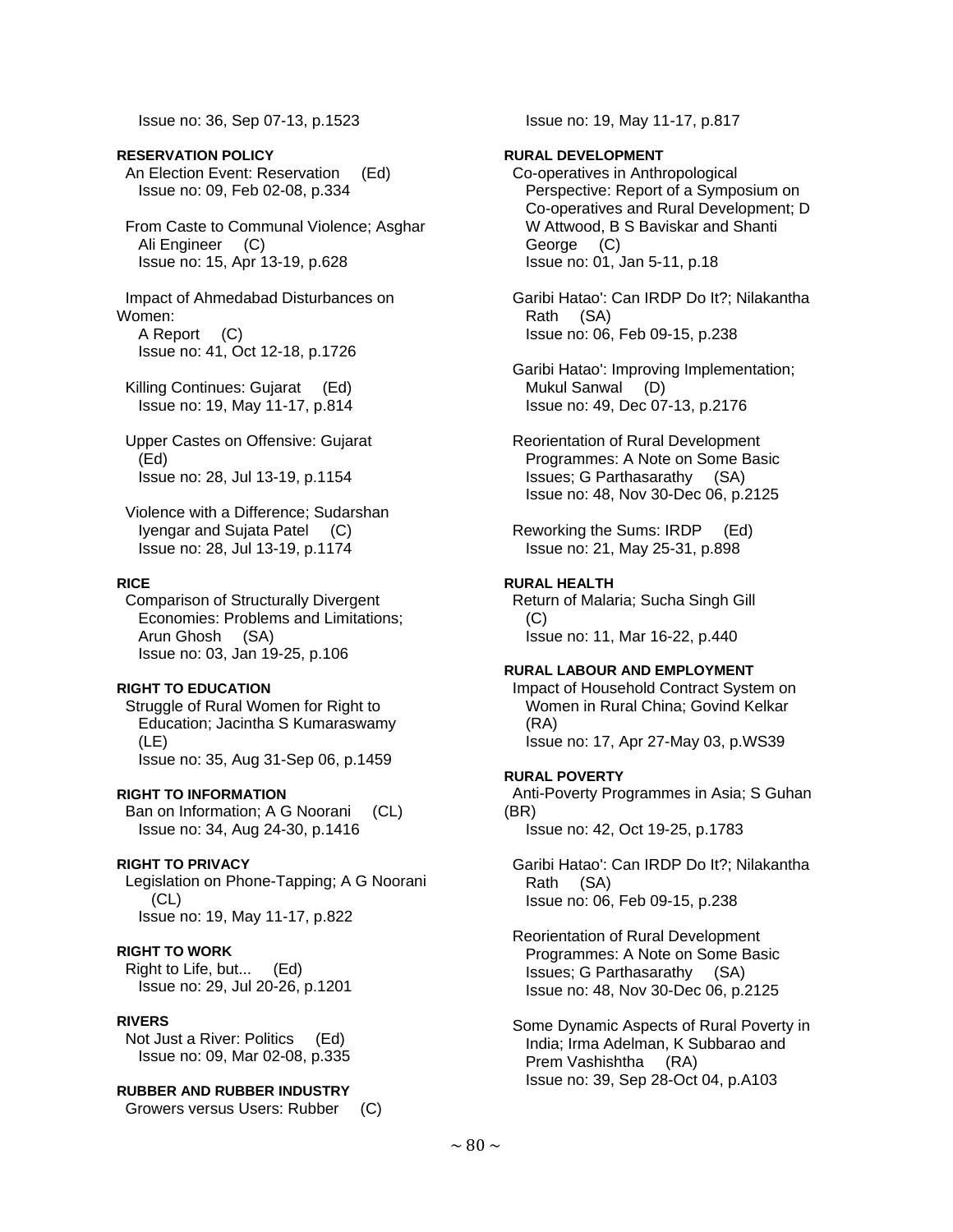Issue no: 36, Sep 07-13, p.1523

**RESERVATION POLICY**

An Election Event: Reservation (Ed)
Issue no: 09, Feb 02-08, p.334

From Caste to Communal Violence; Asghar Ali Engineer (C)
Issue no: 15, Apr 13-19, p.628

Impact of Ahmedabad Disturbances on Women:
A Report (C)
Issue no: 41, Oct 12-18, p.1726

Killing Continues: Gujarat (Ed)
Issue no: 19, May 11-17, p.814

Upper Castes on Offensive: Gujarat (Ed)
Issue no: 28, Jul 13-19, p.1154

Violence with a Difference; Sudarshan Iyengar and Sujata Patel (C)
Issue no: 28, Jul 13-19, p.1174

**RICE**

Comparison of Structurally Divergent Economies: Problems and Limitations; Arun Ghosh (SA)
Issue no: 03, Jan 19-25, p.106

**RIGHT TO EDUCATION**

Struggle of Rural Women for Right to Education; Jacintha S Kumaraswamy (LE)
Issue no: 35, Aug 31-Sep 06, p.1459

**RIGHT TO INFORMATION**

Ban on Information; A G Noorani (CL)
Issue no: 34, Aug 24-30, p.1416

**RIGHT TO PRIVACY**

Legislation on Phone-Tapping; A G Noorani (CL)
Issue no: 19, May 11-17, p.822

**RIGHT TO WORK**

Right to Life, but... (Ed)
Issue no: 29, Jul 20-26, p.1201

**RIVERS**

Not Just a River: Politics (Ed)
Issue no: 09, Mar 02-08, p.335

**RUBBER AND RUBBER INDUSTRY**

Growers versus Users: Rubber (C)
Issue no: 19, May 11-17, p.817

**RURAL DEVELOPMENT**

Co-operatives in Anthropological Perspective: Report of a Symposium on Co-operatives and Rural Development; D W Attwood, B S Baviskar and Shanti George (C)
Issue no: 01, Jan 5-11, p.18

Garibi Hatao': Can IRDP Do It?; Nilakantha Rath (SA)
Issue no: 06, Feb 09-15, p.238

Garibi Hatao': Improving Implementation; Mukul Sanwal (D)
Issue no: 49, Dec 07-13, p.2176

Reorientation of Rural Development Programmes: A Note on Some Basic Issues; G Parthasarathy (SA)
Issue no: 48, Nov 30-Dec 06, p.2125

Reworking the Sums: IRDP (Ed)
Issue no: 21, May 25-31, p.898

**RURAL HEALTH**

Return of Malaria; Sucha Singh Gill (C)
Issue no: 11, Mar 16-22, p.440

**RURAL LABOUR AND EMPLOYMENT**

Impact of Household Contract System on Women in Rural China; Govind Kelkar (RA)
Issue no: 17, Apr 27-May 03, p.WS39

**RURAL POVERTY**

Anti-Poverty Programmes in Asia; S Guhan (BR)
Issue no: 42, Oct 19-25, p.1783

Garibi Hatao': Can IRDP Do It?; Nilakantha Rath (SA)
Issue no: 06, Feb 09-15, p.238

Reorientation of Rural Development Programmes: A Note on Some Basic Issues; G Parthasarathy (SA)
Issue no: 48, Nov 30-Dec 06, p.2125

Some Dynamic Aspects of Rural Poverty in India; Irma Adelman, K Subbarao and Prem Vashishtha (RA)
Issue no: 39, Sep 28-Oct 04, p.A103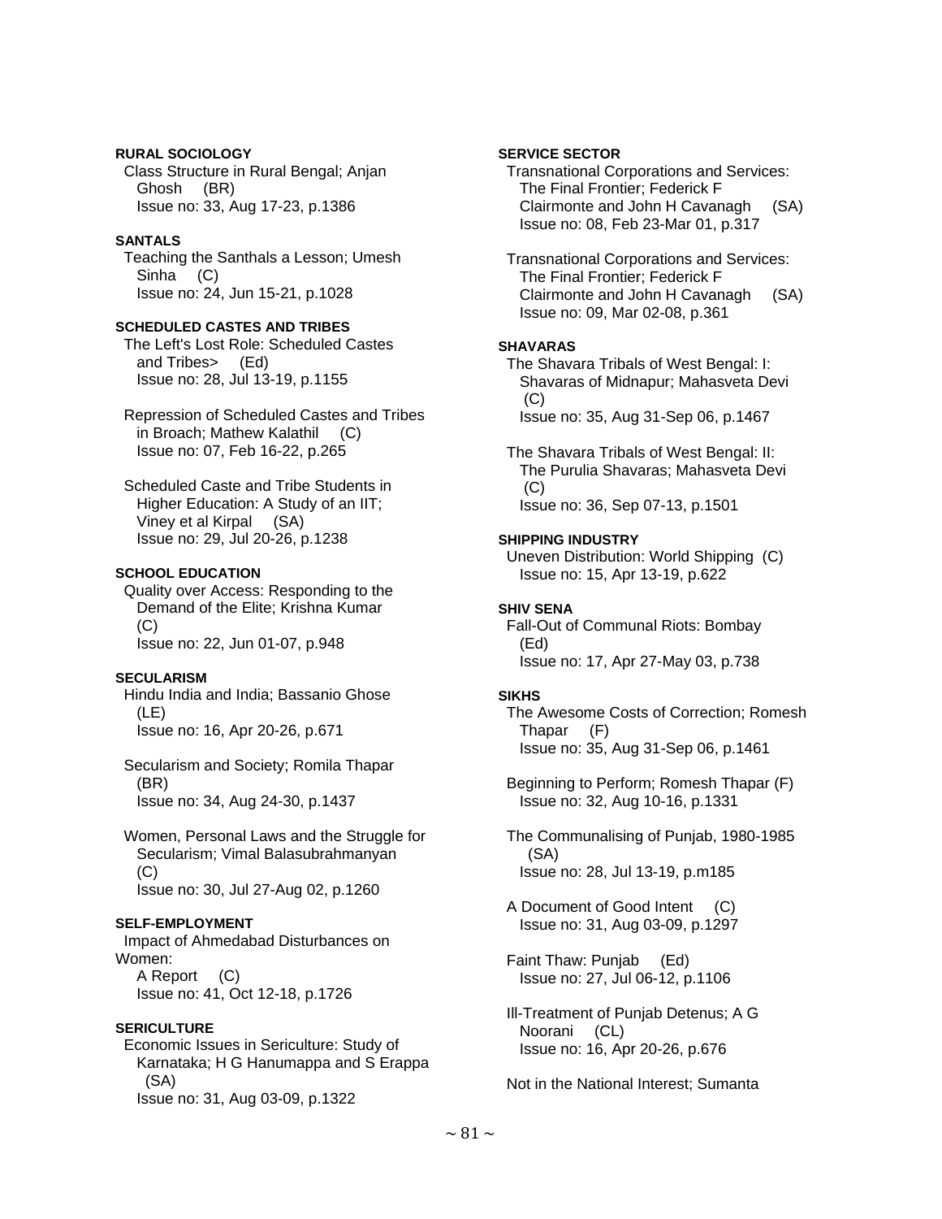**RURAL SOCIOLOGY**

Class Structure in Rural Bengal; Anjan Ghosh (BR)
Issue no: 33, Aug 17-23, p.1386

**SANTALS**

Teaching the Santhals a Lesson; Umesh Sinha (C)
Issue no: 24, Jun 15-21, p.1028

**SCHEDULED CASTES AND TRIBES**

The Left's Lost Role: Scheduled Castes and Tribes> (Ed)
Issue no: 28, Jul 13-19, p.1155

Repression of Scheduled Castes and Tribes in Broach; Mathew Kalathil (C)
Issue no: 07, Feb 16-22, p.265

Scheduled Caste and Tribe Students in Higher Education: A Study of an IIT; Viney et al Kirpal (SA)
Issue no: 29, Jul 20-26, p.1238

**SCHOOL EDUCATION**

Quality over Access: Responding to the Demand of the Elite; Krishna Kumar (C)
Issue no: 22, Jun 01-07, p.948

**SECULARISM**

Hindu India and India; Bassanio Ghose (LE)
Issue no: 16, Apr 20-26, p.671

Secularism and Society; Romila Thapar (BR)
Issue no: 34, Aug 24-30, p.1437

Women, Personal Laws and the Struggle for Secularism; Vimal Balasubrahmanyan (C)
Issue no: 30, Jul 27-Aug 02, p.1260

**SELF-EMPLOYMENT**

Impact of Ahmedabad Disturbances on Women:
A Report (C)
Issue no: 41, Oct 12-18, p.1726

**SERICULTURE**

Economic Issues in Sericulture: Study of Karnataka; H G Hanumappa and S Erappa (SA)
Issue no: 31, Aug 03-09, p.1322

**SERVICE SECTOR**

Transnational Corporations and Services: The Final Frontier; Federick F Clairmonte and John H Cavanagh (SA)
Issue no: 08, Feb 23-Mar 01, p.317

Transnational Corporations and Services: The Final Frontier; Federick F Clairmonte and John H Cavanagh (SA)
Issue no: 09, Mar 02-08, p.361

**SHAVARAS**

The Shavara Tribals of West Bengal: I: Shavaras of Midnapur; Mahasveta Devi (C)
Issue no: 35, Aug 31-Sep 06, p.1467

The Shavara Tribals of West Bengal: II: The Purulia Shavaras; Mahasveta Devi (C)
Issue no: 36, Sep 07-13, p.1501

**SHIPPING INDUSTRY**

Uneven Distribution: World Shipping (C)
Issue no: 15, Apr 13-19, p.622

**SHIV SENA**

Fall-Out of Communal Riots: Bombay (Ed)
Issue no: 17, Apr 27-May 03, p.738

**SIKHS**

The Awesome Costs of Correction; Romesh Thapar (F)
Issue no: 35, Aug 31-Sep 06, p.1461

Beginning to Perform; Romesh Thapar (F)
Issue no: 32, Aug 10-16, p.1331

The Communalising of Punjab, 1980-1985 (SA)
Issue no: 28, Jul 13-19, p.m185

A Document of Good Intent (C)
Issue no: 31, Aug 03-09, p.1297

Faint Thaw: Punjab (Ed)
Issue no: 27, Jul 06-12, p.1106

Ill-Treatment of Punjab Detenus; A G Noorani (CL)
Issue no: 16, Apr 20-26, p.676

Not in the National Interest; Sumanta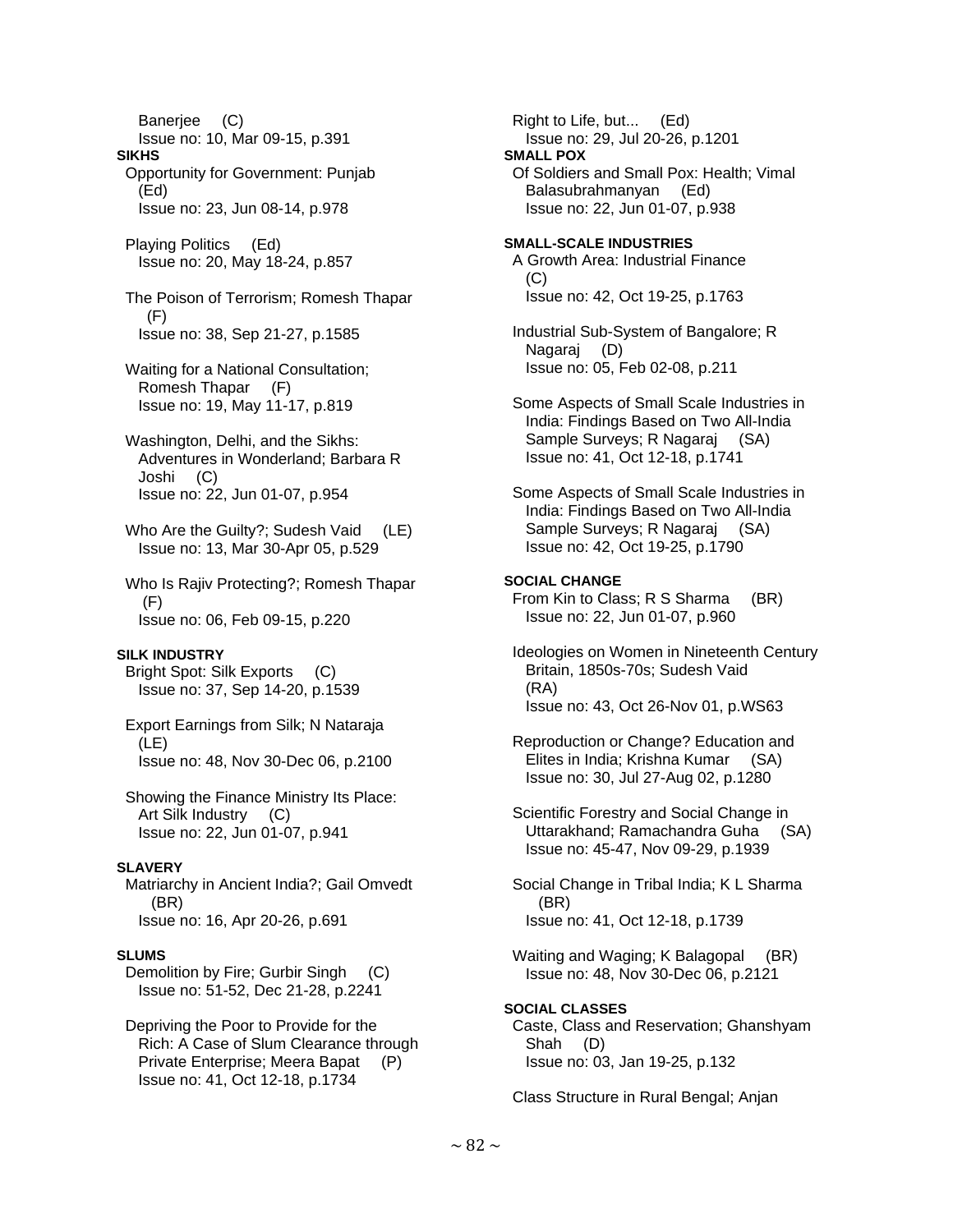Banerjee (C)
Issue no: 10, Mar 09-15, p.391

**SIKHS**

Opportunity for Government: Punjab (Ed)
Issue no: 23, Jun 08-14, p.978

Playing Politics (Ed)
Issue no: 20, May 18-24, p.857

The Poison of Terrorism; Romesh Thapar (F)
Issue no: 38, Sep 21-27, p.1585

Waiting for a National Consultation; Romesh Thapar (F)
Issue no: 19, May 11-17, p.819

Washington, Delhi, and the Sikhs: Adventures in Wonderland; Barbara R Joshi (C)
Issue no: 22, Jun 01-07, p.954

Who Are the Guilty?; Sudesh Vaid (LE)
Issue no: 13, Mar 30-Apr 05, p.529

Who Is Rajiv Protecting?; Romesh Thapar (F)
Issue no: 06, Feb 09-15, p.220

**SILK INDUSTRY**

Bright Spot: Silk Exports (C)
Issue no: 37, Sep 14-20, p.1539

Export Earnings from Silk; N Nataraja (LE)
Issue no: 48, Nov 30-Dec 06, p.2100

Showing the Finance Ministry Its Place: Art Silk Industry (C)
Issue no: 22, Jun 01-07, p.941

**SLAVERY**

Matriarchy in Ancient India?; Gail Omvedt (BR)
Issue no: 16, Apr 20-26, p.691

**SLUMS**

Demolition by Fire; Gurbir Singh (C)
Issue no: 51-52, Dec 21-28, p.2241

Depriving the Poor to Provide for the Rich: A Case of Slum Clearance through Private Enterprise; Meera Bapat (P)
Issue no: 41, Oct 12-18, p.1734

Right to Life, but... (Ed)
Issue no: 29, Jul 20-26, p.1201

**SMALL POX**

Of Soldiers and Small Pox: Health; Vimal Balasubrahmanyan (Ed)
Issue no: 22, Jun 01-07, p.938

**SMALL-SCALE INDUSTRIES**

A Growth Area: Industrial Finance (C)
Issue no: 42, Oct 19-25, p.1763

Industrial Sub-System of Bangalore; R Nagaraj (D)
Issue no: 05, Feb 02-08, p.211

Some Aspects of Small Scale Industries in India: Findings Based on Two All-India Sample Surveys; R Nagaraj (SA)
Issue no: 41, Oct 12-18, p.1741

Some Aspects of Small Scale Industries in India: Findings Based on Two All-India Sample Surveys; R Nagaraj (SA)
Issue no: 42, Oct 19-25, p.1790

**SOCIAL CHANGE**

From Kin to Class; R S Sharma (BR)
Issue no: 22, Jun 01-07, p.960

Ideologies on Women in Nineteenth Century Britain, 1850s-70s; Sudesh Vaid (RA)
Issue no: 43, Oct 26-Nov 01, p.WS63

Reproduction or Change? Education and Elites in India; Krishna Kumar (SA)
Issue no: 30, Jul 27-Aug 02, p.1280

Scientific Forestry and Social Change in Uttarakhand; Ramachandra Guha (SA)
Issue no: 45-47, Nov 09-29, p.1939

Social Change in Tribal India; K L Sharma (BR)
Issue no: 41, Oct 12-18, p.1739

Waiting and Waging; K Balagopal (BR)
Issue no: 48, Nov 30-Dec 06, p.2121

**SOCIAL CLASSES**

Caste, Class and Reservation; Ghanshyam Shah (D)
Issue no: 03, Jan 19-25, p.132

Class Structure in Rural Bengal; Anjan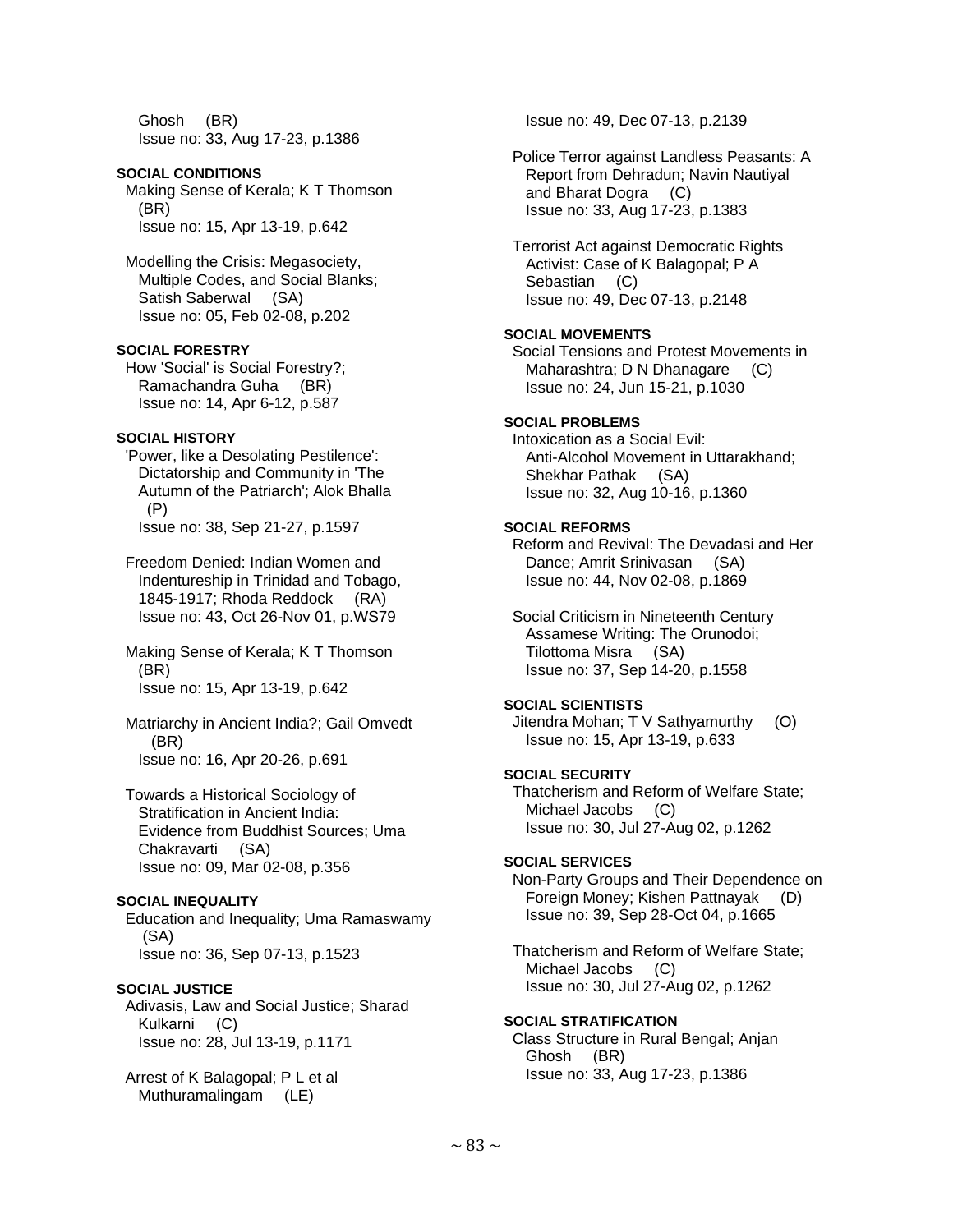Ghosh (BR)
Issue no: 33, Aug 17-23, p.1386

**SOCIAL CONDITIONS**

Making Sense of Kerala; K T Thomson (BR)
Issue no: 15, Apr 13-19, p.642

Modelling the Crisis: Megasociety, Multiple Codes, and Social Blanks; Satish Saberwal (SA)
Issue no: 05, Feb 02-08, p.202

**SOCIAL FORESTRY**

How 'Social' is Social Forestry?; Ramachandra Guha (BR)
Issue no: 14, Apr 6-12, p.587

**SOCIAL HISTORY**

'Power, like a Desolating Pestilence': Dictatorship and Community in 'The Autumn of the Patriarch'; Alok Bhalla (P)
Issue no: 38, Sep 21-27, p.1597

Freedom Denied: Indian Women and Indentureship in Trinidad and Tobago, 1845-1917; Rhoda Reddock (RA)
Issue no: 43, Oct 26-Nov 01, p.WS79

Making Sense of Kerala; K T Thomson (BR)
Issue no: 15, Apr 13-19, p.642

Matriarchy in Ancient India?; Gail Omvedt (BR)
Issue no: 16, Apr 20-26, p.691

Towards a Historical Sociology of Stratification in Ancient India: Evidence from Buddhist Sources; Uma Chakravarti (SA)
Issue no: 09, Mar 02-08, p.356

**SOCIAL INEQUALITY**

Education and Inequality; Uma Ramaswamy (SA)
Issue no: 36, Sep 07-13, p.1523

**SOCIAL JUSTICE**

Adivasis, Law and Social Justice; Sharad Kulkarni (C)
Issue no: 28, Jul 13-19, p.1171

Arrest of K Balagopal; P L et al Muthuramalingam (LE)
Issue no: 49, Dec 07-13, p.2139

Police Terror against Landless Peasants: A Report from Dehradun; Navin Nautiyal and Bharat Dogra (C)
Issue no: 33, Aug 17-23, p.1383

Terrorist Act against Democratic Rights Activist: Case of K Balagopal; P A Sebastian (C)
Issue no: 49, Dec 07-13, p.2148

**SOCIAL MOVEMENTS**

Social Tensions and Protest Movements in Maharashtra; D N Dhanagare (C)
Issue no: 24, Jun 15-21, p.1030

**SOCIAL PROBLEMS**

Intoxication as a Social Evil: Anti-Alcohol Movement in Uttarakhand; Shekhar Pathak (SA)
Issue no: 32, Aug 10-16, p.1360

**SOCIAL REFORMS**

Reform and Revival: The Devadasi and Her Dance; Amrit Srinivasan (SA)
Issue no: 44, Nov 02-08, p.1869

Social Criticism in Nineteenth Century Assamese Writing: The Orunodoi; Tilottoma Misra (SA)
Issue no: 37, Sep 14-20, p.1558

**SOCIAL SCIENTISTS**

Jitendra Mohan; T V Sathyamurthy (O)
Issue no: 15, Apr 13-19, p.633

**SOCIAL SECURITY**

Thatcherism and Reform of Welfare State; Michael Jacobs (C)
Issue no: 30, Jul 27-Aug 02, p.1262

**SOCIAL SERVICES**

Non-Party Groups and Their Dependence on Foreign Money; Kishen Pattnayak (D)
Issue no: 39, Sep 28-Oct 04, p.1665

Thatcherism and Reform of Welfare State; Michael Jacobs (C)
Issue no: 30, Jul 27-Aug 02, p.1262

**SOCIAL STRATIFICATION**

Class Structure in Rural Bengal; Anjan Ghosh (BR)
Issue no: 33, Aug 17-23, p.1386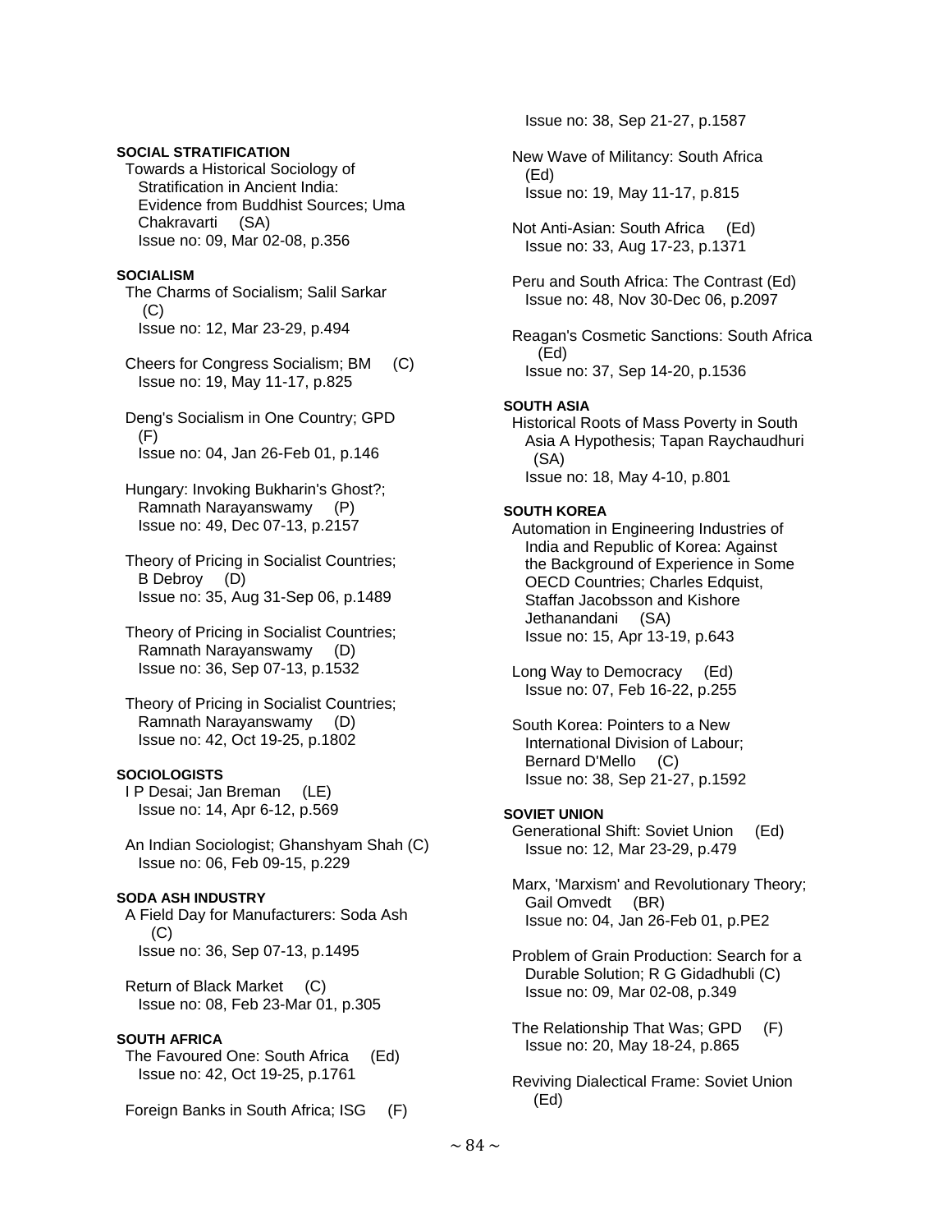**SOCIAL STRATIFICATION**

Towards a Historical Sociology of Stratification in Ancient India: Evidence from Buddhist Sources; Uma Chakravarti (SA)
Issue no: 09, Mar 02-08, p.356

**SOCIALISM**

The Charms of Socialism; Salil Sarkar (C)
Issue no: 12, Mar 23-29, p.494

Cheers for Congress Socialism; BM (C)
Issue no: 19, May 11-17, p.825

Deng's Socialism in One Country; GPD (F)
Issue no: 04, Jan 26-Feb 01, p.146

Hungary: Invoking Bukharin's Ghost?; Ramnath Narayanswamy (P)
Issue no: 49, Dec 07-13, p.2157

Theory of Pricing in Socialist Countries; B Debroy (D)
Issue no: 35, Aug 31-Sep 06, p.1489

Theory of Pricing in Socialist Countries; Ramnath Narayanswamy (D)
Issue no: 36, Sep 07-13, p.1532

Theory of Pricing in Socialist Countries; Ramnath Narayanswamy (D)
Issue no: 42, Oct 19-25, p.1802

**SOCIOLOGISTS**

I P Desai; Jan Breman (LE)
Issue no: 14, Apr 6-12, p.569

An Indian Sociologist; Ghanshyam Shah (C)
Issue no: 06, Feb 09-15, p.229

**SODA ASH INDUSTRY**

A Field Day for Manufacturers: Soda Ash (C)
Issue no: 36, Sep 07-13, p.1495

Return of Black Market (C)
Issue no: 08, Feb 23-Mar 01, p.305

**SOUTH AFRICA**

The Favoured One: South Africa (Ed)
Issue no: 42, Oct 19-25, p.1761

Foreign Banks in South Africa; ISG (F)
Issue no: 38, Sep 21-27, p.1587

New Wave of Militancy: South Africa (Ed)
Issue no: 19, May 11-17, p.815

Not Anti-Asian: South Africa (Ed)
Issue no: 33, Aug 17-23, p.1371

Peru and South Africa: The Contrast (Ed)
Issue no: 48, Nov 30-Dec 06, p.2097

Reagan's Cosmetic Sanctions: South Africa (Ed)
Issue no: 37, Sep 14-20, p.1536

**SOUTH ASIA**

Historical Roots of Mass Poverty in South Asia A Hypothesis; Tapan Raychaudhuri (SA)
Issue no: 18, May 4-10, p.801

**SOUTH KOREA**

Automation in Engineering Industries of India and Republic of Korea: Against the Background of Experience in Some OECD Countries; Charles Edquist, Staffan Jacobsson and Kishore Jethanandani (SA)
Issue no: 15, Apr 13-19, p.643

Long Way to Democracy (Ed)
Issue no: 07, Feb 16-22, p.255

South Korea: Pointers to a New International Division of Labour; Bernard D'Mello (C)
Issue no: 38, Sep 21-27, p.1592

**SOVIET UNION**

Generational Shift: Soviet Union (Ed)
Issue no: 12, Mar 23-29, p.479

Marx, 'Marxism' and Revolutionary Theory; Gail Omvedt (BR)
Issue no: 04, Jan 26-Feb 01, p.PE2

Problem of Grain Production: Search for a Durable Solution; R G Gidadhubli (C)
Issue no: 09, Mar 02-08, p.349

The Relationship That Was; GPD (F)
Issue no: 20, May 18-24, p.865

Reviving Dialectical Frame: Soviet Union (Ed)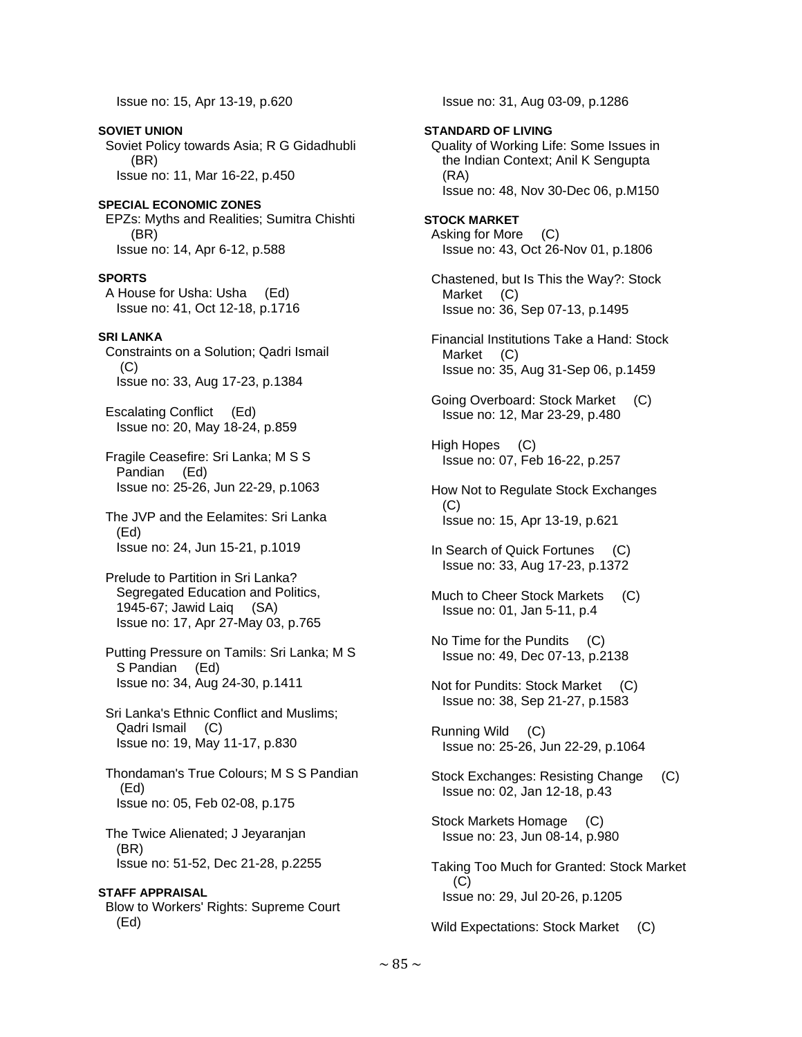Issue no: 15, Apr 13-19, p.620

**SOVIET UNION**

Soviet Policy towards Asia; R G Gidadhubli (BR)
Issue no: 11, Mar 16-22, p.450

**SPECIAL ECONOMIC ZONES**

EPZs: Myths and Realities; Sumitra Chishti (BR)
Issue no: 14, Apr 6-12, p.588

**SPORTS**

A House for Usha: Usha (Ed)
Issue no: 41, Oct 12-18, p.1716

**SRI LANKA**

Constraints on a Solution; Qadri Ismail (C)
Issue no: 33, Aug 17-23, p.1384

Escalating Conflict (Ed)
Issue no: 20, May 18-24, p.859

Fragile Ceasefire: Sri Lanka; M S S Pandian (Ed)
Issue no: 25-26, Jun 22-29, p.1063

The JVP and the Eelamites: Sri Lanka (Ed)
Issue no: 24, Jun 15-21, p.1019

Prelude to Partition in Sri Lanka? Segregated Education and Politics, 1945-67; Jawid Laiq (SA)
Issue no: 17, Apr 27-May 03, p.765

Putting Pressure on Tamils: Sri Lanka; M S S Pandian (Ed)
Issue no: 34, Aug 24-30, p.1411

Sri Lanka's Ethnic Conflict and Muslims; Qadri Ismail (C)
Issue no: 19, May 11-17, p.830

Thondaman's True Colours; M S S Pandian (Ed)
Issue no: 05, Feb 02-08, p.175

The Twice Alienated; J Jeyaranjan (BR)
Issue no: 51-52, Dec 21-28, p.2255

**STAFF APPRAISAL**

Blow to Workers' Rights: Supreme Court (Ed)
Issue no: 31, Aug 03-09, p.1286

**STANDARD OF LIVING**

Quality of Working Life: Some Issues in the Indian Context; Anil K Sengupta (RA)
Issue no: 48, Nov 30-Dec 06, p.M150

**STOCK MARKET**

Asking for More (C)
Issue no: 43, Oct 26-Nov 01, p.1806

Chastened, but Is This the Way?: Stock Market (C)
Issue no: 36, Sep 07-13, p.1495

Financial Institutions Take a Hand: Stock Market (C)
Issue no: 35, Aug 31-Sep 06, p.1459

Going Overboard: Stock Market (C)
Issue no: 12, Mar 23-29, p.480

High Hopes (C)
Issue no: 07, Feb 16-22, p.257

How Not to Regulate Stock Exchanges (C)
Issue no: 15, Apr 13-19, p.621

In Search of Quick Fortunes (C)
Issue no: 33, Aug 17-23, p.1372

Much to Cheer Stock Markets (C)
Issue no: 01, Jan 5-11, p.4

No Time for the Pundits (C)
Issue no: 49, Dec 07-13, p.2138

Not for Pundits: Stock Market (C)
Issue no: 38, Sep 21-27, p.1583

Running Wild (C)
Issue no: 25-26, Jun 22-29, p.1064

Stock Exchanges: Resisting Change (C)
Issue no: 02, Jan 12-18, p.43

Stock Markets Homage (C)
Issue no: 23, Jun 08-14, p.980

Taking Too Much for Granted: Stock Market (C)
Issue no: 29, Jul 20-26, p.1205

Wild Expectations: Stock Market (C)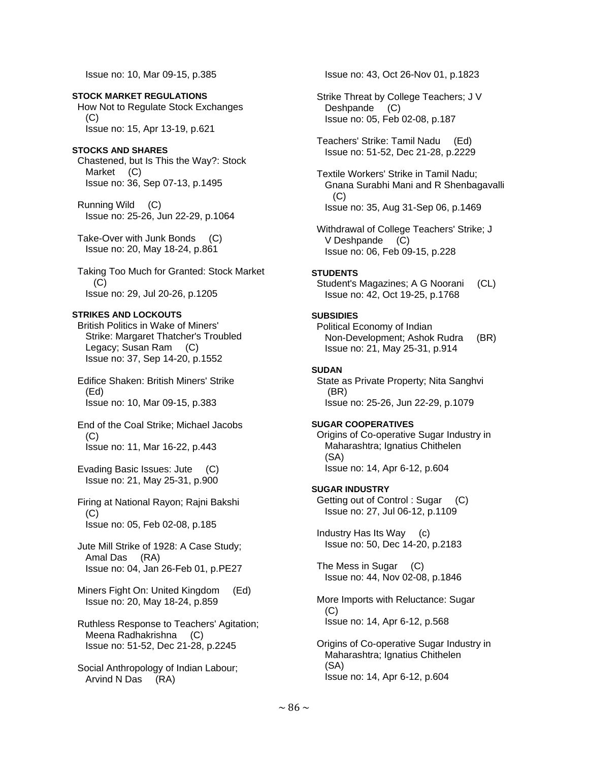Issue no: 10, Mar 09-15, p.385

**STOCK MARKET REGULATIONS**

How Not to Regulate Stock Exchanges (C)
Issue no: 15, Apr 13-19, p.621

**STOCKS AND SHARES**

Chastened, but Is This the Way?: Stock Market (C)
Issue no: 36, Sep 07-13, p.1495

Running Wild (C)
Issue no: 25-26, Jun 22-29, p.1064

Take-Over with Junk Bonds (C)
Issue no: 20, May 18-24, p.861

Taking Too Much for Granted: Stock Market (C)
Issue no: 29, Jul 20-26, p.1205

**STRIKES AND LOCKOUTS**

British Politics in Wake of Miners' Strike: Margaret Thatcher's Troubled Legacy; Susan Ram (C)
Issue no: 37, Sep 14-20, p.1552

Edifice Shaken: British Miners' Strike (Ed)
Issue no: 10, Mar 09-15, p.383

End of the Coal Strike; Michael Jacobs (C)
Issue no: 11, Mar 16-22, p.443

Evading Basic Issues: Jute (C)
Issue no: 21, May 25-31, p.900

Firing at National Rayon; Rajni Bakshi (C)
Issue no: 05, Feb 02-08, p.185

Jute Mill Strike of 1928: A Case Study; Amal Das (RA)
Issue no: 04, Jan 26-Feb 01, p.PE27

Miners Fight On: United Kingdom (Ed)
Issue no: 20, May 18-24, p.859

Ruthless Response to Teachers' Agitation; Meena Radhakrishna (C)
Issue no: 51-52, Dec 21-28, p.2245

Social Anthropology of Indian Labour; Arvind N Das (RA)
Issue no: 43, Oct 26-Nov 01, p.1823

Strike Threat by College Teachers; J V Deshpande (C)
Issue no: 05, Feb 02-08, p.187

Teachers' Strike: Tamil Nadu (Ed)
Issue no: 51-52, Dec 21-28, p.2229

Textile Workers' Strike in Tamil Nadu; Gnana Surabhi Mani and R Shenbagavalli (C)
Issue no: 35, Aug 31-Sep 06, p.1469

Withdrawal of College Teachers' Strike; J V Deshpande (C)
Issue no: 06, Feb 09-15, p.228

**STUDENTS**

Student's Magazines; A G Noorani (CL)
Issue no: 42, Oct 19-25, p.1768

**SUBSIDIES**

Political Economy of Indian Non-Development; Ashok Rudra (BR)
Issue no: 21, May 25-31, p.914

**SUDAN**

State as Private Property; Nita Sanghvi (BR)
Issue no: 25-26, Jun 22-29, p.1079

**SUGAR COOPERATIVES**

Origins of Co-operative Sugar Industry in Maharashtra; Ignatius Chithelen (SA)
Issue no: 14, Apr 6-12, p.604

**SUGAR INDUSTRY**

Getting out of Control : Sugar (C)
Issue no: 27, Jul 06-12, p.1109

Industry Has Its Way (c)
Issue no: 50, Dec 14-20, p.2183

The Mess in Sugar (C)
Issue no: 44, Nov 02-08, p.1846

More Imports with Reluctance: Sugar (C)
Issue no: 14, Apr 6-12, p.568

Origins of Co-operative Sugar Industry in Maharashtra; Ignatius Chithelen (SA)
Issue no: 14, Apr 6-12, p.604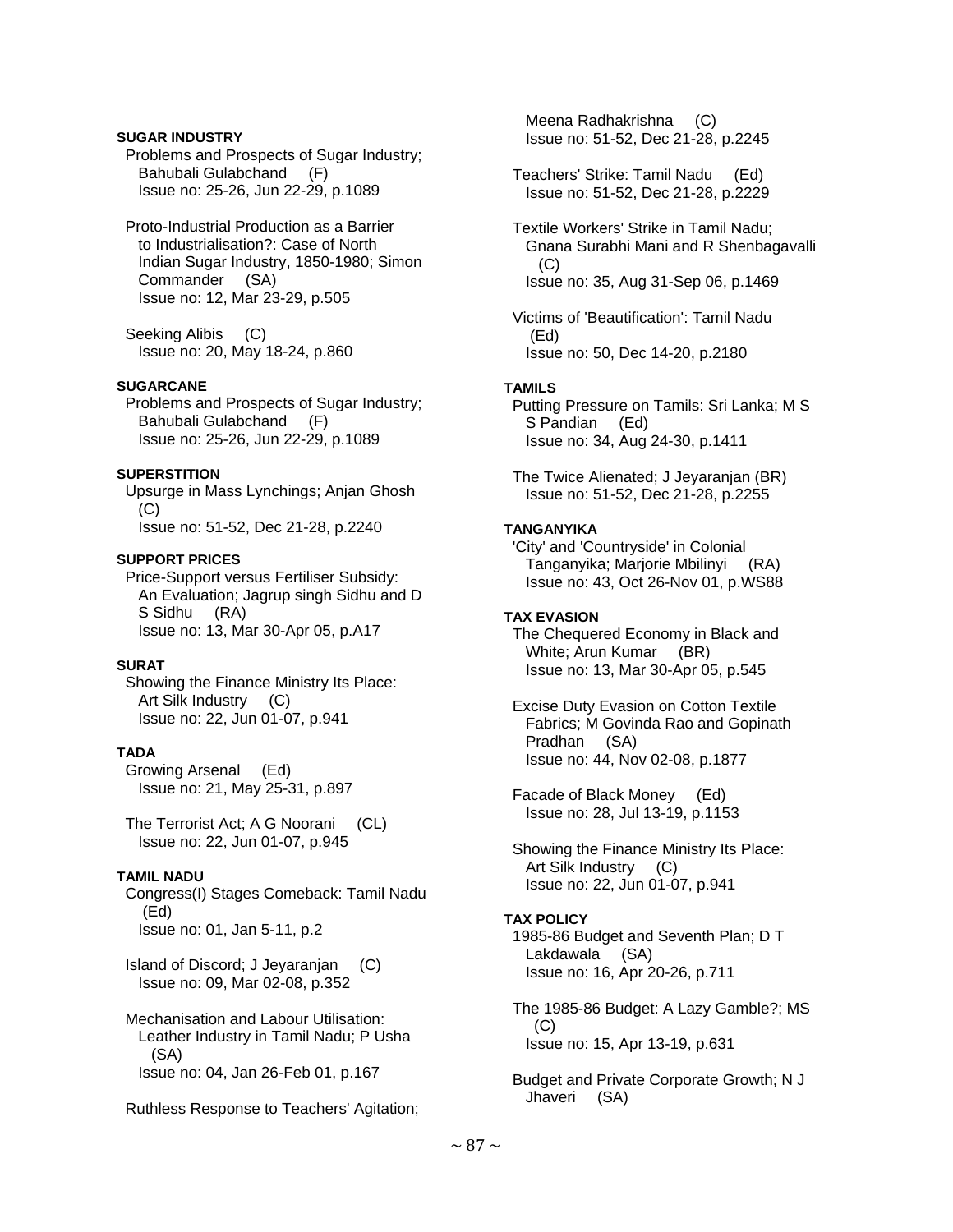#### SUGAR INDUSTRY

Problems and Prospects of Sugar Industry; Bahubali Gulabchand (F)
Issue no: 25-26, Jun 22-29, p.1089

Proto-Industrial Production as a Barrier to Industrialisation?: Case of North Indian Sugar Industry, 1850-1980; Simon Commander (SA)
Issue no: 12, Mar 23-29, p.505

Seeking Alibis (C)
Issue no: 20, May 18-24, p.860

#### SUGARCANE

Problems and Prospects of Sugar Industry; Bahubali Gulabchand (F)
Issue no: 25-26, Jun 22-29, p.1089

#### SUPERSTITION

Upsurge in Mass Lynchings; Anjan Ghosh (C)
Issue no: 51-52, Dec 21-28, p.2240

#### SUPPORT PRICES

Price-Support versus Fertiliser Subsidy: An Evaluation; Jagrup singh Sidhu and D S Sidhu (RA)
Issue no: 13, Mar 30-Apr 05, p.A17

#### SURAT

Showing the Finance Ministry Its Place: Art Silk Industry (C)
Issue no: 22, Jun 01-07, p.941

#### TADA

Growing Arsenal (Ed)
Issue no: 21, May 25-31, p.897

The Terrorist Act; A G Noorani (CL)
Issue no: 22, Jun 01-07, p.945

#### TAMIL NADU

Congress(I) Stages Comeback: Tamil Nadu (Ed)
Issue no: 01, Jan 5-11, p.2

Island of Discord; J Jeyaranjan (C)
Issue no: 09, Mar 02-08, p.352

Mechanisation and Labour Utilisation: Leather Industry in Tamil Nadu; P Usha (SA)
Issue no: 04, Jan 26-Feb 01, p.167

Ruthless Response to Teachers' Agitation; Meena Radhakrishna (C)
Issue no: 51-52, Dec 21-28, p.2245

Teachers' Strike: Tamil Nadu (Ed)
Issue no: 51-52, Dec 21-28, p.2229

Textile Workers' Strike in Tamil Nadu; Gnana Surabhi Mani and R Shenbagavalli (C)
Issue no: 35, Aug 31-Sep 06, p.1469

Victims of 'Beautification': Tamil Nadu (Ed)
Issue no: 50, Dec 14-20, p.2180

#### TAMILS

Putting Pressure on Tamils: Sri Lanka; M S S Pandian (Ed)
Issue no: 34, Aug 24-30, p.1411

The Twice Alienated; J Jeyaranjan (BR)
Issue no: 51-52, Dec 21-28, p.2255

#### TANGANYIKA

'City' and 'Countryside' in Colonial Tanganyika; Marjorie Mbilinyi (RA)
Issue no: 43, Oct 26-Nov 01, p.WS88

#### TAX EVASION

The Chequered Economy in Black and White; Arun Kumar (BR)
Issue no: 13, Mar 30-Apr 05, p.545

Excise Duty Evasion on Cotton Textile Fabrics; M Govinda Rao and Gopinath Pradhan (SA)
Issue no: 44, Nov 02-08, p.1877

Facade of Black Money (Ed)
Issue no: 28, Jul 13-19, p.1153

Showing the Finance Ministry Its Place: Art Silk Industry (C)
Issue no: 22, Jun 01-07, p.941

#### TAX POLICY

1985-86 Budget and Seventh Plan; D T Lakdawala (SA)
Issue no: 16, Apr 20-26, p.711

The 1985-86 Budget: A Lazy Gamble?; MS (C)
Issue no: 15, Apr 13-19, p.631

Budget and Private Corporate Growth; N J Jhaveri (SA)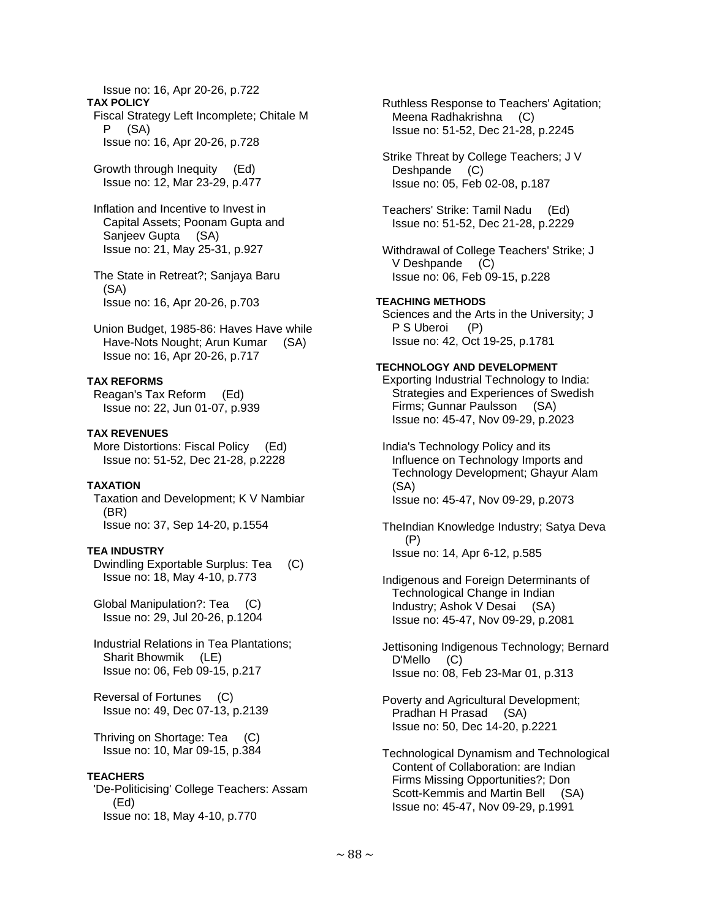Issue no: 16, Apr 20-26, p.722

**TAX POLICY**

Fiscal Strategy Left Incomplete; Chitale M P (SA)
Issue no: 16, Apr 20-26, p.728

Growth through Inequity (Ed)
Issue no: 12, Mar 23-29, p.477

Inflation and Incentive to Invest in Capital Assets; Poonam Gupta and Sanjeev Gupta (SA)
Issue no: 21, May 25-31, p.927

The State in Retreat?; Sanjaya Baru (SA)
Issue no: 16, Apr 20-26, p.703

Union Budget, 1985-86: Haves Have while Have-Nots Nought; Arun Kumar (SA)
Issue no: 16, Apr 20-26, p.717

**TAX REFORMS**

Reagan's Tax Reform (Ed)
Issue no: 22, Jun 01-07, p.939

**TAX REVENUES**

More Distortions: Fiscal Policy (Ed)
Issue no: 51-52, Dec 21-28, p.2228

**TAXATION**

Taxation and Development; K V Nambiar (BR)
Issue no: 37, Sep 14-20, p.1554

**TEA INDUSTRY**

Dwindling Exportable Surplus: Tea (C)
Issue no: 18, May 4-10, p.773

Global Manipulation?: Tea (C)
Issue no: 29, Jul 20-26, p.1204

Industrial Relations in Tea Plantations; Sharit Bhowmik (LE)
Issue no: 06, Feb 09-15, p.217

Reversal of Fortunes (C)
Issue no: 49, Dec 07-13, p.2139

Thriving on Shortage: Tea (C)
Issue no: 10, Mar 09-15, p.384

**TEACHERS**

'De-Politicising' College Teachers: Assam (Ed)
Issue no: 18, May 4-10, p.770

Ruthless Response to Teachers' Agitation; Meena Radhakrishna (C)
Issue no: 51-52, Dec 21-28, p.2245

Strike Threat by College Teachers; J V Deshpande (C)
Issue no: 05, Feb 02-08, p.187

Teachers' Strike: Tamil Nadu (Ed)
Issue no: 51-52, Dec 21-28, p.2229

Withdrawal of College Teachers' Strike; J V Deshpande (C)
Issue no: 06, Feb 09-15, p.228

**TEACHING METHODS**

Sciences and the Arts in the University; J P S Uberoi (P)
Issue no: 42, Oct 19-25, p.1781

**TECHNOLOGY AND DEVELOPMENT**

Exporting Industrial Technology to India: Strategies and Experiences of Swedish Firms; Gunnar Paulsson (SA)
Issue no: 45-47, Nov 09-29, p.2023

India's Technology Policy and its Influence on Technology Imports and Technology Development; Ghayur Alam (SA)
Issue no: 45-47, Nov 09-29, p.2073

TheIndian Knowledge Industry; Satya Deva (P)
Issue no: 14, Apr 6-12, p.585

Indigenous and Foreign Determinants of Technological Change in Indian Industry; Ashok V Desai (SA)
Issue no: 45-47, Nov 09-29, p.2081

Jettisoning Indigenous Technology; Bernard D'Mello (C)
Issue no: 08, Feb 23-Mar 01, p.313

Poverty and Agricultural Development; Pradhan H Prasad (SA)
Issue no: 50, Dec 14-20, p.2221

Technological Dynamism and Technological Content of Collaboration: are Indian Firms Missing Opportunities?; Don Scott-Kemmis and Martin Bell (SA)
Issue no: 45-47, Nov 09-29, p.1991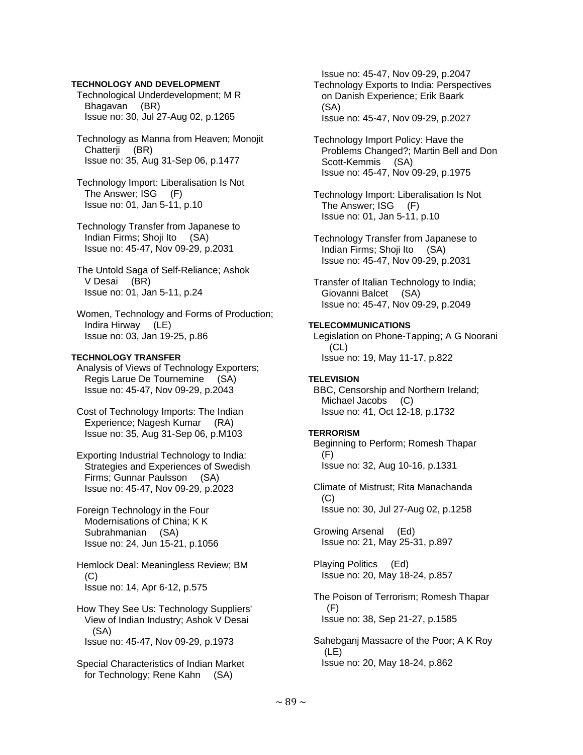**TECHNOLOGY AND DEVELOPMENT**

Technological Underdevelopment; M R Bhagavan (BR)
Issue no: 30, Jul 27-Aug 02, p.1265

Technology as Manna from Heaven; Monojit Chatterji (BR)
Issue no: 35, Aug 31-Sep 06, p.1477

Technology Import: Liberalisation Is Not The Answer; ISG (F)
Issue no: 01, Jan 5-11, p.10

Technology Transfer from Japanese to Indian Firms; Shoji Ito (SA)
Issue no: 45-47, Nov 09-29, p.2031

The Untold Saga of Self-Reliance; Ashok V Desai (BR)
Issue no: 01, Jan 5-11, p.24

Women, Technology and Forms of Production; Indira Hirway (LE)
Issue no: 03, Jan 19-25, p.86

**TECHNOLOGY TRANSFER**

Analysis of Views of Technology Exporters; Regis Larue De Tournemine (SA)
Issue no: 45-47, Nov 09-29, p.2043

Cost of Technology Imports: The Indian Experience; Nagesh Kumar (RA)
Issue no: 35, Aug 31-Sep 06, p.M103

Exporting Industrial Technology to India: Strategies and Experiences of Swedish Firms; Gunnar Paulsson (SA)
Issue no: 45-47, Nov 09-29, p.2023

Foreign Technology in the Four Modernisations of China; K K Subrahmanian (SA)
Issue no: 24, Jun 15-21, p.1056

Hemlock Deal: Meaningless Review; BM (C)
Issue no: 14, Apr 6-12, p.575

How They See Us: Technology Suppliers' View of Indian Industry; Ashok V Desai (SA)
Issue no: 45-47, Nov 09-29, p.1973

Special Characteristics of Indian Market for Technology; Rene Kahn (SA)
Issue no: 45-47, Nov 09-29, p.2047

Technology Exports to India: Perspectives on Danish Experience; Erik Baark (SA)
Issue no: 45-47, Nov 09-29, p.2027

Technology Import Policy: Have the Problems Changed?; Martin Bell and Don Scott-Kemmis (SA)
Issue no: 45-47, Nov 09-29, p.1975

Technology Import: Liberalisation Is Not The Answer; ISG (F)
Issue no: 01, Jan 5-11, p.10

Technology Transfer from Japanese to Indian Firms; Shoji Ito (SA)
Issue no: 45-47, Nov 09-29, p.2031

Transfer of Italian Technology to India; Giovanni Balcet (SA)
Issue no: 45-47, Nov 09-29, p.2049

**TELECOMMUNICATIONS**

Legislation on Phone-Tapping; A G Noorani (CL)
Issue no: 19, May 11-17, p.822

**TELEVISION**

BBC, Censorship and Northern Ireland; Michael Jacobs (C)
Issue no: 41, Oct 12-18, p.1732

**TERRORISM**

Beginning to Perform; Romesh Thapar (F)
Issue no: 32, Aug 10-16, p.1331

Climate of Mistrust; Rita Manachanda (C)
Issue no: 30, Jul 27-Aug 02, p.1258

Growing Arsenal (Ed)
Issue no: 21, May 25-31, p.897

Playing Politics (Ed)
Issue no: 20, May 18-24, p.857

The Poison of Terrorism; Romesh Thapar (F)
Issue no: 38, Sep 21-27, p.1585

Sahebganj Massacre of the Poor; A K Roy (LE)
Issue no: 20, May 18-24, p.862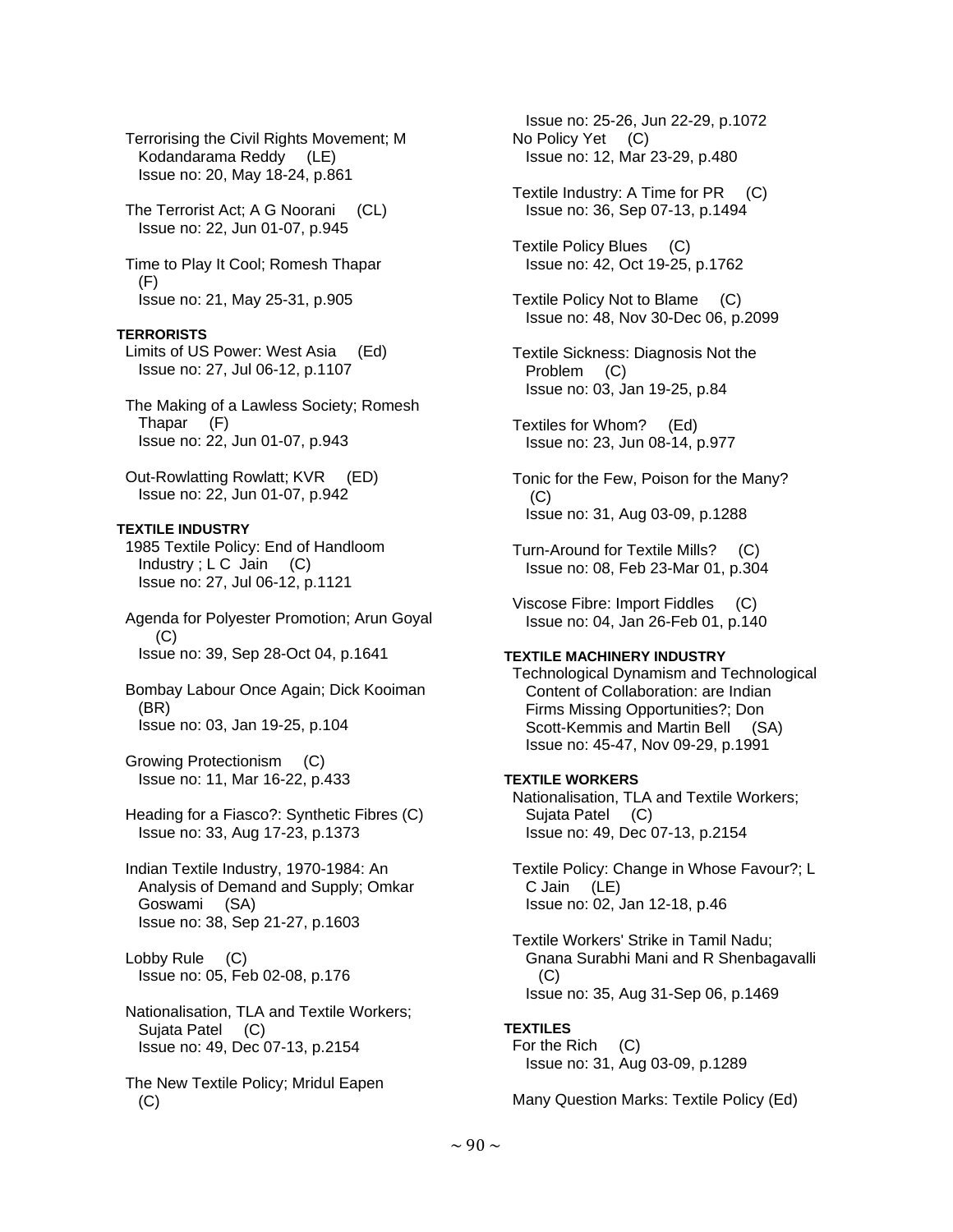Terrorising the Civil Rights Movement; M Kodandarama Reddy (LE)
Issue no: 20, May 18-24, p.861

The Terrorist Act; A G Noorani (CL)
Issue no: 22, Jun 01-07, p.945

Time to Play It Cool; Romesh Thapar (F)
Issue no: 21, May 25-31, p.905

**TERRORISTS**

Limits of US Power: West Asia (Ed)
Issue no: 27, Jul 06-12, p.1107

The Making of a Lawless Society; Romesh Thapar (F)
Issue no: 22, Jun 01-07, p.943

Out-Rowlatting Rowlatt; KVR (ED)
Issue no: 22, Jun 01-07, p.942

**TEXTILE INDUSTRY**

1985 Textile Policy: End of Handloom Industry ; L C Jain (C)
Issue no: 27, Jul 06-12, p.1121

Agenda for Polyester Promotion; Arun Goyal (C)
Issue no: 39, Sep 28-Oct 04, p.1641

Bombay Labour Once Again; Dick Kooiman (BR)
Issue no: 03, Jan 19-25, p.104

Growing Protectionism (C)
Issue no: 11, Mar 16-22, p.433

Heading for a Fiasco?: Synthetic Fibres (C)
Issue no: 33, Aug 17-23, p.1373

Indian Textile Industry, 1970-1984: An Analysis of Demand and Supply; Omkar Goswami (SA)
Issue no: 38, Sep 21-27, p.1603

Lobby Rule (C)
Issue no: 05, Feb 02-08, p.176

Nationalisation, TLA and Textile Workers; Sujata Patel (C)
Issue no: 49, Dec 07-13, p.2154

The New Textile Policy; Mridul Eapen (C)
Issue no: 25-26, Jun 22-29, p.1072

No Policy Yet (C)
Issue no: 12, Mar 23-29, p.480

Textile Industry: A Time for PR (C)
Issue no: 36, Sep 07-13, p.1494

Textile Policy Blues (C)
Issue no: 42, Oct 19-25, p.1762

Textile Policy Not to Blame (C)
Issue no: 48, Nov 30-Dec 06, p.2099

Textile Sickness: Diagnosis Not the Problem (C)
Issue no: 03, Jan 19-25, p.84

Textiles for Whom? (Ed)
Issue no: 23, Jun 08-14, p.977

Tonic for the Few, Poison for the Many? (C)
Issue no: 31, Aug 03-09, p.1288

Turn-Around for Textile Mills? (C)
Issue no: 08, Feb 23-Mar 01, p.304

Viscose Fibre: Import Fiddles (C)
Issue no: 04, Jan 26-Feb 01, p.140

**TEXTILE MACHINERY INDUSTRY**

Technological Dynamism and Technological Content of Collaboration: are Indian Firms Missing Opportunities?; Don Scott-Kemmis and Martin Bell (SA)
Issue no: 45-47, Nov 09-29, p.1991

**TEXTILE WORKERS**

Nationalisation, TLA and Textile Workers; Sujata Patel (C)
Issue no: 49, Dec 07-13, p.2154

Textile Policy: Change in Whose Favour?; L C Jain (LE)
Issue no: 02, Jan 12-18, p.46

Textile Workers' Strike in Tamil Nadu; Gnana Surabhi Mani and R Shenbagavalli (C)
Issue no: 35, Aug 31-Sep 06, p.1469

**TEXTILES**

For the Rich (C)
Issue no: 31, Aug 03-09, p.1289

Many Question Marks: Textile Policy (Ed)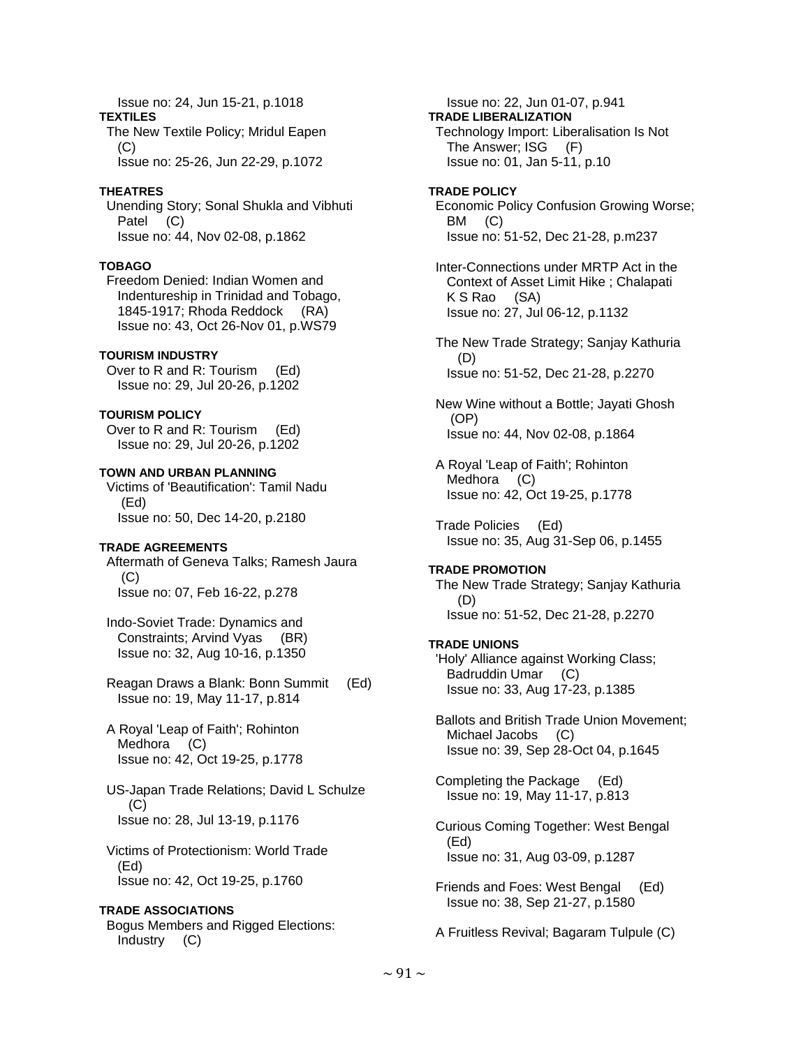Issue no: 24, Jun 15-21, p.1018

**TEXTILES**

The New Textile Policy; Mridul Eapen (C)
Issue no: 25-26, Jun 22-29, p.1072

**THEATRES**

Unending Story; Sonal Shukla and Vibhuti Patel (C)
Issue no: 44, Nov 02-08, p.1862

**TOBAGO**

Freedom Denied: Indian Women and Indentureship in Trinidad and Tobago, 1845-1917; Rhoda Reddock (RA)
Issue no: 43, Oct 26-Nov 01, p.WS79

**TOURISM INDUSTRY**

Over to R and R: Tourism (Ed)
Issue no: 29, Jul 20-26, p.1202

**TOURISM POLICY**

Over to R and R: Tourism (Ed)
Issue no: 29, Jul 20-26, p.1202

**TOWN AND URBAN PLANNING**

Victims of 'Beautification': Tamil Nadu (Ed)
Issue no: 50, Dec 14-20, p.2180

**TRADE AGREEMENTS**

Aftermath of Geneva Talks; Ramesh Jaura (C)
Issue no: 07, Feb 16-22, p.278

Indo-Soviet Trade: Dynamics and Constraints; Arvind Vyas (BR)
Issue no: 32, Aug 10-16, p.1350

Reagan Draws a Blank: Bonn Summit (Ed)
Issue no: 19, May 11-17, p.814

A Royal 'Leap of Faith'; Rohinton Medhora (C)
Issue no: 42, Oct 19-25, p.1778

US-Japan Trade Relations; David L Schulze (C)
Issue no: 28, Jul 13-19, p.1176

Victims of Protectionism: World Trade (Ed)
Issue no: 42, Oct 19-25, p.1760

**TRADE ASSOCIATIONS**

Bogus Members and Rigged Elections: Industry (C)
Issue no: 22, Jun 01-07, p.941

**TRADE LIBERALIZATION**

Technology Import: Liberalisation Is Not The Answer; ISG (F)
Issue no: 01, Jan 5-11, p.10

**TRADE POLICY**

Economic Policy Confusion Growing Worse; BM (C)
Issue no: 51-52, Dec 21-28, p.m237

Inter-Connections under MRTP Act in the Context of Asset Limit Hike ; Chalapati K S Rao (SA)
Issue no: 27, Jul 06-12, p.1132

The New Trade Strategy; Sanjay Kathuria (D)
Issue no: 51-52, Dec 21-28, p.2270

New Wine without a Bottle; Jayati Ghosh (OP)
Issue no: 44, Nov 02-08, p.1864

A Royal 'Leap of Faith'; Rohinton Medhora (C)
Issue no: 42, Oct 19-25, p.1778

Trade Policies (Ed)
Issue no: 35, Aug 31-Sep 06, p.1455

**TRADE PROMOTION**

The New Trade Strategy; Sanjay Kathuria (D)
Issue no: 51-52, Dec 21-28, p.2270

**TRADE UNIONS**

'Holy' Alliance against Working Class; Badruddin Umar (C)
Issue no: 33, Aug 17-23, p.1385

Ballots and British Trade Union Movement; Michael Jacobs (C)
Issue no: 39, Sep 28-Oct 04, p.1645

Completing the Package (Ed)
Issue no: 19, May 11-17, p.813

Curious Coming Together: West Bengal (Ed)
Issue no: 31, Aug 03-09, p.1287

Friends and Foes: West Bengal (Ed)
Issue no: 38, Sep 21-27, p.1580

A Fruitless Revival; Bagaram Tulpule (C)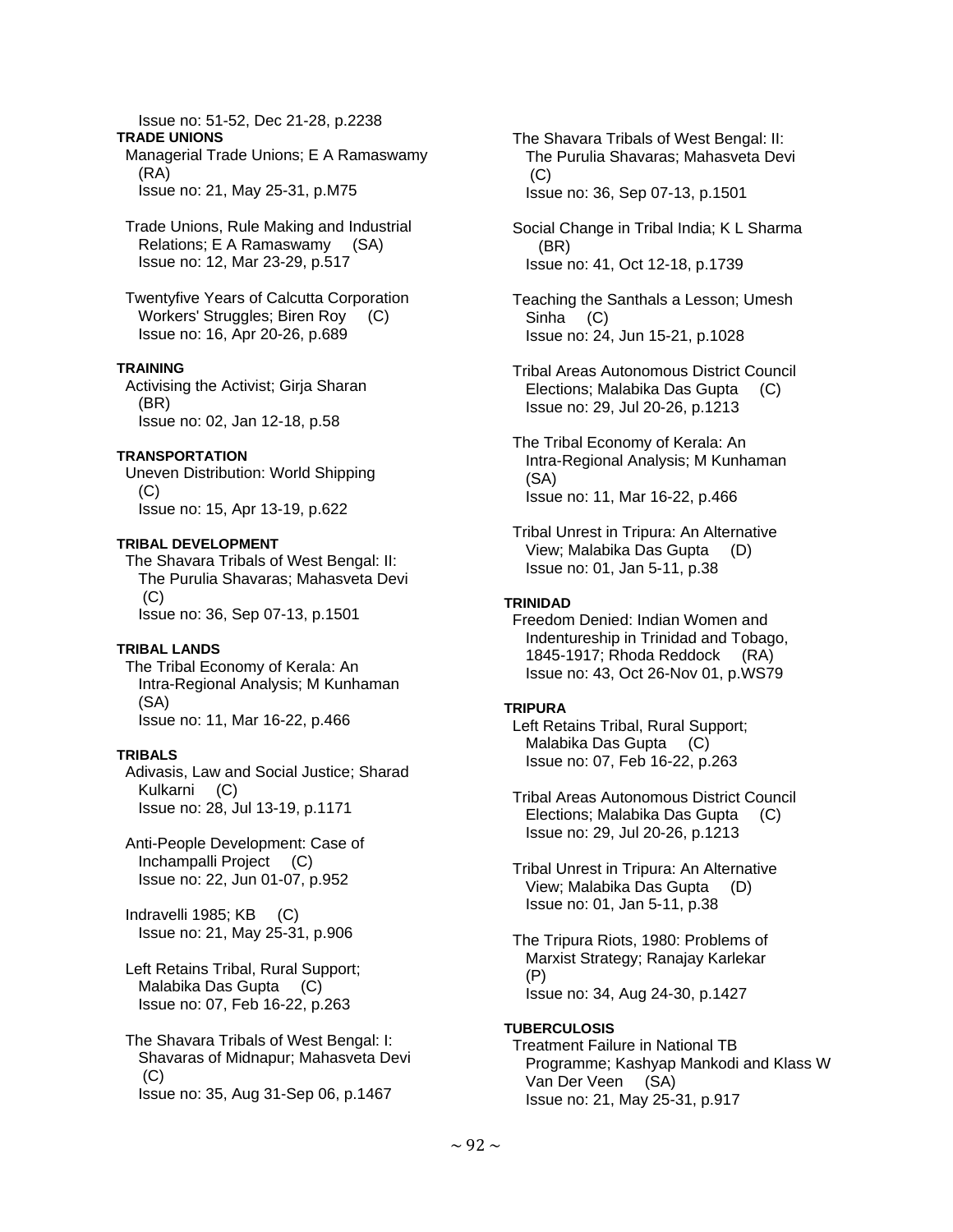Issue no: 51-52, Dec 21-28, p.2238

**TRADE UNIONS**

Managerial Trade Unions; E A Ramaswamy (RA)
Issue no: 21, May 25-31, p.M75

Trade Unions, Rule Making and Industrial Relations; E A Ramaswamy (SA)
Issue no: 12, Mar 23-29, p.517

Twentyfive Years of Calcutta Corporation Workers' Struggles; Biren Roy (C)
Issue no: 16, Apr 20-26, p.689

**TRAINING**

Activising the Activist; Girja Sharan (BR)
Issue no: 02, Jan 12-18, p.58

**TRANSPORTATION**

Uneven Distribution: World Shipping (C)
Issue no: 15, Apr 13-19, p.622

**TRIBAL DEVELOPMENT**

The Shavara Tribals of West Bengal: II: The Purulia Shavaras; Mahasveta Devi (C)
Issue no: 36, Sep 07-13, p.1501

**TRIBAL LANDS**

The Tribal Economy of Kerala: An Intra-Regional Analysis; M Kunhaman (SA)
Issue no: 11, Mar 16-22, p.466

**TRIBALS**

Adivasis, Law and Social Justice; Sharad Kulkarni (C)
Issue no: 28, Jul 13-19, p.1171

Anti-People Development: Case of Inchampalli Project (C)
Issue no: 22, Jun 01-07, p.952

Indravelli 1985; KB (C)
Issue no: 21, May 25-31, p.906

Left Retains Tribal, Rural Support; Malabika Das Gupta (C)
Issue no: 07, Feb 16-22, p.263

The Shavara Tribals of West Bengal: I: Shavaras of Midnapur; Mahasveta Devi (C)
Issue no: 35, Aug 31-Sep 06, p.1467

The Shavara Tribals of West Bengal: II: The Purulia Shavaras; Mahasveta Devi (C)
Issue no: 36, Sep 07-13, p.1501

Social Change in Tribal India; K L Sharma (BR)
Issue no: 41, Oct 12-18, p.1739

Teaching the Santhals a Lesson; Umesh Sinha (C)
Issue no: 24, Jun 15-21, p.1028

Tribal Areas Autonomous District Council Elections; Malabika Das Gupta (C)
Issue no: 29, Jul 20-26, p.1213

The Tribal Economy of Kerala: An Intra-Regional Analysis; M Kunhaman (SA)
Issue no: 11, Mar 16-22, p.466

Tribal Unrest in Tripura: An Alternative View; Malabika Das Gupta (D)
Issue no: 01, Jan 5-11, p.38

**TRINIDAD**

Freedom Denied: Indian Women and Indentureship in Trinidad and Tobago, 1845-1917; Rhoda Reddock (RA)
Issue no: 43, Oct 26-Nov 01, p.WS79

**TRIPURA**

Left Retains Tribal, Rural Support; Malabika Das Gupta (C)
Issue no: 07, Feb 16-22, p.263

Tribal Areas Autonomous District Council Elections; Malabika Das Gupta (C)
Issue no: 29, Jul 20-26, p.1213

Tribal Unrest in Tripura: An Alternative View; Malabika Das Gupta (D)
Issue no: 01, Jan 5-11, p.38

The Tripura Riots, 1980: Problems of Marxist Strategy; Ranajay Karlekar (P)
Issue no: 34, Aug 24-30, p.1427

**TUBERCULOSIS**

Treatment Failure in National TB Programme; Kashyap Mankodi and Klass W Van Der Veen (SA)
Issue no: 21, May 25-31, p.917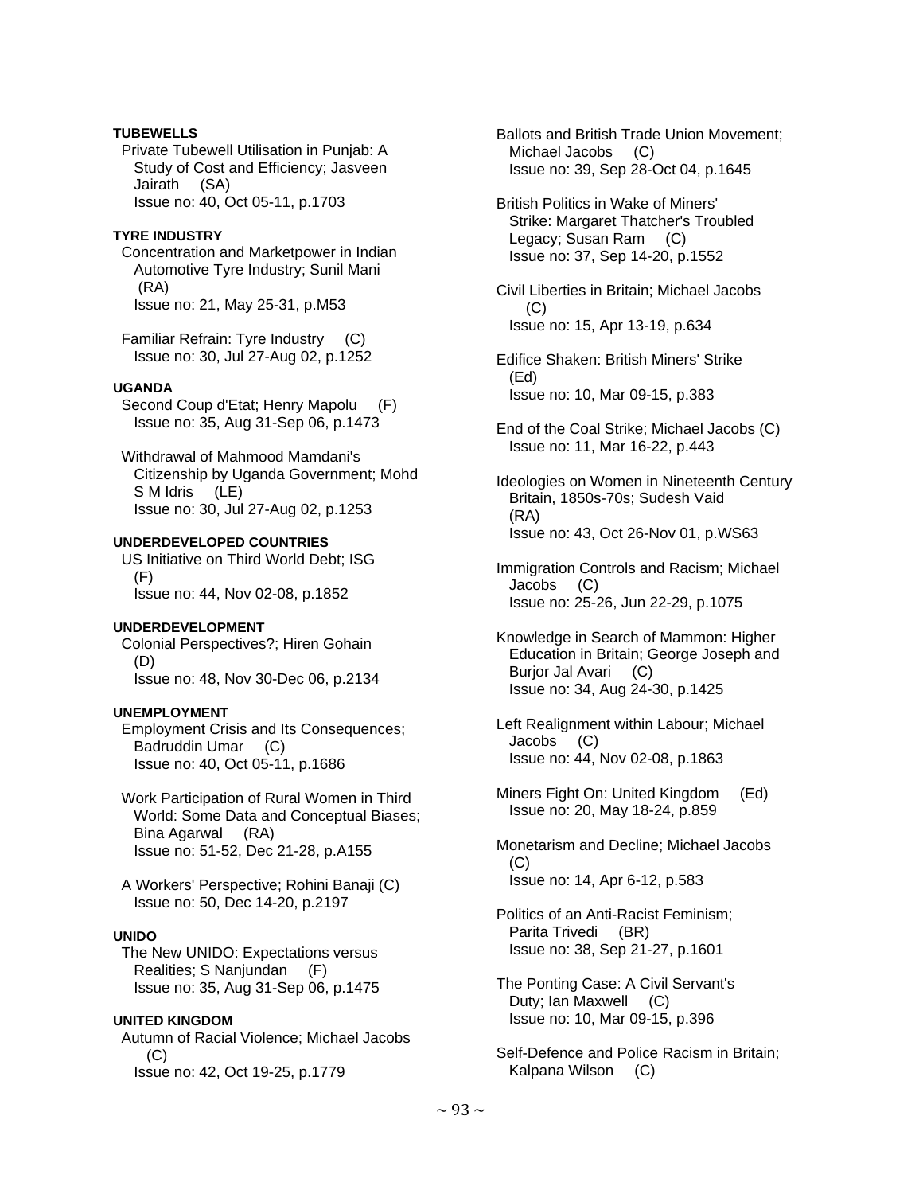**TUBEWELLS**

Private Tubewell Utilisation in Punjab: A Study of Cost and Efficiency; Jasveen Jairath (SA)
Issue no: 40, Oct 05-11, p.1703

**TYRE INDUSTRY**

Concentration and Marketpower in Indian Automotive Tyre Industry; Sunil Mani (RA)
Issue no: 21, May 25-31, p.M53

Familiar Refrain: Tyre Industry (C)
Issue no: 30, Jul 27-Aug 02, p.1252

**UGANDA**

Second Coup d'Etat; Henry Mapolu (F)
Issue no: 35, Aug 31-Sep 06, p.1473

Withdrawal of Mahmood Mamdani's Citizenship by Uganda Government; Mohd S M Idris (LE)
Issue no: 30, Jul 27-Aug 02, p.1253

**UNDERDEVELOPED COUNTRIES**

US Initiative on Third World Debt; ISG (F)
Issue no: 44, Nov 02-08, p.1852

**UNDERDEVELOPMENT**

Colonial Perspectives?; Hiren Gohain (D)
Issue no: 48, Nov 30-Dec 06, p.2134

**UNEMPLOYMENT**

Employment Crisis and Its Consequences; Badruddin Umar (C)
Issue no: 40, Oct 05-11, p.1686

Work Participation of Rural Women in Third World: Some Data and Conceptual Biases; Bina Agarwal (RA)
Issue no: 51-52, Dec 21-28, p.A155

A Workers' Perspective; Rohini Banaji (C)
Issue no: 50, Dec 14-20, p.2197

**UNIDO**

The New UNIDO: Expectations versus Realities; S Nanjundan (F)
Issue no: 35, Aug 31-Sep 06, p.1475

**UNITED KINGDOM**

Autumn of Racial Violence; Michael Jacobs (C)
Issue no: 42, Oct 19-25, p.1779

Ballots and British Trade Union Movement; Michael Jacobs (C)
Issue no: 39, Sep 28-Oct 04, p.1645

British Politics in Wake of Miners' Strike: Margaret Thatcher's Troubled Legacy; Susan Ram (C)
Issue no: 37, Sep 14-20, p.1552

Civil Liberties in Britain; Michael Jacobs (C)
Issue no: 15, Apr 13-19, p.634

Edifice Shaken: British Miners' Strike (Ed)
Issue no: 10, Mar 09-15, p.383

End of the Coal Strike; Michael Jacobs (C)
Issue no: 11, Mar 16-22, p.443

Ideologies on Women in Nineteenth Century Britain, 1850s-70s; Sudesh Vaid (RA)
Issue no: 43, Oct 26-Nov 01, p.WS63

Immigration Controls and Racism; Michael Jacobs (C)
Issue no: 25-26, Jun 22-29, p.1075

Knowledge in Search of Mammon: Higher Education in Britain; George Joseph and Burjor Jal Avari (C)
Issue no: 34, Aug 24-30, p.1425

Left Realignment within Labour; Michael Jacobs (C)
Issue no: 44, Nov 02-08, p.1863

Miners Fight On: United Kingdom (Ed)
Issue no: 20, May 18-24, p.859

Monetarism and Decline; Michael Jacobs (C)
Issue no: 14, Apr 6-12, p.583

Politics of an Anti-Racist Feminism; Parita Trivedi (BR)
Issue no: 38, Sep 21-27, p.1601

The Ponting Case: A Civil Servant's Duty; Ian Maxwell (C)
Issue no: 10, Mar 09-15, p.396

Self-Defence and Police Racism in Britain; Kalpana Wilson (C)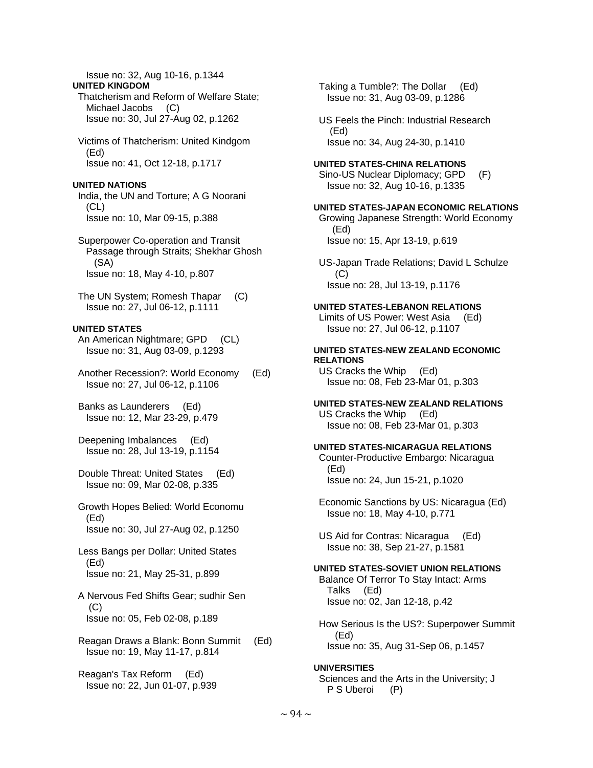Issue no: 32, Aug 10-16, p.1344

**UNITED KINGDOM**

Thatcherism and Reform of Welfare State; Michael Jacobs (C)
Issue no: 30, Jul 27-Aug 02, p.1262

Victims of Thatcherism: United Kindgom (Ed)
Issue no: 41, Oct 12-18, p.1717

**UNITED NATIONS**

India, the UN and Torture; A G Noorani (CL)
Issue no: 10, Mar 09-15, p.388

Superpower Co-operation and Transit Passage through Straits; Shekhar Ghosh (SA)
Issue no: 18, May 4-10, p.807

The UN System; Romesh Thapar (C)
Issue no: 27, Jul 06-12, p.1111

**UNITED STATES**

An American Nightmare; GPD (CL)
Issue no: 31, Aug 03-09, p.1293

Another Recession?: World Economy (Ed)
Issue no: 27, Jul 06-12, p.1106

Banks as Launderers (Ed)
Issue no: 12, Mar 23-29, p.479

Deepening Imbalances (Ed)
Issue no: 28, Jul 13-19, p.1154

Double Threat: United States (Ed)
Issue no: 09, Mar 02-08, p.335

Growth Hopes Belied: World Economu (Ed)
Issue no: 30, Jul 27-Aug 02, p.1250

Less Bangs per Dollar: United States (Ed)
Issue no: 21, May 25-31, p.899

A Nervous Fed Shifts Gear; sudhir Sen (C)
Issue no: 05, Feb 02-08, p.189

Reagan Draws a Blank: Bonn Summit (Ed)
Issue no: 19, May 11-17, p.814

Reagan's Tax Reform (Ed)
Issue no: 22, Jun 01-07, p.939

Taking a Tumble?: The Dollar (Ed)
Issue no: 31, Aug 03-09, p.1286

US Feels the Pinch: Industrial Research (Ed)
Issue no: 34, Aug 24-30, p.1410

**UNITED STATES-CHINA RELATIONS**

Sino-US Nuclear Diplomacy; GPD (F)
Issue no: 32, Aug 10-16, p.1335

**UNITED STATES-JAPAN ECONOMIC RELATIONS**

Growing Japanese Strength: World Economy (Ed)
Issue no: 15, Apr 13-19, p.619

US-Japan Trade Relations; David L Schulze (C)
Issue no: 28, Jul 13-19, p.1176

**UNITED STATES-LEBANON RELATIONS**

Limits of US Power: West Asia (Ed)
Issue no: 27, Jul 06-12, p.1107

**UNITED STATES-NEW ZEALAND ECONOMIC RELATIONS**

US Cracks the Whip (Ed)
Issue no: 08, Feb 23-Mar 01, p.303

**UNITED STATES-NEW ZEALAND RELATIONS**

US Cracks the Whip (Ed)
Issue no: 08, Feb 23-Mar 01, p.303

**UNITED STATES-NICARAGUA RELATIONS**

Counter-Productive Embargo: Nicaragua (Ed)
Issue no: 24, Jun 15-21, p.1020

Economic Sanctions by US: Nicaragua (Ed)
Issue no: 18, May 4-10, p.771

US Aid for Contras: Nicaragua (Ed)
Issue no: 38, Sep 21-27, p.1581

**UNITED STATES-SOVIET UNION RELATIONS**

Balance Of Terror To Stay Intact: Arms Talks (Ed)
Issue no: 02, Jan 12-18, p.42

How Serious Is the US?: Superpower Summit (Ed)
Issue no: 35, Aug 31-Sep 06, p.1457

**UNIVERSITIES**

Sciences and the Arts in the University; J P S Uberoi (P)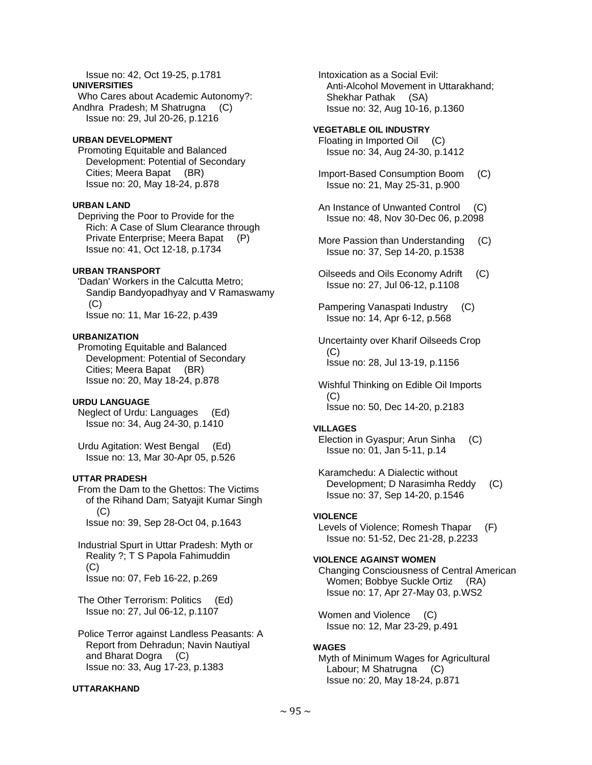Issue no: 42, Oct 19-25, p.1781

**UNIVERSITIES**

Who Cares about Academic Autonomy?: Andhra Pradesh; M Shatrugna (C)
Issue no: 29, Jul 20-26, p.1216

**URBAN DEVELOPMENT**

Promoting Equitable and Balanced Development: Potential of Secondary Cities; Meera Bapat (BR)
Issue no: 20, May 18-24, p.878

**URBAN LAND**

Depriving the Poor to Provide for the Rich: A Case of Slum Clearance through Private Enterprise; Meera Bapat (P)
Issue no: 41, Oct 12-18, p.1734

**URBAN TRANSPORT**

'Dadan' Workers in the Calcutta Metro; Sandip Bandyopadhyay and V Ramaswamy (C)
Issue no: 11, Mar 16-22, p.439

**URBANIZATION**

Promoting Equitable and Balanced Development: Potential of Secondary Cities; Meera Bapat (BR)
Issue no: 20, May 18-24, p.878

**URDU LANGUAGE**

Neglect of Urdu: Languages (Ed)
Issue no: 34, Aug 24-30, p.1410

Urdu Agitation: West Bengal (Ed)
Issue no: 13, Mar 30-Apr 05, p.526

**UTTAR PRADESH**

From the Dam to the Ghettos: The Victims of the Rihand Dam; Satyajit Kumar Singh (C)
Issue no: 39, Sep 28-Oct 04, p.1643

Industrial Spurt in Uttar Pradesh: Myth or Reality ?; T S Papola Fahimuddin (C)
Issue no: 07, Feb 16-22, p.269

The Other Terrorism: Politics (Ed)
Issue no: 27, Jul 06-12, p.1107

Police Terror against Landless Peasants: A Report from Dehradun; Navin Nautiyal and Bharat Dogra (C)
Issue no: 33, Aug 17-23, p.1383

**UTTARAKHAND**

Intoxication as a Social Evil: Anti-Alcohol Movement in Uttarakhand; Shekhar Pathak (SA)
Issue no: 32, Aug 10-16, p.1360

**VEGETABLE OIL INDUSTRY**

Floating in Imported Oil (C)
Issue no: 34, Aug 24-30, p.1412

Import-Based Consumption Boom (C)
Issue no: 21, May 25-31, p.900

An Instance of Unwanted Control (C)
Issue no: 48, Nov 30-Dec 06, p.2098

More Passion than Understanding (C)
Issue no: 37, Sep 14-20, p.1538

Oilseeds and Oils Economy Adrift (C)
Issue no: 27, Jul 06-12, p.1108

Pampering Vanaspati Industry (C)
Issue no: 14, Apr 6-12, p.568

Uncertainty over Kharif Oilseeds Crop (C)
Issue no: 28, Jul 13-19, p.1156

Wishful Thinking on Edible Oil Imports (C)
Issue no: 50, Dec 14-20, p.2183

**VILLAGES**

Election in Gyaspur; Arun Sinha (C)
Issue no: 01, Jan 5-11, p.14

Karamchedu: A Dialectic without Development; D Narasimha Reddy (C)
Issue no: 37, Sep 14-20, p.1546

**VIOLENCE**

Levels of Violence; Romesh Thapar (F)
Issue no: 51-52, Dec 21-28, p.2233

**VIOLENCE AGAINST WOMEN**

Changing Consciousness of Central American Women; Bobbye Suckle Ortiz (RA)
Issue no: 17, Apr 27-May 03, p.WS2

Women and Violence (C)
Issue no: 12, Mar 23-29, p.491

**WAGES**

Myth of Minimum Wages for Agricultural Labour; M Shatrugna (C)
Issue no: 20, May 18-24, p.871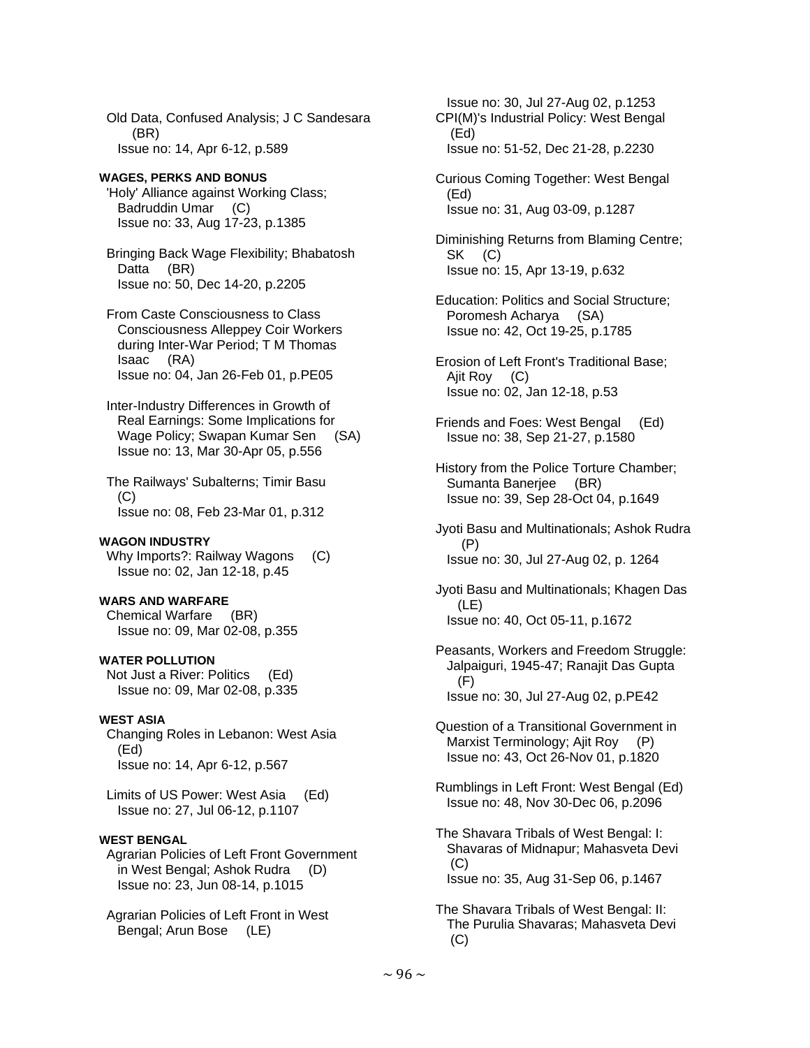Old Data, Confused Analysis; J C Sandesara (BR)
Issue no: 14, Apr 6-12, p.589

**WAGES, PERKS AND BONUS**

'Holy' Alliance against Working Class; Badruddin Umar (C)
Issue no: 33, Aug 17-23, p.1385

Bringing Back Wage Flexibility; Bhabatosh Datta (BR)
Issue no: 50, Dec 14-20, p.2205

From Caste Consciousness to Class Consciousness Alleppey Coir Workers during Inter-War Period; T M Thomas Isaac (RA)
Issue no: 04, Jan 26-Feb 01, p.PE05

Inter-Industry Differences in Growth of Real Earnings: Some Implications for Wage Policy; Swapan Kumar Sen (SA)
Issue no: 13, Mar 30-Apr 05, p.556

The Railways' Subalterns; Timir Basu (C)
Issue no: 08, Feb 23-Mar 01, p.312

**WAGON INDUSTRY**

Why Imports?: Railway Wagons (C)
Issue no: 02, Jan 12-18, p.45

**WARS AND WARFARE**

Chemical Warfare (BR)
Issue no: 09, Mar 02-08, p.355

**WATER POLLUTION**

Not Just a River: Politics (Ed)
Issue no: 09, Mar 02-08, p.335

**WEST ASIA**

Changing Roles in Lebanon: West Asia (Ed)
Issue no: 14, Apr 6-12, p.567

Limits of US Power: West Asia (Ed)
Issue no: 27, Jul 06-12, p.1107

**WEST BENGAL**

Agrarian Policies of Left Front Government in West Bengal; Ashok Rudra (D)
Issue no: 23, Jun 08-14, p.1015

Agrarian Policies of Left Front in West Bengal; Arun Bose (LE)
Issue no: 30, Jul 27-Aug 02, p.1253

CPI(M)'s Industrial Policy: West Bengal (Ed)
Issue no: 51-52, Dec 21-28, p.2230

Curious Coming Together: West Bengal (Ed)
Issue no: 31, Aug 03-09, p.1287

Diminishing Returns from Blaming Centre; SK (C)
Issue no: 15, Apr 13-19, p.632

Education: Politics and Social Structure; Poromesh Acharya (SA)
Issue no: 42, Oct 19-25, p.1785

Erosion of Left Front's Traditional Base; Ajit Roy (C)
Issue no: 02, Jan 12-18, p.53

Friends and Foes: West Bengal (Ed)
Issue no: 38, Sep 21-27, p.1580

History from the Police Torture Chamber; Sumanta Banerjee (BR)
Issue no: 39, Sep 28-Oct 04, p.1649

Jyoti Basu and Multinationals; Ashok Rudra (P)
Issue no: 30, Jul 27-Aug 02, p. 1264

Jyoti Basu and Multinationals; Khagen Das (LE)
Issue no: 40, Oct 05-11, p.1672

Peasants, Workers and Freedom Struggle: Jalpaiguri, 1945-47; Ranajit Das Gupta (F)
Issue no: 30, Jul 27-Aug 02, p.PE42

Question of a Transitional Government in Marxist Terminology; Ajit Roy (P)
Issue no: 43, Oct 26-Nov 01, p.1820

Rumblings in Left Front: West Bengal (Ed)
Issue no: 48, Nov 30-Dec 06, p.2096

The Shavara Tribals of West Bengal: I: Shavaras of Midnapur; Mahasveta Devi (C)
Issue no: 35, Aug 31-Sep 06, p.1467

The Shavara Tribals of West Bengal: II: The Purulia Shavaras; Mahasveta Devi (C)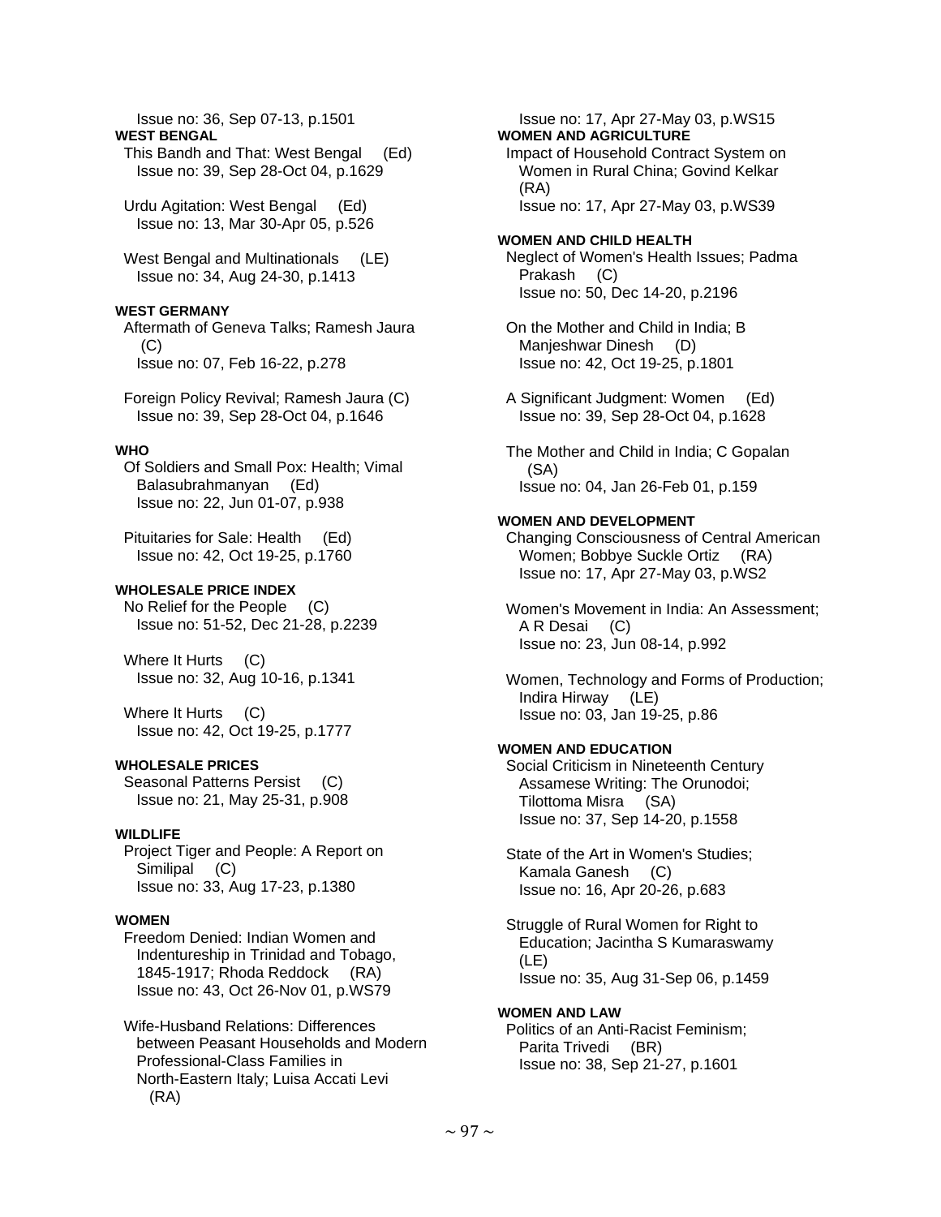Issue no: 36, Sep 07-13, p.1501

**WEST BENGAL**

This Bandh and That: West Bengal (Ed)
Issue no: 39, Sep 28-Oct 04, p.1629

Urdu Agitation: West Bengal (Ed)
Issue no: 13, Mar 30-Apr 05, p.526

West Bengal and Multinationals (LE)
Issue no: 34, Aug 24-30, p.1413

**WEST GERMANY**

Aftermath of Geneva Talks; Ramesh Jaura (C)
Issue no: 07, Feb 16-22, p.278

Foreign Policy Revival; Ramesh Jaura (C)
Issue no: 39, Sep 28-Oct 04, p.1646

**WHO**

Of Soldiers and Small Pox: Health; Vimal Balasubrahmanyan (Ed)
Issue no: 22, Jun 01-07, p.938

Pituitaries for Sale: Health (Ed)
Issue no: 42, Oct 19-25, p.1760

**WHOLESALE PRICE INDEX**

No Relief for the People (C)
Issue no: 51-52, Dec 21-28, p.2239

Where It Hurts (C)
Issue no: 32, Aug 10-16, p.1341

Where It Hurts (C)
Issue no: 42, Oct 19-25, p.1777

**WHOLESALE PRICES**

Seasonal Patterns Persist (C)
Issue no: 21, May 25-31, p.908

**WILDLIFE**

Project Tiger and People: A Report on Similipal (C)
Issue no: 33, Aug 17-23, p.1380

**WOMEN**

Freedom Denied: Indian Women and Indentureship in Trinidad and Tobago, 1845-1917; Rhoda Reddock (RA)
Issue no: 43, Oct 26-Nov 01, p.WS79

Wife-Husband Relations: Differences between Peasant Households and Modern Professional-Class Families in North-Eastern Italy; Luisa Accati Levi (RA)
Issue no: 17, Apr 27-May 03, p.WS15

**WOMEN AND AGRICULTURE**

Impact of Household Contract System on Women in Rural China; Govind Kelkar (RA)
Issue no: 17, Apr 27-May 03, p.WS39

**WOMEN AND CHILD HEALTH**

Neglect of Women's Health Issues; Padma Prakash (C)
Issue no: 50, Dec 14-20, p.2196

On the Mother and Child in India; B Manjeshwar Dinesh (D)
Issue no: 42, Oct 19-25, p.1801

A Significant Judgment: Women (Ed)
Issue no: 39, Sep 28-Oct 04, p.1628

The Mother and Child in India; C Gopalan (SA)
Issue no: 04, Jan 26-Feb 01, p.159

**WOMEN AND DEVELOPMENT**

Changing Consciousness of Central American Women; Bobbye Suckle Ortiz (RA)
Issue no: 17, Apr 27-May 03, p.WS2

Women's Movement in India: An Assessment; A R Desai (C)
Issue no: 23, Jun 08-14, p.992

Women, Technology and Forms of Production; Indira Hirway (LE)
Issue no: 03, Jan 19-25, p.86

**WOMEN AND EDUCATION**

Social Criticism in Nineteenth Century Assamese Writing: The Orunodoi; Tilottoma Misra (SA)
Issue no: 37, Sep 14-20, p.1558

State of the Art in Women's Studies; Kamala Ganesh (C)
Issue no: 16, Apr 20-26, p.683

Struggle of Rural Women for Right to Education; Jacintha S Kumaraswamy (LE)
Issue no: 35, Aug 31-Sep 06, p.1459

**WOMEN AND LAW**

Politics of an Anti-Racist Feminism; Parita Trivedi (BR)
Issue no: 38, Sep 21-27, p.1601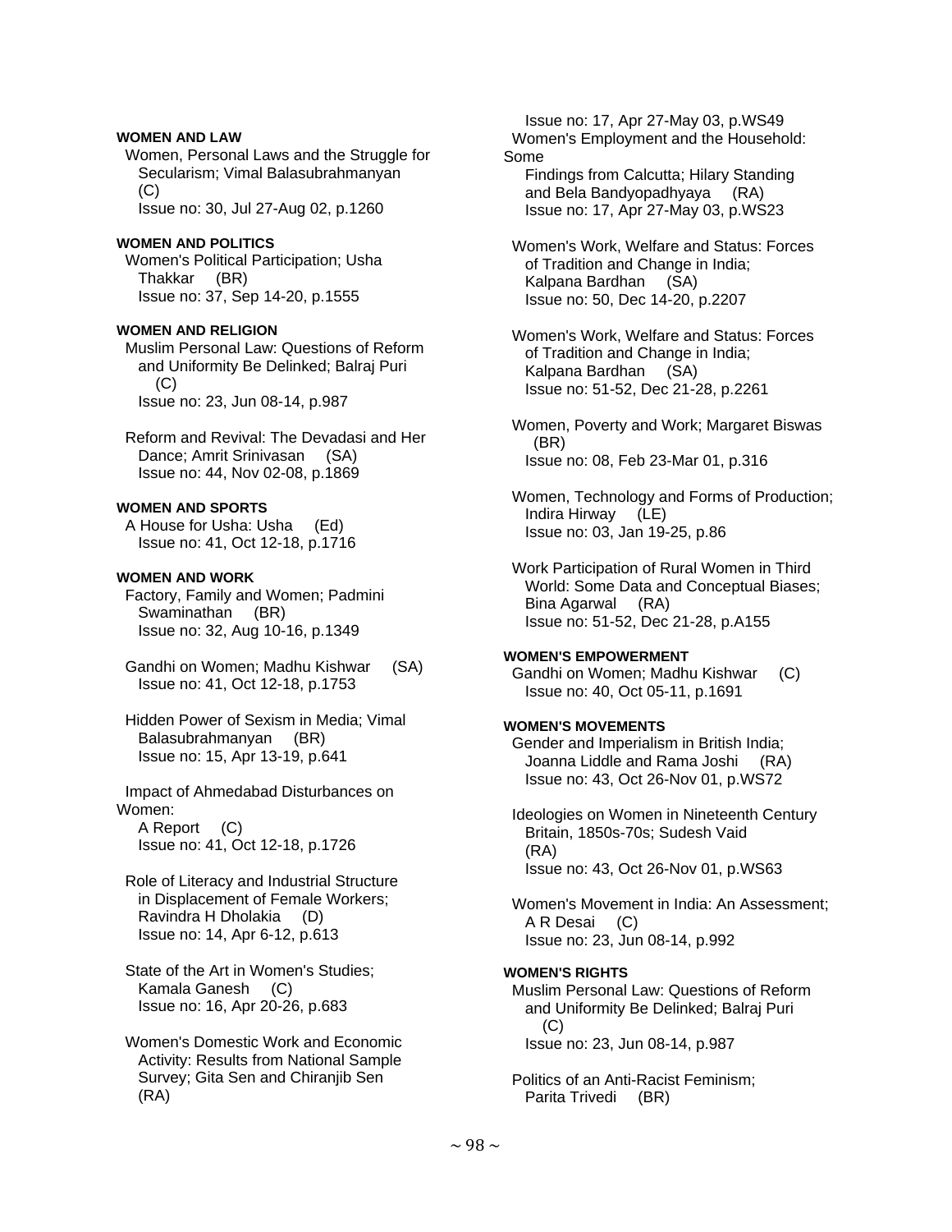**WOMEN AND LAW**

Women, Personal Laws and the Struggle for Secularism; Vimal Balasubrahmanyan (C)
Issue no: 30, Jul 27-Aug 02, p.1260

**WOMEN AND POLITICS**

Women's Political Participation; Usha Thakkar (BR)
Issue no: 37, Sep 14-20, p.1555

**WOMEN AND RELIGION**

Muslim Personal Law: Questions of Reform and Uniformity Be Delinked; Balraj Puri (C)
Issue no: 23, Jun 08-14, p.987

Reform and Revival: The Devadasi and Her Dance; Amrit Srinivasan (SA)
Issue no: 44, Nov 02-08, p.1869

**WOMEN AND SPORTS**

A House for Usha: Usha (Ed)
Issue no: 41, Oct 12-18, p.1716

**WOMEN AND WORK**

Factory, Family and Women; Padmini Swaminathan (BR)
Issue no: 32, Aug 10-16, p.1349

Gandhi on Women; Madhu Kishwar (SA)
Issue no: 41, Oct 12-18, p.1753

Hidden Power of Sexism in Media; Vimal Balasubrahmanyan (BR)
Issue no: 15, Apr 13-19, p.641

Impact of Ahmedabad Disturbances on Women:
A Report (C)
Issue no: 41, Oct 12-18, p.1726

Role of Literacy and Industrial Structure in Displacement of Female Workers; Ravindra H Dholakia (D)
Issue no: 14, Apr 6-12, p.613

State of the Art in Women's Studies; Kamala Ganesh (C)
Issue no: 16, Apr 20-26, p.683

Women's Domestic Work and Economic Activity: Results from National Sample Survey; Gita Sen and Chiranjib Sen (RA)
Issue no: 17, Apr 27-May 03, p.WS49

Women's Employment and the Household: Some
Findings from Calcutta; Hilary Standing and Bela Bandyopadhyaya (RA)
Issue no: 17, Apr 27-May 03, p.WS23

Women's Work, Welfare and Status: Forces of Tradition and Change in India; Kalpana Bardhan (SA)
Issue no: 50, Dec 14-20, p.2207

Women's Work, Welfare and Status: Forces of Tradition and Change in India; Kalpana Bardhan (SA)
Issue no: 51-52, Dec 21-28, p.2261

Women, Poverty and Work; Margaret Biswas (BR)
Issue no: 08, Feb 23-Mar 01, p.316

Women, Technology and Forms of Production; Indira Hirway (LE)
Issue no: 03, Jan 19-25, p.86

Work Participation of Rural Women in Third World: Some Data and Conceptual Biases; Bina Agarwal (RA)
Issue no: 51-52, Dec 21-28, p.A155

**WOMEN'S EMPOWERMENT**

Gandhi on Women; Madhu Kishwar (C)
Issue no: 40, Oct 05-11, p.1691

**WOMEN'S MOVEMENTS**

Gender and Imperialism in British India; Joanna Liddle and Rama Joshi (RA)
Issue no: 43, Oct 26-Nov 01, p.WS72

Ideologies on Women in Nineteenth Century Britain, 1850s-70s; Sudesh Vaid (RA)
Issue no: 43, Oct 26-Nov 01, p.WS63

Women's Movement in India: An Assessment; A R Desai (C)
Issue no: 23, Jun 08-14, p.992

**WOMEN'S RIGHTS**

Muslim Personal Law: Questions of Reform and Uniformity Be Delinked; Balraj Puri (C)
Issue no: 23, Jun 08-14, p.987

Politics of an Anti-Racist Feminism; Parita Trivedi (BR)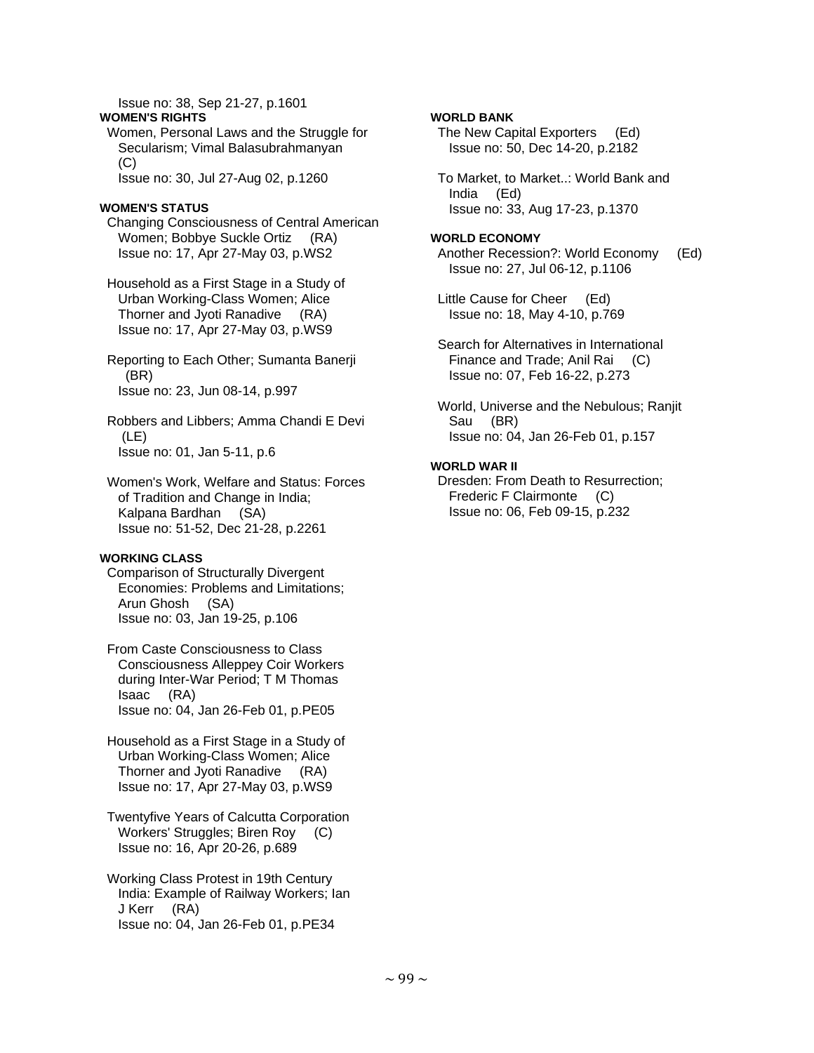Issue no: 38, Sep 21-27, p.1601

**WOMEN'S RIGHTS**

Women, Personal Laws and the Struggle for Secularism; Vimal Balasubrahmanyan (C)
Issue no: 30, Jul 27-Aug 02, p.1260

**WOMEN'S STATUS**

Changing Consciousness of Central American Women; Bobbye Suckle Ortiz (RA)
Issue no: 17, Apr 27-May 03, p.WS2

Household as a First Stage in a Study of Urban Working-Class Women; Alice Thorner and Jyoti Ranadive (RA)
Issue no: 17, Apr 27-May 03, p.WS9

Reporting to Each Other; Sumanta Banerji (BR)
Issue no: 23, Jun 08-14, p.997

Robbers and Libbers; Amma Chandi E Devi (LE)
Issue no: 01, Jan 5-11, p.6

Women's Work, Welfare and Status: Forces of Tradition and Change in India; Kalpana Bardhan (SA)
Issue no: 51-52, Dec 21-28, p.2261

**WORKING CLASS**

Comparison of Structurally Divergent Economies: Problems and Limitations; Arun Ghosh (SA)
Issue no: 03, Jan 19-25, p.106

From Caste Consciousness to Class Consciousness Alleppey Coir Workers during Inter-War Period; T M Thomas Isaac (RA)
Issue no: 04, Jan 26-Feb 01, p.PE05

Household as a First Stage in a Study of Urban Working-Class Women; Alice Thorner and Jyoti Ranadive (RA)
Issue no: 17, Apr 27-May 03, p.WS9

Twentyfive Years of Calcutta Corporation Workers' Struggles; Biren Roy (C)
Issue no: 16, Apr 20-26, p.689

Working Class Protest in 19th Century India: Example of Railway Workers; Ian J Kerr (RA)
Issue no: 04, Jan 26-Feb 01, p.PE34

**WORLD BANK**

The New Capital Exporters (Ed)
Issue no: 50, Dec 14-20, p.2182

To Market, to Market..: World Bank and India (Ed)
Issue no: 33, Aug 17-23, p.1370

**WORLD ECONOMY**

Another Recession?: World Economy (Ed)
Issue no: 27, Jul 06-12, p.1106

Little Cause for Cheer (Ed)
Issue no: 18, May 4-10, p.769

Search for Alternatives in International Finance and Trade; Anil Rai (C)
Issue no: 07, Feb 16-22, p.273

World, Universe and the Nebulous; Ranjit Sau (BR)
Issue no: 04, Jan 26-Feb 01, p.157

**WORLD WAR II**

Dresden: From Death to Resurrection; Frederic F Clairmonte (C)
Issue no: 06, Feb 09-15, p.232